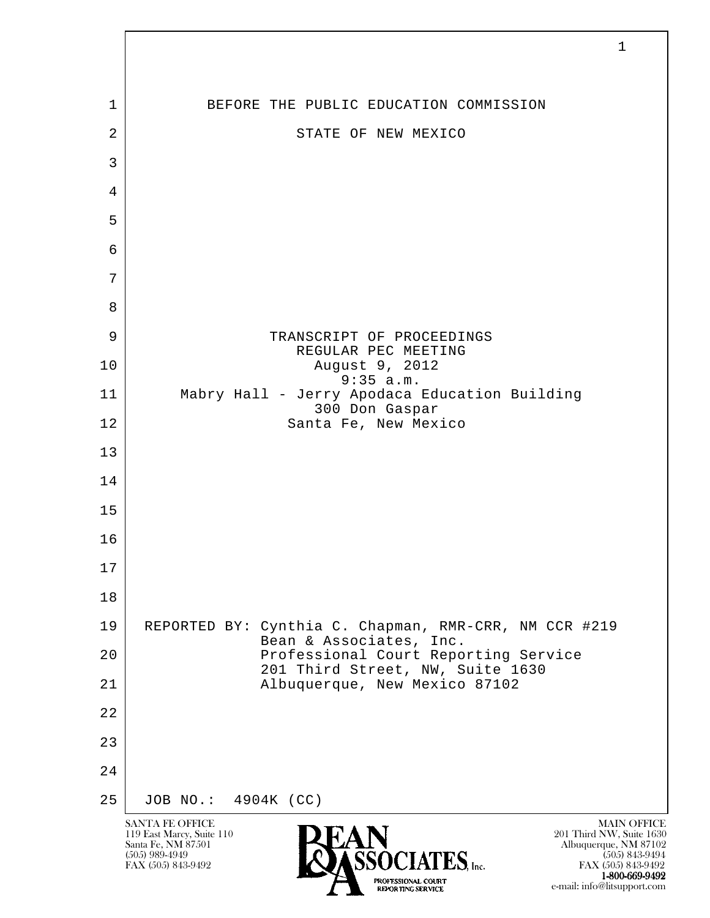BEFORE THE PUBLIC EDUCATION COMMISSION

STATE OF NEW MEXICO

TRANSCRIPT OF PROCEEDINGS
REGULAR PEC MEETING
August 9, 2012
9:35 a.m.
Mabry Hall - Jerry Apodaca Education Building
300 Don Gaspar
Santa Fe, New Mexico

REPORTED BY: Cynthia C. Chapman, RMR-CRR, NM CCR #219
Bean & Associates, Inc.
Professional Court Reporting Service
201 Third Street, NW, Suite 1630
Albuquerque, New Mexico 87102

JOB NO.: 4904K (CC)

SANTA FE OFFICE
119 East Marcy, Suite 110
Santa Fe, NM 87501
(505) 989-4949
FAX (505) 843-9492

MAIN OFFICE
201 Third NW, Suite 1630
Albuquerque, NM 87102
(505) 843-9494
FAX (505) 843-9492
1-800-669-9492
e-mail: info@litsupport.com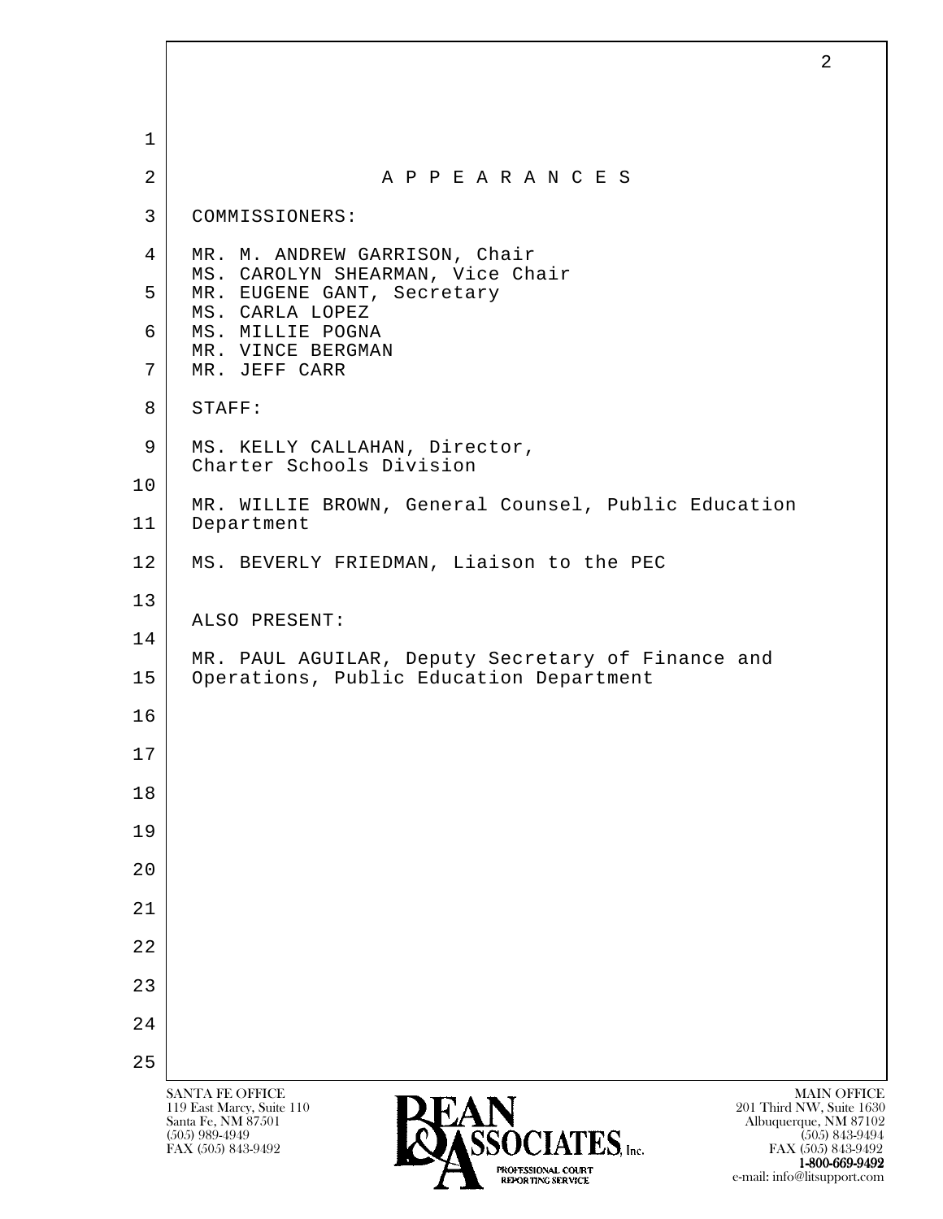# A P P E A R A N C E S

COMMISSIONERS:

MR. M. ANDREW GARRISON, Chair
MS. CAROLYN SHEARMAN, Vice Chair
MR. EUGENE GANT, Secretary
MS. CARLA LOPEZ
MS. MILLIE POGNA
MR. VINCE BERGMAN
MR. JEFF CARR

STAFF:

MS. KELLY CALLAHAN, Director,
Charter Schools Division

MR. WILLIE BROWN, General Counsel, Public Education Department

MS. BEVERLY FRIEDMAN, Liaison to the PEC

ALSO PRESENT:

MR. PAUL AGUILAR, Deputy Secretary of Finance and Operations, Public Education Department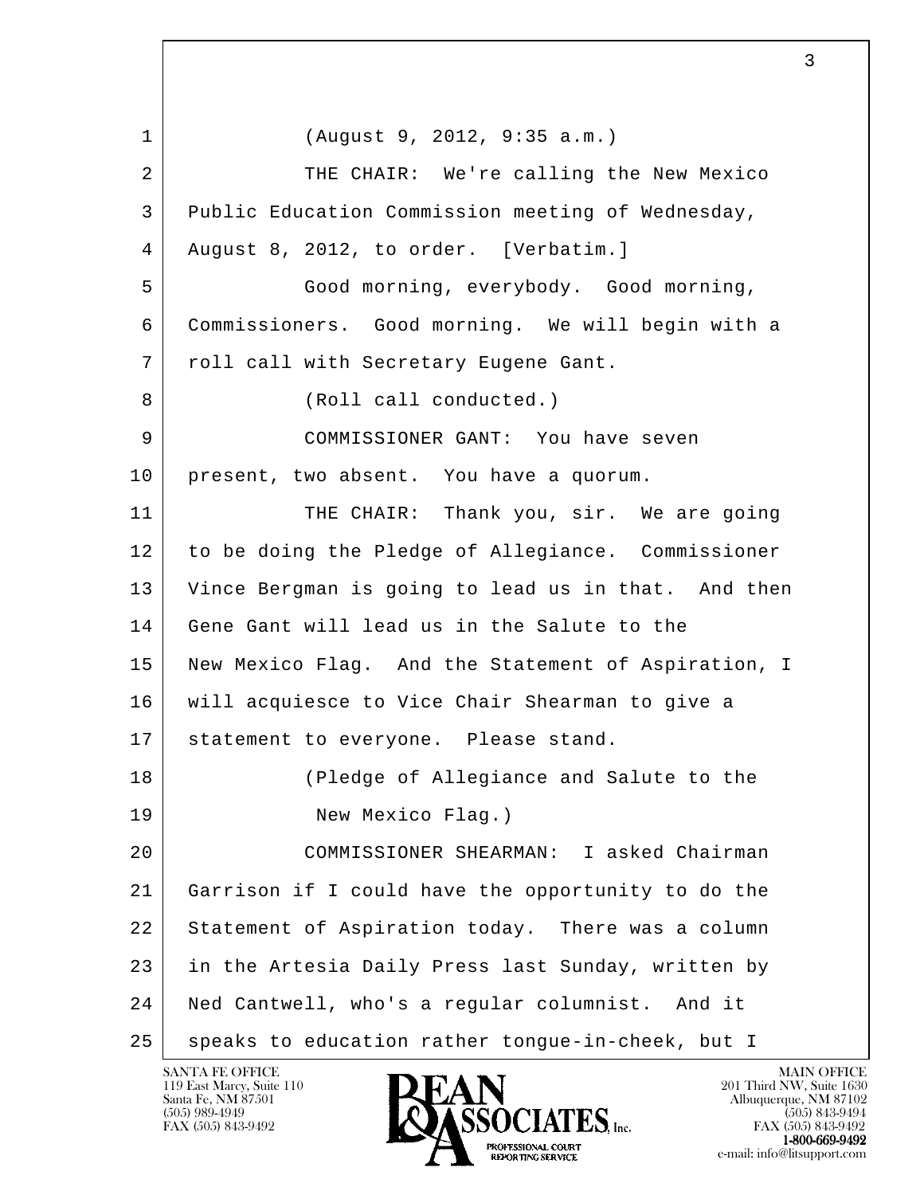(August 9, 2012, 9:35 a.m.)

THE CHAIR: We're calling the New Mexico Public Education Commission meeting of Wednesday, August 8, 2012, to order. [Verbatim.]

Good morning, everybody. Good morning, Commissioners. Good morning. We will begin with a roll call with Secretary Eugene Gant.

(Roll call conducted.)

COMMISSIONER GANT: You have seven present, two absent. You have a quorum.

THE CHAIR: Thank you, sir. We are going to be doing the Pledge of Allegiance. Commissioner Vince Bergman is going to lead us in that. And then Gene Gant will lead us in the Salute to the New Mexico Flag. And the Statement of Aspiration, I will acquiesce to Vice Chair Shearman to give a statement to everyone. Please stand.

(Pledge of Allegiance and Salute to the New Mexico Flag.)

COMMISSIONER SHEARMAN: I asked Chairman Garrison if I could have the opportunity to do the Statement of Aspiration today. There was a column in the Artesia Daily Press last Sunday, written by Ned Cantwell, who's a regular columnist. And it speaks to education rather tongue-in-cheek, but I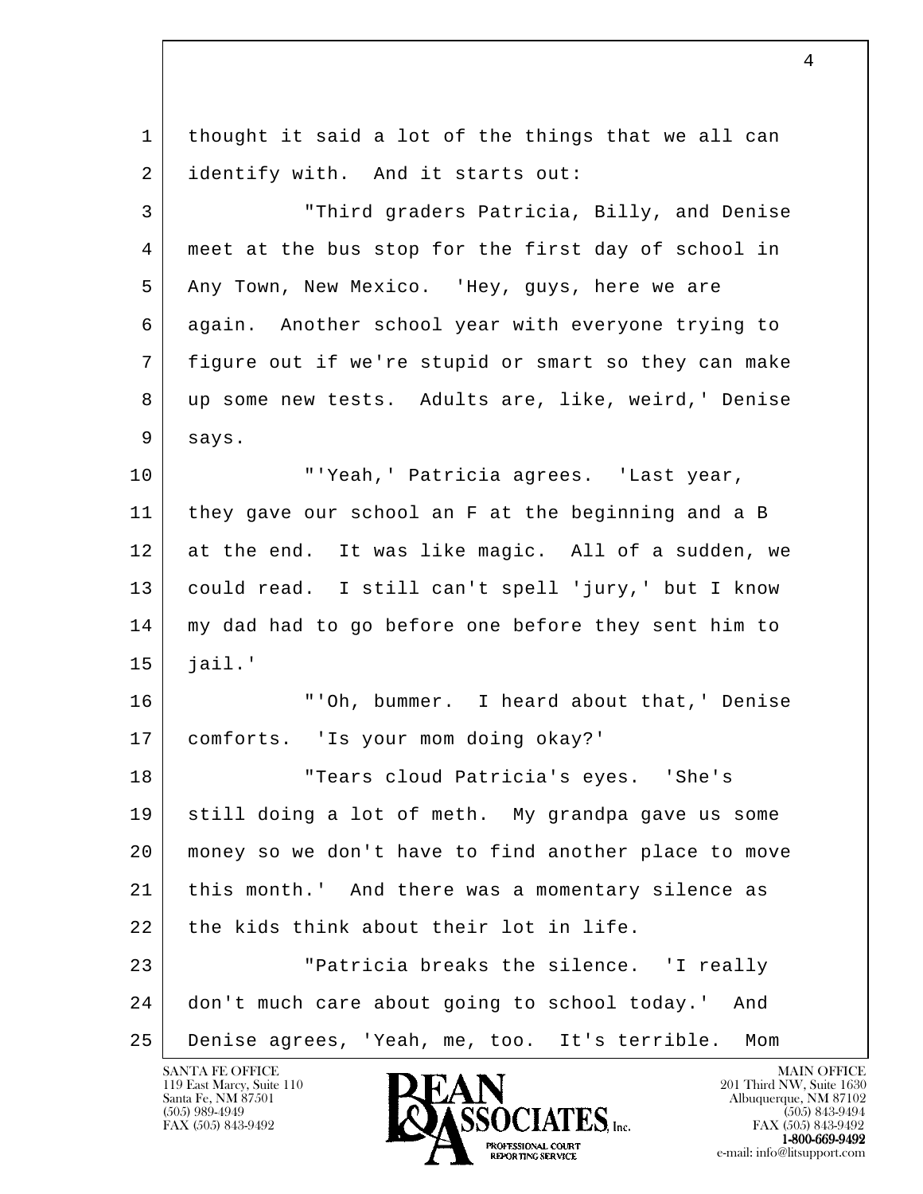thought it said a lot of the things that we all can identify with. And it starts out:

"Third graders Patricia, Billy, and Denise meet at the bus stop for the first day of school in Any Town, New Mexico. 'Hey, guys, here we are again. Another school year with everyone trying to figure out if we're stupid or smart so they can make up some new tests. Adults are, like, weird,' Denise says.

"'Yeah,' Patricia agrees. 'Last year, they gave our school an F at the beginning and a B at the end. It was like magic. All of a sudden, we could read. I still can't spell 'jury,' but I know my dad had to go before one before they sent him to jail.'

"'Oh, bummer. I heard about that,' Denise comforts. 'Is your mom doing okay?'

"Tears cloud Patricia's eyes. 'She's still doing a lot of meth. My grandpa gave us some money so we don't have to find another place to move this month.' And there was a momentary silence as the kids think about their lot in life.

"Patricia breaks the silence. 'I really don't much care about going to school today.' And Denise agrees, 'Yeah, me, too. It's terrible. Mom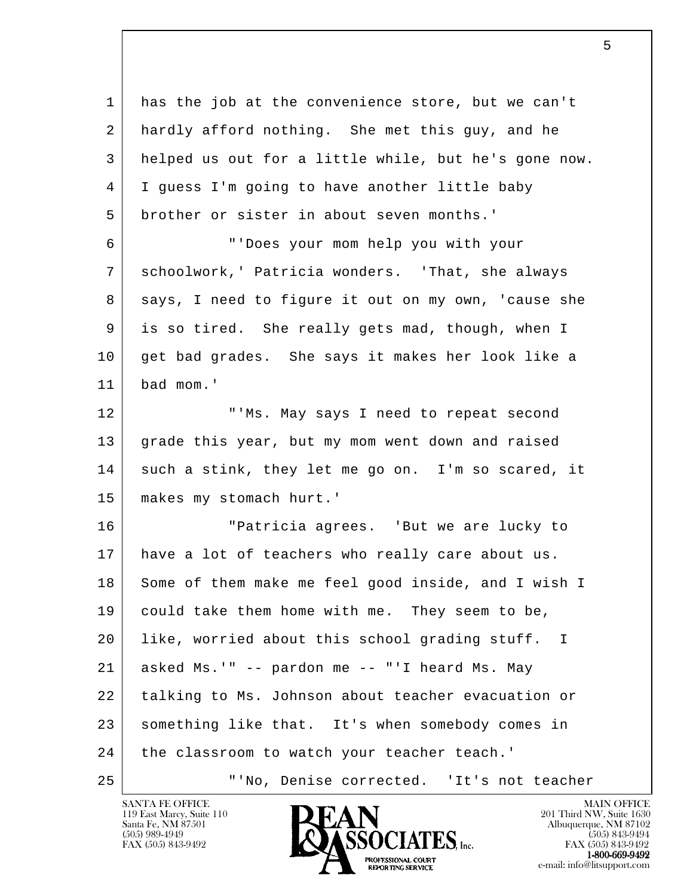has the job at the convenience store, but we can't hardly afford nothing. She met this guy, and he helped us out for a little while, but he's gone now. I guess I'm going to have another little baby brother or sister in about seven months.'

"'Does your mom help you with your schoolwork,' Patricia wonders. 'That, she always says, I need to figure it out on my own, 'cause she is so tired. She really gets mad, though, when I get bad grades. She says it makes her look like a bad mom.'

"'Ms. May says I need to repeat second grade this year, but my mom went down and raised such a stink, they let me go on. I'm so scared, it makes my stomach hurt.'

"Patricia agrees. 'But we are lucky to have a lot of teachers who really care about us. Some of them make me feel good inside, and I wish I could take them home with me. They seem to be, like, worried about this school grading stuff. I asked Ms.'" -- pardon me -- "'I heard Ms. May talking to Ms. Johnson about teacher evacuation or something like that. It's when somebody comes in the classroom to watch your teacher teach.'

"'No, Denise corrected. 'It's not teacher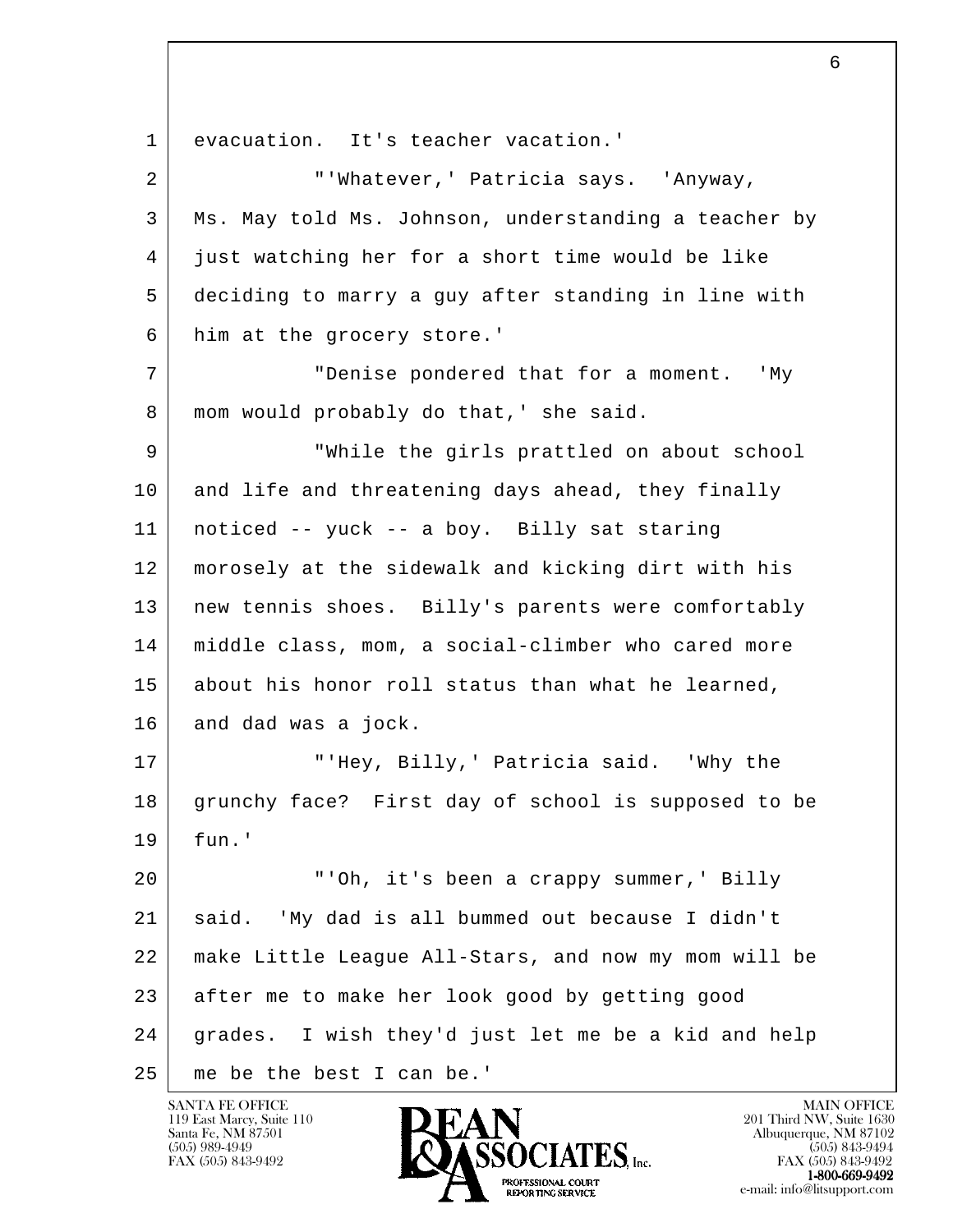evacuation. It's teacher vacation.'

"'Whatever,' Patricia says. 'Anyway, Ms. May told Ms. Johnson, understanding a teacher by just watching her for a short time would be like deciding to marry a guy after standing in line with him at the grocery store.'

"Denise pondered that for a moment. 'My mom would probably do that,' she said.

"While the girls prattled on about school and life and threatening days ahead, they finally noticed -- yuck -- a boy. Billy sat staring morosely at the sidewalk and kicking dirt with his new tennis shoes. Billy's parents were comfortably middle class, mom, a social-climber who cared more about his honor roll status than what he learned, and dad was a jock.

"'Hey, Billy,' Patricia said. 'Why the grunchy face? First day of school is supposed to be fun.'

"'Oh, it's been a crappy summer,' Billy said. 'My dad is all bummed out because I didn't make Little League All-Stars, and now my mom will be after me to make her look good by getting good grades. I wish they'd just let me be a kid and help me be the best I can be.'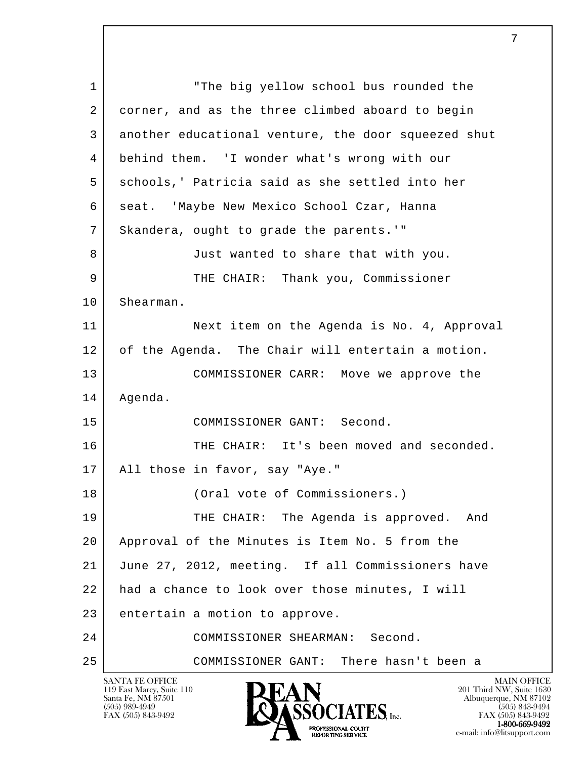"The big yellow school bus rounded the corner, and as the three climbed aboard to begin another educational venture, the door squeezed shut behind them. 'I wonder what's wrong with our schools,' Patricia said as she settled into her seat. 'Maybe New Mexico School Czar, Hanna Skandera, ought to grade the parents.'"

Just wanted to share that with you.

THE CHAIR: Thank you, Commissioner Shearman.

Next item on the Agenda is No. 4, Approval of the Agenda. The Chair will entertain a motion.

COMMISSIONER CARR: Move we approve the Agenda.

COMMISSIONER GANT: Second.

THE CHAIR: It's been moved and seconded. All those in favor, say "Aye."

(Oral vote of Commissioners.)

THE CHAIR: The Agenda is approved. And Approval of the Minutes is Item No. 5 from the June 27, 2012, meeting. If all Commissioners have had a chance to look over those minutes, I will entertain a motion to approve.

COMMISSIONER SHEARMAN: Second.

COMMISSIONER GANT: There hasn't been a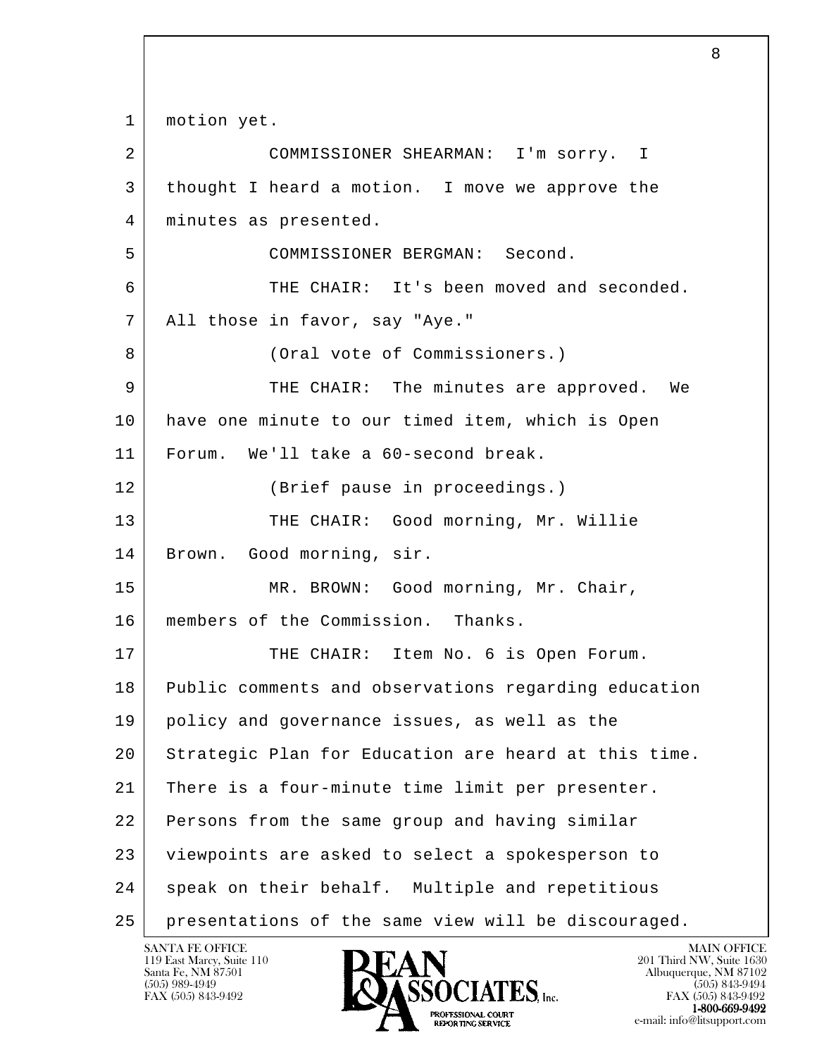1 motion yet.

2 COMMISSIONER SHEARMAN: I'm sorry. I

3 thought I heard a motion. I move we approve the

4 minutes as presented.

5 COMMISSIONER BERGMAN: Second.

6 THE CHAIR: It's been moved and seconded.

7 All those in favor, say "Aye."

8 (Oral vote of Commissioners.)

9 THE CHAIR: The minutes are approved. We

10 have one minute to our timed item, which is Open

11 Forum. We'll take a 60-second break.

12 (Brief pause in proceedings.)

13 THE CHAIR: Good morning, Mr. Willie

14 Brown. Good morning, sir.

15 MR. BROWN: Good morning, Mr. Chair,

16 members of the Commission. Thanks.

17 THE CHAIR: Item No. 6 is Open Forum.

18 Public comments and observations regarding education

19 policy and governance issues, as well as the

20 Strategic Plan for Education are heard at this time.

21 There is a four-minute time limit per presenter.

22 Persons from the same group and having similar

23 viewpoints are asked to select a spokesperson to

24 speak on their behalf. Multiple and repetitious

25 presentations of the same view will be discouraged.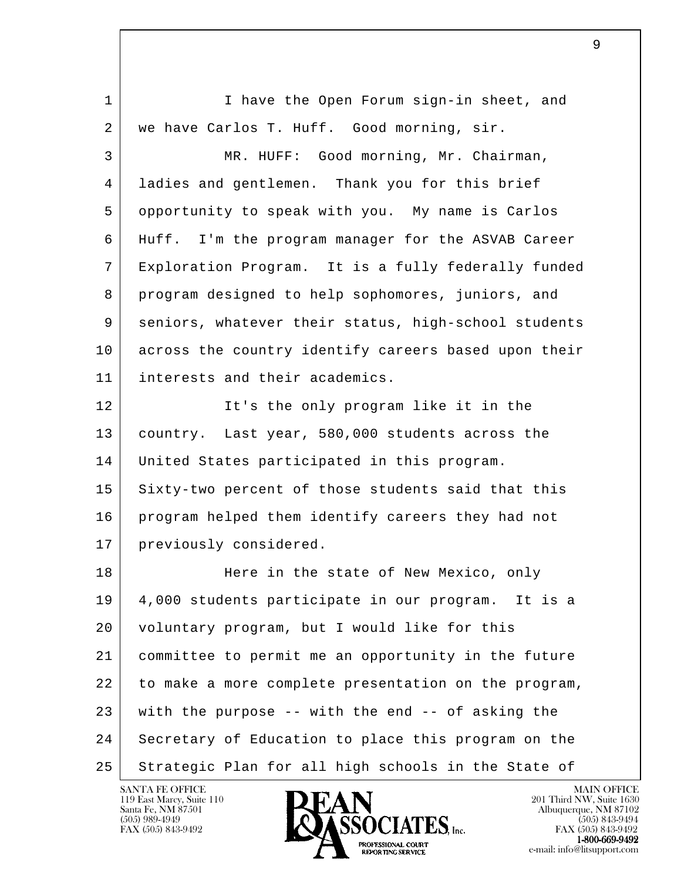I have the Open Forum sign-in sheet, and we have Carlos T. Huff. Good morning, sir.

MR. HUFF: Good morning, Mr. Chairman, ladies and gentlemen. Thank you for this brief opportunity to speak with you. My name is Carlos Huff. I'm the program manager for the ASVAB Career Exploration Program. It is a fully federally funded program designed to help sophomores, juniors, and seniors, whatever their status, high-school students across the country identify careers based upon their interests and their academics.

It's the only program like it in the country. Last year, 580,000 students across the United States participated in this program. Sixty-two percent of those students said that this program helped them identify careers they had not previously considered.

Here in the state of New Mexico, only 4,000 students participate in our program. It is a voluntary program, but I would like for this committee to permit me an opportunity in the future to make a more complete presentation on the program, with the purpose -- with the end -- of asking the Secretary of Education to place this program on the Strategic Plan for all high schools in the State of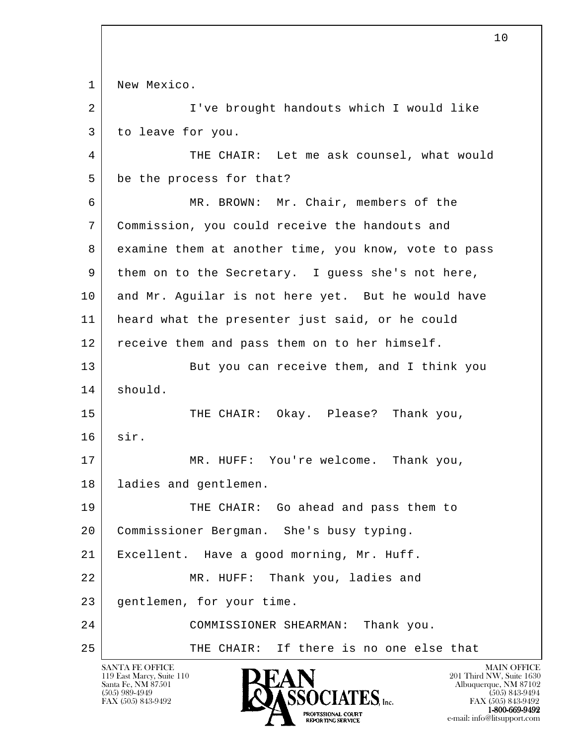New Mexico.

I've brought handouts which I would like to leave for you.

THE CHAIR: Let me ask counsel, what would be the process for that?

MR. BROWN: Mr. Chair, members of the Commission, you could receive the handouts and examine them at another time, you know, vote to pass them on to the Secretary. I guess she's not here, and Mr. Aguilar is not here yet. But he would have heard what the presenter just said, or he could receive them and pass them on to her himself.

But you can receive them, and I think you should.

THE CHAIR: Okay. Please? Thank you, sir.

MR. HUFF: You're welcome. Thank you, ladies and gentlemen.

THE CHAIR: Go ahead and pass them to Commissioner Bergman. She's busy typing. Excellent. Have a good morning, Mr. Huff.

MR. HUFF: Thank you, ladies and gentlemen, for your time.

COMMISSIONER SHEARMAN: Thank you.

THE CHAIR: If there is no one else that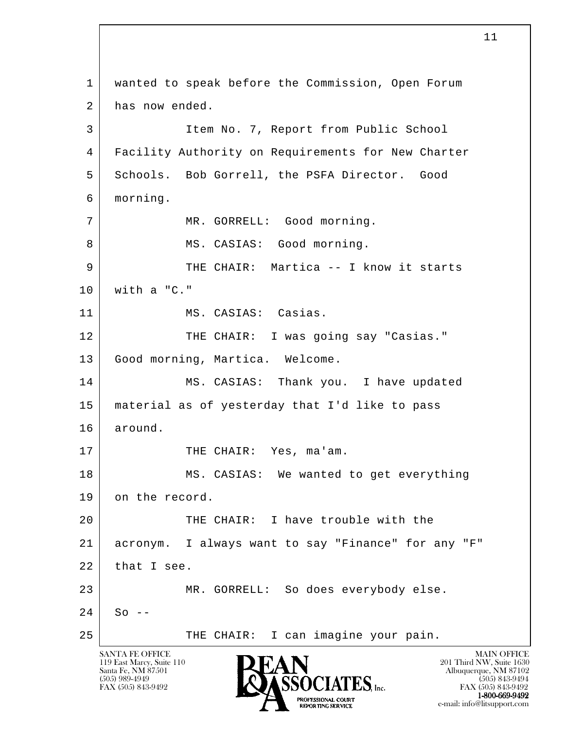wanted to speak before the Commission, Open Forum has now ended.

Item No. 7, Report from Public School Facility Authority on Requirements for New Charter Schools. Bob Gorrell, the PSFA Director. Good morning.

MR. GORRELL: Good morning.

MS. CASIAS: Good morning.

THE CHAIR: Martica -- I know it starts with a "C."

MS. CASIAS: Casias.

THE CHAIR: I was going say "Casias." Good morning, Martica. Welcome.

MS. CASIAS: Thank you. I have updated material as of yesterday that I'd like to pass around.

THE CHAIR: Yes, ma'am.

MS. CASIAS: We wanted to get everything on the record.

THE CHAIR: I have trouble with the acronym. I always want to say "Finance" for any "F" that I see.

MR. GORRELL: So does everybody else. So --

THE CHAIR: I can imagine your pain.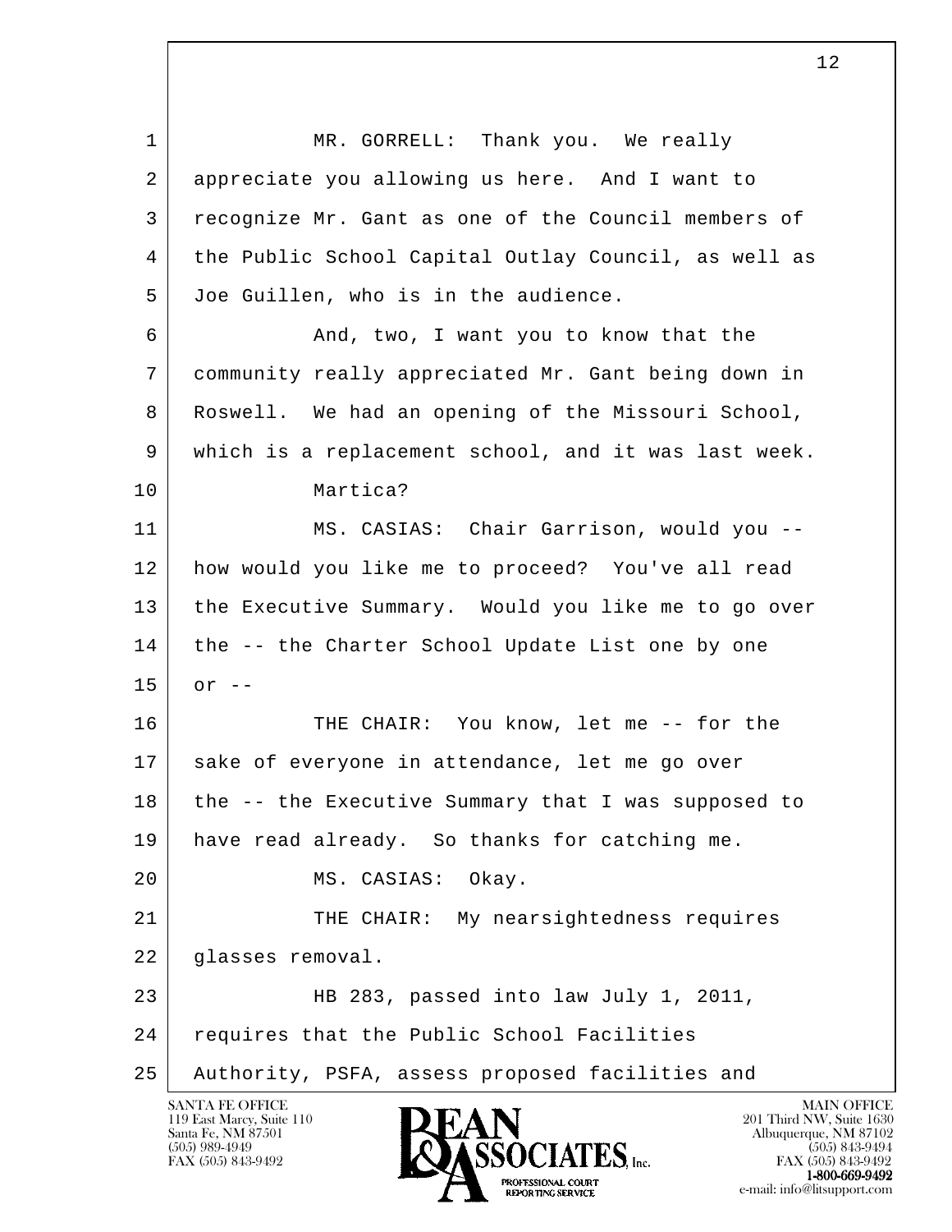MR. GORRELL: Thank you. We really appreciate you allowing us here. And I want to recognize Mr. Gant as one of the Council members of the Public School Capital Outlay Council, as well as Joe Guillen, who is in the audience.

And, two, I want you to know that the community really appreciated Mr. Gant being down in Roswell. We had an opening of the Missouri School, which is a replacement school, and it was last week.

Martica?

MS. CASIAS: Chair Garrison, would you -- how would you like me to proceed? You've all read the Executive Summary. Would you like me to go over the -- the Charter School Update List one by one or --

THE CHAIR: You know, let me -- for the sake of everyone in attendance, let me go over the -- the Executive Summary that I was supposed to have read already. So thanks for catching me.

MS. CASIAS: Okay.

THE CHAIR: My nearsightedness requires glasses removal.

HB 283, passed into law July 1, 2011, requires that the Public School Facilities Authority, PSFA, assess proposed facilities and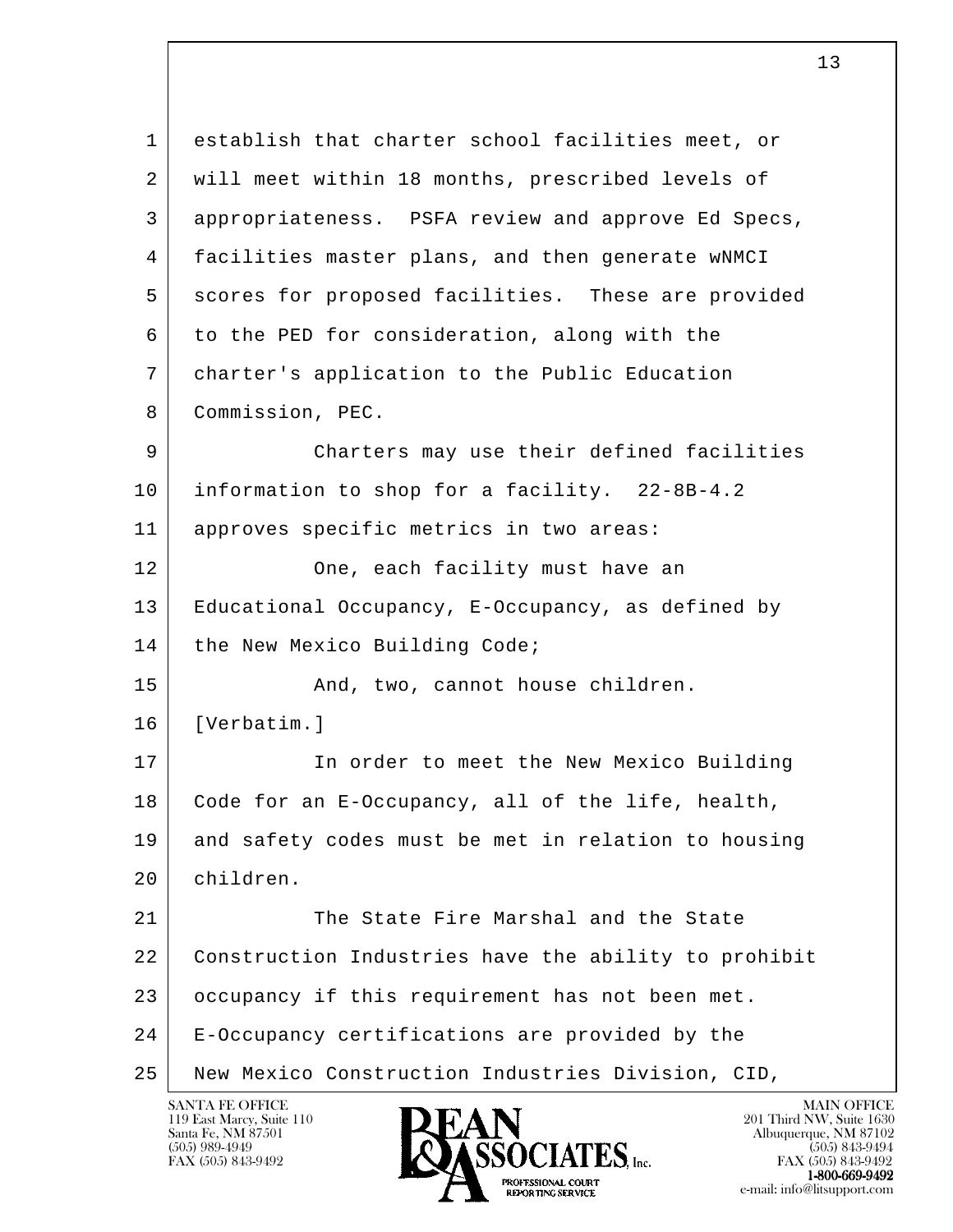establish that charter school facilities meet, or will meet within 18 months, prescribed levels of appropriateness. PSFA review and approve Ed Specs, facilities master plans, and then generate wNMCI scores for proposed facilities. These are provided to the PED for consideration, along with the charter's application to the Public Education Commission, PEC.

Charters may use their defined facilities information to shop for a facility. 22-8B-4.2 approves specific metrics in two areas:

One, each facility must have an Educational Occupancy, E-Occupancy, as defined by the New Mexico Building Code;

And, two, cannot house children. [Verbatim.]

In order to meet the New Mexico Building Code for an E-Occupancy, all of the life, health, and safety codes must be met in relation to housing children.

The State Fire Marshal and the State Construction Industries have the ability to prohibit occupancy if this requirement has not been met. E-Occupancy certifications are provided by the New Mexico Construction Industries Division, CID,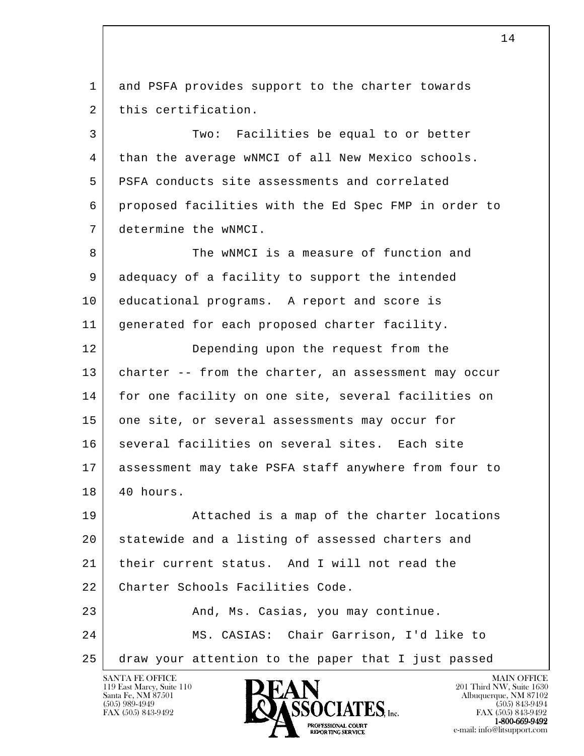and PSFA provides support to the charter towards this certification.

Two: Facilities be equal to or better than the average wNMCI of all New Mexico schools. PSFA conducts site assessments and correlated proposed facilities with the Ed Spec FMP in order to determine the wNMCI.

The wNMCI is a measure of function and adequacy of a facility to support the intended educational programs. A report and score is generated for each proposed charter facility.

Depending upon the request from the charter -- from the charter, an assessment may occur for one facility on one site, several facilities on one site, or several assessments may occur for several facilities on several sites. Each site assessment may take PSFA staff anywhere from four to 40 hours.

Attached is a map of the charter locations statewide and a listing of assessed charters and their current status. And I will not read the Charter Schools Facilities Code.

And, Ms. Casias, you may continue.

MS. CASIAS: Chair Garrison, I'd like to draw your attention to the paper that I just passed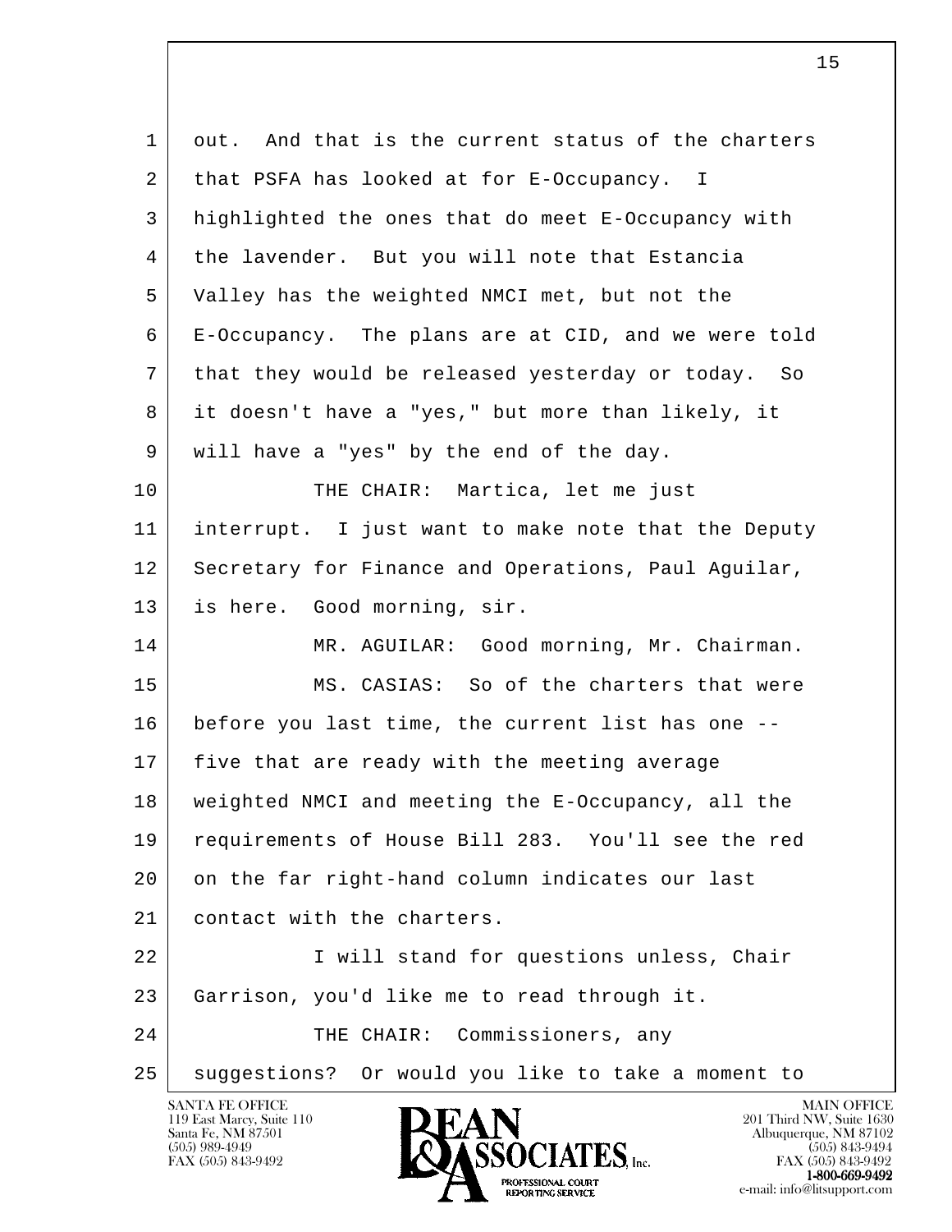1 out. And that is the current status of the charters
2 that PSFA has looked at for E-Occupancy. I
3 highlighted the ones that do meet E-Occupancy with
4 the lavender. But you will note that Estancia
5 Valley has the weighted NMCI met, but not the
6 E-Occupancy. The plans are at CID, and we were told
7 that they would be released yesterday or today. So
8 it doesn't have a "yes," but more than likely, it
9 will have a "yes" by the end of the day.
10 THE CHAIR: Martica, let me just
11 interrupt. I just want to make note that the Deputy
12 Secretary for Finance and Operations, Paul Aguilar,
13 is here. Good morning, sir.
14 MR. AGUILAR: Good morning, Mr. Chairman.
15 MS. CASIAS: So of the charters that were
16 before you last time, the current list has one --
17 five that are ready with the meeting average
18 weighted NMCI and meeting the E-Occupancy, all the
19 requirements of House Bill 283. You'll see the red
20 on the far right-hand column indicates our last
21 contact with the charters.
22 I will stand for questions unless, Chair
23 Garrison, you'd like me to read through it.
24 THE CHAIR: Commissioners, any
25 suggestions? Or would you like to take a moment to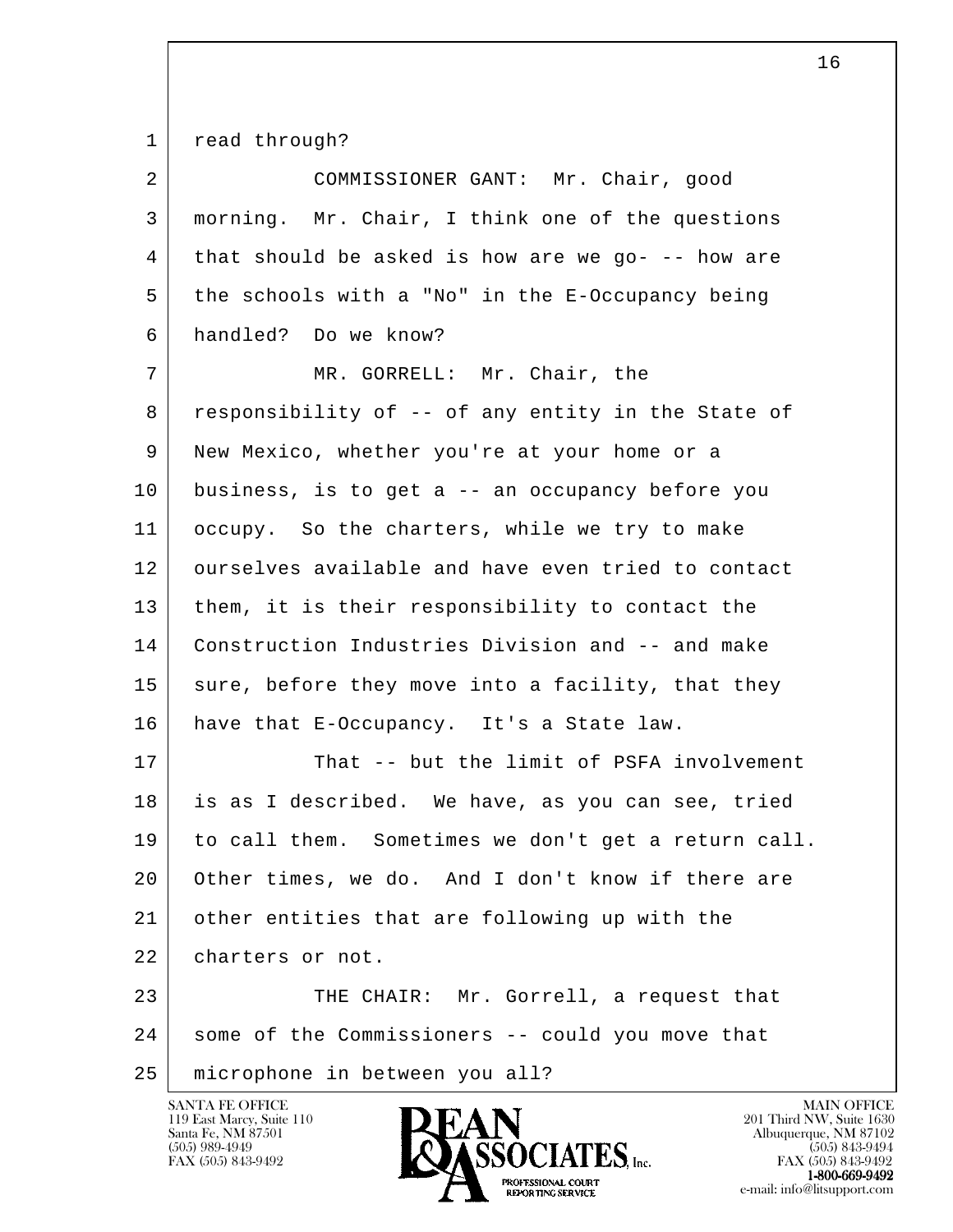read through?

COMMISSIONER GANT: Mr. Chair, good morning. Mr. Chair, I think one of the questions that should be asked is how are we go- -- how are the schools with a "No" in the E-Occupancy being handled? Do we know?

MR. GORRELL: Mr. Chair, the responsibility of -- of any entity in the State of New Mexico, whether you're at your home or a business, is to get a -- an occupancy before you occupy. So the charters, while we try to make ourselves available and have even tried to contact them, it is their responsibility to contact the Construction Industries Division and -- and make sure, before they move into a facility, that they have that E-Occupancy. It's a State law.

That -- but the limit of PSFA involvement is as I described. We have, as you can see, tried to call them. Sometimes we don't get a return call. Other times, we do. And I don't know if there are other entities that are following up with the charters or not.

THE CHAIR: Mr. Gorrell, a request that some of the Commissioners -- could you move that microphone in between you all?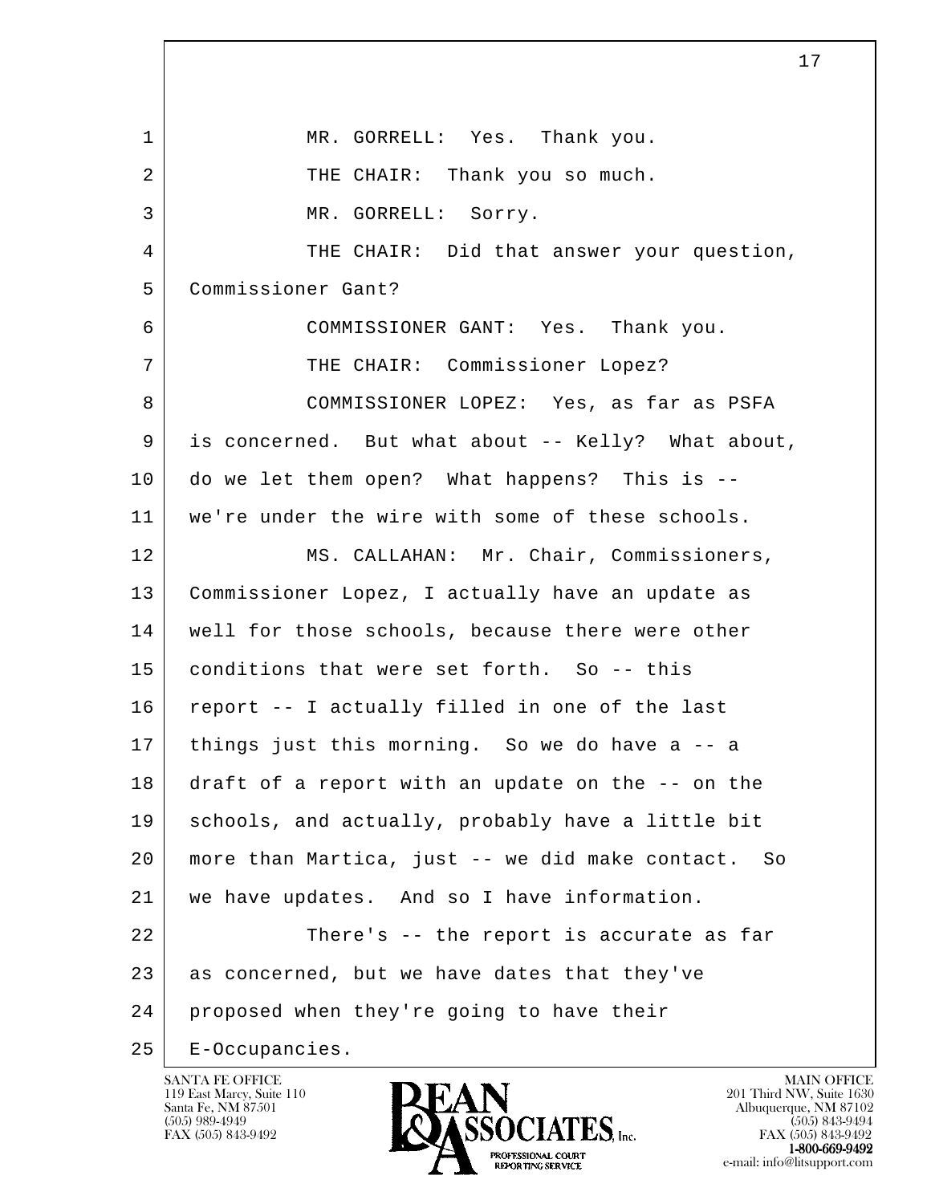1 MR. GORRELL: Yes. Thank you.

2 THE CHAIR: Thank you so much.

3 MR. GORRELL: Sorry.

4 THE CHAIR: Did that answer your question,

5 Commissioner Gant?

6 COMMISSIONER GANT: Yes. Thank you.

7 THE CHAIR: Commissioner Lopez?

8 COMMISSIONER LOPEZ: Yes, as far as PSFA

9 is concerned. But what about -- Kelly? What about,

10 do we let them open? What happens? This is --

11 we're under the wire with some of these schools.

12 MS. CALLAHAN: Mr. Chair, Commissioners,

13 Commissioner Lopez, I actually have an update as

14 well for those schools, because there were other

15 conditions that were set forth. So -- this

16 report -- I actually filled in one of the last

17 things just this morning. So we do have a -- a

18 draft of a report with an update on the -- on the

19 schools, and actually, probably have a little bit

20 more than Martica, just -- we did make contact. So

21 we have updates. And so I have information.

22 There's -- the report is accurate as far

23 as concerned, but we have dates that they've

24 proposed when they're going to have their

25 E-Occupancies.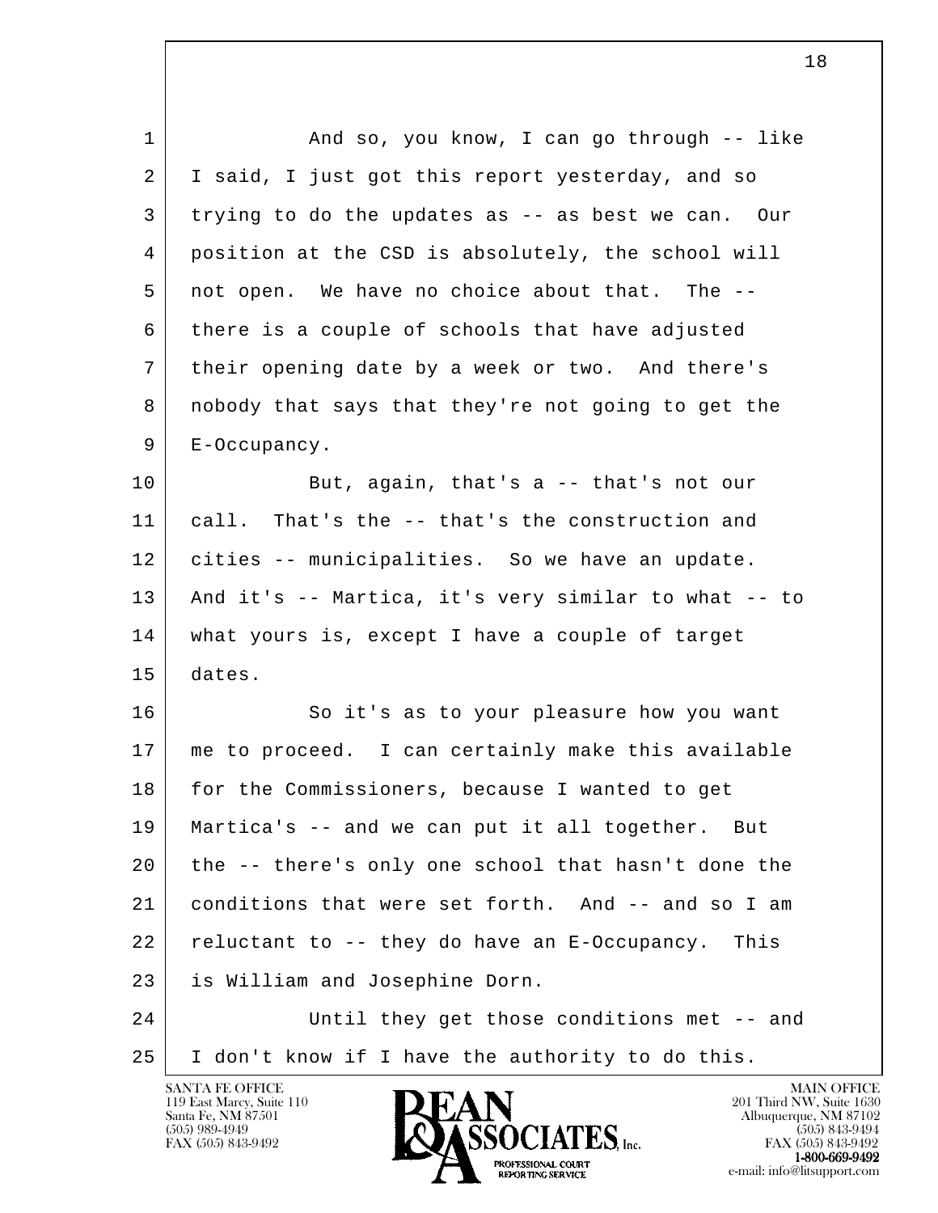1 And so, you know, I can go through -- like
2 I said, I just got this report yesterday, and so
3 trying to do the updates as -- as best we can. Our
4 position at the CSD is absolutely, the school will
5 not open. We have no choice about that. The --
6 there is a couple of schools that have adjusted
7 their opening date by a week or two. And there's
8 nobody that says that they're not going to get the
9 E-Occupancy.
10 But, again, that's a -- that's not our
11 call. That's the -- that's the construction and
12 cities -- municipalities. So we have an update.
13 And it's -- Martica, it's very similar to what -- to
14 what yours is, except I have a couple of target
15 dates.
16 So it's as to your pleasure how you want
17 me to proceed. I can certainly make this available
18 for the Commissioners, because I wanted to get
19 Martica's -- and we can put it all together. But
20 the -- there's only one school that hasn't done the
21 conditions that were set forth. And -- and so I am
22 reluctant to -- they do have an E-Occupancy. This
23 is William and Josephine Dorn.
24 Until they get those conditions met -- and
25 I don't know if I have the authority to do this.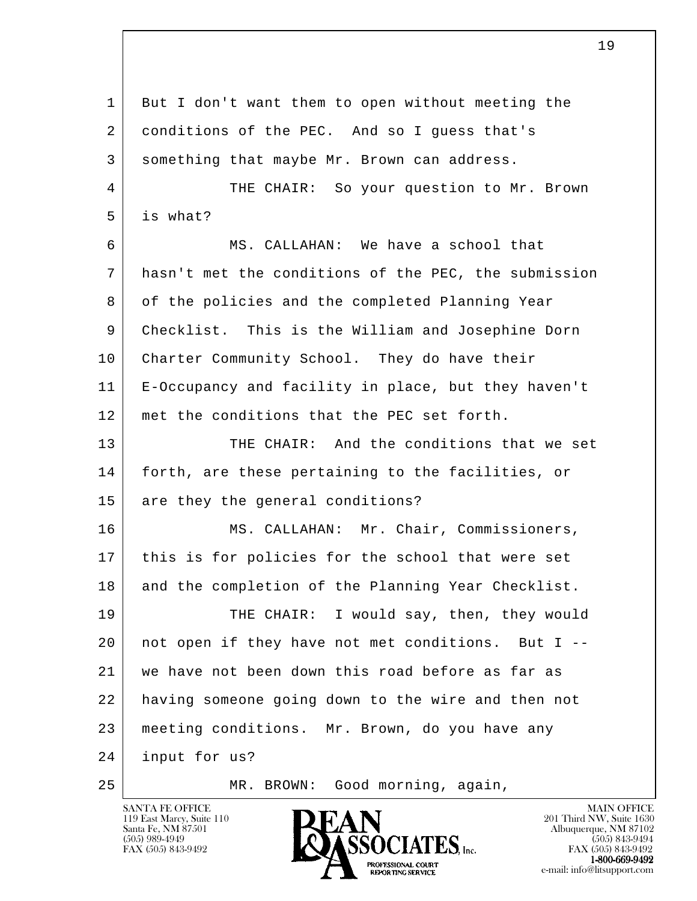But I don't want them to open without meeting the conditions of the PEC. And so I guess that's something that maybe Mr. Brown can address.

THE CHAIR: So your question to Mr. Brown is what?

MS. CALLAHAN: We have a school that hasn't met the conditions of the PEC, the submission of the policies and the completed Planning Year Checklist. This is the William and Josephine Dorn Charter Community School. They do have their E-Occupancy and facility in place, but they haven't met the conditions that the PEC set forth.

THE CHAIR: And the conditions that we set forth, are these pertaining to the facilities, or are they the general conditions?

MS. CALLAHAN: Mr. Chair, Commissioners, this is for policies for the school that were set and the completion of the Planning Year Checklist.

THE CHAIR: I would say, then, they would not open if they have not met conditions. But I -- we have not been down this road before as far as having someone going down to the wire and then not meeting conditions. Mr. Brown, do you have any input for us?

MR. BROWN: Good morning, again,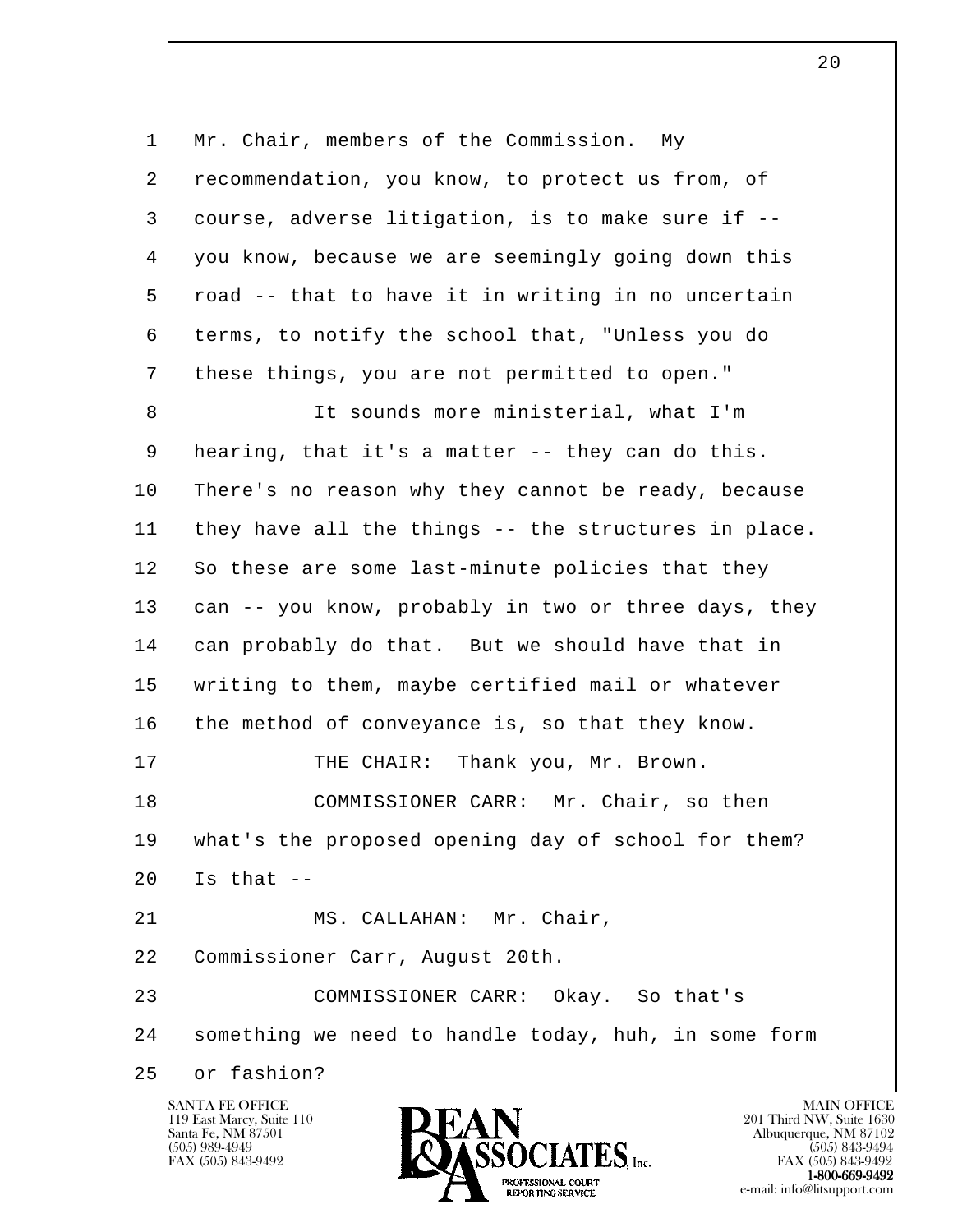Mr. Chair, members of the Commission. My recommendation, you know, to protect us from, of course, adverse litigation, is to make sure if -- you know, because we are seemingly going down this road -- that to have it in writing in no uncertain terms, to notify the school that, "Unless you do these things, you are not permitted to open."

It sounds more ministerial, what I'm hearing, that it's a matter -- they can do this. There's no reason why they cannot be ready, because they have all the things -- the structures in place. So these are some last-minute policies that they can -- you know, probably in two or three days, they can probably do that. But we should have that in writing to them, maybe certified mail or whatever the method of conveyance is, so that they know.

THE CHAIR: Thank you, Mr. Brown.

COMMISSIONER CARR: Mr. Chair, so then what's the proposed opening day of school for them? Is that --

MS. CALLAHAN: Mr. Chair, Commissioner Carr, August 20th.

COMMISSIONER CARR: Okay. So that's something we need to handle today, huh, in some form or fashion?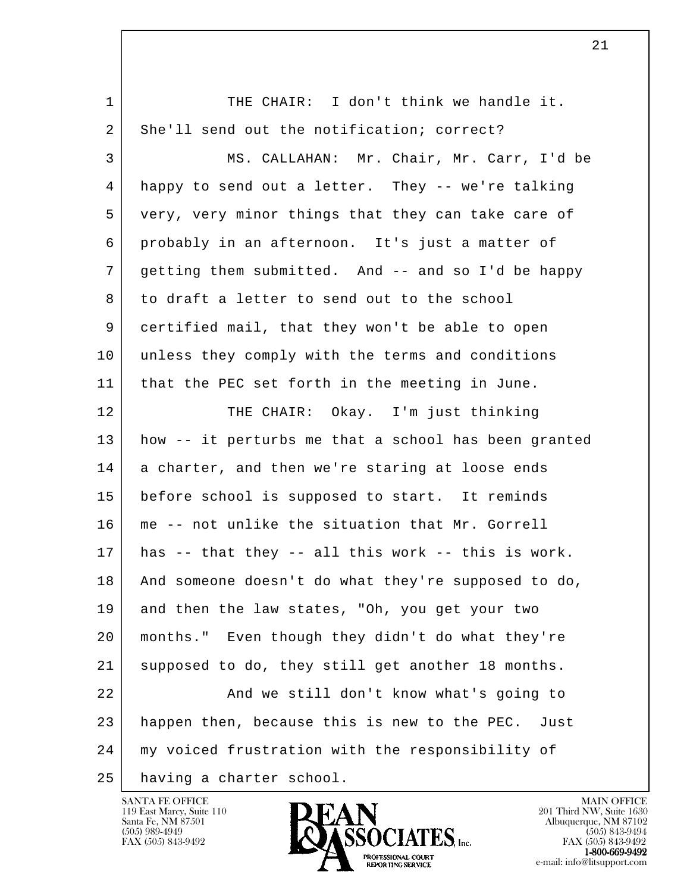THE CHAIR: I don't think we handle it. She'll send out the notification; correct?

MS. CALLAHAN: Mr. Chair, Mr. Carr, I'd be happy to send out a letter. They -- we're talking very, very minor things that they can take care of probably in an afternoon. It's just a matter of getting them submitted. And -- and so I'd be happy to draft a letter to send out to the school certified mail, that they won't be able to open unless they comply with the terms and conditions that the PEC set forth in the meeting in June.

THE CHAIR: Okay. I'm just thinking how -- it perturbs me that a school has been granted a charter, and then we're staring at loose ends before school is supposed to start. It reminds me -- not unlike the situation that Mr. Gorrell has -- that they -- all this work -- this is work. And someone doesn't do what they're supposed to do, and then the law states, "Oh, you get your two months." Even though they didn't do what they're supposed to do, they still get another 18 months.

And we still don't know what's going to happen then, because this is new to the PEC. Just my voiced frustration with the responsibility of having a charter school.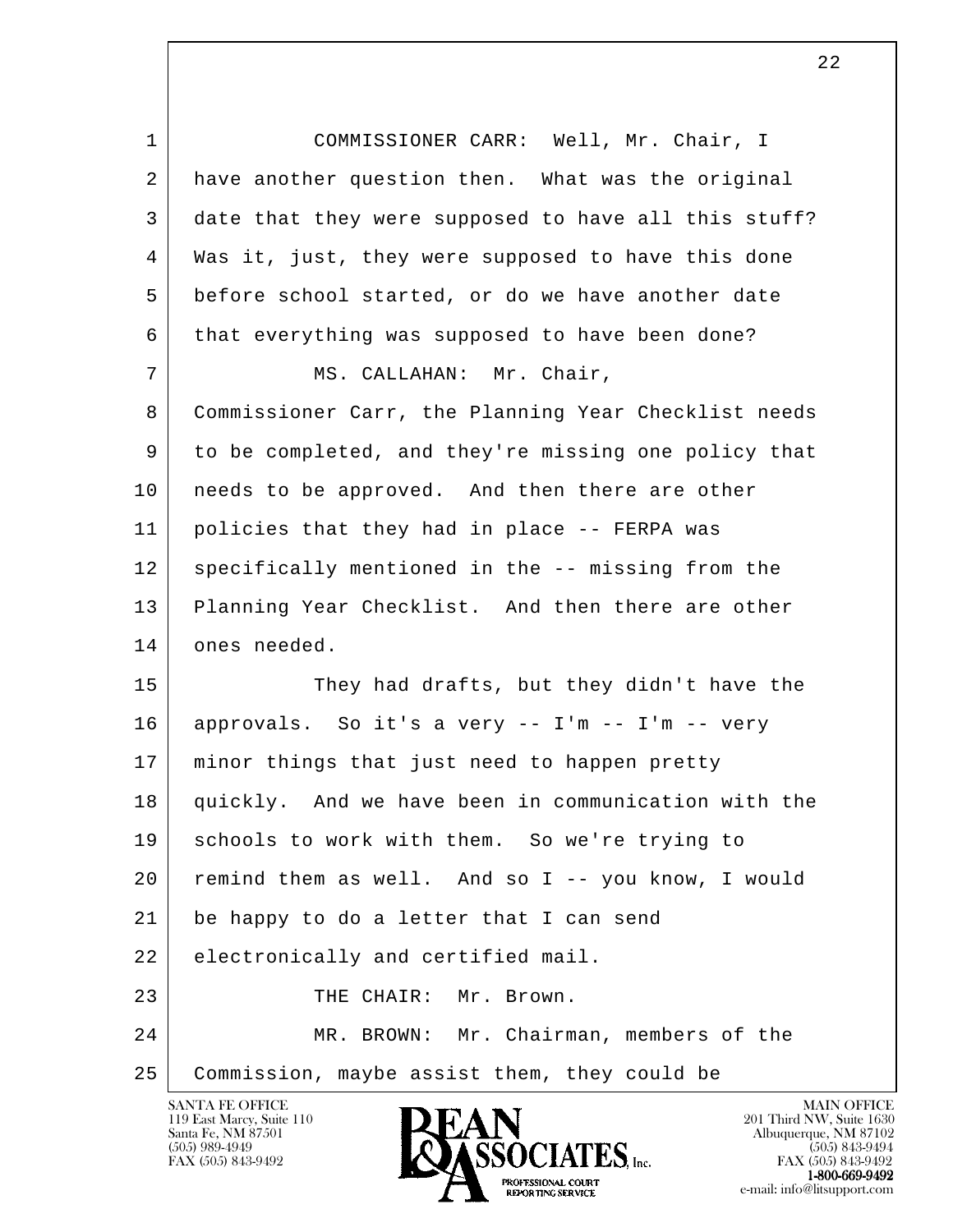COMMISSIONER CARR: Well, Mr. Chair, I have another question then. What was the original date that they were supposed to have all this stuff? Was it, just, they were supposed to have this done before school started, or do we have another date that everything was supposed to have been done?

MS. CALLAHAN: Mr. Chair, Commissioner Carr, the Planning Year Checklist needs to be completed, and they're missing one policy that needs to be approved. And then there are other policies that they had in place -- FERPA was specifically mentioned in the -- missing from the Planning Year Checklist. And then there are other ones needed.

They had drafts, but they didn't have the approvals. So it's a very -- I'm -- I'm -- very minor things that just need to happen pretty quickly. And we have been in communication with the schools to work with them. So we're trying to remind them as well. And so I -- you know, I would be happy to do a letter that I can send electronically and certified mail.

THE CHAIR: Mr. Brown.

MR. BROWN: Mr. Chairman, members of the Commission, maybe assist them, they could be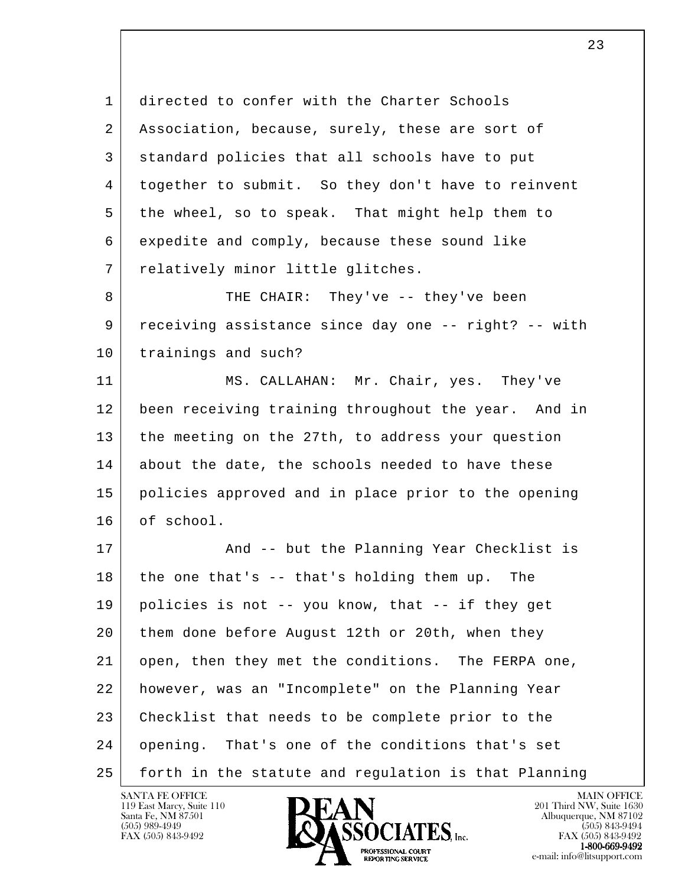directed to confer with the Charter Schools Association, because, surely, these are sort of standard policies that all schools have to put together to submit. So they don't have to reinvent the wheel, so to speak. That might help them to expedite and comply, because these sound like relatively minor little glitches.

THE CHAIR: They've -- they've been receiving assistance since day one -- right? -- with trainings and such?

MS. CALLAHAN: Mr. Chair, yes. They've been receiving training throughout the year. And in the meeting on the 27th, to address your question about the date, the schools needed to have these policies approved and in place prior to the opening of school.

And -- but the Planning Year Checklist is the one that's -- that's holding them up. The policies is not -- you know, that -- if they get them done before August 12th or 20th, when they open, then they met the conditions. The FERPA one, however, was an "Incomplete" on the Planning Year Checklist that needs to be complete prior to the opening. That's one of the conditions that's set forth in the statute and regulation is that Planning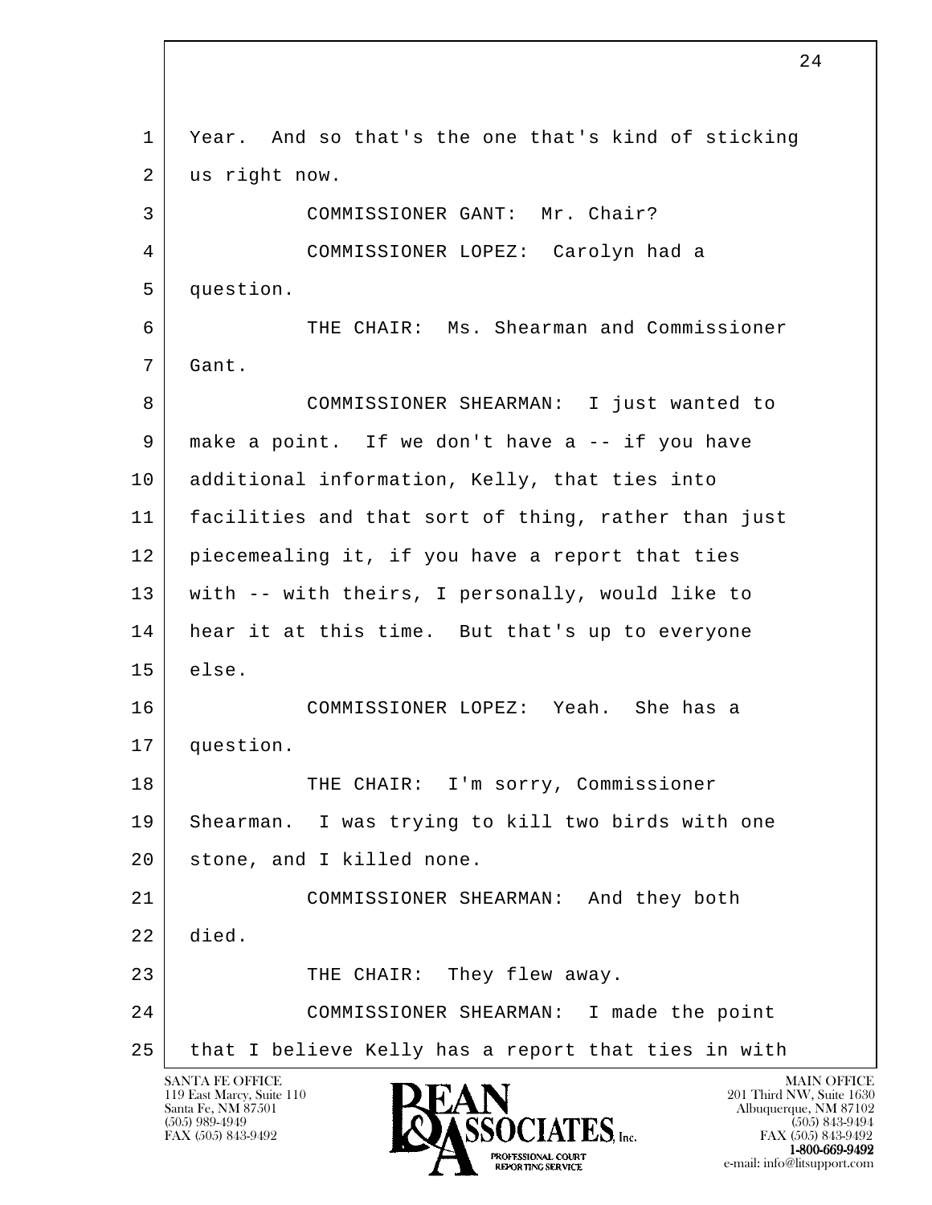Year. And so that's the one that's kind of sticking us right now.

COMMISSIONER GANT: Mr. Chair?

COMMISSIONER LOPEZ: Carolyn had a question.

THE CHAIR: Ms. Shearman and Commissioner Gant.

COMMISSIONER SHEARMAN: I just wanted to make a point. If we don't have a -- if you have additional information, Kelly, that ties into facilities and that sort of thing, rather than just piecemealing it, if you have a report that ties with -- with theirs, I personally, would like to hear it at this time. But that's up to everyone else.

COMMISSIONER LOPEZ: Yeah. She has a question.

THE CHAIR: I'm sorry, Commissioner Shearman. I was trying to kill two birds with one stone, and I killed none.

COMMISSIONER SHEARMAN: And they both died.

THE CHAIR: They flew away.

COMMISSIONER SHEARMAN: I made the point that I believe Kelly has a report that ties in with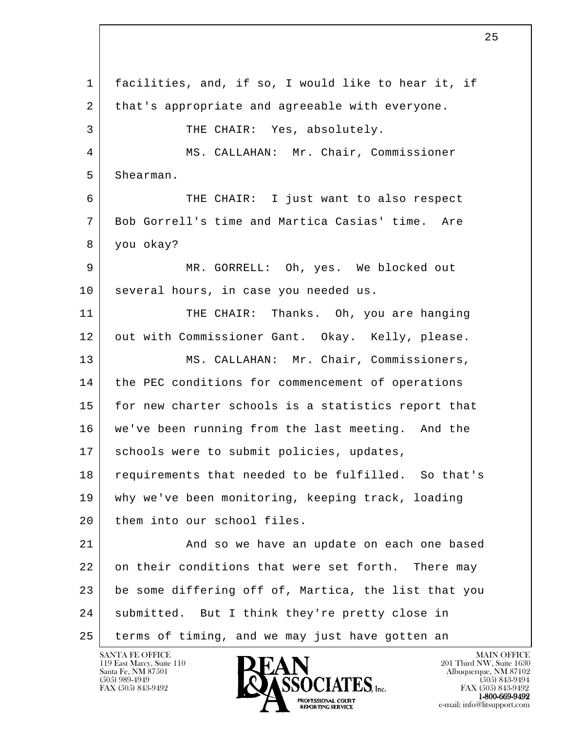1 facilities, and, if so, I would like to hear it, if
2 that's appropriate and agreeable with everyone.
3 THE CHAIR: Yes, absolutely.
4 MS. CALLAHAN: Mr. Chair, Commissioner
5 Shearman.
6 THE CHAIR: I just want to also respect
7 Bob Gorrell's time and Martica Casias' time. Are
8 you okay?
9 MR. GORRELL: Oh, yes. We blocked out
10 several hours, in case you needed us.
11 THE CHAIR: Thanks. Oh, you are hanging
12 out with Commissioner Gant. Okay. Kelly, please.
13 MS. CALLAHAN: Mr. Chair, Commissioners,
14 the PEC conditions for commencement of operations
15 for new charter schools is a statistics report that
16 we've been running from the last meeting. And the
17 schools were to submit policies, updates,
18 requirements that needed to be fulfilled. So that's
19 why we've been monitoring, keeping track, loading
20 them into our school files.
21 And so we have an update on each one based
22 on their conditions that were set forth. There may
23 be some differing off of, Martica, the list that you
24 submitted. But I think they're pretty close in
25 terms of timing, and we may just have gotten an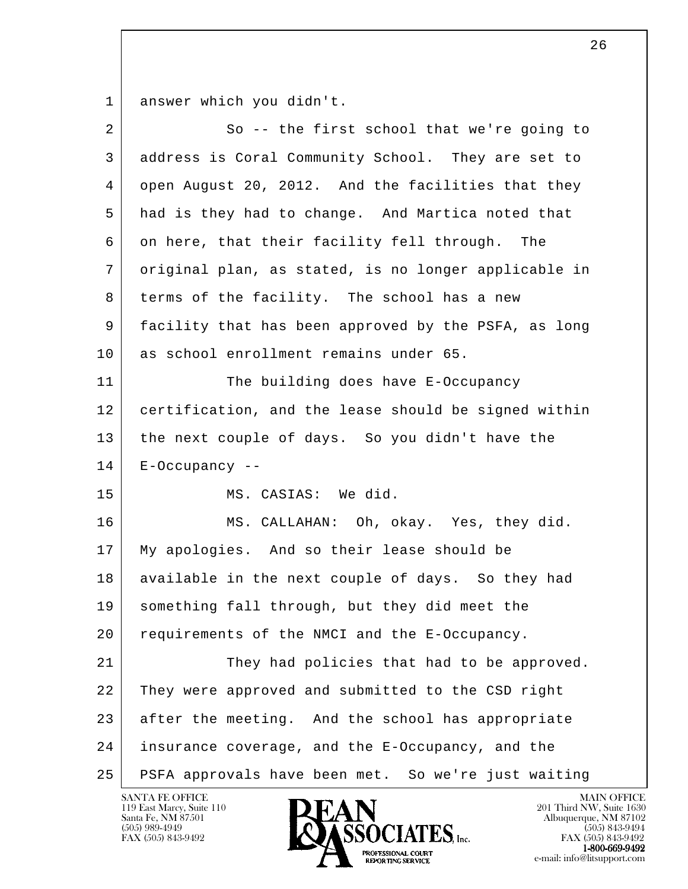answer which you didn't.

So -- the first school that we're going to address is Coral Community School. They are set to open August 20, 2012. And the facilities that they had is they had to change. And Martica noted that on here, that their facility fell through. The original plan, as stated, is no longer applicable in terms of the facility. The school has a new facility that has been approved by the PSFA, as long as school enrollment remains under 65.

The building does have E-Occupancy certification, and the lease should be signed within the next couple of days. So you didn't have the E-Occupancy --

MS. CASIAS: We did.

MS. CALLAHAN: Oh, okay. Yes, they did. My apologies. And so their lease should be available in the next couple of days. So they had something fall through, but they did meet the requirements of the NMCI and the E-Occupancy.

They had policies that had to be approved. They were approved and submitted to the CSD right after the meeting. And the school has appropriate insurance coverage, and the E-Occupancy, and the PSFA approvals have been met. So we're just waiting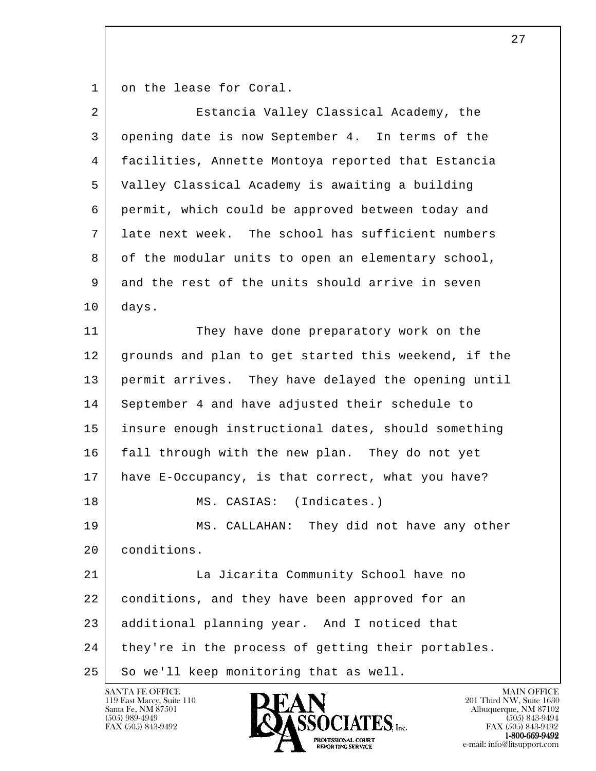on the lease for Coral.

Estancia Valley Classical Academy, the opening date is now September 4. In terms of the facilities, Annette Montoya reported that Estancia Valley Classical Academy is awaiting a building permit, which could be approved between today and late next week. The school has sufficient numbers of the modular units to open an elementary school, and the rest of the units should arrive in seven days.

They have done preparatory work on the grounds and plan to get started this weekend, if the permit arrives. They have delayed the opening until September 4 and have adjusted their schedule to insure enough instructional dates, should something fall through with the new plan. They do not yet have E-Occupancy, is that correct, what you have?

MS. CASIAS: (Indicates.)

MS. CALLAHAN: They did not have any other conditions.

La Jicarita Community School have no conditions, and they have been approved for an additional planning year. And I noticed that they're in the process of getting their portables. So we'll keep monitoring that as well.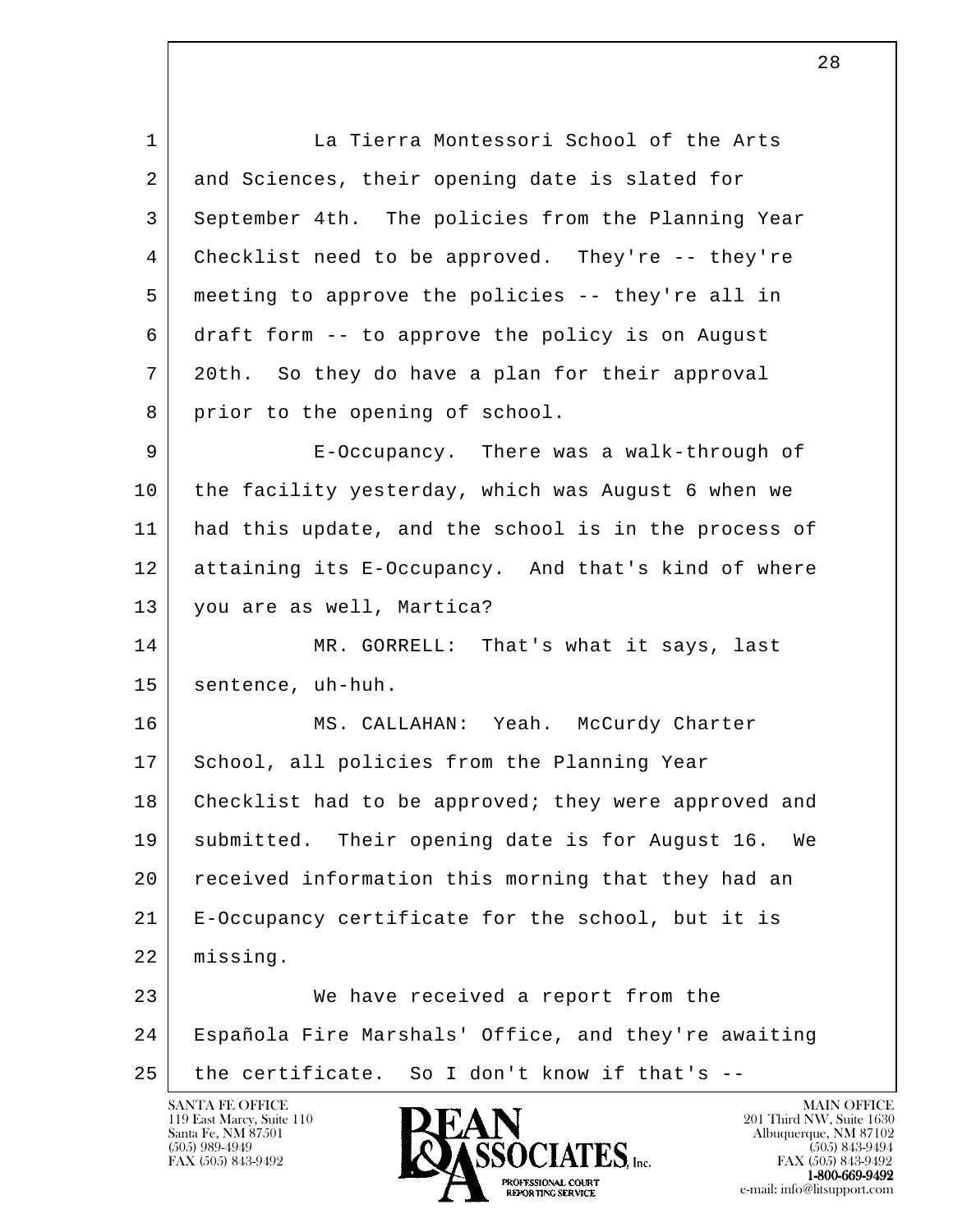1 La Tierra Montessori School of the Arts
2 and Sciences, their opening date is slated for
3 September 4th. The policies from the Planning Year
4 Checklist need to be approved. They're -- they're
5 meeting to approve the policies -- they're all in
6 draft form -- to approve the policy is on August
7 20th. So they do have a plan for their approval
8 prior to the opening of school.

9 E-Occupancy. There was a walk-through of
10 the facility yesterday, which was August 6 when we
11 had this update, and the school is in the process of
12 attaining its E-Occupancy. And that's kind of where
13 you are as well, Martica?

14 MR. GORRELL: That's what it says, last
15 sentence, uh-huh.

16 MS. CALLAHAN: Yeah. McCurdy Charter
17 School, all policies from the Planning Year
18 Checklist had to be approved; they were approved and
19 submitted. Their opening date is for August 16. We
20 received information this morning that they had an
21 E-Occupancy certificate for the school, but it is
22 missing.

23 We have received a report from the
24 Española Fire Marshals' Office, and they're awaiting
25 the certificate. So I don't know if that's --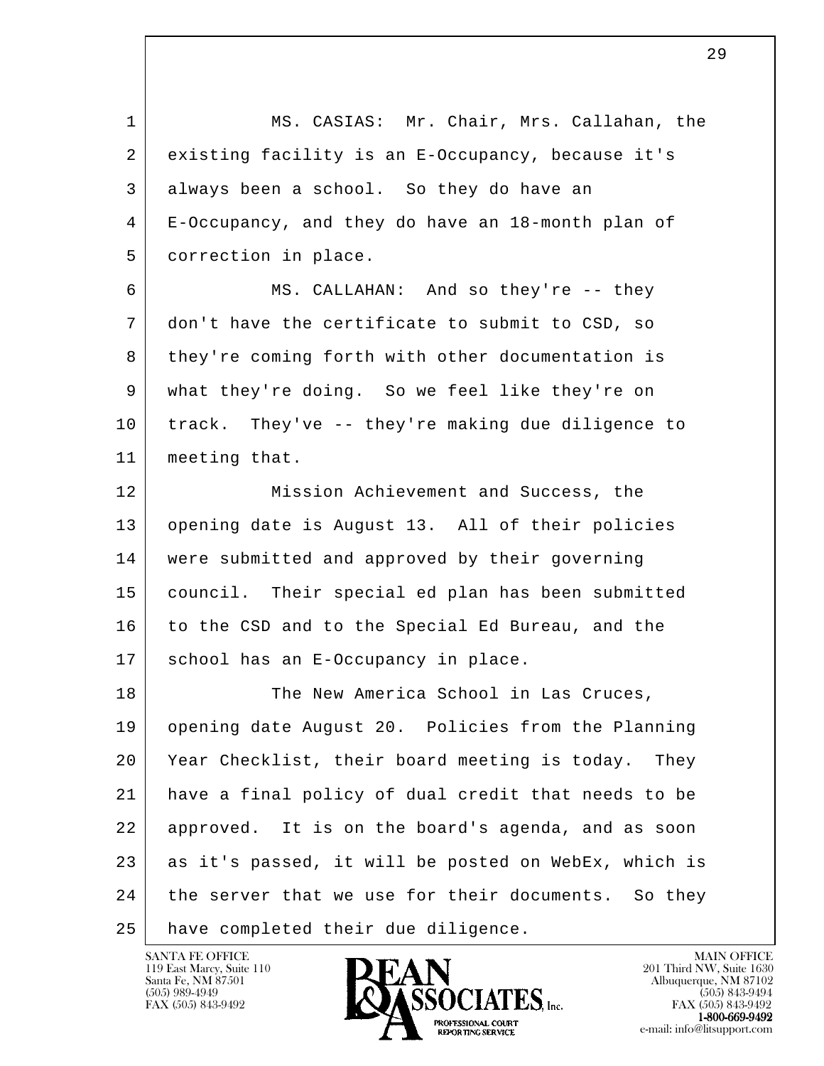MS. CASIAS: Mr. Chair, Mrs. Callahan, the existing facility is an E-Occupancy, because it's always been a school. So they do have an E-Occupancy, and they do have an 18-month plan of correction in place.

MS. CALLAHAN: And so they're -- they don't have the certificate to submit to CSD, so they're coming forth with other documentation is what they're doing. So we feel like they're on track. They've -- they're making due diligence to meeting that.

Mission Achievement and Success, the opening date is August 13. All of their policies were submitted and approved by their governing council. Their special ed plan has been submitted to the CSD and to the Special Ed Bureau, and the school has an E-Occupancy in place.

The New America School in Las Cruces, opening date August 20. Policies from the Planning Year Checklist, their board meeting is today. They have a final policy of dual credit that needs to be approved. It is on the board's agenda, and as soon as it's passed, it will be posted on WebEx, which is the server that we use for their documents. So they have completed their due diligence.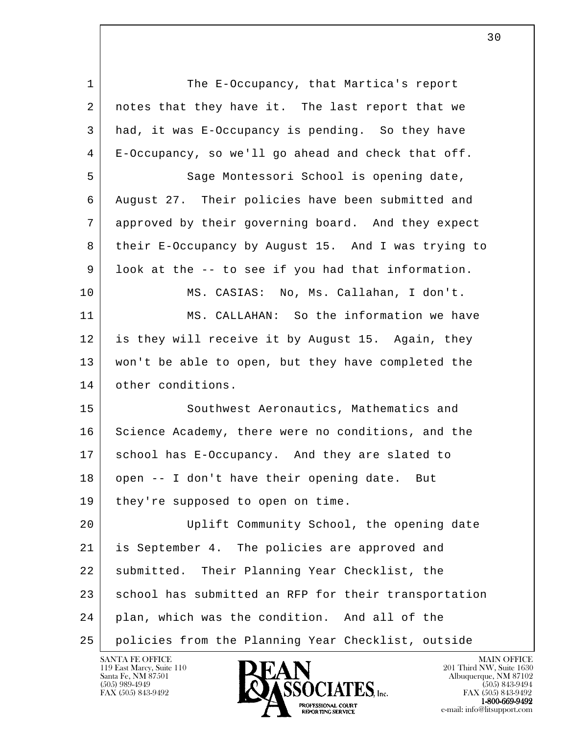The E-Occupancy, that Martica's report notes that they have it. The last report that we had, it was E-Occupancy is pending. So they have E-Occupancy, so we'll go ahead and check that off.

Sage Montessori School is opening date, August 27. Their policies have been submitted and approved by their governing board. And they expect their E-Occupancy by August 15. And I was trying to look at the -- to see if you had that information.

MS. CASIAS: No, Ms. Callahan, I don't.

MS. CALLAHAN: So the information we have is they will receive it by August 15. Again, they won't be able to open, but they have completed the other conditions.

Southwest Aeronautics, Mathematics and Science Academy, there were no conditions, and the school has E-Occupancy. And they are slated to open -- I don't have their opening date. But they're supposed to open on time.

Uplift Community School, the opening date is September 4. The policies are approved and submitted. Their Planning Year Checklist, the school has submitted an RFP for their transportation plan, which was the condition. And all of the policies from the Planning Year Checklist, outside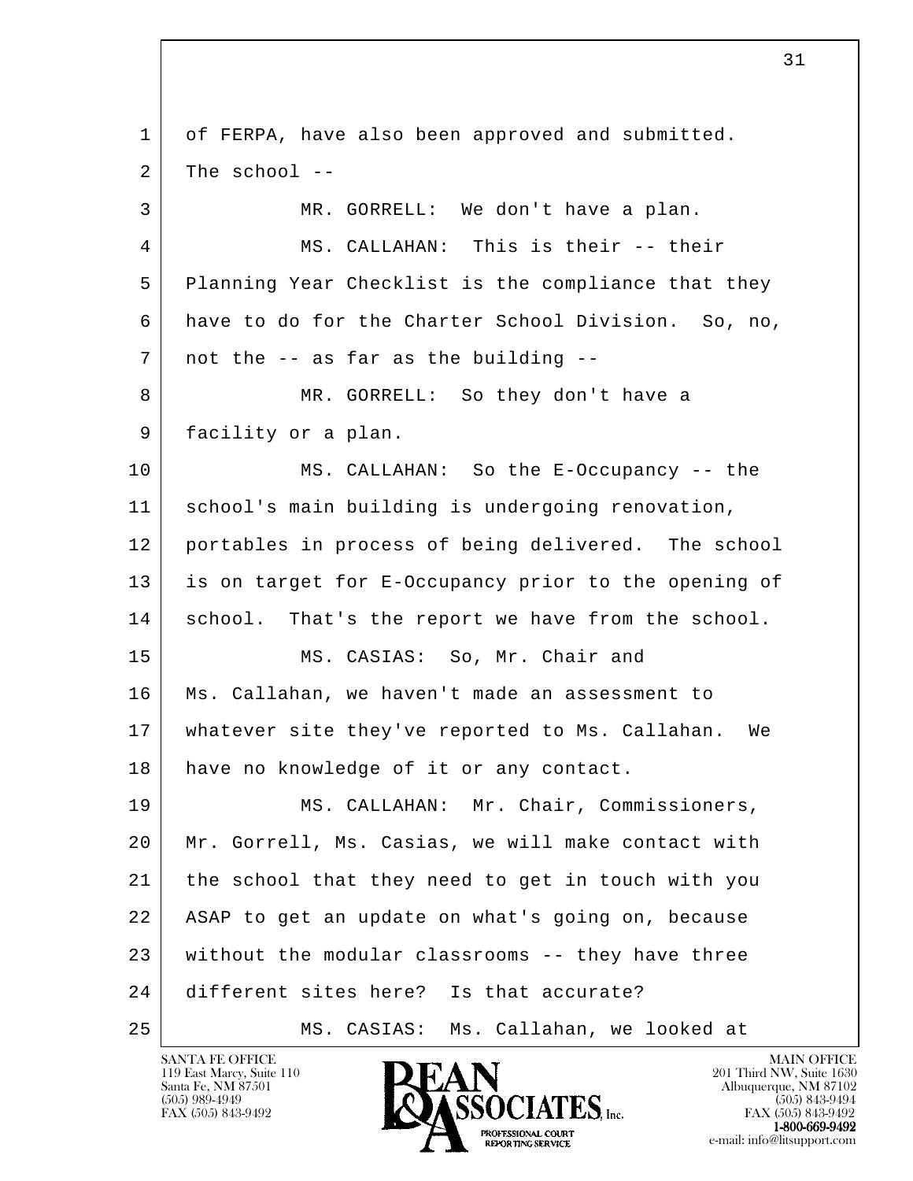of FERPA, have also been approved and submitted. The school --

MR. GORRELL: We don't have a plan.

MS. CALLAHAN: This is their -- their Planning Year Checklist is the compliance that they have to do for the Charter School Division. So, no, not the -- as far as the building --

MR. GORRELL: So they don't have a facility or a plan.

MS. CALLAHAN: So the E-Occupancy -- the school's main building is undergoing renovation, portables in process of being delivered. The school is on target for E-Occupancy prior to the opening of school. That's the report we have from the school.

MS. CASIAS: So, Mr. Chair and Ms. Callahan, we haven't made an assessment to whatever site they've reported to Ms. Callahan. We have no knowledge of it or any contact.

MS. CALLAHAN: Mr. Chair, Commissioners, Mr. Gorrell, Ms. Casias, we will make contact with the school that they need to get in touch with you ASAP to get an update on what's going on, because without the modular classrooms -- they have three different sites here? Is that accurate?

MS. CASIAS: Ms. Callahan, we looked at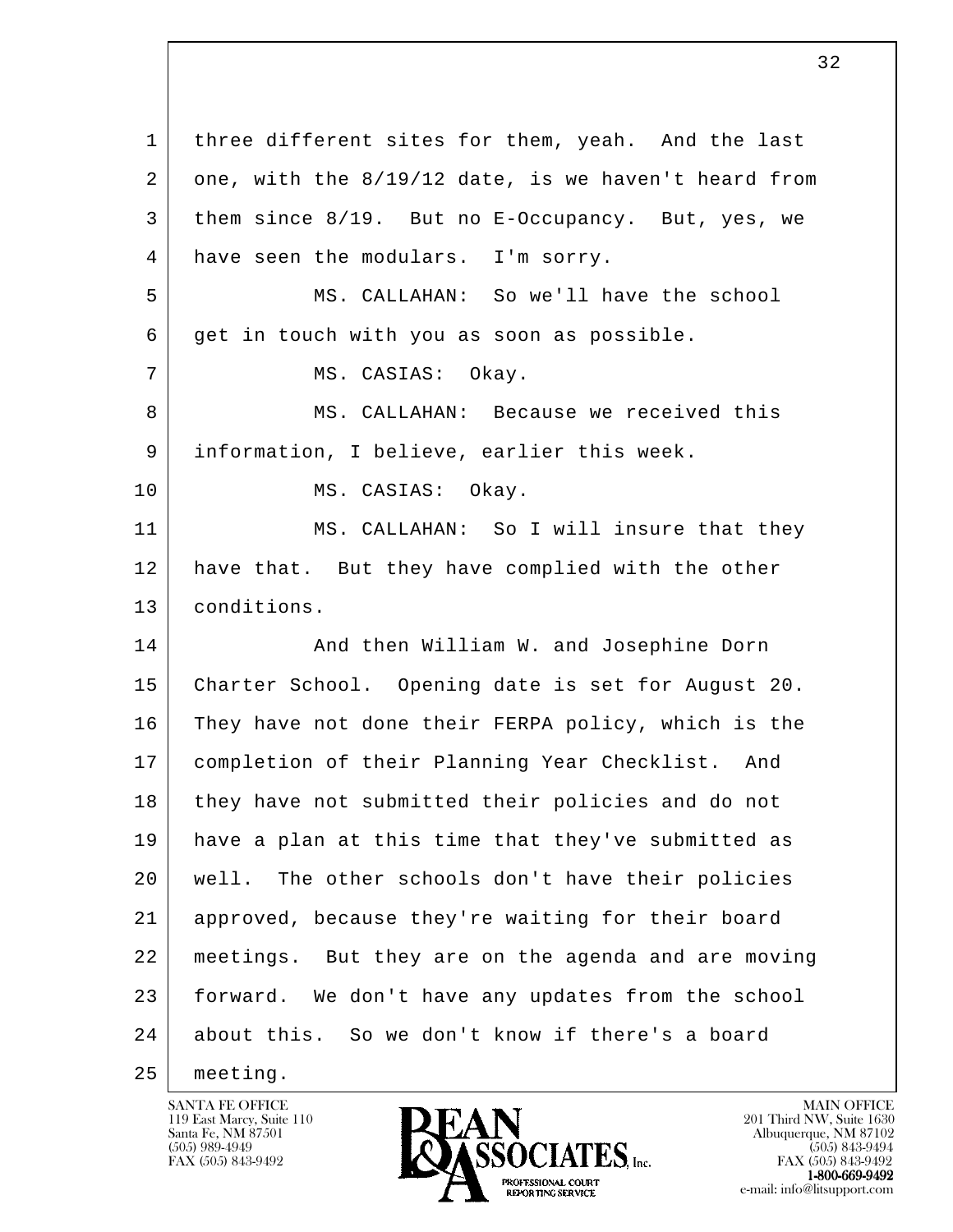1 three different sites for them, yeah. And the last
2 one, with the 8/19/12 date, is we haven't heard from
3 them since 8/19. But no E-Occupancy. But, yes, we
4 have seen the modulars. I'm sorry.

5 MS. CALLAHAN: So we'll have the school
6 get in touch with you as soon as possible.

7 MS. CASIAS: Okay.

8 MS. CALLAHAN: Because we received this
9 information, I believe, earlier this week.

10 MS. CASIAS: Okay.

11 MS. CALLAHAN: So I will insure that they
12 have that. But they have complied with the other
13 conditions.

14 And then William W. and Josephine Dorn
15 Charter School. Opening date is set for August 20.
16 They have not done their FERPA policy, which is the
17 completion of their Planning Year Checklist. And
18 they have not submitted their policies and do not
19 have a plan at this time that they've submitted as
20 well. The other schools don't have their policies
21 approved, because they're waiting for their board
22 meetings. But they are on the agenda and are moving
23 forward. We don't have any updates from the school
24 about this. So we don't know if there's a board
25 meeting.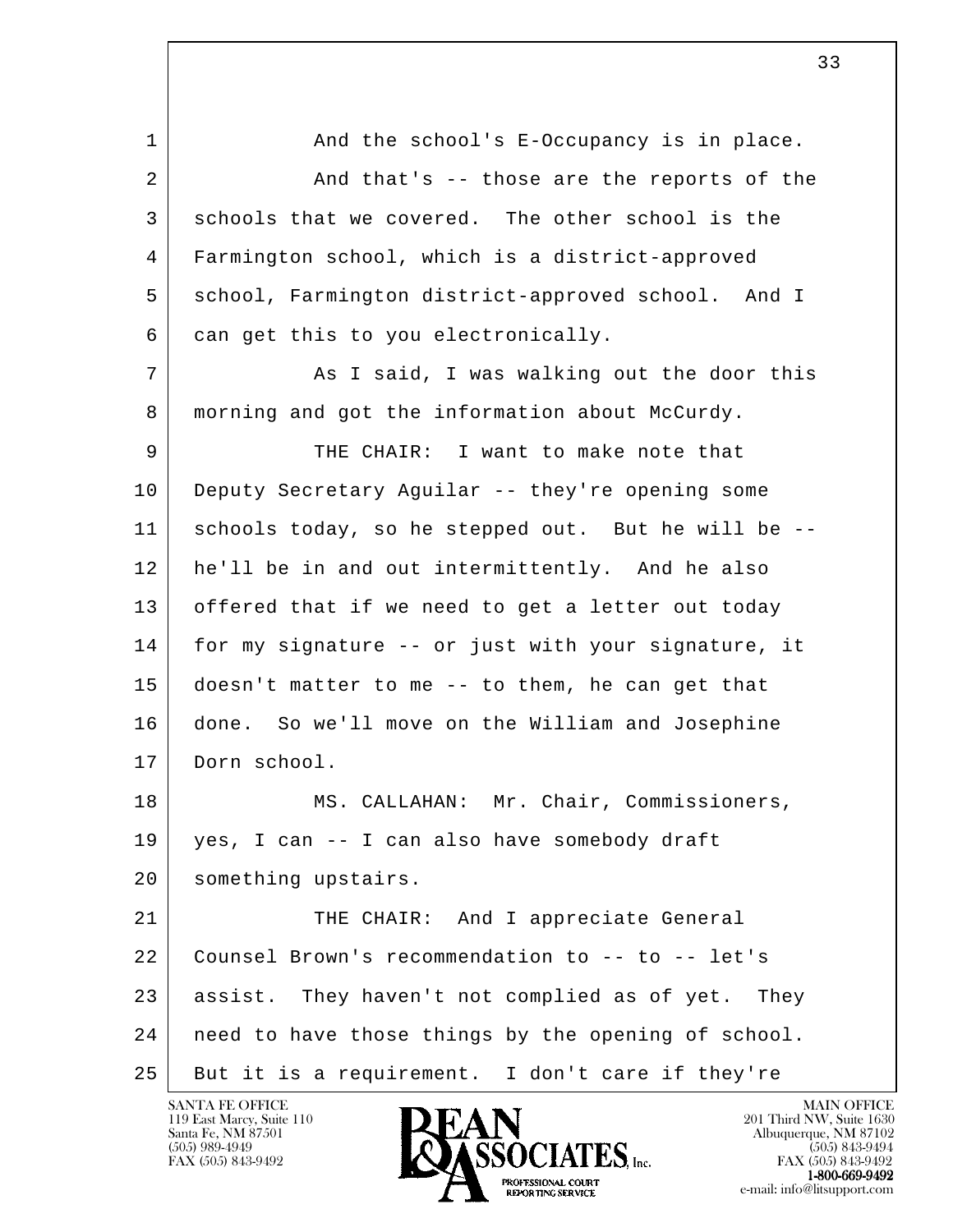1 And the school's E-Occupancy is in place.

2 And that's -- those are the reports of the
3 schools that we covered. The other school is the
4 Farmington school, which is a district-approved
5 school, Farmington district-approved school. And I
6 can get this to you electronically.

7 As I said, I was walking out the door this
8 morning and got the information about McCurdy.

9 THE CHAIR: I want to make note that
10 Deputy Secretary Aguilar -- they're opening some
11 schools today, so he stepped out. But he will be --
12 he'll be in and out intermittently. And he also
13 offered that if we need to get a letter out today
14 for my signature -- or just with your signature, it
15 doesn't matter to me -- to them, he can get that
16 done. So we'll move on the William and Josephine
17 Dorn school.

18 MS. CALLAHAN: Mr. Chair, Commissioners,
19 yes, I can -- I can also have somebody draft
20 something upstairs.

21 THE CHAIR: And I appreciate General
22 Counsel Brown's recommendation to -- to -- let's
23 assist. They haven't not complied as of yet. They
24 need to have those things by the opening of school.
25 But it is a requirement. I don't care if they're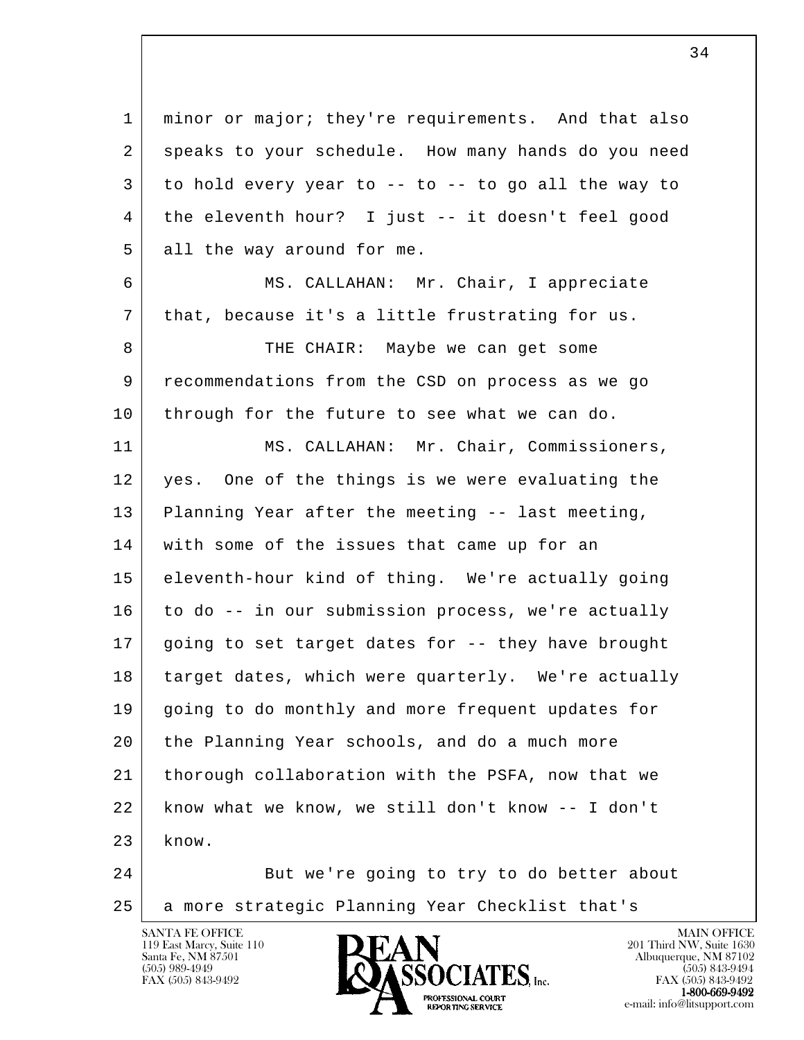1 minor or major; they're requirements. And that also
2 speaks to your schedule. How many hands do you need
3 to hold every year to -- to -- to go all the way to
4 the eleventh hour? I just -- it doesn't feel good
5 all the way around for me.

6 MS. CALLAHAN: Mr. Chair, I appreciate
7 that, because it's a little frustrating for us.

8 THE CHAIR: Maybe we can get some
9 recommendations from the CSD on process as we go
10 through for the future to see what we can do.

11 MS. CALLAHAN: Mr. Chair, Commissioners,
12 yes. One of the things is we were evaluating the
13 Planning Year after the meeting -- last meeting,
14 with some of the issues that came up for an
15 eleventh-hour kind of thing. We're actually going
16 to do -- in our submission process, we're actually
17 going to set target dates for -- they have brought
18 target dates, which were quarterly. We're actually
19 going to do monthly and more frequent updates for
20 the Planning Year schools, and do a much more
21 thorough collaboration with the PSFA, now that we
22 know what we know, we still don't know -- I don't
23 know.

24 But we're going to try to do better about
25 a more strategic Planning Year Checklist that's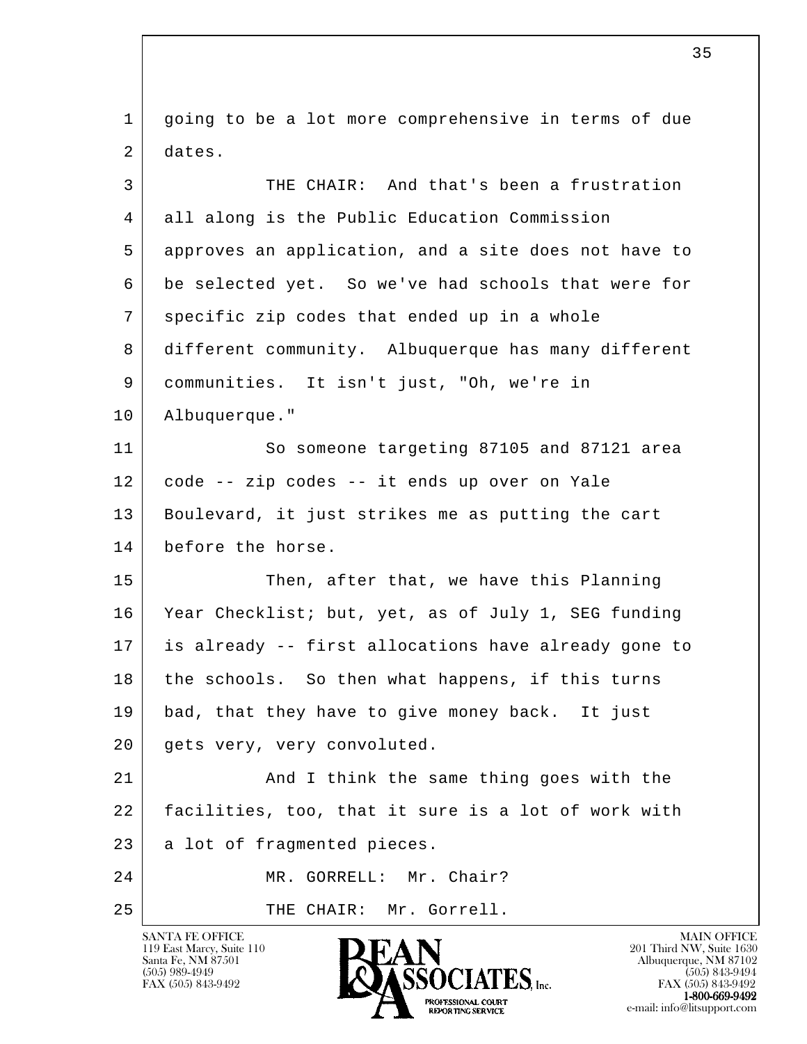going to be a lot more comprehensive in terms of due dates.

THE CHAIR: And that's been a frustration all along is the Public Education Commission approves an application, and a site does not have to be selected yet. So we've had schools that were for specific zip codes that ended up in a whole different community. Albuquerque has many different communities. It isn't just, "Oh, we're in Albuquerque."

So someone targeting 87105 and 87121 area code -- zip codes -- it ends up over on Yale Boulevard, it just strikes me as putting the cart before the horse.

Then, after that, we have this Planning Year Checklist; but, yet, as of July 1, SEG funding is already -- first allocations have already gone to the schools. So then what happens, if this turns bad, that they have to give money back. It just gets very, very convoluted.

And I think the same thing goes with the facilities, too, that it sure is a lot of work with a lot of fragmented pieces.

MR. GORRELL: Mr. Chair?

THE CHAIR: Mr. Gorrell.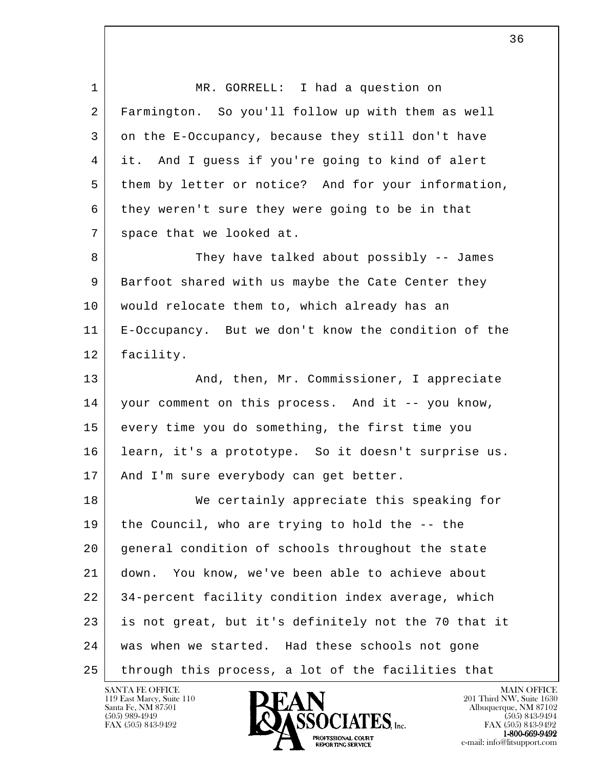MR. GORRELL: I had a question on Farmington. So you'll follow up with them as well on the E-Occupancy, because they still don't have it. And I guess if you're going to kind of alert them by letter or notice? And for your information, they weren't sure they were going to be in that space that we looked at.

They have talked about possibly -- James Barfoot shared with us maybe the Cate Center they would relocate them to, which already has an E-Occupancy. But we don't know the condition of the facility.

And, then, Mr. Commissioner, I appreciate your comment on this process. And it -- you know, every time you do something, the first time you learn, it's a prototype. So it doesn't surprise us. And I'm sure everybody can get better.

We certainly appreciate this speaking for the Council, who are trying to hold the -- the general condition of schools throughout the state down. You know, we've been able to achieve about 34-percent facility condition index average, which is not great, but it's definitely not the 70 that it was when we started. Had these schools not gone through this process, a lot of the facilities that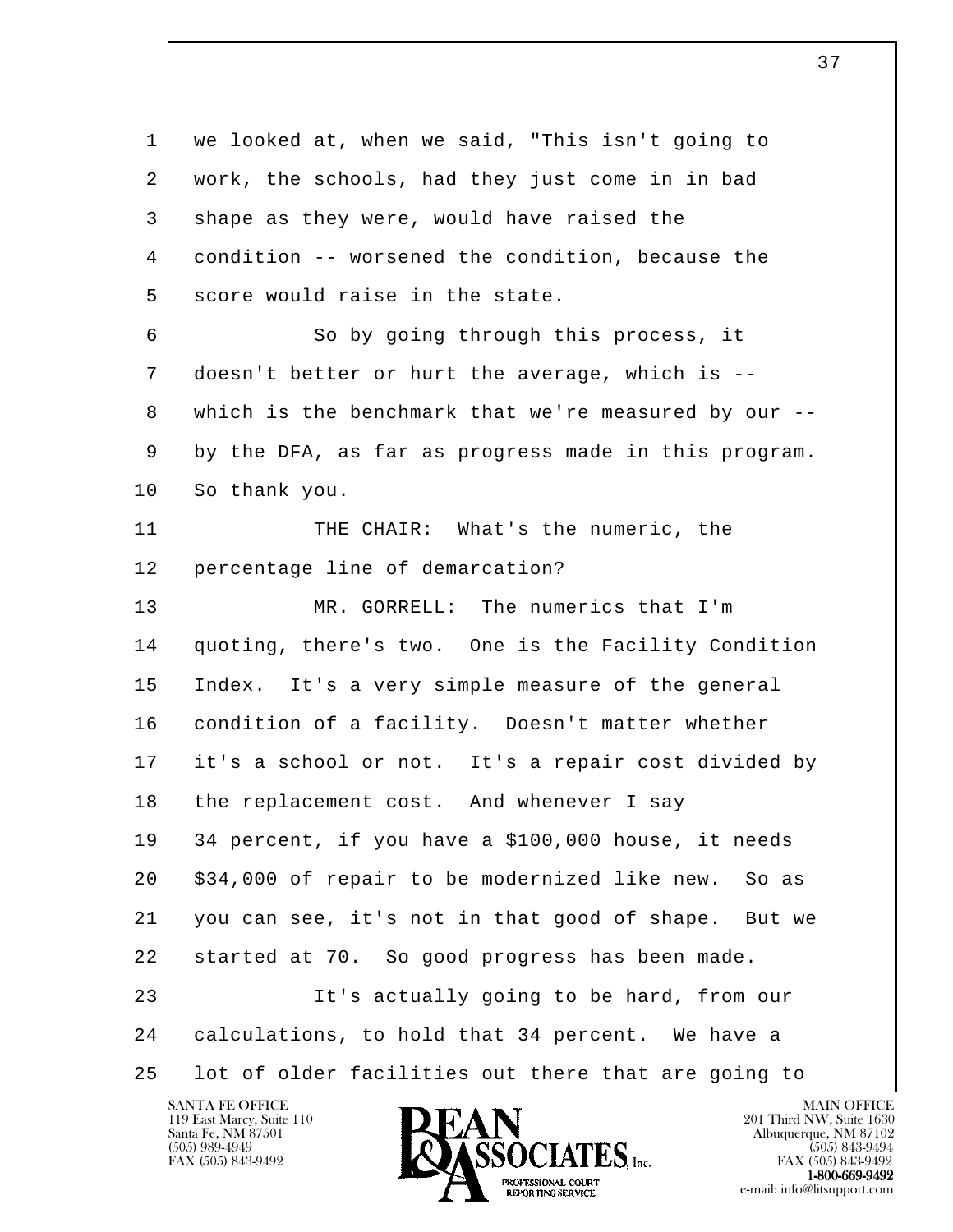we looked at, when we said, "This isn't going to work, the schools, had they just come in in bad shape as they were, would have raised the condition -- worsened the condition, because the score would raise in the state.

So by going through this process, it doesn't better or hurt the average, which is -- which is the benchmark that we're measured by our -- by the DFA, as far as progress made in this program. So thank you.

THE CHAIR: What's the numeric, the percentage line of demarcation?

MR. GORRELL: The numerics that I'm quoting, there's two. One is the Facility Condition Index. It's a very simple measure of the general condition of a facility. Doesn't matter whether it's a school or not. It's a repair cost divided by the replacement cost. And whenever I say 34 percent, if you have a $100,000 house, it needs $34,000 of repair to be modernized like new. So as you can see, it's not in that good of shape. But we started at 70. So good progress has been made.

It's actually going to be hard, from our calculations, to hold that 34 percent. We have a lot of older facilities out there that are going to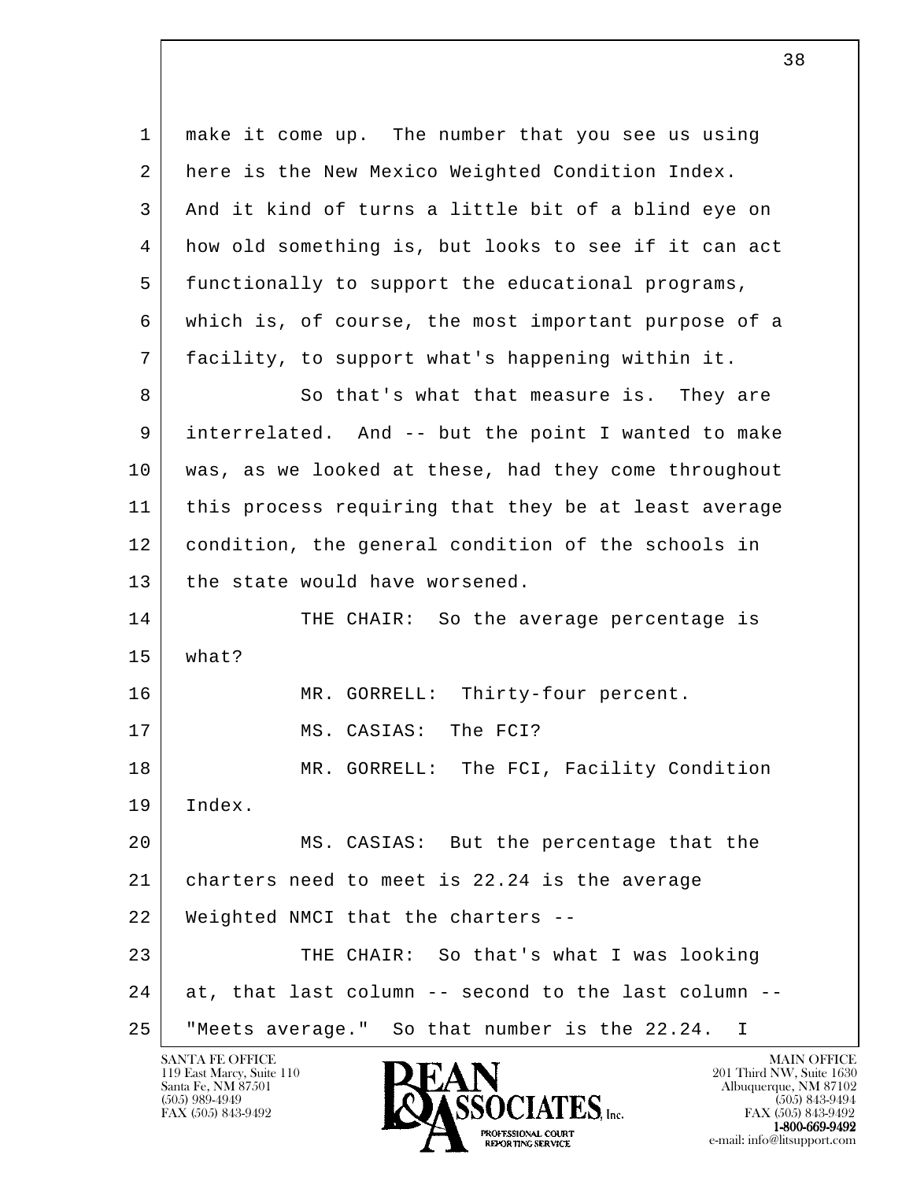make it come up. The number that you see us using here is the New Mexico Weighted Condition Index. And it kind of turns a little bit of a blind eye on how old something is, but looks to see if it can act functionally to support the educational programs, which is, of course, the most important purpose of a facility, to support what's happening within it.

So that's what that measure is. They are interrelated. And -- but the point I wanted to make was, as we looked at these, had they come throughout this process requiring that they be at least average condition, the general condition of the schools in the state would have worsened.

THE CHAIR: So the average percentage is what?

MR. GORRELL: Thirty-four percent.

MS. CASIAS: The FCI?

MR. GORRELL: The FCI, Facility Condition Index.

MS. CASIAS: But the percentage that the charters need to meet is 22.24 is the average Weighted NMCI that the charters --

THE CHAIR: So that's what I was looking at, that last column -- second to the last column -- "Meets average." So that number is the 22.24. I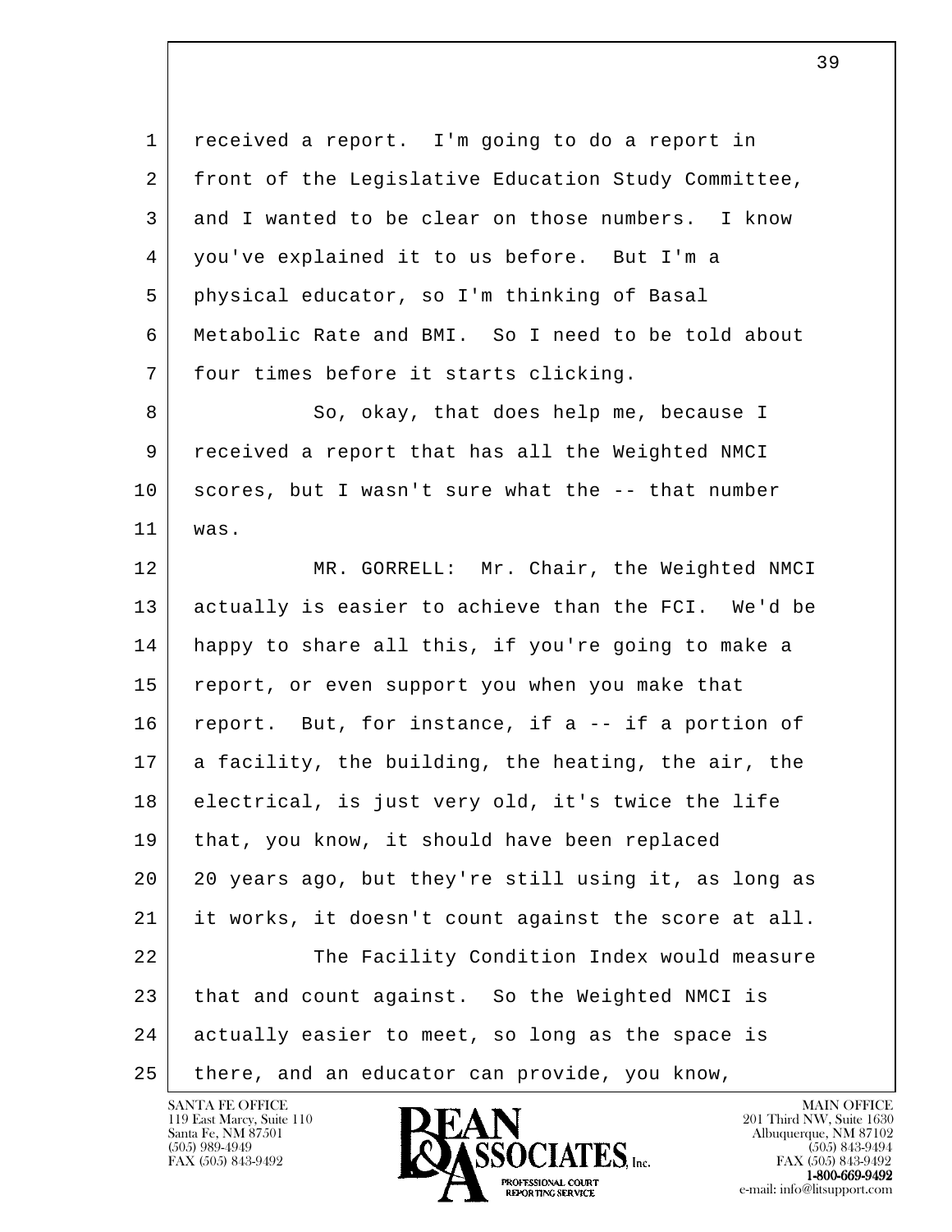received a report. I'm going to do a report in front of the Legislative Education Study Committee, and I wanted to be clear on those numbers. I know you've explained it to us before. But I'm a physical educator, so I'm thinking of Basal Metabolic Rate and BMI. So I need to be told about four times before it starts clicking.

So, okay, that does help me, because I received a report that has all the Weighted NMCI scores, but I wasn't sure what the -- that number was.

MR. GORRELL: Mr. Chair, the Weighted NMCI actually is easier to achieve than the FCI. We'd be happy to share all this, if you're going to make a report, or even support you when you make that report. But, for instance, if a -- if a portion of a facility, the building, the heating, the air, the electrical, is just very old, it's twice the life that, you know, it should have been replaced 20 years ago, but they're still using it, as long as it works, it doesn't count against the score at all.

The Facility Condition Index would measure that and count against. So the Weighted NMCI is actually easier to meet, so long as the space is there, and an educator can provide, you know,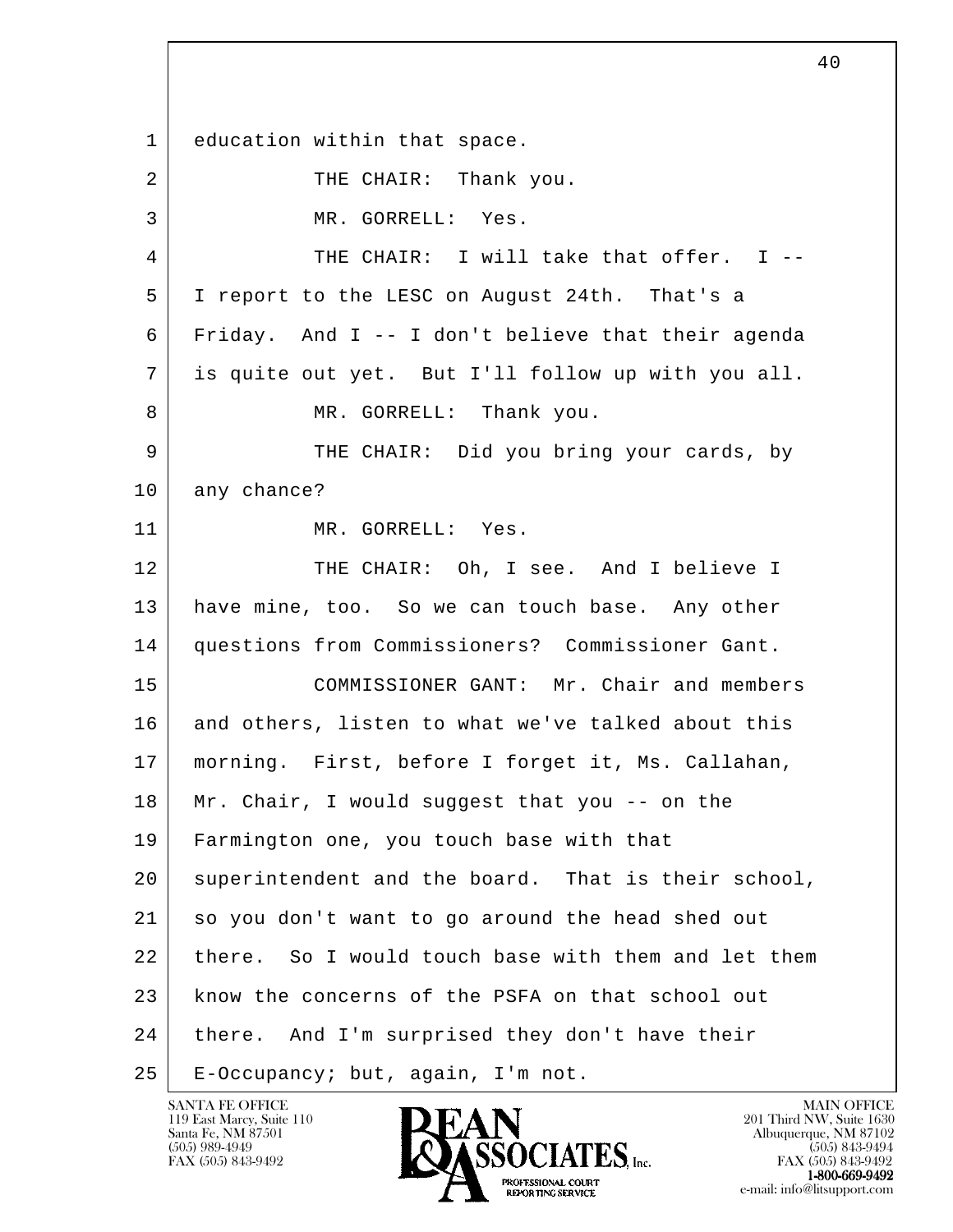education within that space.

THE CHAIR: Thank you.

MR. GORRELL: Yes.

THE CHAIR: I will take that offer. I -- I report to the LESC on August 24th. That's a Friday. And I -- I don't believe that their agenda is quite out yet. But I'll follow up with you all.

MR. GORRELL: Thank you.

THE CHAIR: Did you bring your cards, by any chance?

MR. GORRELL: Yes.

THE CHAIR: Oh, I see. And I believe I have mine, too. So we can touch base. Any other questions from Commissioners? Commissioner Gant.

COMMISSIONER GANT: Mr. Chair and members and others, listen to what we've talked about this morning. First, before I forget it, Ms. Callahan, Mr. Chair, I would suggest that you -- on the Farmington one, you touch base with that superintendent and the board. That is their school, so you don't want to go around the head shed out there. So I would touch base with them and let them know the concerns of the PSFA on that school out there. And I'm surprised they don't have their E-Occupancy; but, again, I'm not.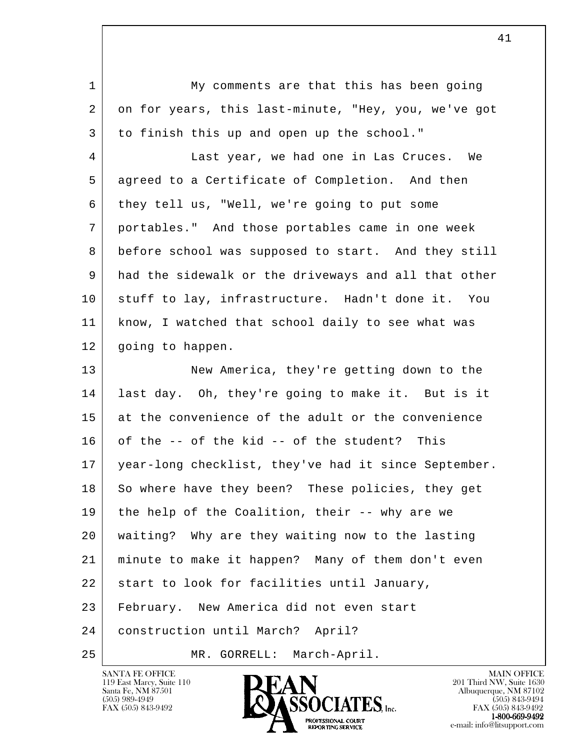My comments are that this has been going on for years, this last-minute, "Hey, you, we've got to finish this up and open up the school."

Last year, we had one in Las Cruces. We agreed to a Certificate of Completion. And then they tell us, "Well, we're going to put some portables." And those portables came in one week before school was supposed to start. And they still had the sidewalk or the driveways and all that other stuff to lay, infrastructure. Hadn't done it. You know, I watched that school daily to see what was going to happen.

New America, they're getting down to the last day. Oh, they're going to make it. But is it at the convenience of the adult or the convenience of the -- of the kid -- of the student? This year-long checklist, they've had it since September. So where have they been? These policies, they get the help of the Coalition, their -- why are we waiting? Why are they waiting now to the lasting minute to make it happen? Many of them don't even start to look for facilities until January, February. New America did not even start construction until March? April?

MR. GORRELL: March-April.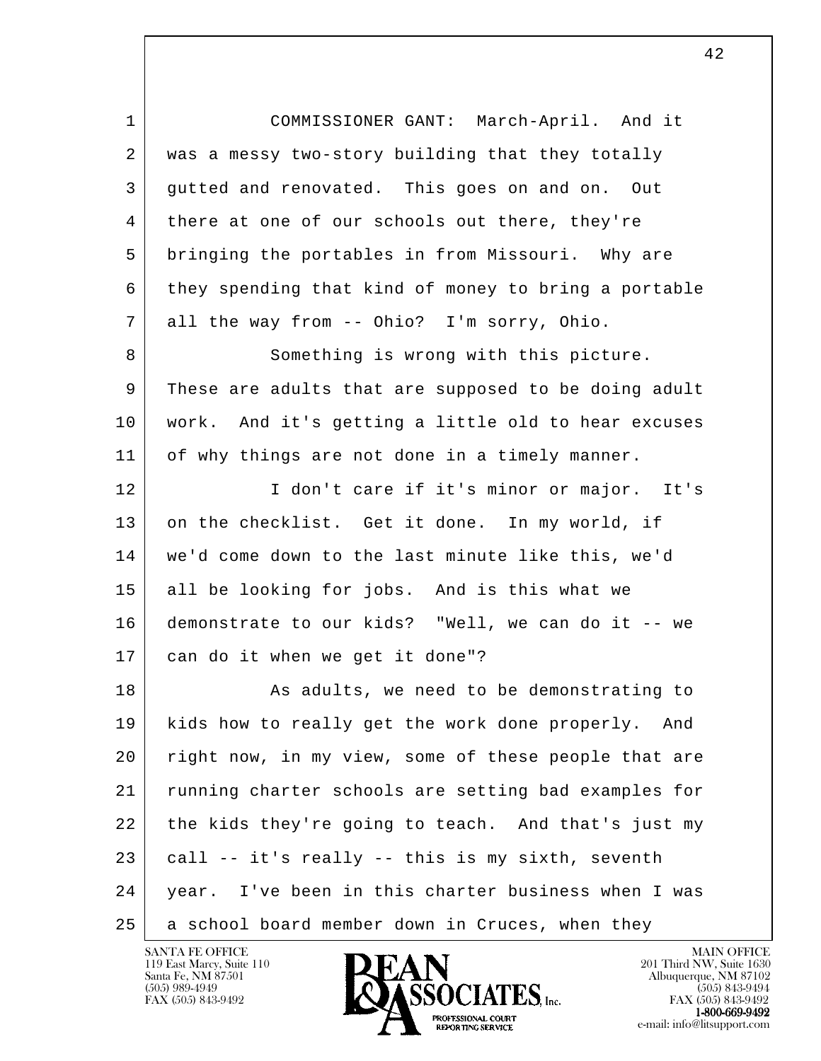COMMISSIONER GANT: March-April. And it was a messy two-story building that they totally gutted and renovated. This goes on and on. Out there at one of our schools out there, they're bringing the portables in from Missouri. Why are they spending that kind of money to bring a portable all the way from -- Ohio? I'm sorry, Ohio.

Something is wrong with this picture. These are adults that are supposed to be doing adult work. And it's getting a little old to hear excuses of why things are not done in a timely manner.

I don't care if it's minor or major. It's on the checklist. Get it done. In my world, if we'd come down to the last minute like this, we'd all be looking for jobs. And is this what we demonstrate to our kids? "Well, we can do it -- we can do it when we get it done"?

As adults, we need to be demonstrating to kids how to really get the work done properly. And right now, in my view, some of these people that are running charter schools are setting bad examples for the kids they're going to teach. And that's just my call -- it's really -- this is my sixth, seventh year. I've been in this charter business when I was a school board member down in Cruces, when they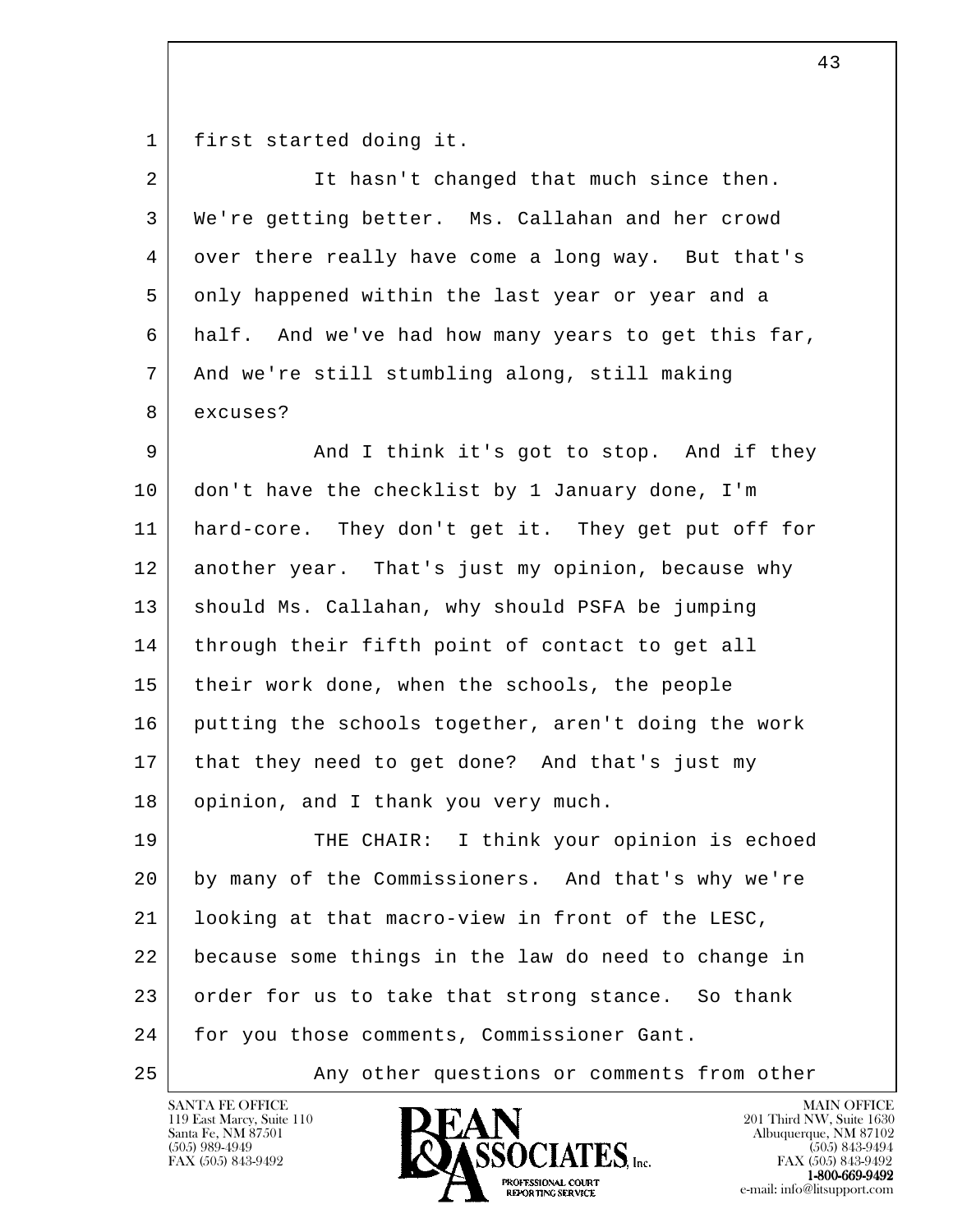first started doing it.

It hasn't changed that much since then. We're getting better. Ms. Callahan and her crowd over there really have come a long way. But that's only happened within the last year or year and a half. And we've had how many years to get this far, And we're still stumbling along, still making excuses?

And I think it's got to stop. And if they don't have the checklist by 1 January done, I'm hard-core. They don't get it. They get put off for another year. That's just my opinion, because why should Ms. Callahan, why should PSFA be jumping through their fifth point of contact to get all their work done, when the schools, the people putting the schools together, aren't doing the work that they need to get done? And that's just my opinion, and I thank you very much.

THE CHAIR: I think your opinion is echoed by many of the Commissioners. And that's why we're looking at that macro-view in front of the LESC, because some things in the law do need to change in order for us to take that strong stance. So thank for you those comments, Commissioner Gant.

Any other questions or comments from other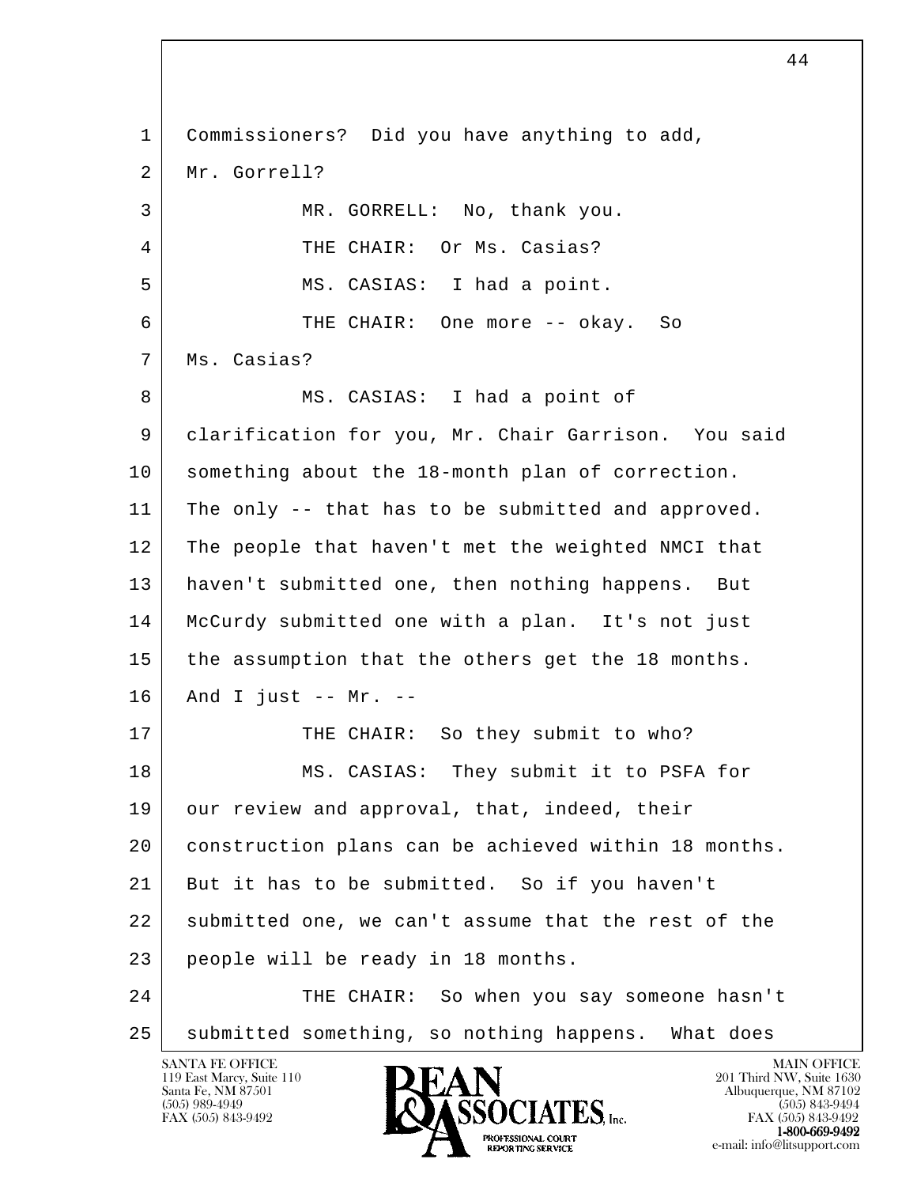1 Commissioners? Did you have anything to add,
2 Mr. Gorrell?
3 MR. GORRELL: No, thank you.
4 THE CHAIR: Or Ms. Casias?
5 MS. CASIAS: I had a point.
6 THE CHAIR: One more -- okay. So
7 Ms. Casias?
8 MS. CASIAS: I had a point of
9 clarification for you, Mr. Chair Garrison. You said
10 something about the 18-month plan of correction.
11 The only -- that has to be submitted and approved.
12 The people that haven't met the weighted NMCI that
13 haven't submitted one, then nothing happens. But
14 McCurdy submitted one with a plan. It's not just
15 the assumption that the others get the 18 months.
16 And I just -- Mr. --
17 THE CHAIR: So they submit to who?
18 MS. CASIAS: They submit it to PSFA for
19 our review and approval, that, indeed, their
20 construction plans can be achieved within 18 months.
21 But it has to be submitted. So if you haven't
22 submitted one, we can't assume that the rest of the
23 people will be ready in 18 months.
24 THE CHAIR: So when you say someone hasn't
25 submitted something, so nothing happens. What does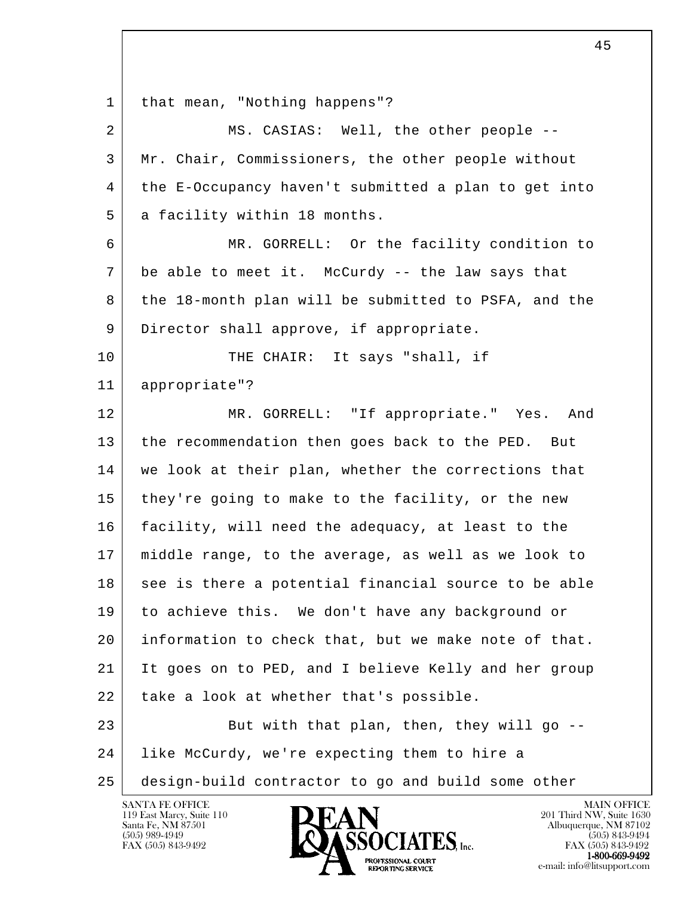1 that mean, "Nothing happens"?

2 MS. CASIAS: Well, the other people --

3 Mr. Chair, Commissioners, the other people without

4 the E-Occupancy haven't submitted a plan to get into

5 a facility within 18 months.

6 MR. GORRELL: Or the facility condition to

7 be able to meet it. McCurdy -- the law says that

8 the 18-month plan will be submitted to PSFA, and the

9 Director shall approve, if appropriate.

10 THE CHAIR: It says "shall, if

11 appropriate"?

12 MR. GORRELL: "If appropriate." Yes. And

13 the recommendation then goes back to the PED. But

14 we look at their plan, whether the corrections that

15 they're going to make to the facility, or the new

16 facility, will need the adequacy, at least to the

17 middle range, to the average, as well as we look to

18 see is there a potential financial source to be able

19 to achieve this. We don't have any background or

20 information to check that, but we make note of that.

21 It goes on to PED, and I believe Kelly and her group

22 take a look at whether that's possible.

23 But with that plan, then, they will go --

24 like McCurdy, we're expecting them to hire a

25 design-build contractor to go and build some other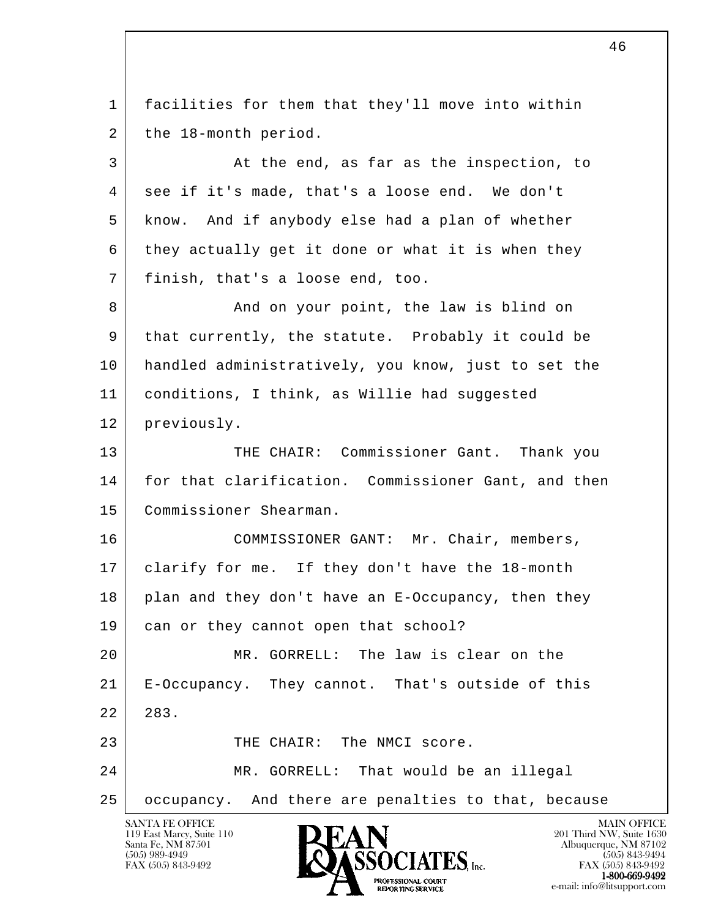facilities for them that they'll move into within the 18-month period.

At the end, as far as the inspection, to see if it's made, that's a loose end. We don't know. And if anybody else had a plan of whether they actually get it done or what it is when they finish, that's a loose end, too.

And on your point, the law is blind on that currently, the statute. Probably it could be handled administratively, you know, just to set the conditions, I think, as Willie had suggested previously.

THE CHAIR: Commissioner Gant. Thank you for that clarification. Commissioner Gant, and then Commissioner Shearman.

COMMISSIONER GANT: Mr. Chair, members, clarify for me. If they don't have the 18-month plan and they don't have an E-Occupancy, then they can or they cannot open that school?

MR. GORRELL: The law is clear on the E-Occupancy. They cannot. That's outside of this 283.

THE CHAIR: The NMCI score.

MR. GORRELL: That would be an illegal occupancy. And there are penalties to that, because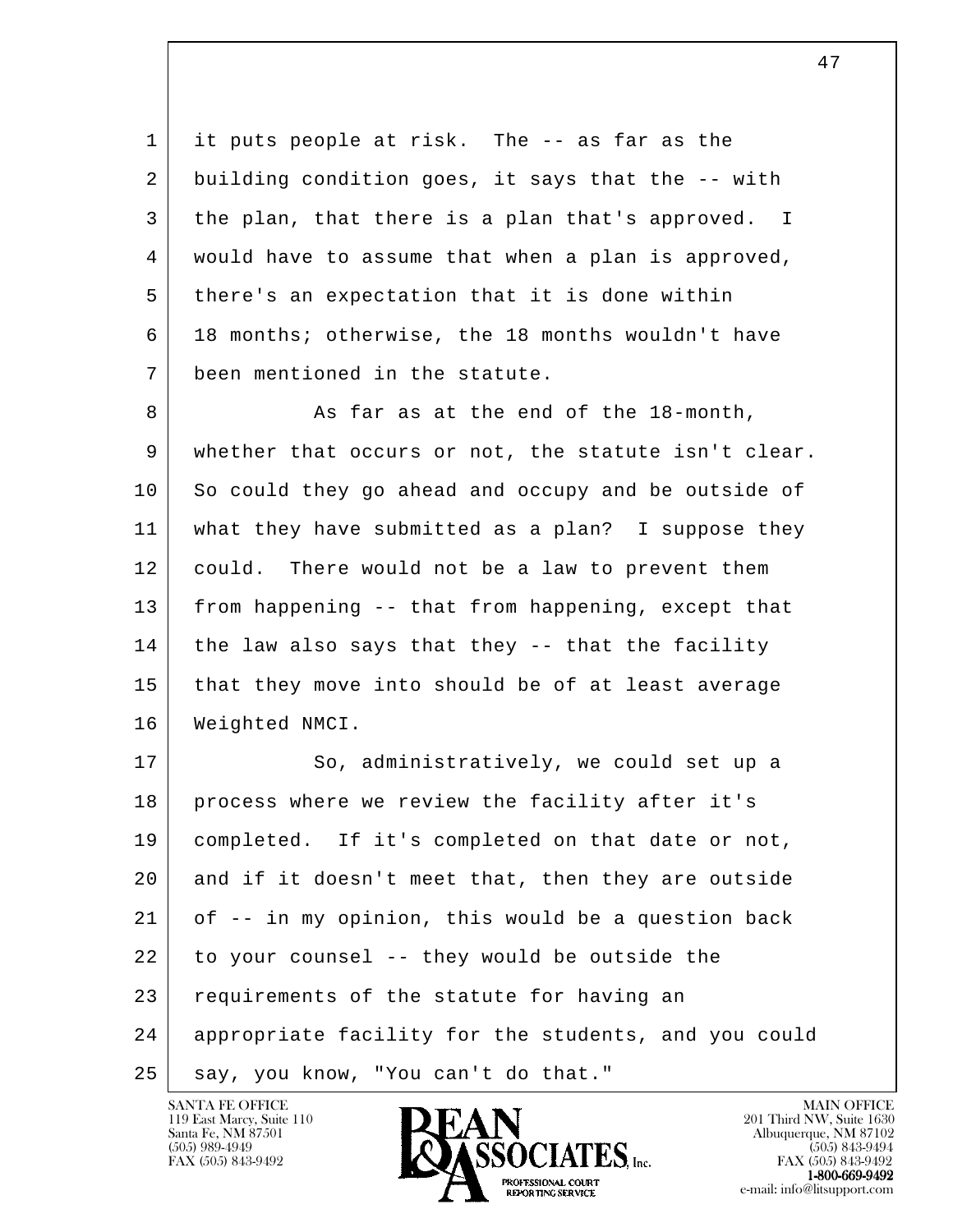it puts people at risk. The -- as far as the building condition goes, it says that the -- with the plan, that there is a plan that's approved. I would have to assume that when a plan is approved, there's an expectation that it is done within 18 months; otherwise, the 18 months wouldn't have been mentioned in the statute.

As far as at the end of the 18-month, whether that occurs or not, the statute isn't clear. So could they go ahead and occupy and be outside of what they have submitted as a plan? I suppose they could. There would not be a law to prevent them from happening -- that from happening, except that the law also says that they -- that the facility that they move into should be of at least average Weighted NMCI.

So, administratively, we could set up a process where we review the facility after it's completed. If it's completed on that date or not, and if it doesn't meet that, then they are outside of -- in my opinion, this would be a question back to your counsel -- they would be outside the requirements of the statute for having an appropriate facility for the students, and you could say, you know, "You can't do that."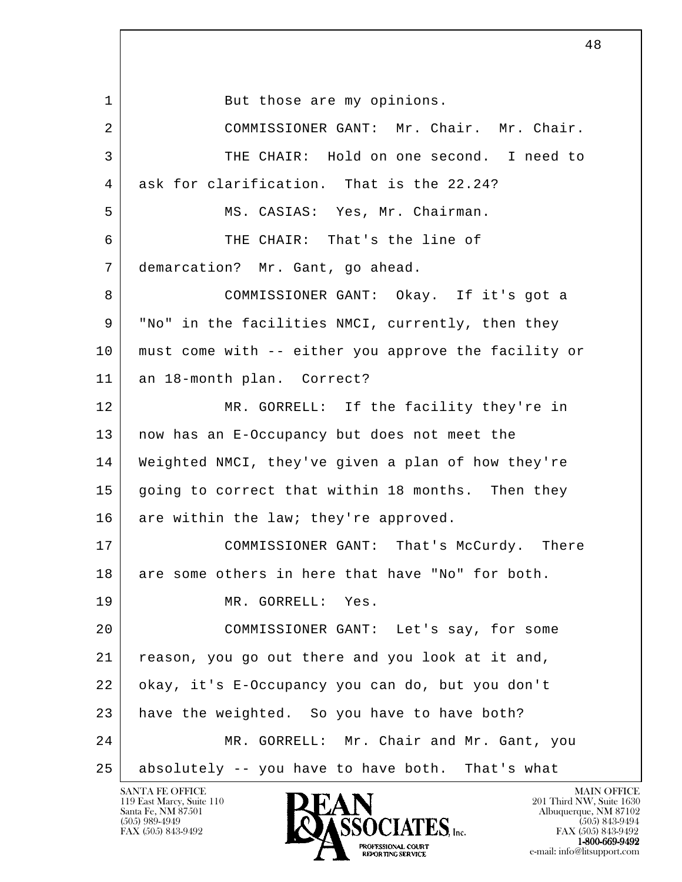1 But those are my opinions.

2 COMMISSIONER GANT: Mr. Chair. Mr. Chair.

3 THE CHAIR: Hold on one second. I need to

4 ask for clarification. That is the 22.24?

5 MS. CASIAS: Yes, Mr. Chairman.

6 THE CHAIR: That's the line of

7 demarcation? Mr. Gant, go ahead.

8 COMMISSIONER GANT: Okay. If it's got a

9 "No" in the facilities NMCI, currently, then they

10 must come with -- either you approve the facility or

11 an 18-month plan. Correct?

12 MR. GORRELL: If the facility they're in

13 now has an E-Occupancy but does not meet the

14 Weighted NMCI, they've given a plan of how they're

15 going to correct that within 18 months. Then they

16 are within the law; they're approved.

17 COMMISSIONER GANT: That's McCurdy. There

18 are some others in here that have "No" for both.

19 MR. GORRELL: Yes.

20 COMMISSIONER GANT: Let's say, for some

21 reason, you go out there and you look at it and,

22 okay, it's E-Occupancy you can do, but you don't

23 have the weighted. So you have to have both?

24 MR. GORRELL: Mr. Chair and Mr. Gant, you

25 absolutely -- you have to have both. That's what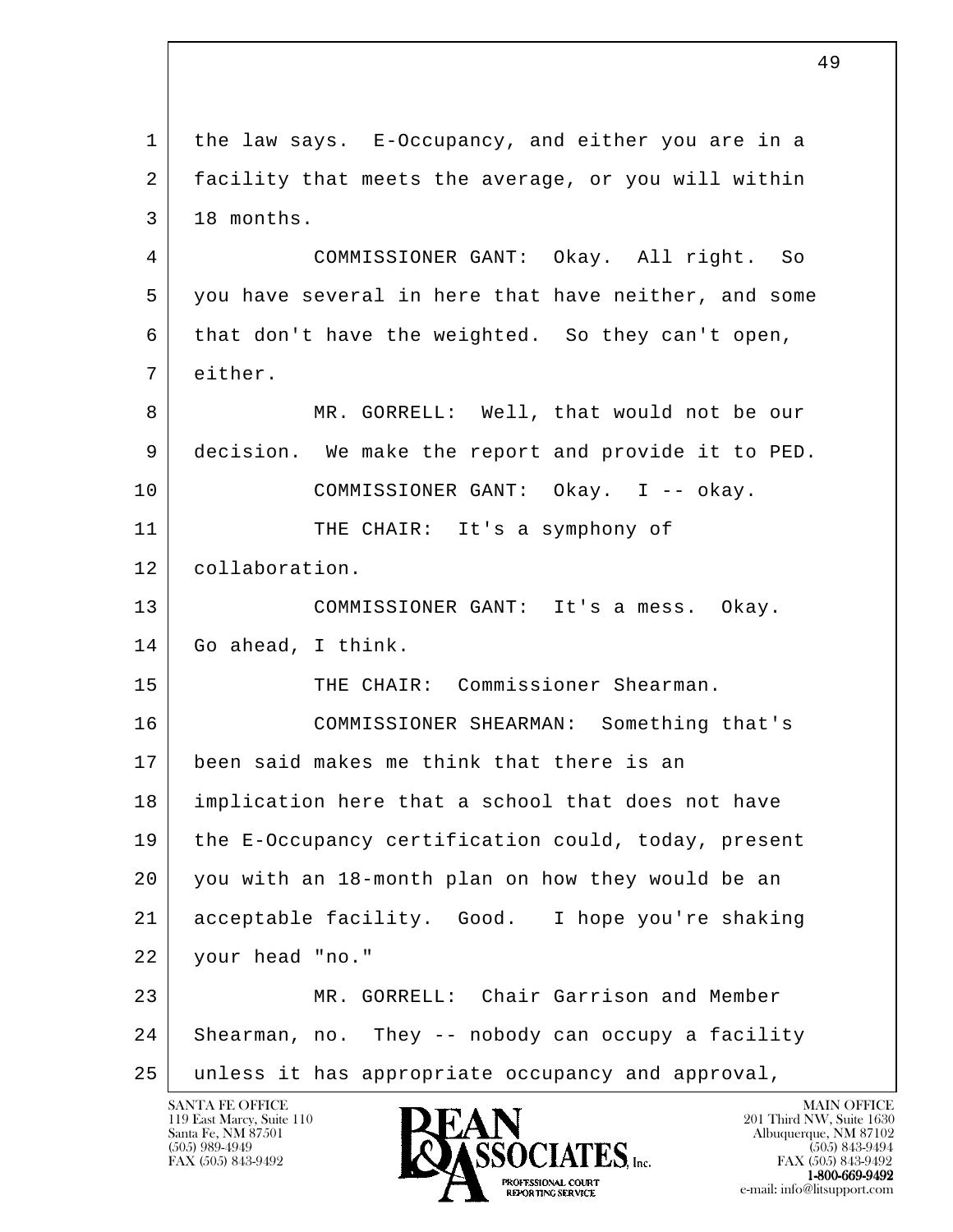1 the law says. E-Occupancy, and either you are in a
2 facility that meets the average, or you will within
3 18 months.

4 COMMISSIONER GANT: Okay. All right. So
5 you have several in here that have neither, and some
6 that don't have the weighted. So they can't open,
7 either.

8 MR. GORRELL: Well, that would not be our
9 decision. We make the report and provide it to PED.

10 COMMISSIONER GANT: Okay. I -- okay.

11 THE CHAIR: It's a symphony of
12 collaboration.

13 COMMISSIONER GANT: It's a mess. Okay.
14 Go ahead, I think.

15 THE CHAIR: Commissioner Shearman.

16 COMMISSIONER SHEARMAN: Something that's
17 been said makes me think that there is an
18 implication here that a school that does not have
19 the E-Occupancy certification could, today, present
20 you with an 18-month plan on how they would be an
21 acceptable facility. Good. I hope you're shaking
22 your head "no."

23 MR. GORRELL: Chair Garrison and Member
24 Shearman, no. They -- nobody can occupy a facility
25 unless it has appropriate occupancy and approval,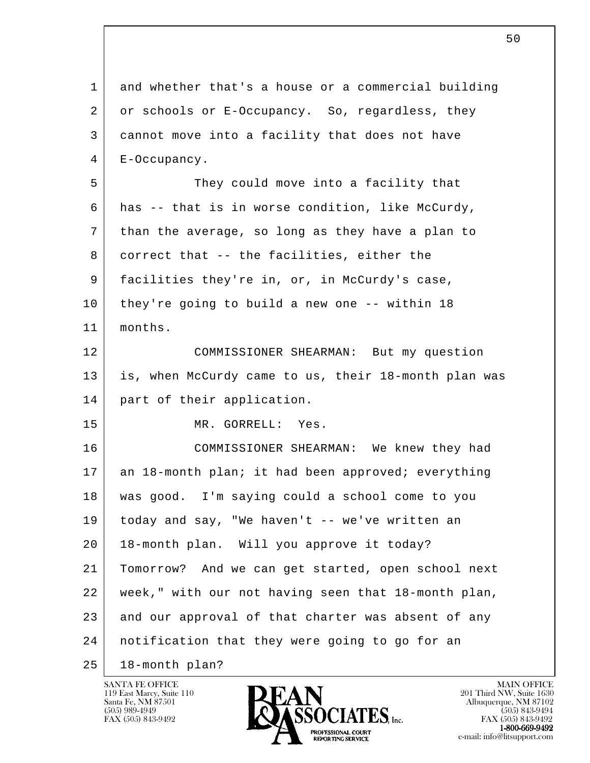and whether that's a house or a commercial building or schools or E-Occupancy. So, regardless, they cannot move into a facility that does not have E-Occupancy.

They could move into a facility that has -- that is in worse condition, like McCurdy, than the average, so long as they have a plan to correct that -- the facilities, either the facilities they're in, or, in McCurdy's case, they're going to build a new one -- within 18 months.

COMMISSIONER SHEARMAN: But my question is, when McCurdy came to us, their 18-month plan was part of their application.

MR. GORRELL: Yes.

COMMISSIONER SHEARMAN: We knew they had an 18-month plan; it had been approved; everything was good. I'm saying could a school come to you today and say, "We haven't -- we've written an 18-month plan. Will you approve it today? Tomorrow? And we can get started, open school next week," with our not having seen that 18-month plan, and our approval of that charter was absent of any notification that they were going to go for an 18-month plan?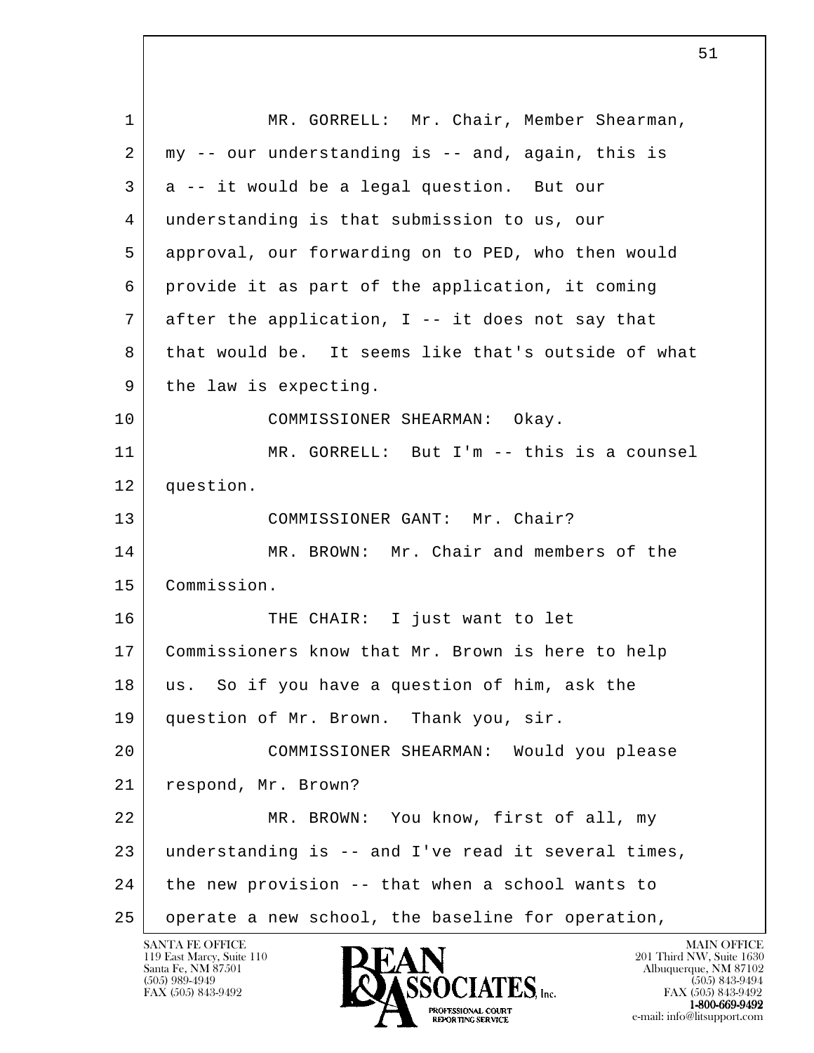MR. GORRELL: Mr. Chair, Member Shearman, my -- our understanding is -- and, again, this is a -- it would be a legal question. But our understanding is that submission to us, our approval, our forwarding on to PED, who then would provide it as part of the application, it coming after the application, I -- it does not say that that would be. It seems like that's outside of what the law is expecting.

COMMISSIONER SHEARMAN: Okay.

MR. GORRELL: But I'm -- this is a counsel question.

COMMISSIONER GANT: Mr. Chair?

MR. BROWN: Mr. Chair and members of the Commission.

THE CHAIR: I just want to let Commissioners know that Mr. Brown is here to help us. So if you have a question of him, ask the question of Mr. Brown. Thank you, sir.

COMMISSIONER SHEARMAN: Would you please respond, Mr. Brown?

MR. BROWN: You know, first of all, my understanding is -- and I've read it several times, the new provision -- that when a school wants to operate a new school, the baseline for operation,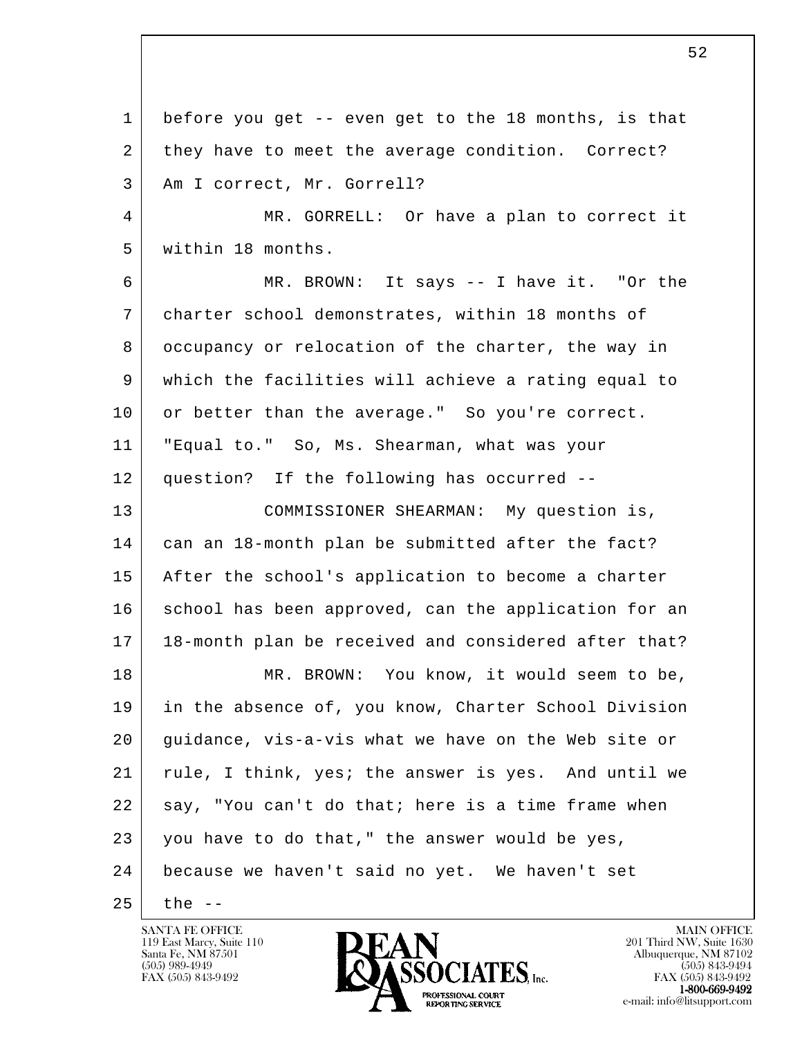before you get -- even get to the 18 months, is that they have to meet the average condition. Correct? Am I correct, Mr. Gorrell?

MR. GORRELL: Or have a plan to correct it within 18 months.

MR. BROWN: It says -- I have it. "Or the charter school demonstrates, within 18 months of occupancy or relocation of the charter, the way in which the facilities will achieve a rating equal to or better than the average." So you're correct. "Equal to." So, Ms. Shearman, what was your question? If the following has occurred --

COMMISSIONER SHEARMAN: My question is, can an 18-month plan be submitted after the fact? After the school's application to become a charter school has been approved, can the application for an 18-month plan be received and considered after that?

MR. BROWN: You know, it would seem to be, in the absence of, you know, Charter School Division guidance, vis-a-vis what we have on the Web site or rule, I think, yes; the answer is yes. And until we say, "You can't do that; here is a time frame when you have to do that," the answer would be yes, because we haven't said no yet. We haven't set the --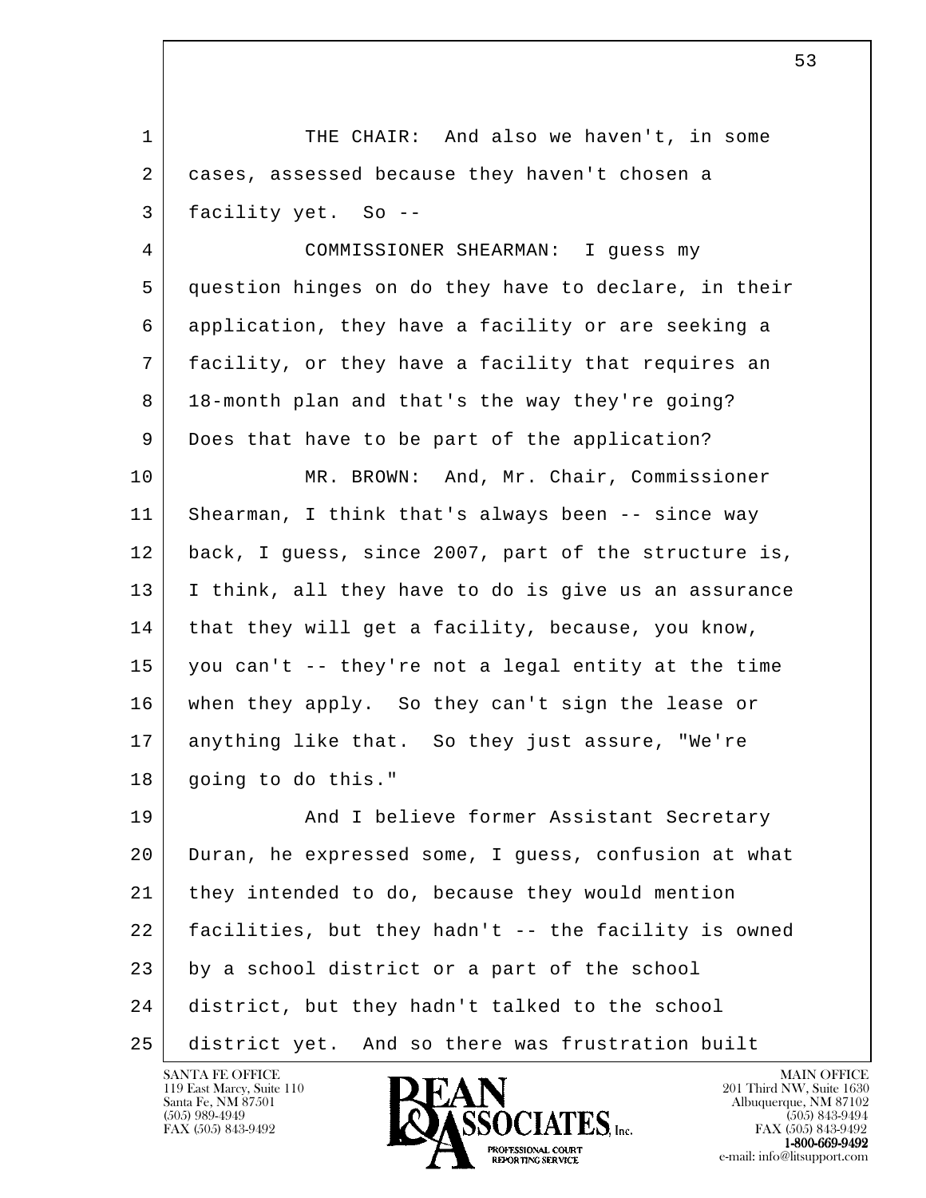THE CHAIR: And also we haven't, in some cases, assessed because they haven't chosen a facility yet. So --

COMMISSIONER SHEARMAN: I guess my question hinges on do they have to declare, in their application, they have a facility or are seeking a facility, or they have a facility that requires an 18-month plan and that's the way they're going? Does that have to be part of the application?

MR. BROWN: And, Mr. Chair, Commissioner Shearman, I think that's always been -- since way back, I guess, since 2007, part of the structure is, I think, all they have to do is give us an assurance that they will get a facility, because, you know, you can't -- they're not a legal entity at the time when they apply. So they can't sign the lease or anything like that. So they just assure, "We're going to do this."

And I believe former Assistant Secretary Duran, he expressed some, I guess, confusion at what they intended to do, because they would mention facilities, but they hadn't -- the facility is owned by a school district or a part of the school district, but they hadn't talked to the school district yet. And so there was frustration built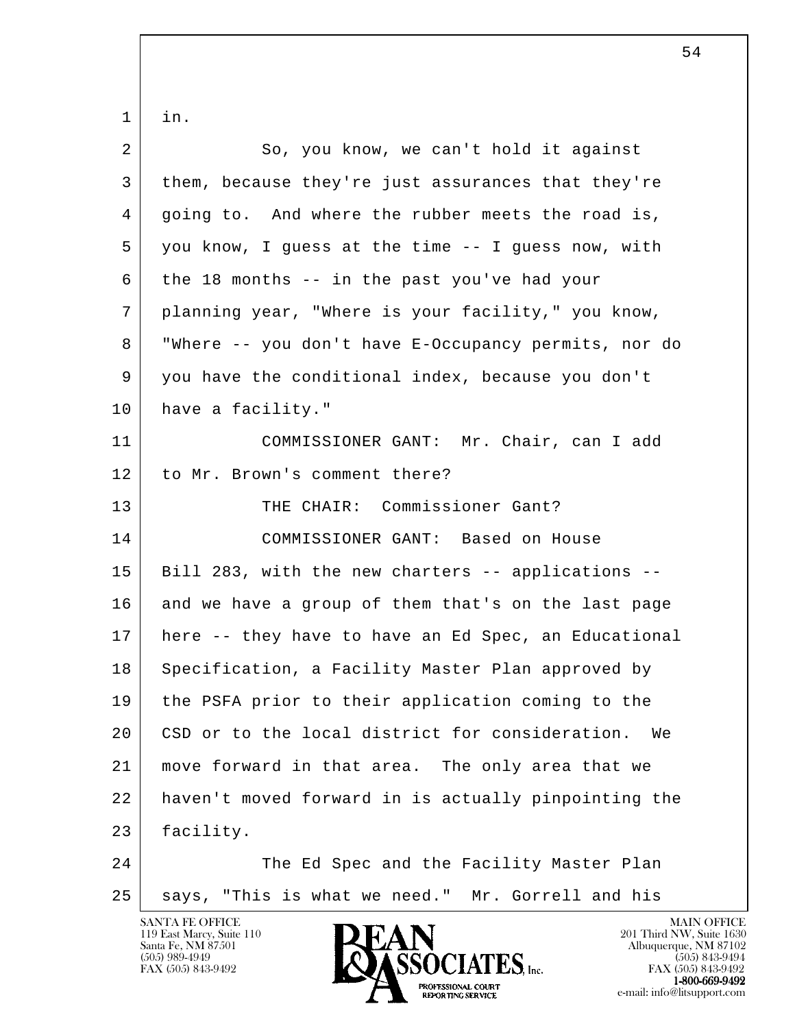in.

So, you know, we can't hold it against them, because they're just assurances that they're going to. And where the rubber meets the road is, you know, I guess at the time -- I guess now, with the 18 months -- in the past you've had your planning year, "Where is your facility," you know, "Where -- you don't have E-Occupancy permits, nor do you have the conditional index, because you don't have a facility."

COMMISSIONER GANT: Mr. Chair, can I add to Mr. Brown's comment there?

THE CHAIR: Commissioner Gant?

COMMISSIONER GANT: Based on House Bill 283, with the new charters -- applications -- and we have a group of them that's on the last page here -- they have to have an Ed Spec, an Educational Specification, a Facility Master Plan approved by the PSFA prior to their application coming to the CSD or to the local district for consideration. We move forward in that area. The only area that we haven't moved forward in is actually pinpointing the facility.

The Ed Spec and the Facility Master Plan says, "This is what we need." Mr. Gorrell and his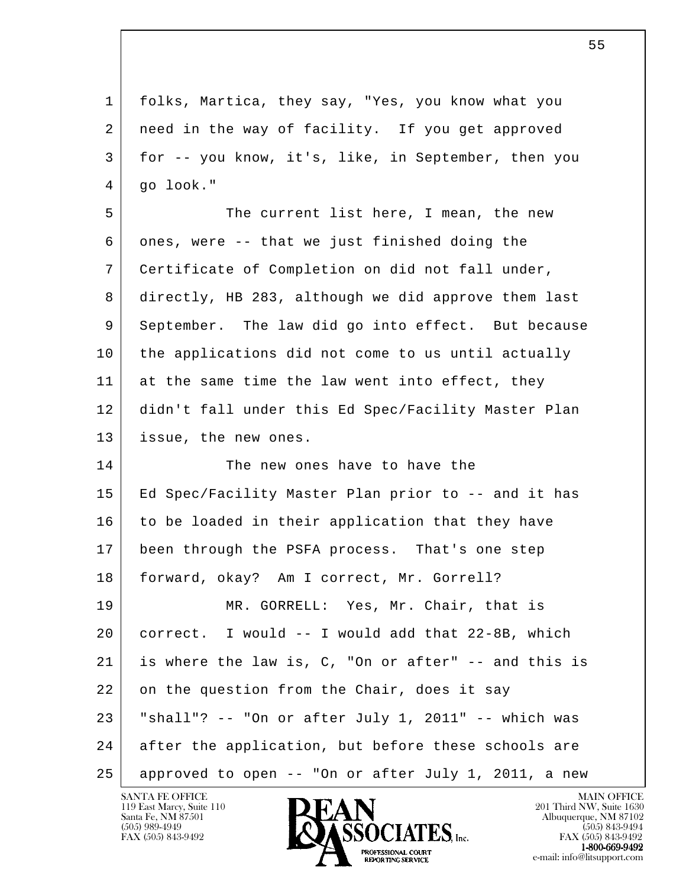folks, Martica, they say, "Yes, you know what you need in the way of facility. If you get approved for -- you know, it's, like, in September, then you go look."

The current list here, I mean, the new ones, were -- that we just finished doing the Certificate of Completion on did not fall under, directly, HB 283, although we did approve them last September. The law did go into effect. But because the applications did not come to us until actually at the same time the law went into effect, they didn't fall under this Ed Spec/Facility Master Plan issue, the new ones.

The new ones have to have the Ed Spec/Facility Master Plan prior to -- and it has to be loaded in their application that they have been through the PSFA process. That's one step forward, okay? Am I correct, Mr. Gorrell?

MR. GORRELL: Yes, Mr. Chair, that is correct. I would -- I would add that 22-8B, which is where the law is, C, "On or after" -- and this is on the question from the Chair, does it say "shall"? -- "On or after July 1, 2011" -- which was after the application, but before these schools are approved to open -- "On or after July 1, 2011, a new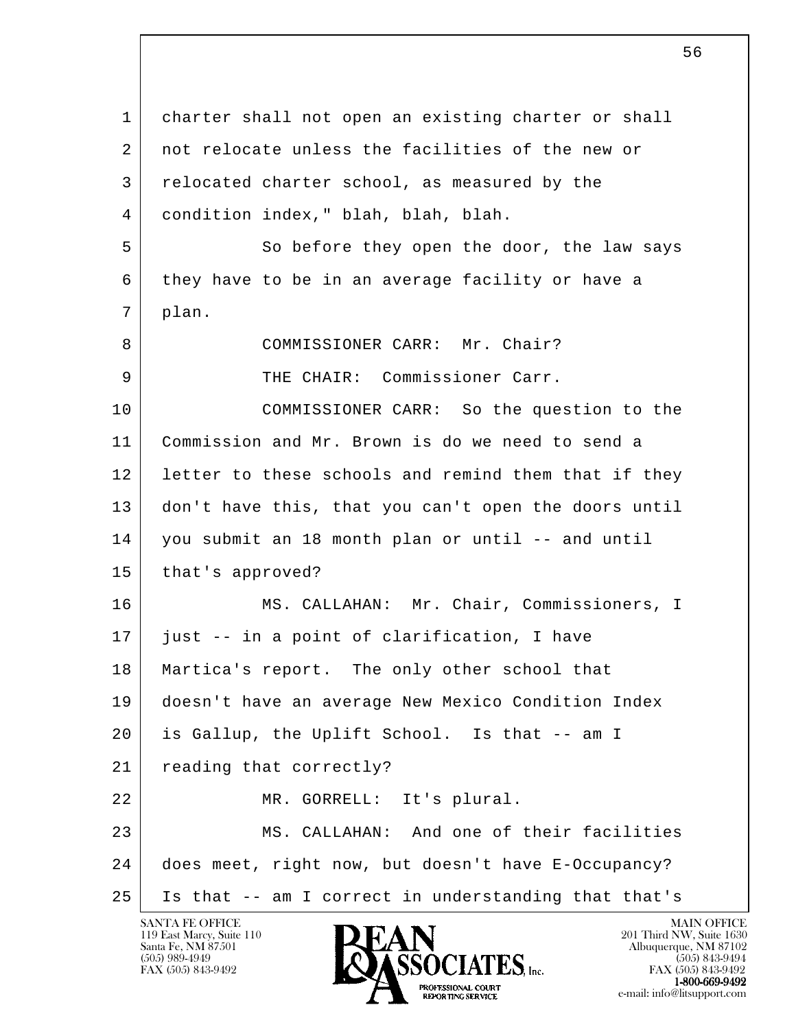charter shall not open an existing charter or shall not relocate unless the facilities of the new or relocated charter school, as measured by the condition index," blah, blah, blah.

So before they open the door, the law says they have to be in an average facility or have a plan.

COMMISSIONER CARR: Mr. Chair?

THE CHAIR: Commissioner Carr.

COMMISSIONER CARR: So the question to the Commission and Mr. Brown is do we need to send a letter to these schools and remind them that if they don't have this, that you can't open the doors until you submit an 18 month plan or until -- and until that's approved?

MS. CALLAHAN: Mr. Chair, Commissioners, I just -- in a point of clarification, I have Martica's report. The only other school that doesn't have an average New Mexico Condition Index is Gallup, the Uplift School. Is that -- am I reading that correctly?

MR. GORRELL: It's plural.

MS. CALLAHAN: And one of their facilities does meet, right now, but doesn't have E-Occupancy? Is that -- am I correct in understanding that that's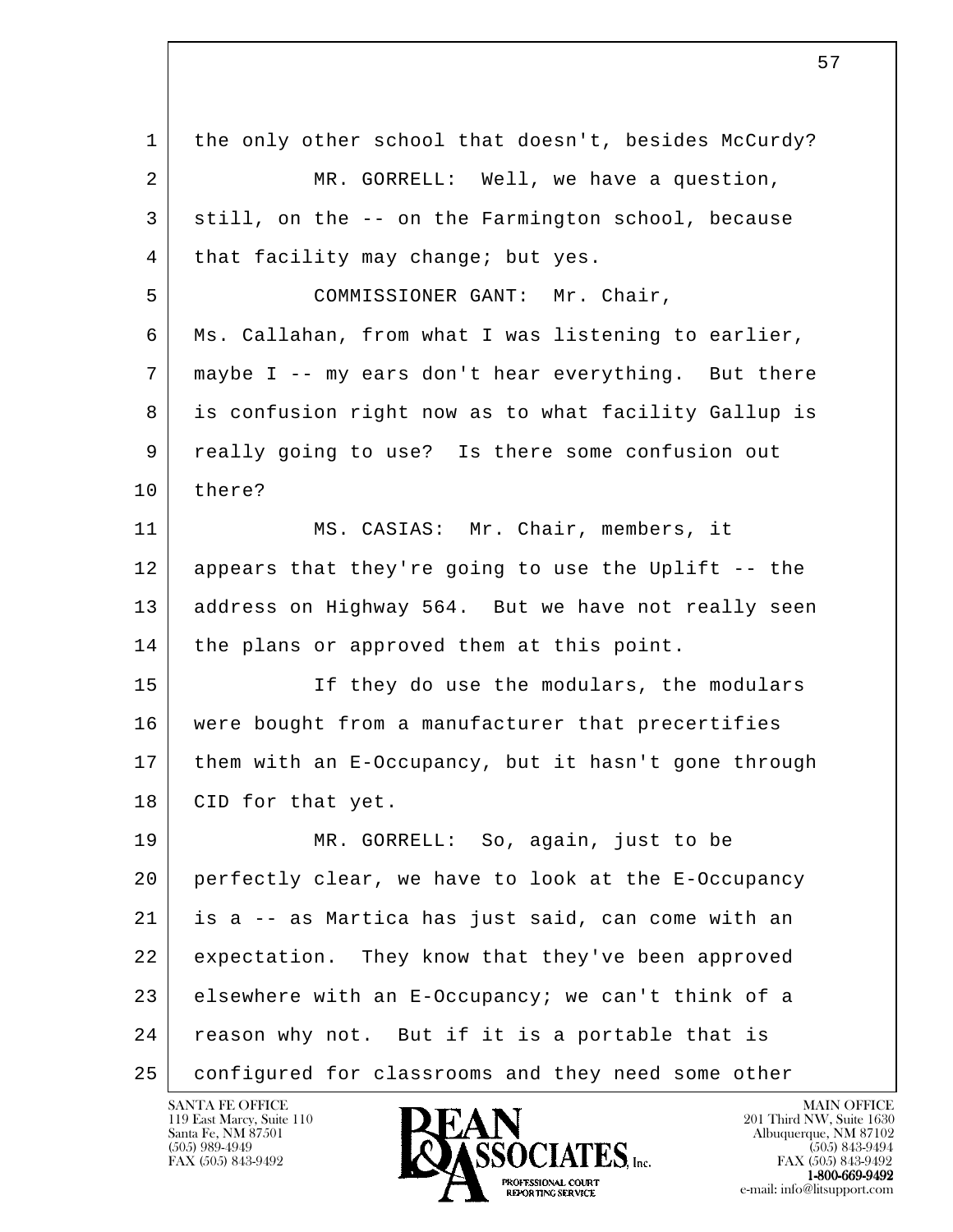1 the only other school that doesn't, besides McCurdy?

2 MR. GORRELL: Well, we have a question,

3 still, on the -- on the Farmington school, because

4 that facility may change; but yes.

5 COMMISSIONER GANT: Mr. Chair,

6 Ms. Callahan, from what I was listening to earlier,

7 maybe I -- my ears don't hear everything. But there

8 is confusion right now as to what facility Gallup is

9 really going to use? Is there some confusion out

10 there?

11 MS. CASIAS: Mr. Chair, members, it

12 appears that they're going to use the Uplift -- the

13 address on Highway 564. But we have not really seen

14 the plans or approved them at this point.

15 If they do use the modulars, the modulars

16 were bought from a manufacturer that precertifies

17 them with an E-Occupancy, but it hasn't gone through

18 CID for that yet.

19 MR. GORRELL: So, again, just to be

20 perfectly clear, we have to look at the E-Occupancy

21 is a -- as Martica has just said, can come with an

22 expectation. They know that they've been approved

23 elsewhere with an E-Occupancy; we can't think of a

24 reason why not. But if it is a portable that is

25 configured for classrooms and they need some other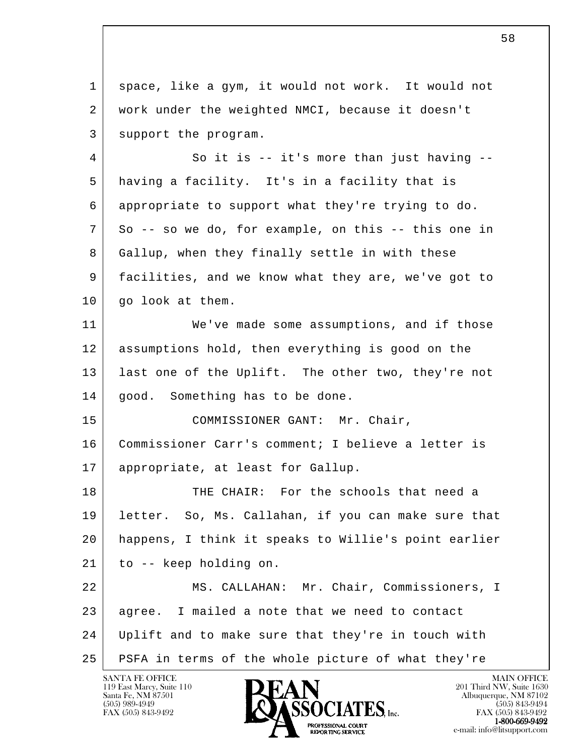space, like a gym, it would not work. It would not work under the weighted NMCI, because it doesn't support the program.

So it is -- it's more than just having -- having a facility. It's in a facility that is appropriate to support what they're trying to do. So -- so we do, for example, on this -- this one in Gallup, when they finally settle in with these facilities, and we know what they are, we've got to go look at them.

We've made some assumptions, and if those assumptions hold, then everything is good on the last one of the Uplift. The other two, they're not good. Something has to be done.

COMMISSIONER GANT: Mr. Chair, Commissioner Carr's comment; I believe a letter is appropriate, at least for Gallup.

THE CHAIR: For the schools that need a letter. So, Ms. Callahan, if you can make sure that happens, I think it speaks to Willie's point earlier to -- keep holding on.

MS. CALLAHAN: Mr. Chair, Commissioners, I agree. I mailed a note that we need to contact Uplift and to make sure that they're in touch with PSFA in terms of the whole picture of what they're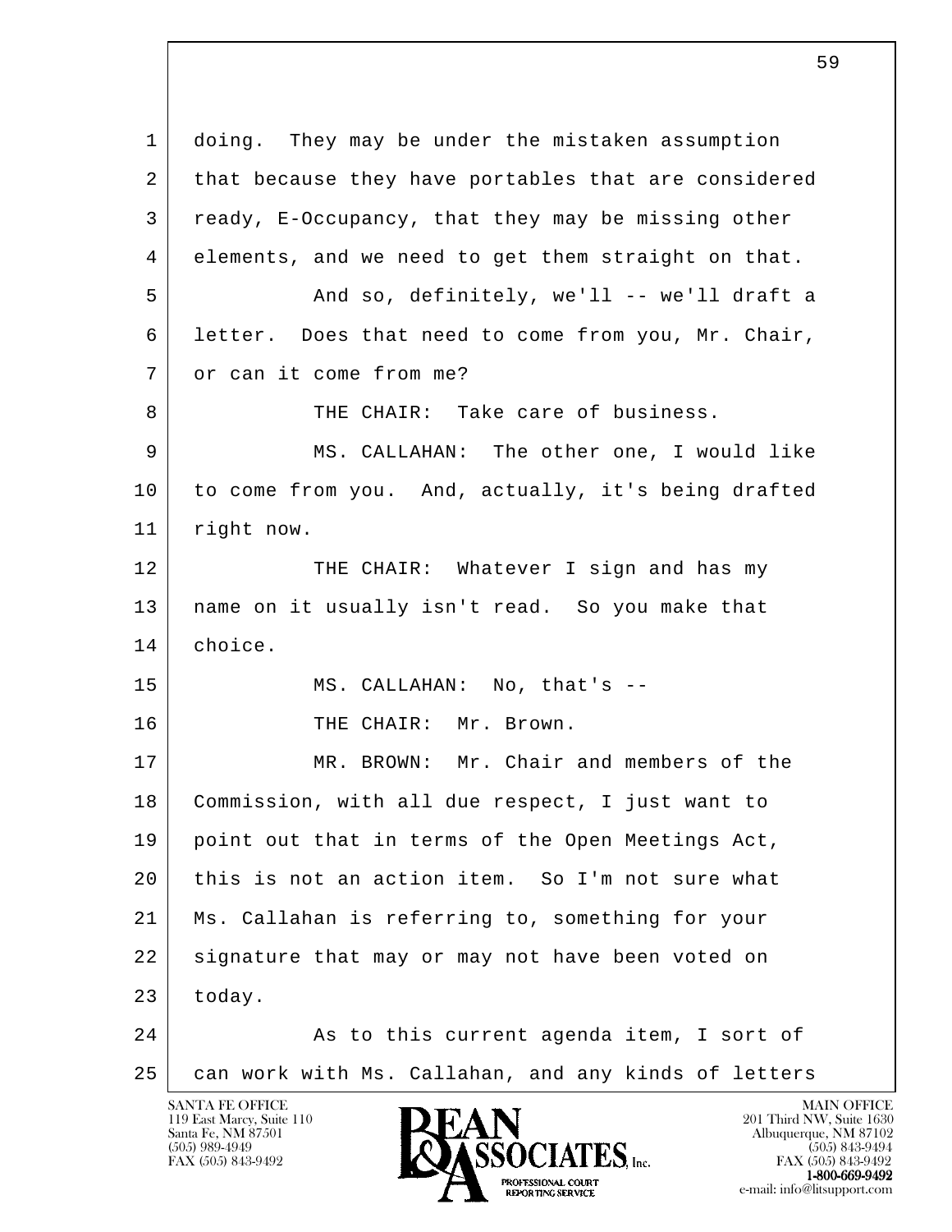1 doing. They may be under the mistaken assumption
2 that because they have portables that are considered
3 ready, E-Occupancy, that they may be missing other
4 elements, and we need to get them straight on that.
5 And so, definitely, we'll -- we'll draft a
6 letter. Does that need to come from you, Mr. Chair,
7 or can it come from me?
8 THE CHAIR: Take care of business.
9 MS. CALLAHAN: The other one, I would like
10 to come from you. And, actually, it's being drafted
11 right now.
12 THE CHAIR: Whatever I sign and has my
13 name on it usually isn't read. So you make that
14 choice.
15 MS. CALLAHAN: No, that's --
16 THE CHAIR: Mr. Brown.
17 MR. BROWN: Mr. Chair and members of the
18 Commission, with all due respect, I just want to
19 point out that in terms of the Open Meetings Act,
20 this is not an action item. So I'm not sure what
21 Ms. Callahan is referring to, something for your
22 signature that may or may not have been voted on
23 today.
24 As to this current agenda item, I sort of
25 can work with Ms. Callahan, and any kinds of letters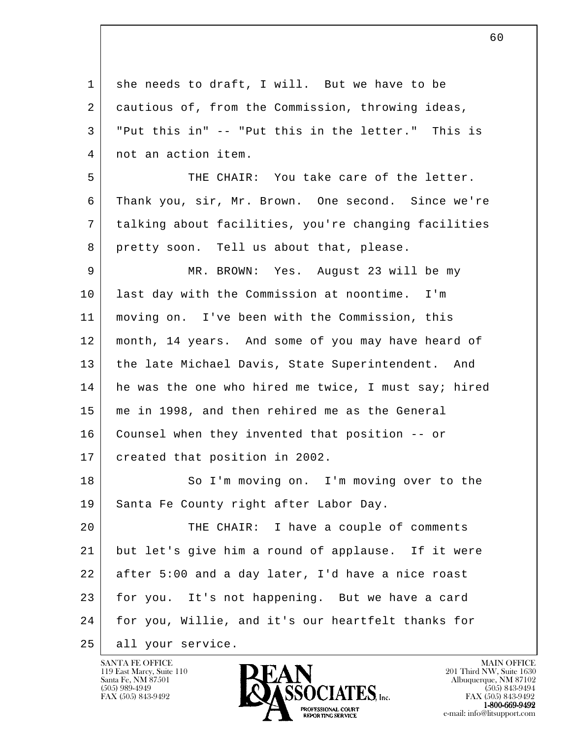she needs to draft, I will. But we have to be cautious of, from the Commission, throwing ideas, "Put this in" -- "Put this in the letter." This is not an action item.

THE CHAIR: You take care of the letter. Thank you, sir, Mr. Brown. One second. Since we're talking about facilities, you're changing facilities pretty soon. Tell us about that, please.

MR. BROWN: Yes. August 23 will be my last day with the Commission at noontime. I'm moving on. I've been with the Commission, this month, 14 years. And some of you may have heard of the late Michael Davis, State Superintendent. And he was the one who hired me twice, I must say; hired me in 1998, and then rehired me as the General Counsel when they invented that position -- or created that position in 2002.

So I'm moving on. I'm moving over to the Santa Fe County right after Labor Day.

THE CHAIR: I have a couple of comments but let's give him a round of applause. If it were after 5:00 and a day later, I'd have a nice roast for you. It's not happening. But we have a card for you, Willie, and it's our heartfelt thanks for all your service.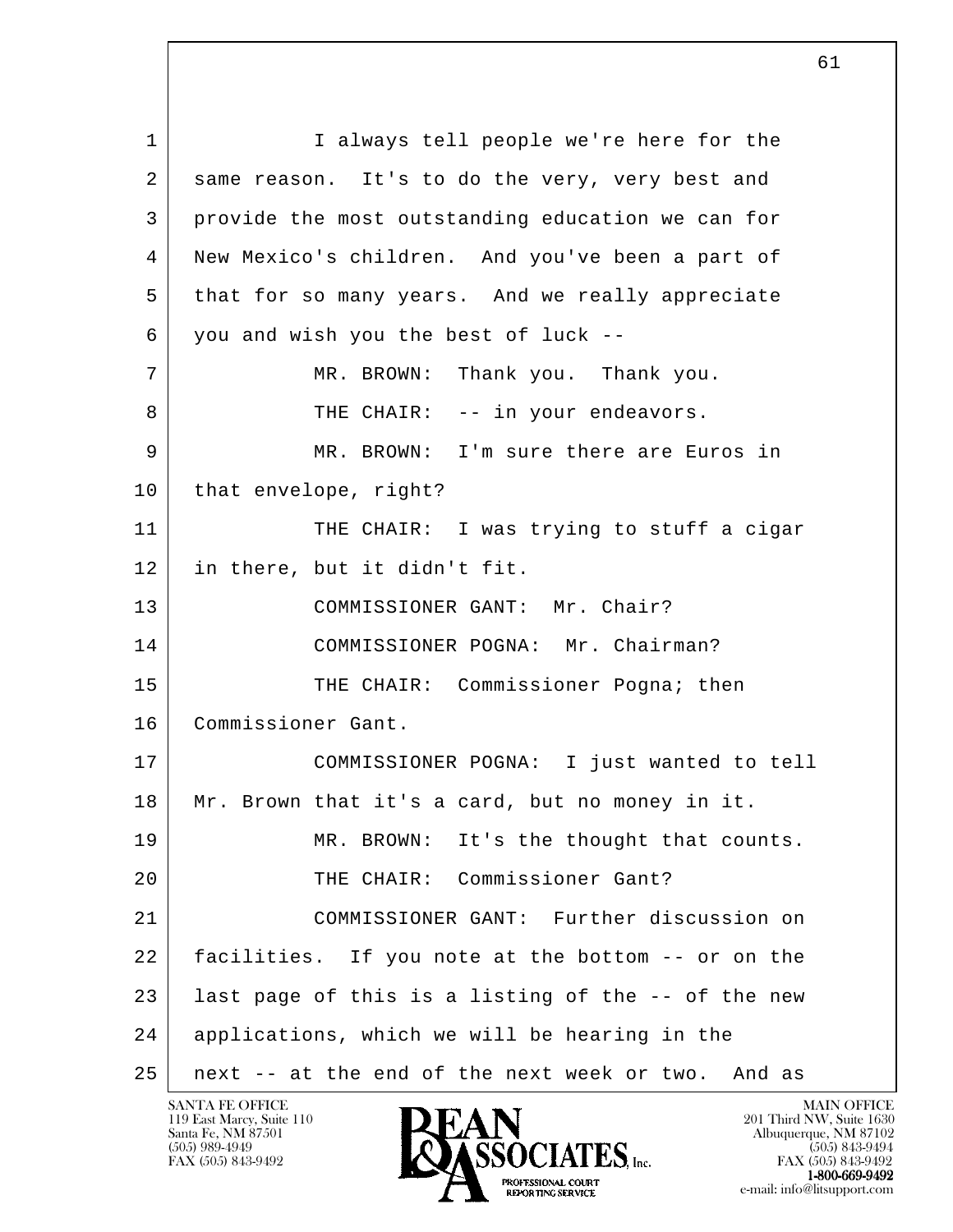1 I always tell people we're here for the
2 same reason. It's to do the very, very best and
3 provide the most outstanding education we can for
4 New Mexico's children. And you've been a part of
5 that for so many years. And we really appreciate
6 you and wish you the best of luck --
7 MR. BROWN: Thank you. Thank you.
8 THE CHAIR: -- in your endeavors.
9 MR. BROWN: I'm sure there are Euros in
10 that envelope, right?
11 THE CHAIR: I was trying to stuff a cigar
12 in there, but it didn't fit.
13 COMMISSIONER GANT: Mr. Chair?
14 COMMISSIONER POGNA: Mr. Chairman?
15 THE CHAIR: Commissioner Pogna; then
16 Commissioner Gant.
17 COMMISSIONER POGNA: I just wanted to tell
18 Mr. Brown that it's a card, but no money in it.
19 MR. BROWN: It's the thought that counts.
20 THE CHAIR: Commissioner Gant?
21 COMMISSIONER GANT: Further discussion on
22 facilities. If you note at the bottom -- or on the
23 last page of this is a listing of the -- of the new
24 applications, which we will be hearing in the
25 next -- at the end of the next week or two. And as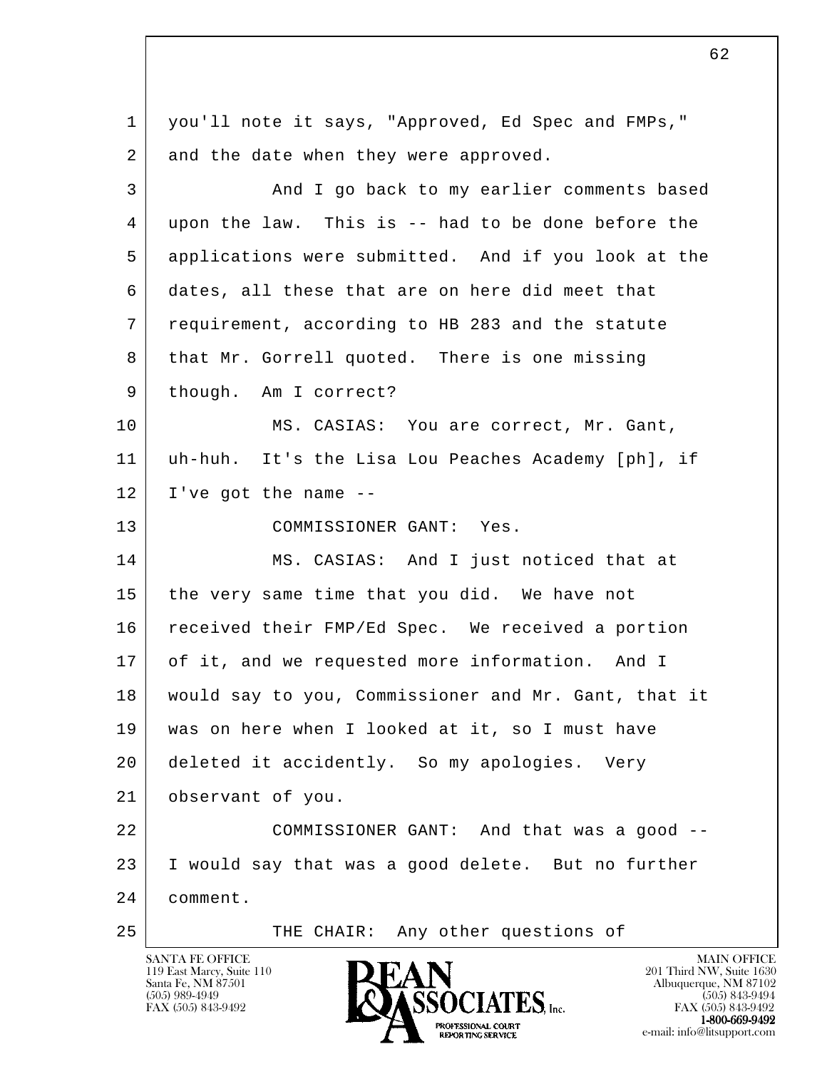you'll note it says, "Approved, Ed Spec and FMPs," and the date when they were approved.

And I go back to my earlier comments based upon the law. This is -- had to be done before the applications were submitted. And if you look at the dates, all these that are on here did meet that requirement, according to HB 283 and the statute that Mr. Gorrell quoted. There is one missing though. Am I correct?

MS. CASIAS: You are correct, Mr. Gant, uh-huh. It's the Lisa Lou Peaches Academy [ph], if I've got the name --

COMMISSIONER GANT: Yes.

MS. CASIAS: And I just noticed that at the very same time that you did. We have not received their FMP/Ed Spec. We received a portion of it, and we requested more information. And I would say to you, Commissioner and Mr. Gant, that it was on here when I looked at it, so I must have deleted it accidently. So my apologies. Very observant of you.

COMMISSIONER GANT: And that was a good -- I would say that was a good delete. But no further comment.

THE CHAIR: Any other questions of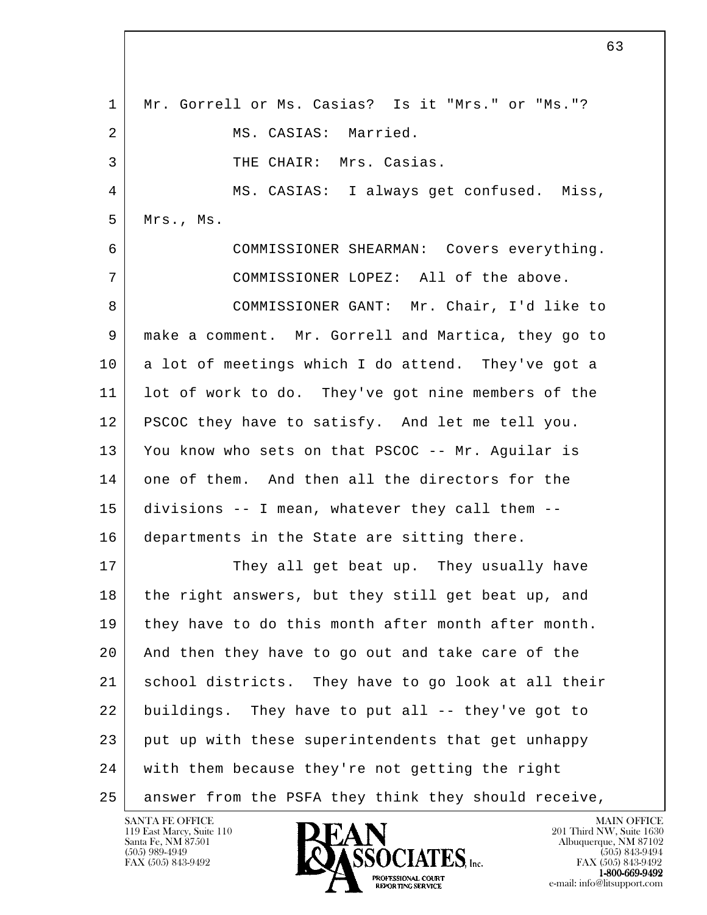1 Mr. Gorrell or Ms. Casias? Is it "Mrs." or "Ms."?

2 MS. CASIAS: Married.

3 THE CHAIR: Mrs. Casias.

4 MS. CASIAS: I always get confused. Miss,

5 Mrs., Ms.

6 COMMISSIONER SHEARMAN: Covers everything.

7 COMMISSIONER LOPEZ: All of the above.

8 COMMISSIONER GANT: Mr. Chair, I'd like to

9 make a comment. Mr. Gorrell and Martica, they go to

10 a lot of meetings which I do attend. They've got a

11 lot of work to do. They've got nine members of the

12 PSCOC they have to satisfy. And let me tell you.

13 You know who sets on that PSCOC -- Mr. Aguilar is

14 one of them. And then all the directors for the

15 divisions -- I mean, whatever they call them --

16 departments in the State are sitting there.

17 They all get beat up. They usually have

18 the right answers, but they still get beat up, and

19 they have to do this month after month after month.

20 And then they have to go out and take care of the

21 school districts. They have to go look at all their

22 buildings. They have to put all -- they've got to

23 put up with these superintendents that get unhappy

24 with them because they're not getting the right

25 answer from the PSFA they think they should receive,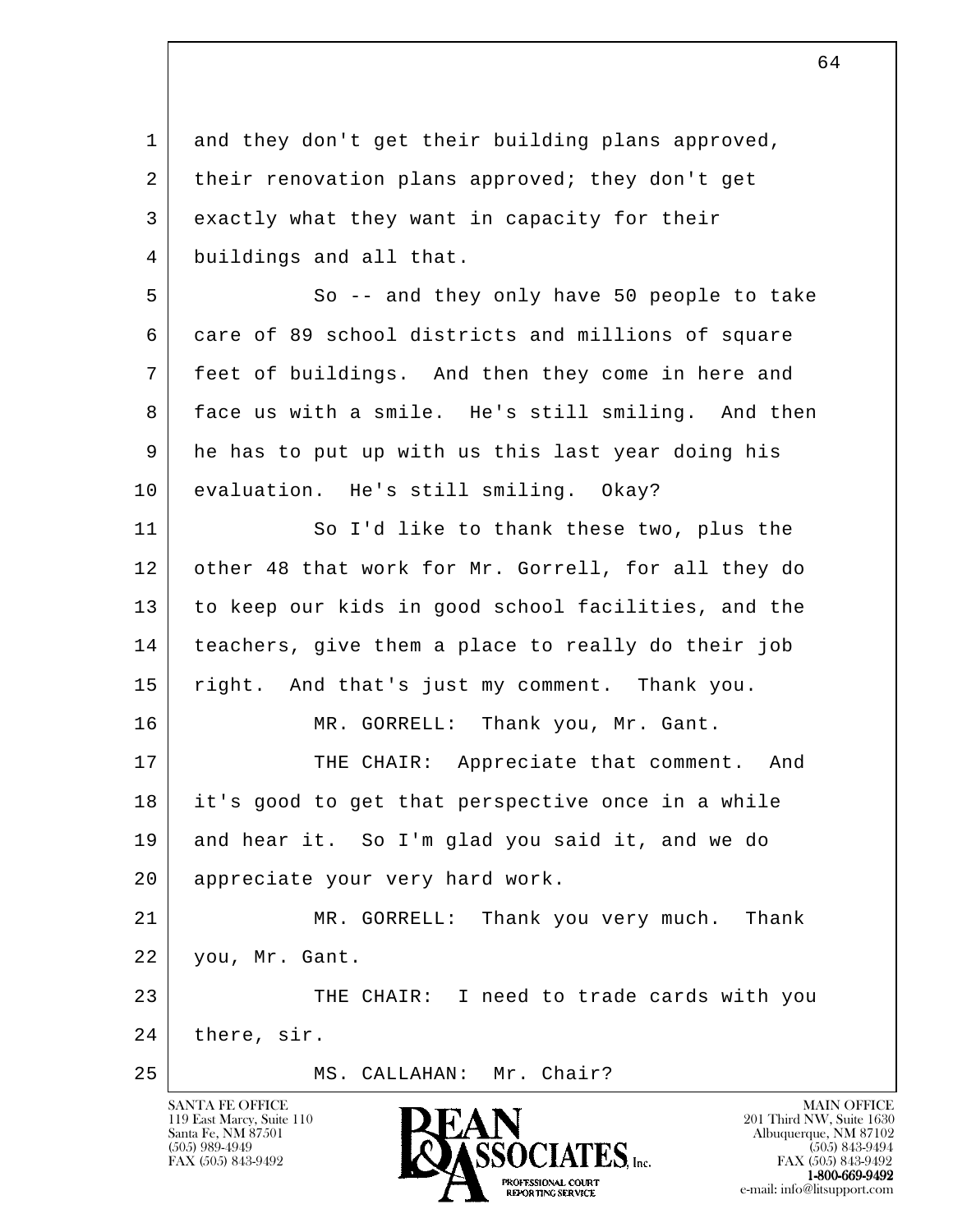and they don't get their building plans approved, their renovation plans approved; they don't get exactly what they want in capacity for their buildings and all that.

So -- and they only have 50 people to take care of 89 school districts and millions of square feet of buildings. And then they come in here and face us with a smile. He's still smiling. And then he has to put up with us this last year doing his evaluation. He's still smiling. Okay?

So I'd like to thank these two, plus the other 48 that work for Mr. Gorrell, for all they do to keep our kids in good school facilities, and the teachers, give them a place to really do their job right. And that's just my comment. Thank you.

MR. GORRELL: Thank you, Mr. Gant.

THE CHAIR: Appreciate that comment. And it's good to get that perspective once in a while and hear it. So I'm glad you said it, and we do appreciate your very hard work.

MR. GORRELL: Thank you very much. Thank you, Mr. Gant.

THE CHAIR: I need to trade cards with you there, sir.

MS. CALLAHAN: Mr. Chair?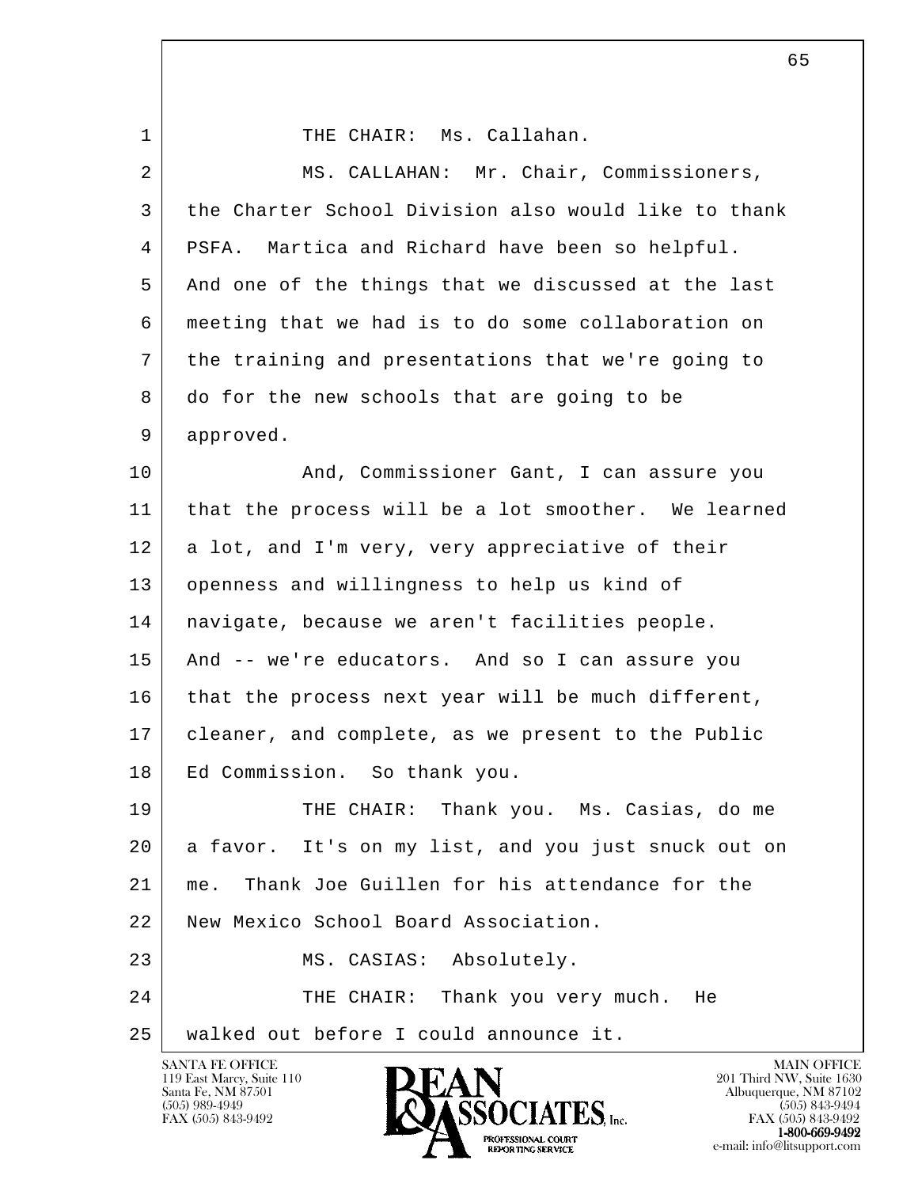THE CHAIR: Ms. Callahan.

MS. CALLAHAN: Mr. Chair, Commissioners, the Charter School Division also would like to thank PSFA. Martica and Richard have been so helpful. And one of the things that we discussed at the last meeting that we had is to do some collaboration on the training and presentations that we're going to do for the new schools that are going to be approved.

And, Commissioner Gant, I can assure you that the process will be a lot smoother. We learned a lot, and I'm very, very appreciative of their openness and willingness to help us kind of navigate, because we aren't facilities people. And -- we're educators. And so I can assure you that the process next year will be much different, cleaner, and complete, as we present to the Public Ed Commission. So thank you.

THE CHAIR: Thank you. Ms. Casias, do me a favor. It's on my list, and you just snuck out on me. Thank Joe Guillen for his attendance for the New Mexico School Board Association.

MS. CASIAS: Absolutely.

THE CHAIR: Thank you very much. He walked out before I could announce it.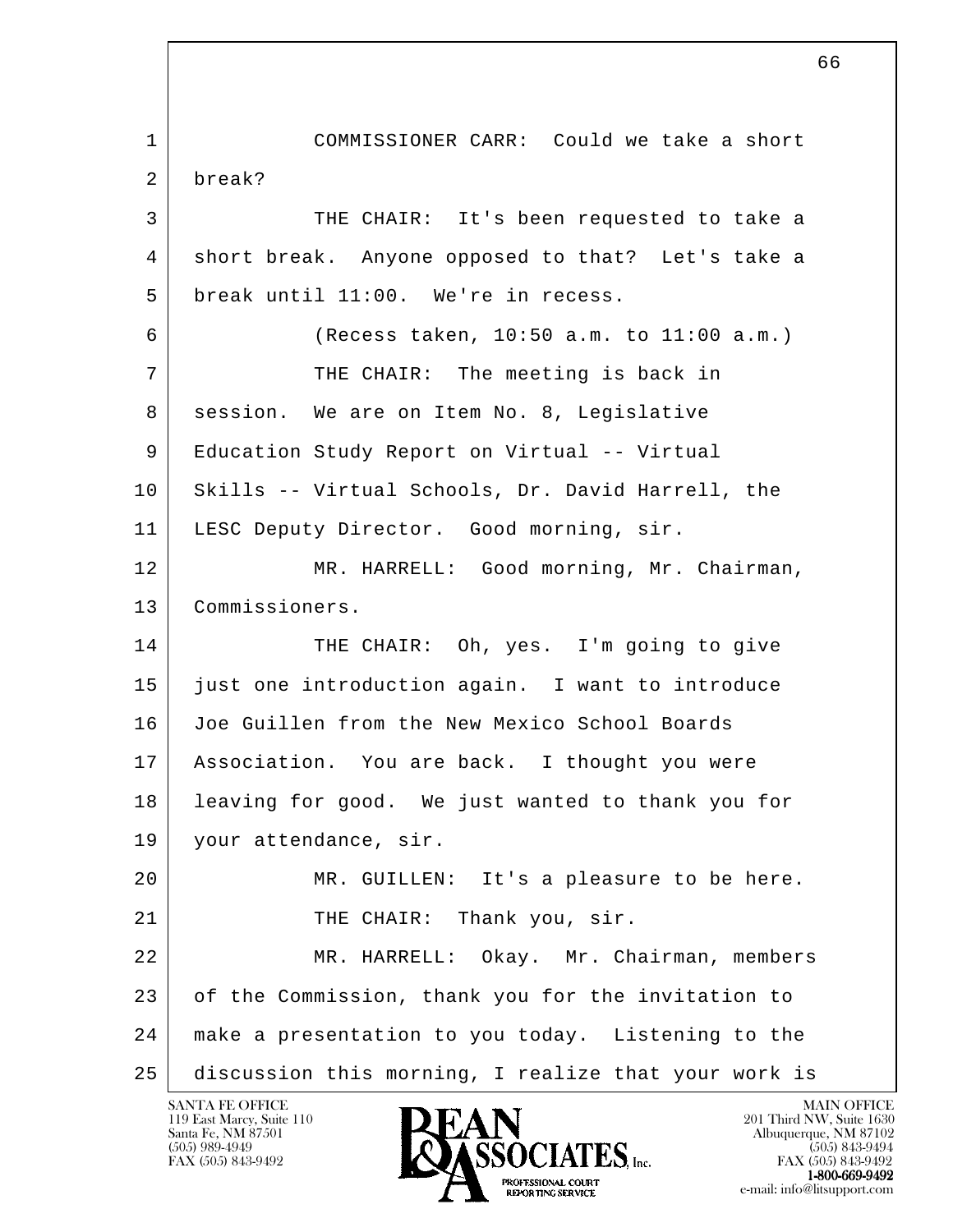COMMISSIONER CARR: Could we take a short break?

THE CHAIR: It's been requested to take a short break. Anyone opposed to that? Let's take a break until 11:00. We're in recess.

(Recess taken, 10:50 a.m. to 11:00 a.m.)

THE CHAIR: The meeting is back in session. We are on Item No. 8, Legislative Education Study Report on Virtual -- Virtual Skills -- Virtual Schools, Dr. David Harrell, the LESC Deputy Director. Good morning, sir.

MR. HARRELL: Good morning, Mr. Chairman, Commissioners.

THE CHAIR: Oh, yes. I'm going to give just one introduction again. I want to introduce Joe Guillen from the New Mexico School Boards Association. You are back. I thought you were leaving for good. We just wanted to thank you for your attendance, sir.

MR. GUILLEN: It's a pleasure to be here.

THE CHAIR: Thank you, sir.

MR. HARRELL: Okay. Mr. Chairman, members of the Commission, thank you for the invitation to make a presentation to you today. Listening to the discussion this morning, I realize that your work is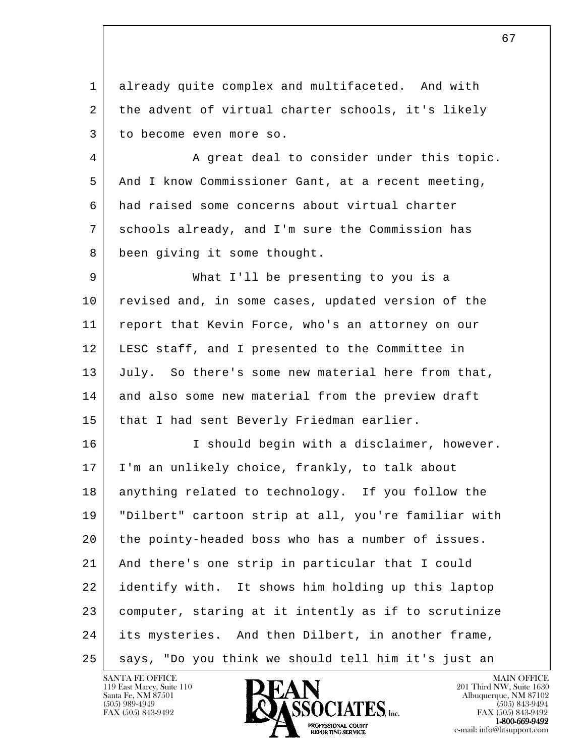already quite complex and multifaceted. And with the advent of virtual charter schools, it's likely to become even more so.

A great deal to consider under this topic. And I know Commissioner Gant, at a recent meeting, had raised some concerns about virtual charter schools already, and I'm sure the Commission has been giving it some thought.

What I'll be presenting to you is a revised and, in some cases, updated version of the report that Kevin Force, who's an attorney on our LESC staff, and I presented to the Committee in July. So there's some new material here from that, and also some new material from the preview draft that I had sent Beverly Friedman earlier.

I should begin with a disclaimer, however. I'm an unlikely choice, frankly, to talk about anything related to technology. If you follow the "Dilbert" cartoon strip at all, you're familiar with the pointy-headed boss who has a number of issues. And there's one strip in particular that I could identify with. It shows him holding up this laptop computer, staring at it intently as if to scrutinize its mysteries. And then Dilbert, in another frame, says, "Do you think we should tell him it's just an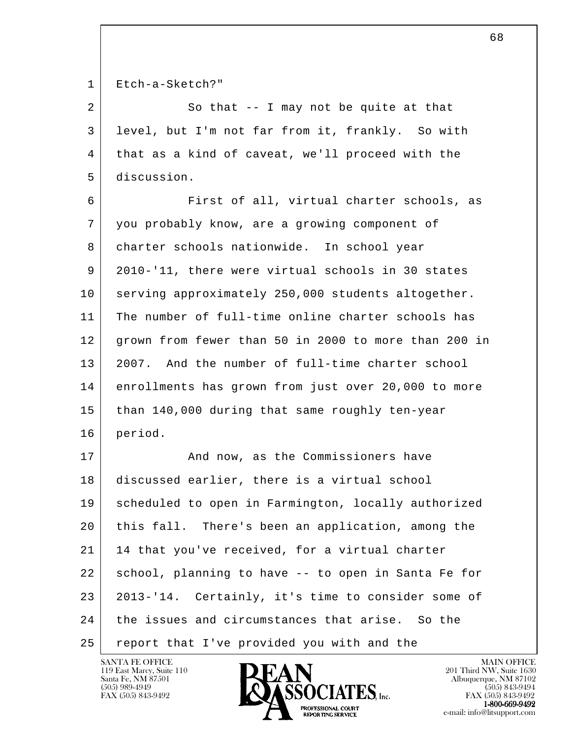Etch-a-Sketch?"

So that -- I may not be quite at that level, but I'm not far from it, frankly. So with that as a kind of caveat, we'll proceed with the discussion.

First of all, virtual charter schools, as you probably know, are a growing component of charter schools nationwide. In school year 2010-'11, there were virtual schools in 30 states serving approximately 250,000 students altogether. The number of full-time online charter schools has grown from fewer than 50 in 2000 to more than 200 in 2007. And the number of full-time charter school enrollments has grown from just over 20,000 to more than 140,000 during that same roughly ten-year period.

And now, as the Commissioners have discussed earlier, there is a virtual school scheduled to open in Farmington, locally authorized this fall. There's been an application, among the 14 that you've received, for a virtual charter school, planning to have -- to open in Santa Fe for 2013-'14. Certainly, it's time to consider some of the issues and circumstances that arise. So the report that I've provided you with and the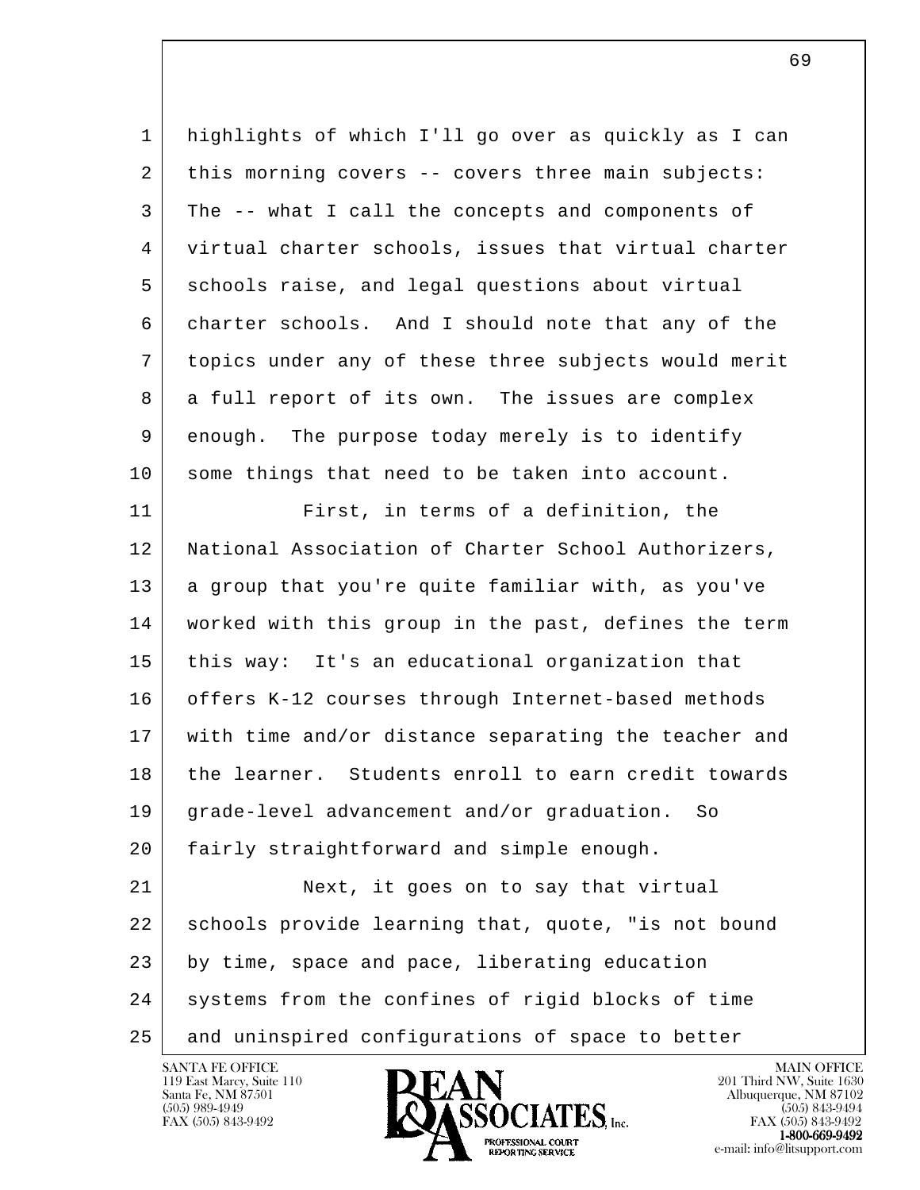highlights of which I'll go over as quickly as I can this morning covers -- covers three main subjects: The -- what I call the concepts and components of virtual charter schools, issues that virtual charter schools raise, and legal questions about virtual charter schools. And I should note that any of the topics under any of these three subjects would merit a full report of its own. The issues are complex enough. The purpose today merely is to identify some things that need to be taken into account.

First, in terms of a definition, the National Association of Charter School Authorizers, a group that you're quite familiar with, as you've worked with this group in the past, defines the term this way: It's an educational organization that offers K-12 courses through Internet-based methods with time and/or distance separating the teacher and the learner. Students enroll to earn credit towards grade-level advancement and/or graduation. So fairly straightforward and simple enough.

Next, it goes on to say that virtual schools provide learning that, quote, "is not bound by time, space and pace, liberating education systems from the confines of rigid blocks of time and uninspired configurations of space to better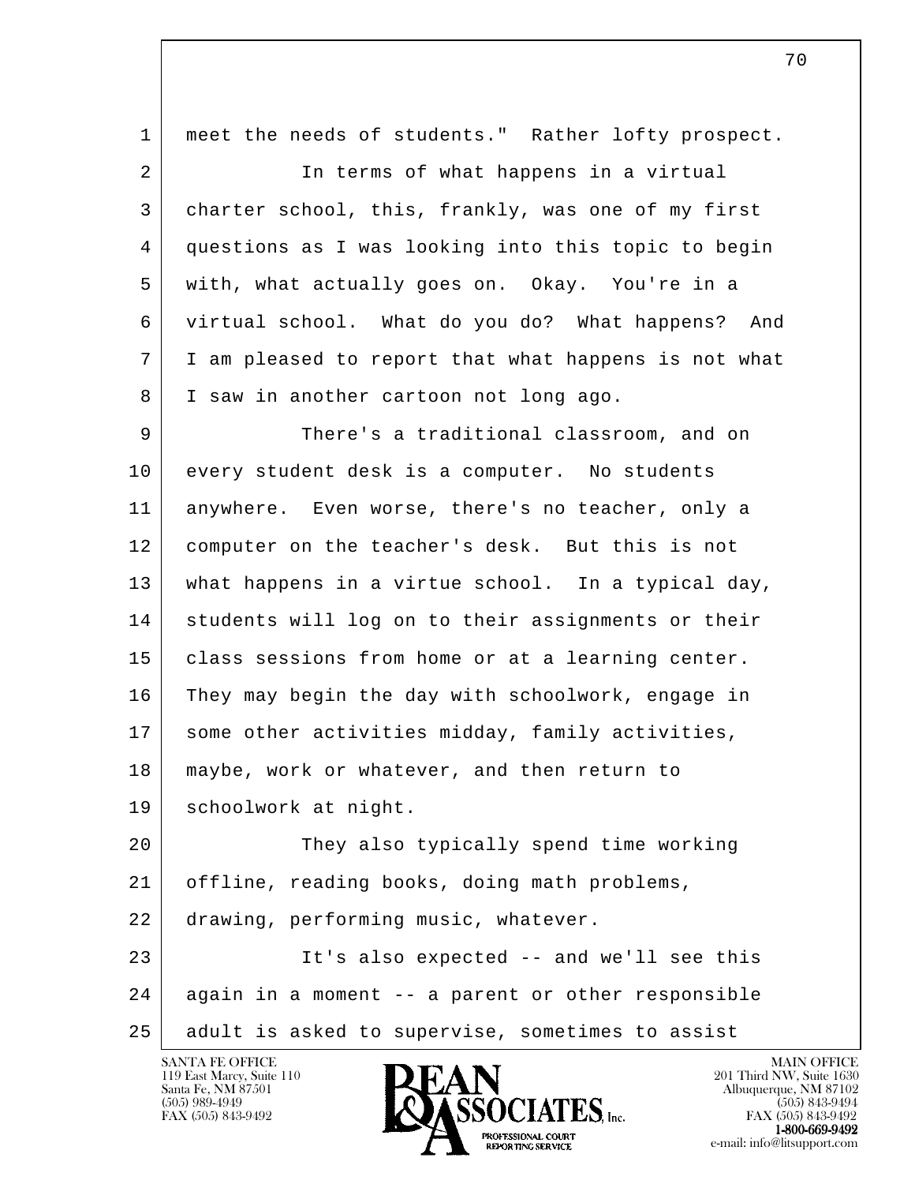meet the needs of students." Rather lofty prospect.

In terms of what happens in a virtual charter school, this, frankly, was one of my first questions as I was looking into this topic to begin with, what actually goes on. Okay. You're in a virtual school. What do you do? What happens? And I am pleased to report that what happens is not what I saw in another cartoon not long ago.

There's a traditional classroom, and on every student desk is a computer. No students anywhere. Even worse, there's no teacher, only a computer on the teacher's desk. But this is not what happens in a virtue school. In a typical day, students will log on to their assignments or their class sessions from home or at a learning center. They may begin the day with schoolwork, engage in some other activities midday, family activities, maybe, work or whatever, and then return to schoolwork at night.

They also typically spend time working offline, reading books, doing math problems, drawing, performing music, whatever.

It's also expected -- and we'll see this again in a moment -- a parent or other responsible adult is asked to supervise, sometimes to assist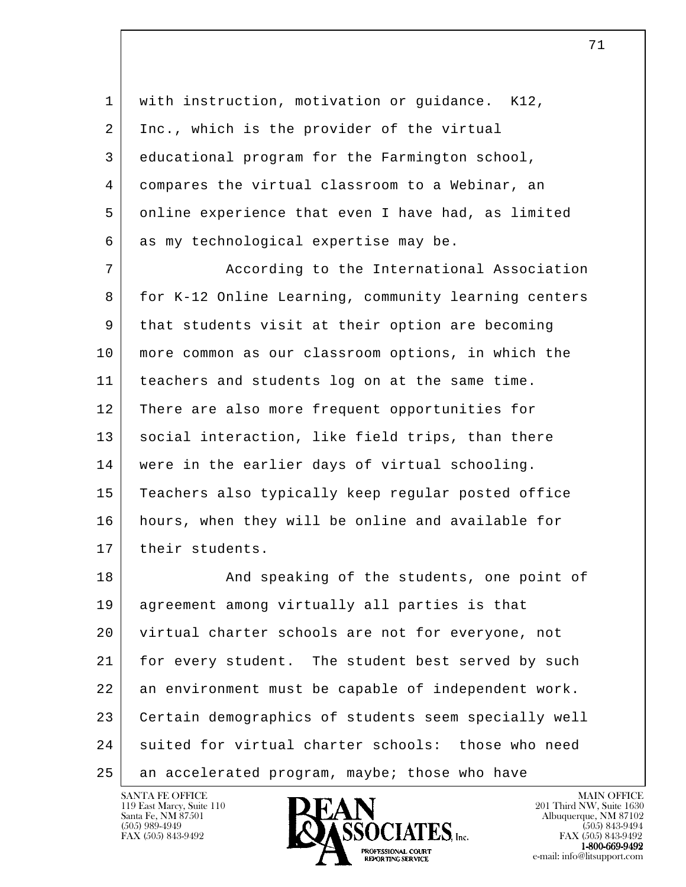with instruction, motivation or guidance. K12, Inc., which is the provider of the virtual educational program for the Farmington school, compares the virtual classroom to a Webinar, an online experience that even I have had, as limited as my technological expertise may be.

According to the International Association for K-12 Online Learning, community learning centers that students visit at their option are becoming more common as our classroom options, in which the teachers and students log on at the same time. There are also more frequent opportunities for social interaction, like field trips, than there were in the earlier days of virtual schooling. Teachers also typically keep regular posted office hours, when they will be online and available for their students.

And speaking of the students, one point of agreement among virtually all parties is that virtual charter schools are not for everyone, not for every student. The student best served by such an environment must be capable of independent work. Certain demographics of students seem specially well suited for virtual charter schools: those who need an accelerated program, maybe; those who have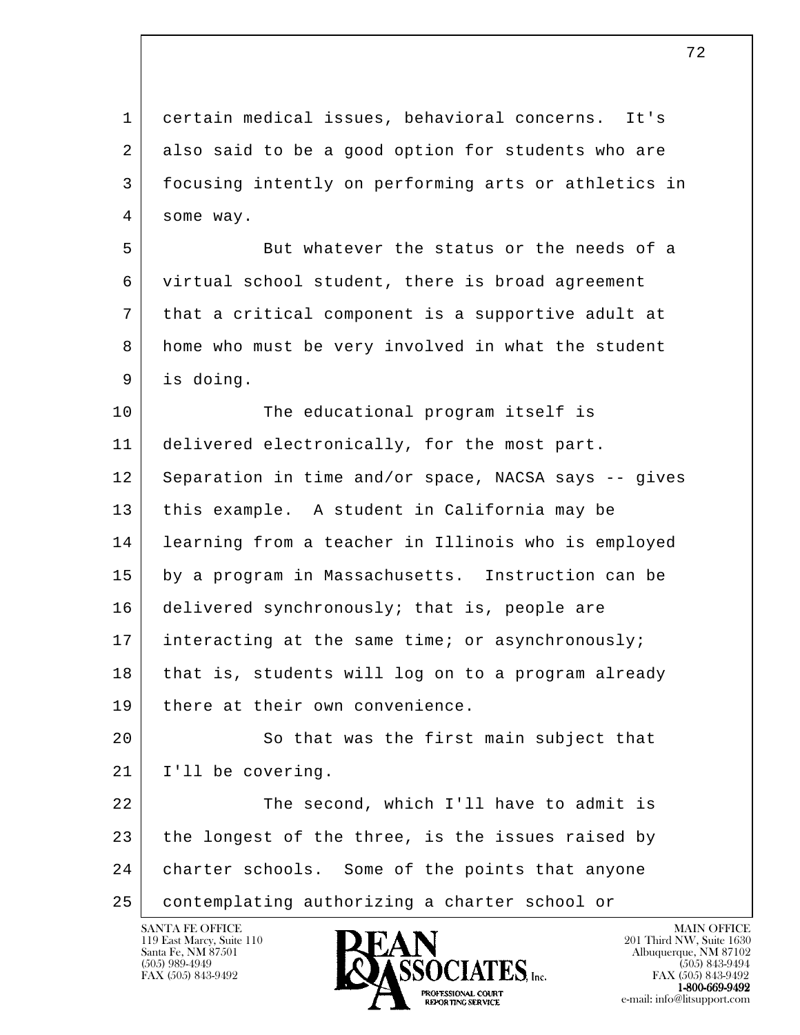certain medical issues, behavioral concerns. It's also said to be a good option for students who are focusing intently on performing arts or athletics in some way.

But whatever the status or the needs of a virtual school student, there is broad agreement that a critical component is a supportive adult at home who must be very involved in what the student is doing.

The educational program itself is delivered electronically, for the most part. Separation in time and/or space, NACSA says -- gives this example. A student in California may be learning from a teacher in Illinois who is employed by a program in Massachusetts. Instruction can be delivered synchronously; that is, people are interacting at the same time; or asynchronously; that is, students will log on to a program already there at their own convenience.

So that was the first main subject that I'll be covering.

The second, which I'll have to admit is the longest of the three, is the issues raised by charter schools. Some of the points that anyone contemplating authorizing a charter school or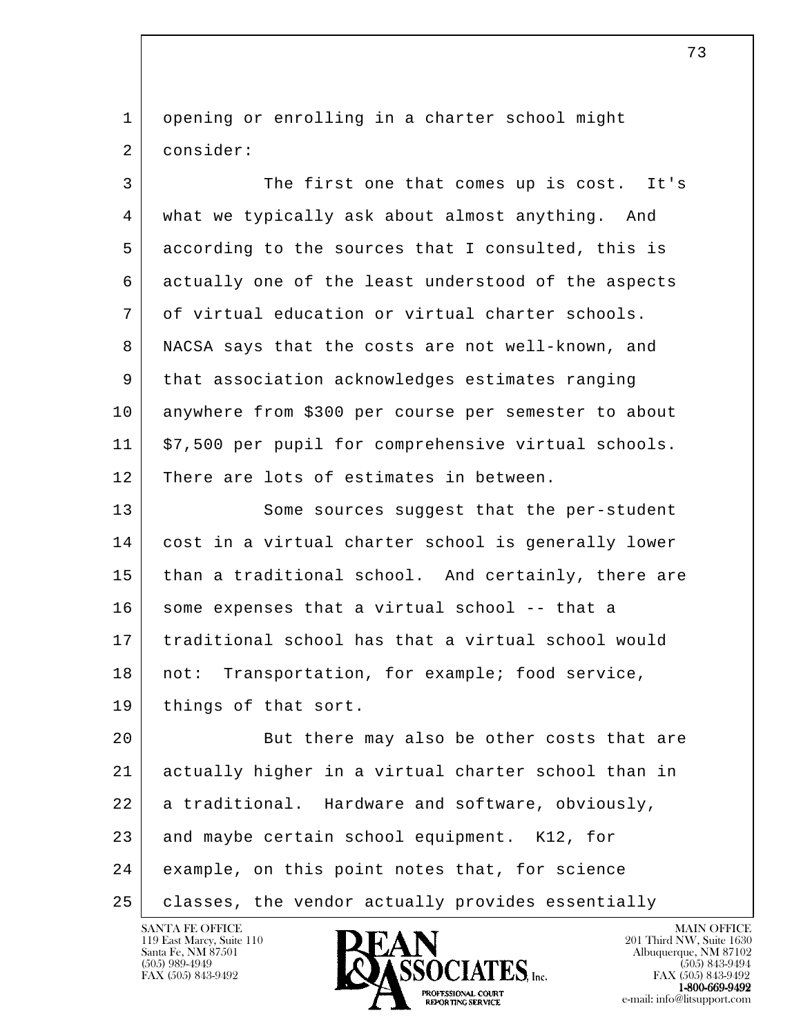opening or enrolling in a charter school might consider:

The first one that comes up is cost. It's what we typically ask about almost anything. And according to the sources that I consulted, this is actually one of the least understood of the aspects of virtual education or virtual charter schools. NACSA says that the costs are not well-known, and that association acknowledges estimates ranging anywhere from $300 per course per semester to about $7,500 per pupil for comprehensive virtual schools. There are lots of estimates in between.

Some sources suggest that the per-student cost in a virtual charter school is generally lower than a traditional school. And certainly, there are some expenses that a virtual school -- that a traditional school has that a virtual school would not: Transportation, for example; food service, things of that sort.

But there may also be other costs that are actually higher in a virtual charter school than in a traditional. Hardware and software, obviously, and maybe certain school equipment. K12, for example, on this point notes that, for science classes, the vendor actually provides essentially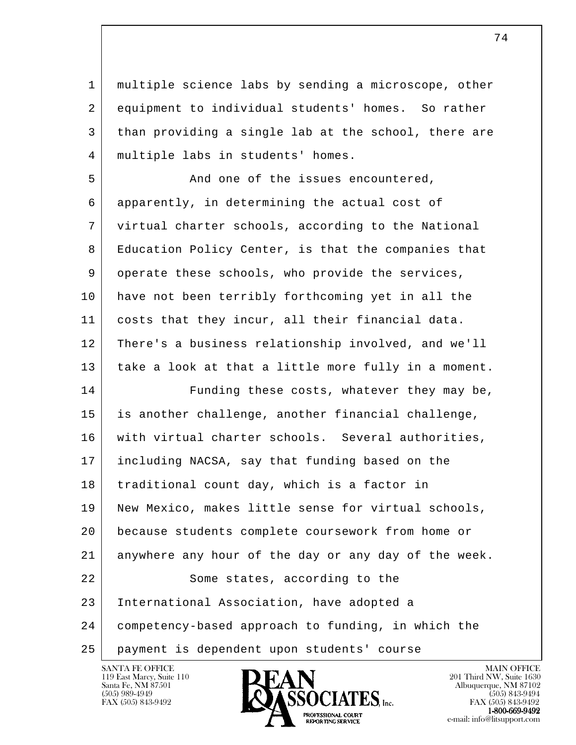multiple science labs by sending a microscope, other equipment to individual students' homes. So rather than providing a single lab at the school, there are multiple labs in students' homes.

And one of the issues encountered, apparently, in determining the actual cost of virtual charter schools, according to the National Education Policy Center, is that the companies that operate these schools, who provide the services, have not been terribly forthcoming yet in all the costs that they incur, all their financial data. There's a business relationship involved, and we'll take a look at that a little more fully in a moment.

Funding these costs, whatever they may be, is another challenge, another financial challenge, with virtual charter schools. Several authorities, including NACSA, say that funding based on the traditional count day, which is a factor in New Mexico, makes little sense for virtual schools, because students complete coursework from home or anywhere any hour of the day or any day of the week.

Some states, according to the International Association, have adopted a competency-based approach to funding, in which the payment is dependent upon students' course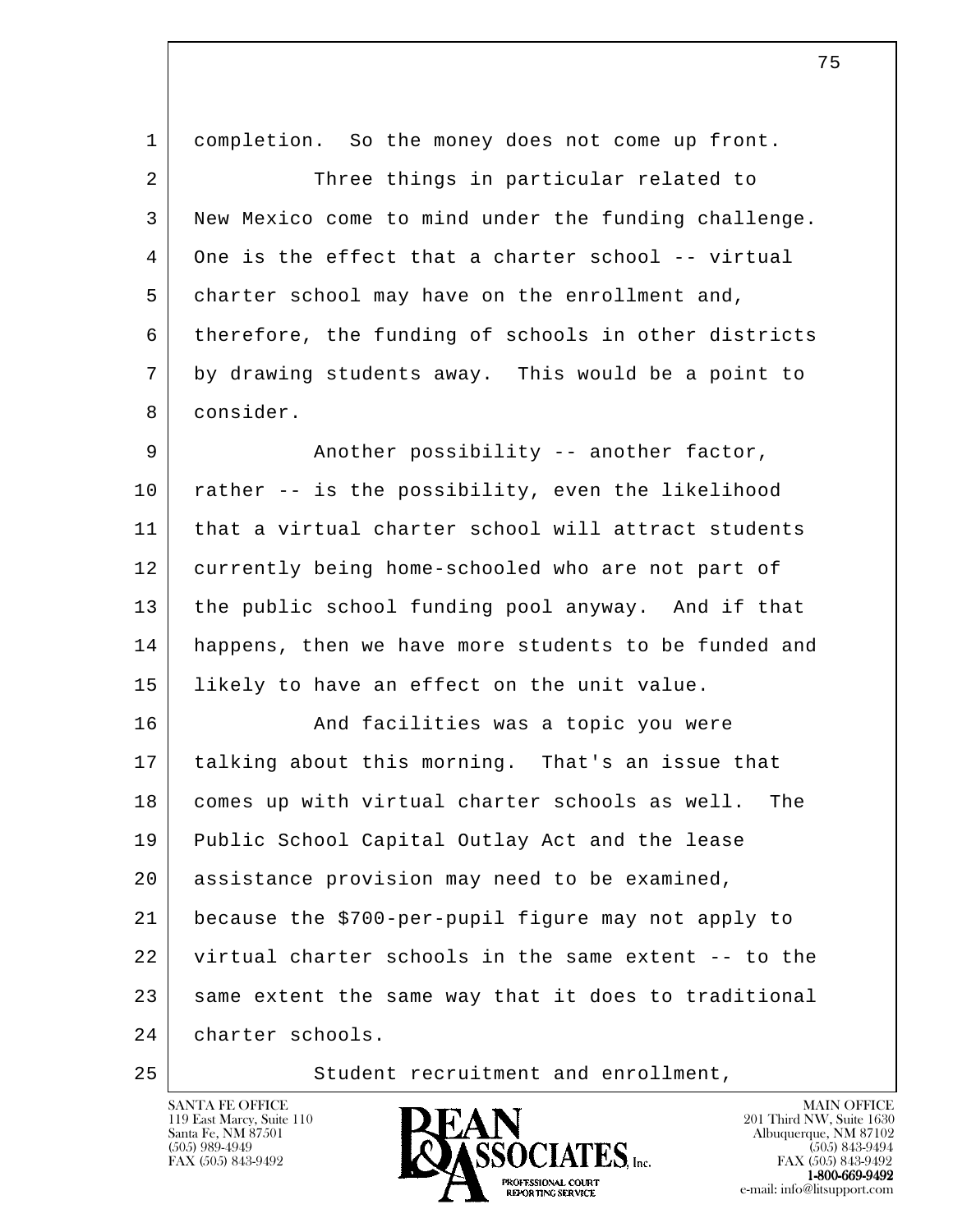completion. So the money does not come up front.

Three things in particular related to New Mexico come to mind under the funding challenge. One is the effect that a charter school -- virtual charter school may have on the enrollment and, therefore, the funding of schools in other districts by drawing students away. This would be a point to consider.

Another possibility -- another factor, rather -- is the possibility, even the likelihood that a virtual charter school will attract students currently being home-schooled who are not part of the public school funding pool anyway. And if that happens, then we have more students to be funded and likely to have an effect on the unit value.

And facilities was a topic you were talking about this morning. That's an issue that comes up with virtual charter schools as well. The Public School Capital Outlay Act and the lease assistance provision may need to be examined, because the $700-per-pupil figure may not apply to virtual charter schools in the same extent -- to the same extent the same way that it does to traditional charter schools.

Student recruitment and enrollment,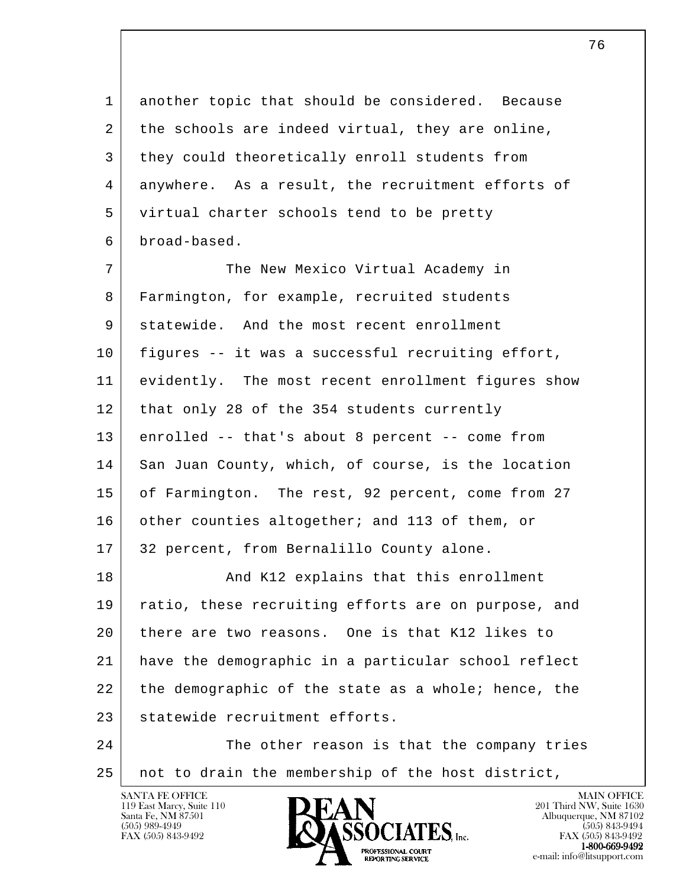1 another topic that should be considered. Because
2 the schools are indeed virtual, they are online,
3 they could theoretically enroll students from
4 anywhere. As a result, the recruitment efforts of
5 virtual charter schools tend to be pretty
6 broad-based.
7 The New Mexico Virtual Academy in
8 Farmington, for example, recruited students
9 statewide. And the most recent enrollment
10 figures -- it was a successful recruiting effort,
11 evidently. The most recent enrollment figures show
12 that only 28 of the 354 students currently
13 enrolled -- that's about 8 percent -- come from
14 San Juan County, which, of course, is the location
15 of Farmington. The rest, 92 percent, come from 27
16 other counties altogether; and 113 of them, or
17 32 percent, from Bernalillo County alone.
18 And K12 explains that this enrollment
19 ratio, these recruiting efforts are on purpose, and
20 there are two reasons. One is that K12 likes to
21 have the demographic in a particular school reflect
22 the demographic of the state as a whole; hence, the
23 statewide recruitment efforts.
24 The other reason is that the company tries
25 not to drain the membership of the host district,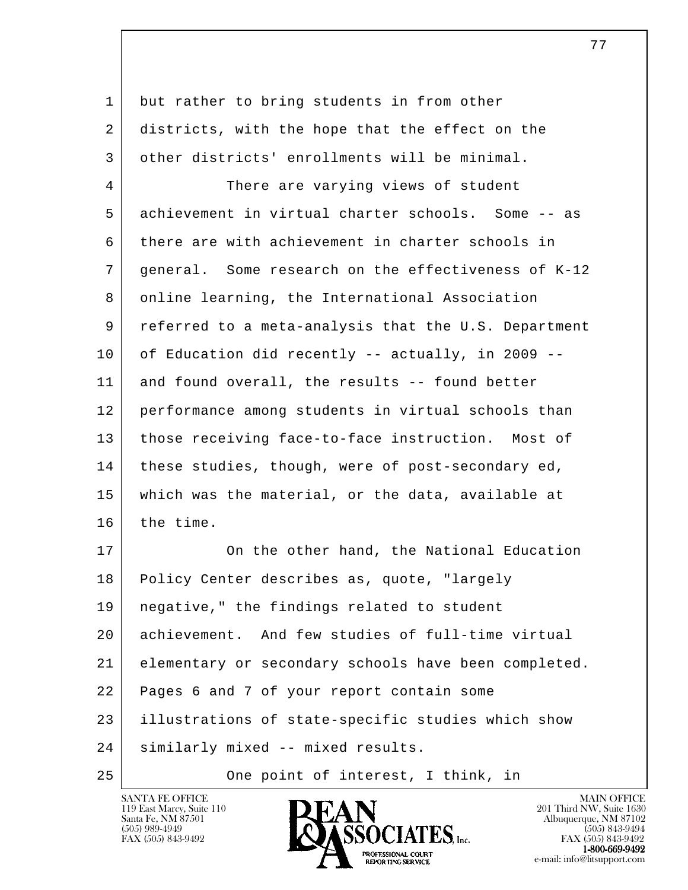but rather to bring students in from other districts, with the hope that the effect on the other districts' enrollments will be minimal.

There are varying views of student achievement in virtual charter schools. Some -- as there are with achievement in charter schools in general. Some research on the effectiveness of K-12 online learning, the International Association referred to a meta-analysis that the U.S. Department of Education did recently -- actually, in 2009 -- and found overall, the results -- found better performance among students in virtual schools than those receiving face-to-face instruction. Most of these studies, though, were of post-secondary ed, which was the material, or the data, available at the time.

On the other hand, the National Education Policy Center describes as, quote, "largely negative," the findings related to student achievement. And few studies of full-time virtual elementary or secondary schools have been completed. Pages 6 and 7 of your report contain some illustrations of state-specific studies which show similarly mixed -- mixed results.

One point of interest, I think, in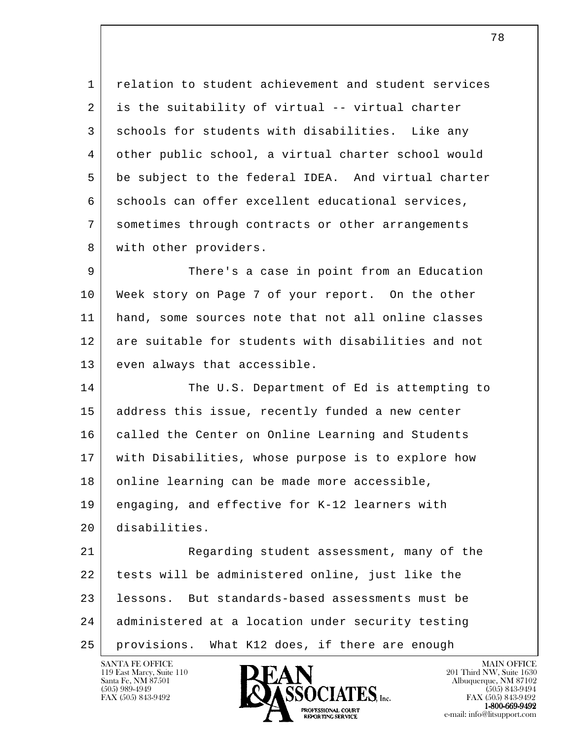relation to student achievement and student services is the suitability of virtual -- virtual charter schools for students with disabilities. Like any other public school, a virtual charter school would be subject to the federal IDEA. And virtual charter schools can offer excellent educational services, sometimes through contracts or other arrangements with other providers.

There's a case in point from an Education Week story on Page 7 of your report. On the other hand, some sources note that not all online classes are suitable for students with disabilities and not even always that accessible.

The U.S. Department of Ed is attempting to address this issue, recently funded a new center called the Center on Online Learning and Students with Disabilities, whose purpose is to explore how online learning can be made more accessible, engaging, and effective for K-12 learners with disabilities.

Regarding student assessment, many of the tests will be administered online, just like the lessons. But standards-based assessments must be administered at a location under security testing provisions. What K12 does, if there are enough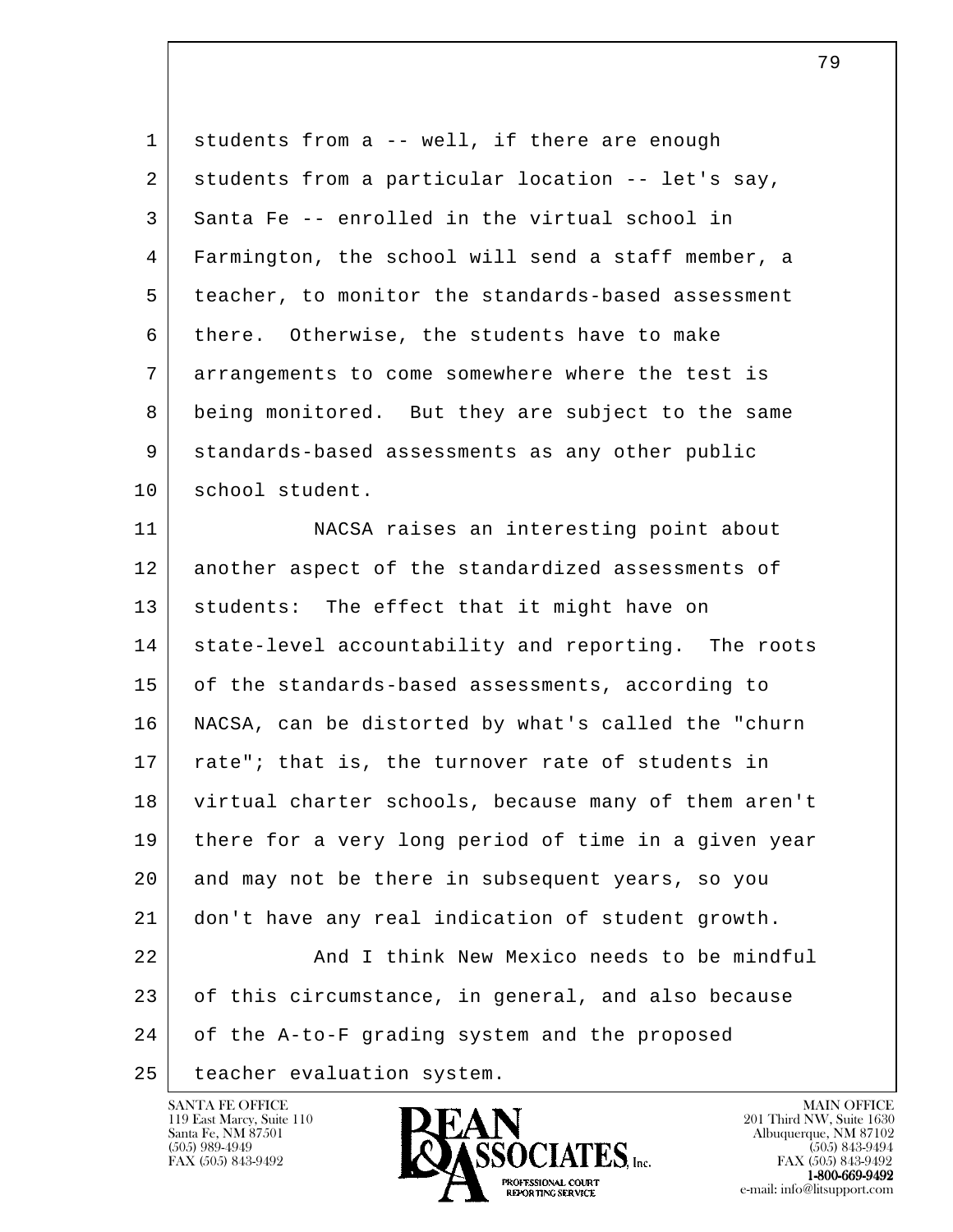students from a -- well, if there are enough students from a particular location -- let's say, Santa Fe -- enrolled in the virtual school in Farmington, the school will send a staff member, a teacher, to monitor the standards-based assessment there. Otherwise, the students have to make arrangements to come somewhere where the test is being monitored. But they are subject to the same standards-based assessments as any other public school student.

NACSA raises an interesting point about another aspect of the standardized assessments of students: The effect that it might have on state-level accountability and reporting. The roots of the standards-based assessments, according to NACSA, can be distorted by what's called the "churn rate"; that is, the turnover rate of students in virtual charter schools, because many of them aren't there for a very long period of time in a given year and may not be there in subsequent years, so you don't have any real indication of student growth.

And I think New Mexico needs to be mindful of this circumstance, in general, and also because of the A-to-F grading system and the proposed teacher evaluation system.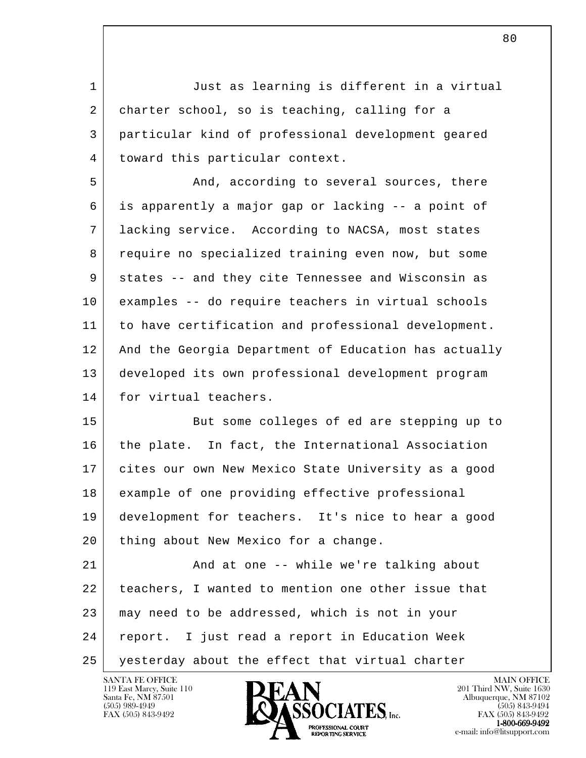Just as learning is different in a virtual charter school, so is teaching, calling for a particular kind of professional development geared toward this particular context.

And, according to several sources, there is apparently a major gap or lacking -- a point of lacking service. According to NACSA, most states require no specialized training even now, but some states -- and they cite Tennessee and Wisconsin as examples -- do require teachers in virtual schools to have certification and professional development. And the Georgia Department of Education has actually developed its own professional development program for virtual teachers.

But some colleges of ed are stepping up to the plate. In fact, the International Association cites our own New Mexico State University as a good example of one providing effective professional development for teachers. It's nice to hear a good thing about New Mexico for a change.

And at one -- while we're talking about teachers, I wanted to mention one other issue that may need to be addressed, which is not in your report. I just read a report in Education Week yesterday about the effect that virtual charter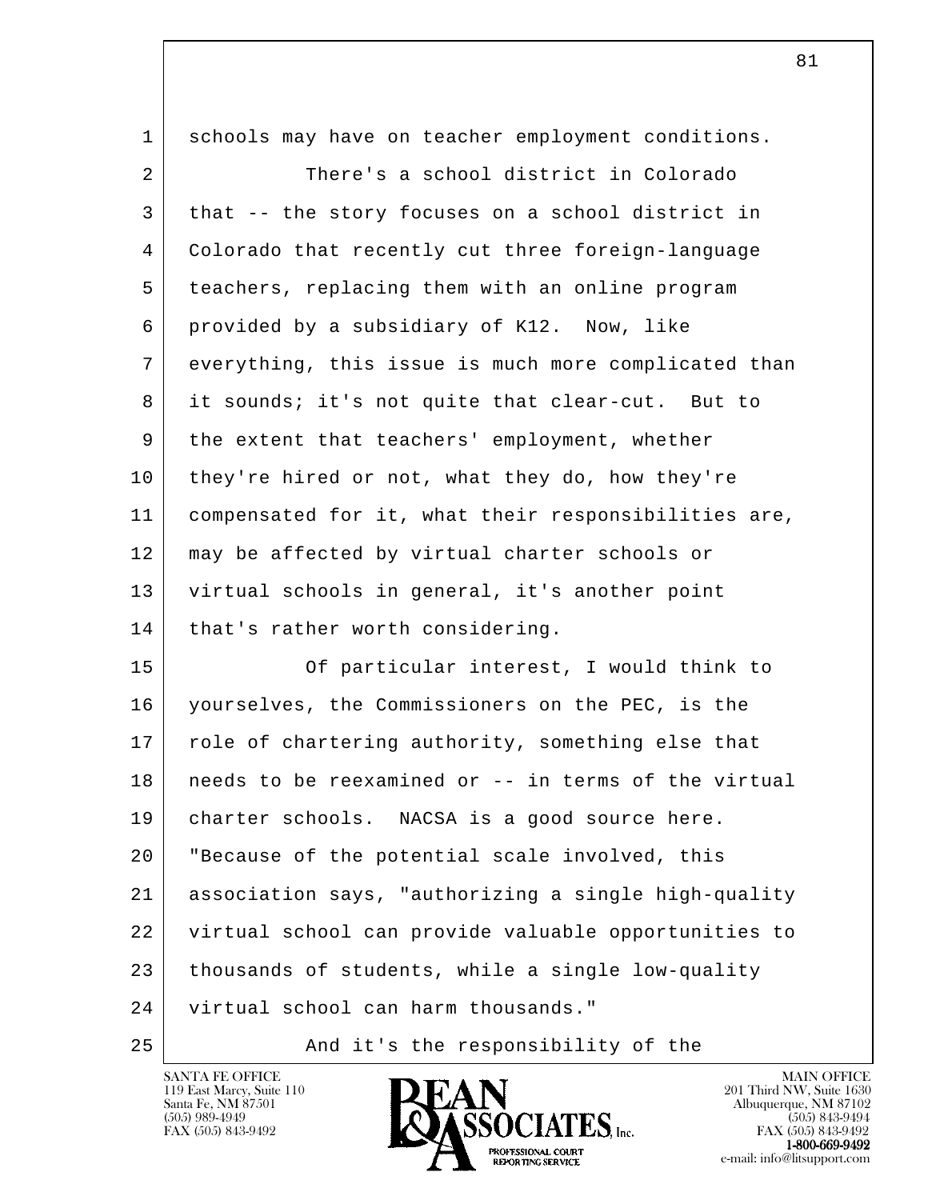schools may have on teacher employment conditions.

There's a school district in Colorado that -- the story focuses on a school district in Colorado that recently cut three foreign-language teachers, replacing them with an online program provided by a subsidiary of K12. Now, like everything, this issue is much more complicated than it sounds; it's not quite that clear-cut. But to the extent that teachers' employment, whether they're hired or not, what they do, how they're compensated for it, what their responsibilities are, may be affected by virtual charter schools or virtual schools in general, it's another point that's rather worth considering.

Of particular interest, I would think to yourselves, the Commissioners on the PEC, is the role of chartering authority, something else that needs to be reexamined or -- in terms of the virtual charter schools. NACSA is a good source here. "Because of the potential scale involved, this association says, "authorizing a single high-quality virtual school can provide valuable opportunities to thousands of students, while a single low-quality virtual school can harm thousands."

And it's the responsibility of the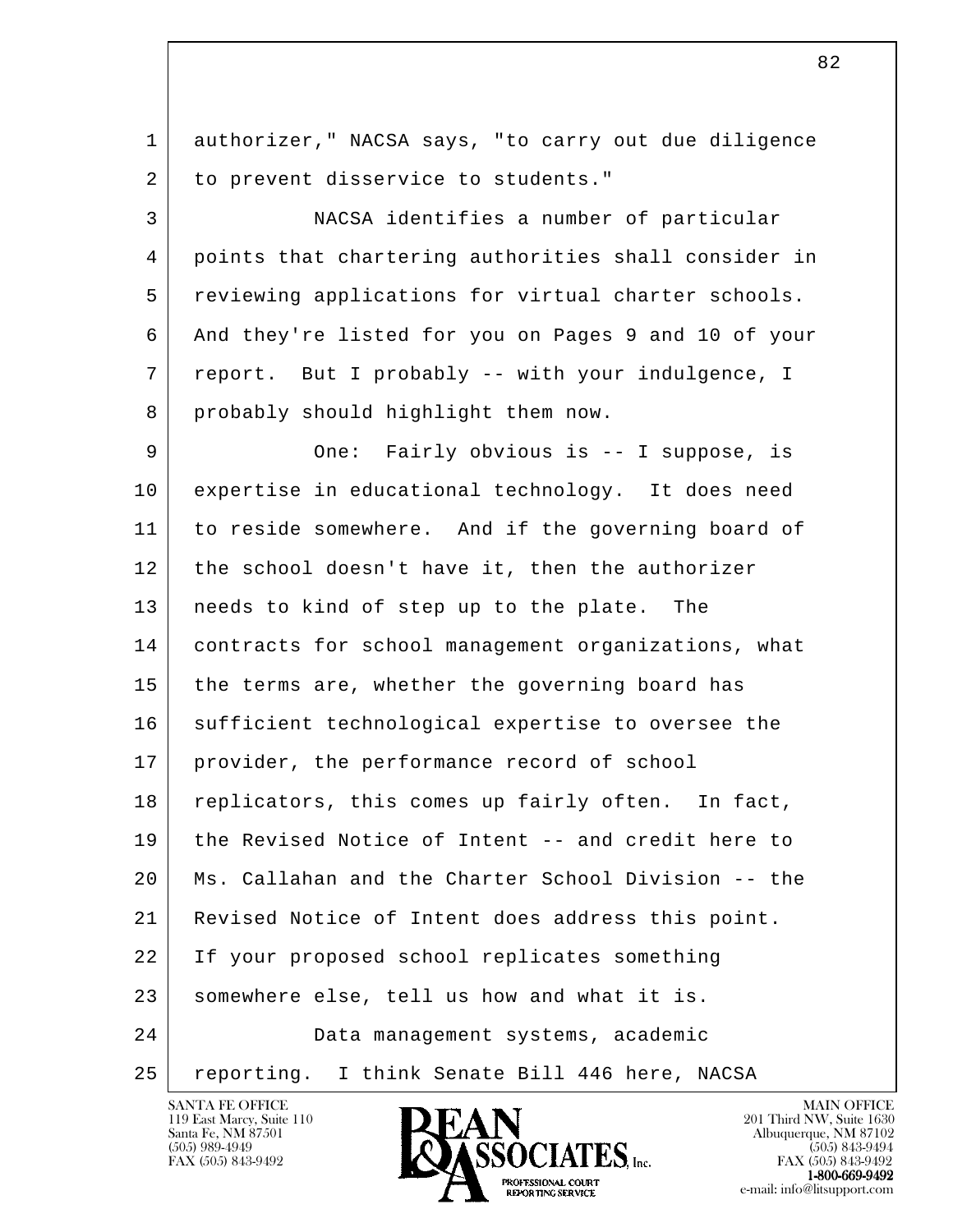authorizer," NACSA says, "to carry out due diligence to prevent disservice to students."

NACSA identifies a number of particular points that chartering authorities shall consider in reviewing applications for virtual charter schools. And they're listed for you on Pages 9 and 10 of your report. But I probably -- with your indulgence, I probably should highlight them now.

One: Fairly obvious is -- I suppose, is expertise in educational technology. It does need to reside somewhere. And if the governing board of the school doesn't have it, then the authorizer needs to kind of step up to the plate. The contracts for school management organizations, what the terms are, whether the governing board has sufficient technological expertise to oversee the provider, the performance record of school replicators, this comes up fairly often. In fact, the Revised Notice of Intent -- and credit here to Ms. Callahan and the Charter School Division -- the Revised Notice of Intent does address this point. If your proposed school replicates something somewhere else, tell us how and what it is.

Data management systems, academic reporting. I think Senate Bill 446 here, NACSA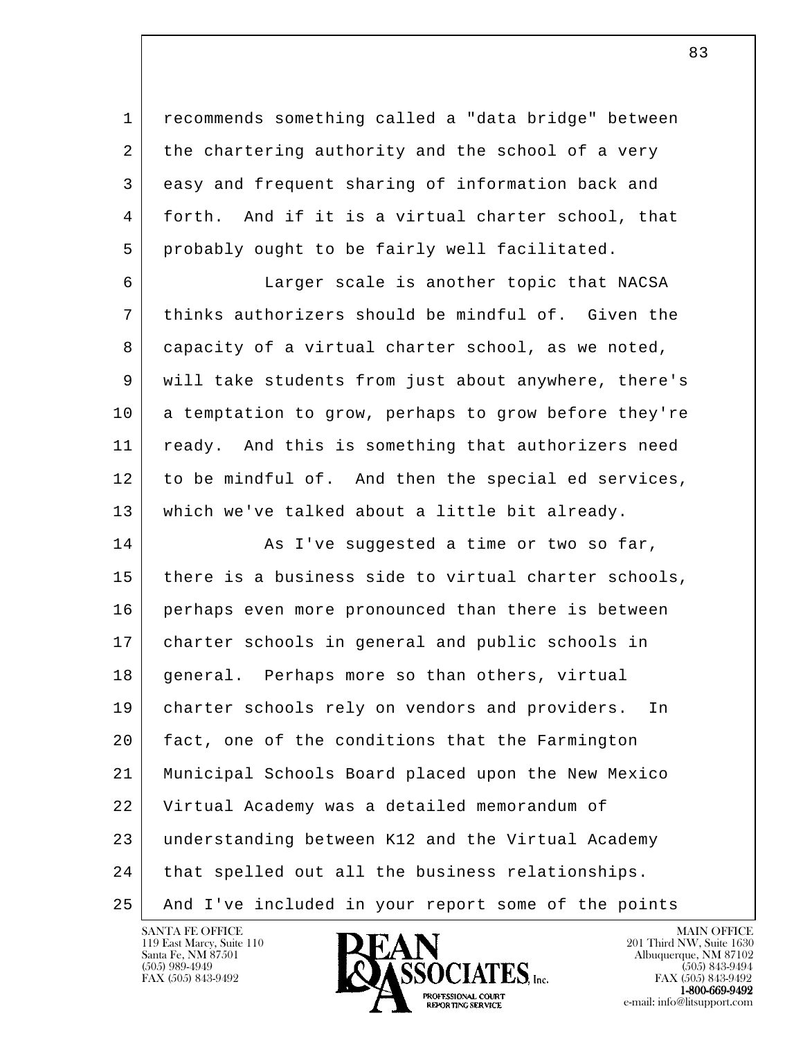recommends something called a "data bridge" between the chartering authority and the school of a very easy and frequent sharing of information back and forth. And if it is a virtual charter school, that probably ought to be fairly well facilitated.

Larger scale is another topic that NACSA thinks authorizers should be mindful of. Given the capacity of a virtual charter school, as we noted, will take students from just about anywhere, there's a temptation to grow, perhaps to grow before they're ready. And this is something that authorizers need to be mindful of. And then the special ed services, which we've talked about a little bit already.

As I've suggested a time or two so far, there is a business side to virtual charter schools, perhaps even more pronounced than there is between charter schools in general and public schools in general. Perhaps more so than others, virtual charter schools rely on vendors and providers. In fact, one of the conditions that the Farmington Municipal Schools Board placed upon the New Mexico Virtual Academy was a detailed memorandum of understanding between K12 and the Virtual Academy that spelled out all the business relationships. And I've included in your report some of the points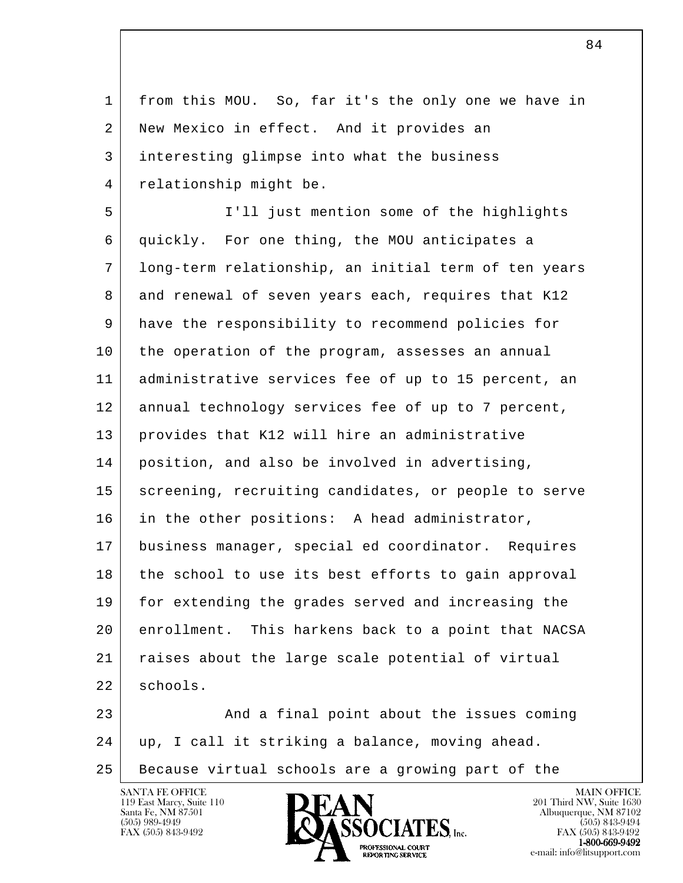from this MOU. So, far it's the only one we have in New Mexico in effect. And it provides an interesting glimpse into what the business relationship might be.

I'll just mention some of the highlights quickly. For one thing, the MOU anticipates a long-term relationship, an initial term of ten years and renewal of seven years each, requires that K12 have the responsibility to recommend policies for the operation of the program, assesses an annual administrative services fee of up to 15 percent, an annual technology services fee of up to 7 percent, provides that K12 will hire an administrative position, and also be involved in advertising, screening, recruiting candidates, or people to serve in the other positions: A head administrator, business manager, special ed coordinator. Requires the school to use its best efforts to gain approval for extending the grades served and increasing the enrollment. This harkens back to a point that NACSA raises about the large scale potential of virtual schools.

And a final point about the issues coming up, I call it striking a balance, moving ahead. Because virtual schools are a growing part of the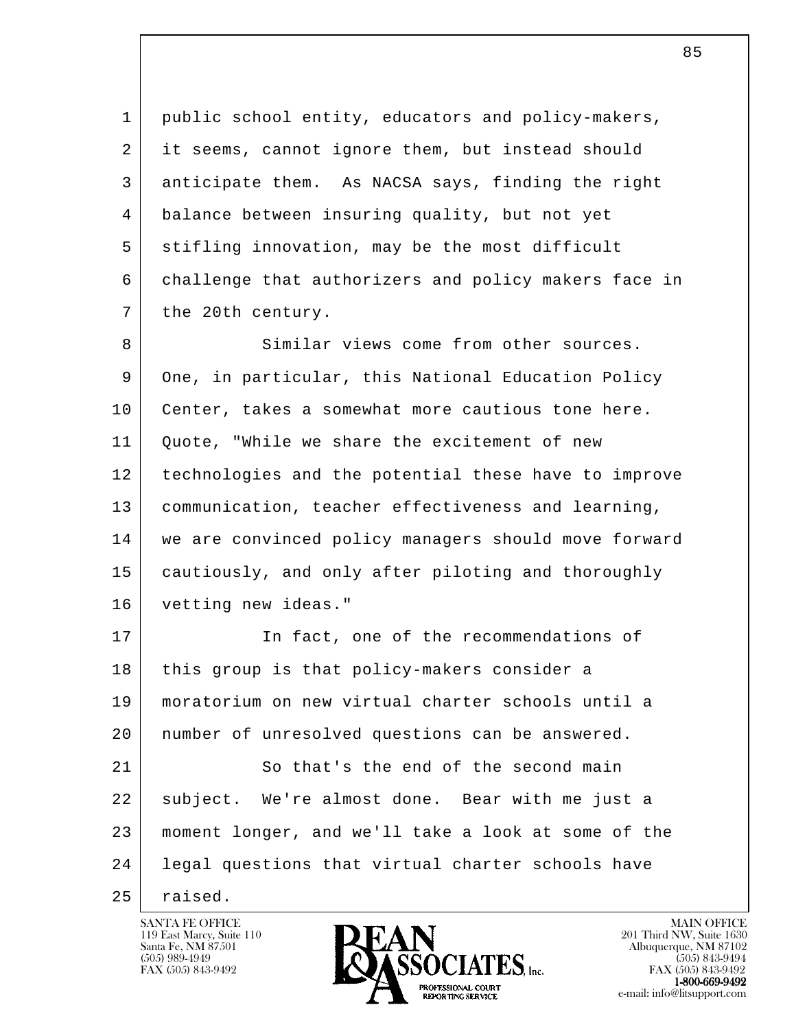public school entity, educators and policy-makers, it seems, cannot ignore them, but instead should anticipate them. As NACSA says, finding the right balance between insuring quality, but not yet stifling innovation, may be the most difficult challenge that authorizers and policy makers face in the 20th century.

Similar views come from other sources. One, in particular, this National Education Policy Center, takes a somewhat more cautious tone here. Quote, "While we share the excitement of new technologies and the potential these have to improve communication, teacher effectiveness and learning, we are convinced policy managers should move forward cautiously, and only after piloting and thoroughly vetting new ideas."

In fact, one of the recommendations of this group is that policy-makers consider a moratorium on new virtual charter schools until a number of unresolved questions can be answered.

So that's the end of the second main subject. We're almost done. Bear with me just a moment longer, and we'll take a look at some of the legal questions that virtual charter schools have raised.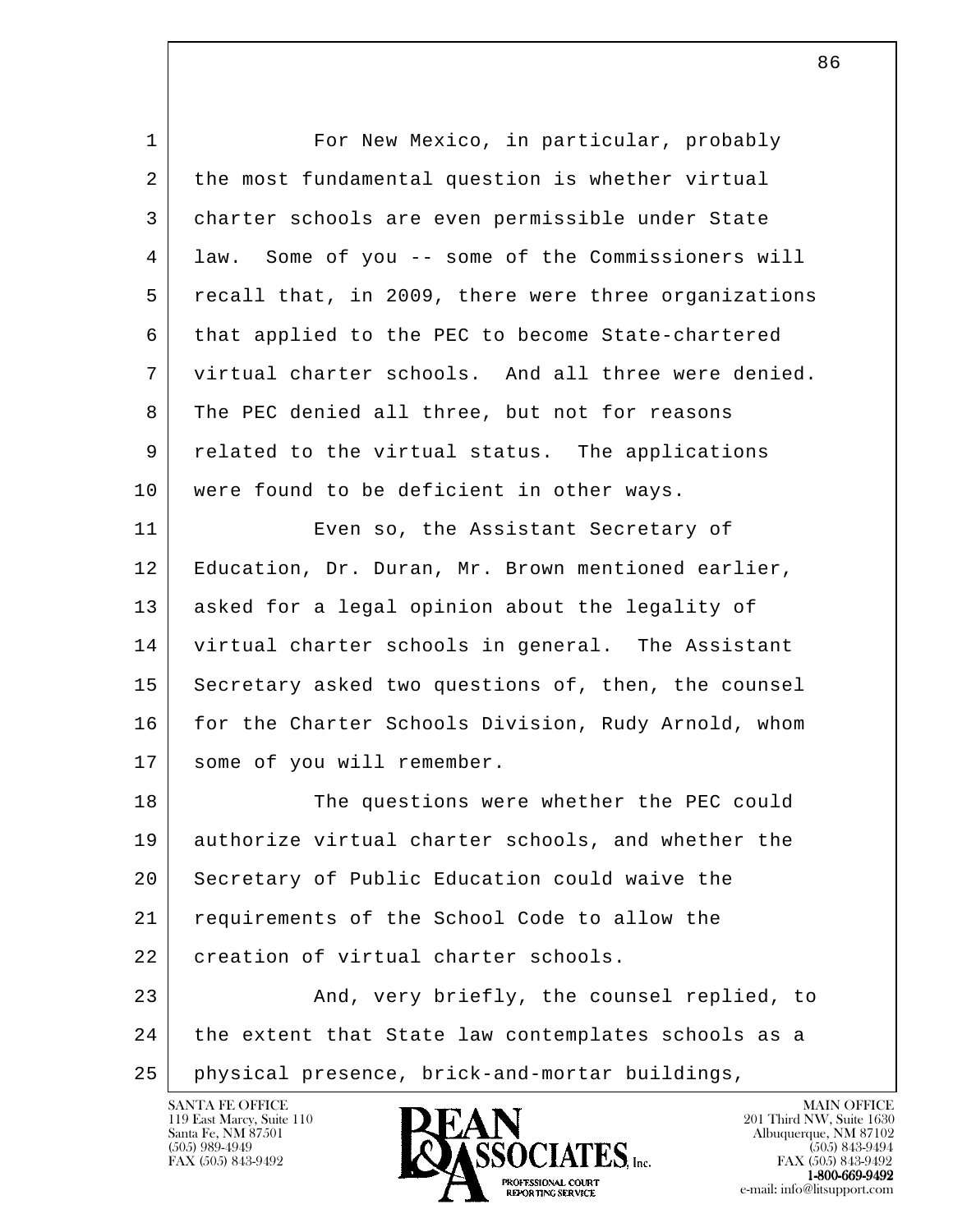For New Mexico, in particular, probably the most fundamental question is whether virtual charter schools are even permissible under State law. Some of you -- some of the Commissioners will recall that, in 2009, there were three organizations that applied to the PEC to become State-chartered virtual charter schools. And all three were denied. The PEC denied all three, but not for reasons related to the virtual status. The applications were found to be deficient in other ways.

Even so, the Assistant Secretary of Education, Dr. Duran, Mr. Brown mentioned earlier, asked for a legal opinion about the legality of virtual charter schools in general. The Assistant Secretary asked two questions of, then, the counsel for the Charter Schools Division, Rudy Arnold, whom some of you will remember.

The questions were whether the PEC could authorize virtual charter schools, and whether the Secretary of Public Education could waive the requirements of the School Code to allow the creation of virtual charter schools.

And, very briefly, the counsel replied, to the extent that State law contemplates schools as a physical presence, brick-and-mortar buildings,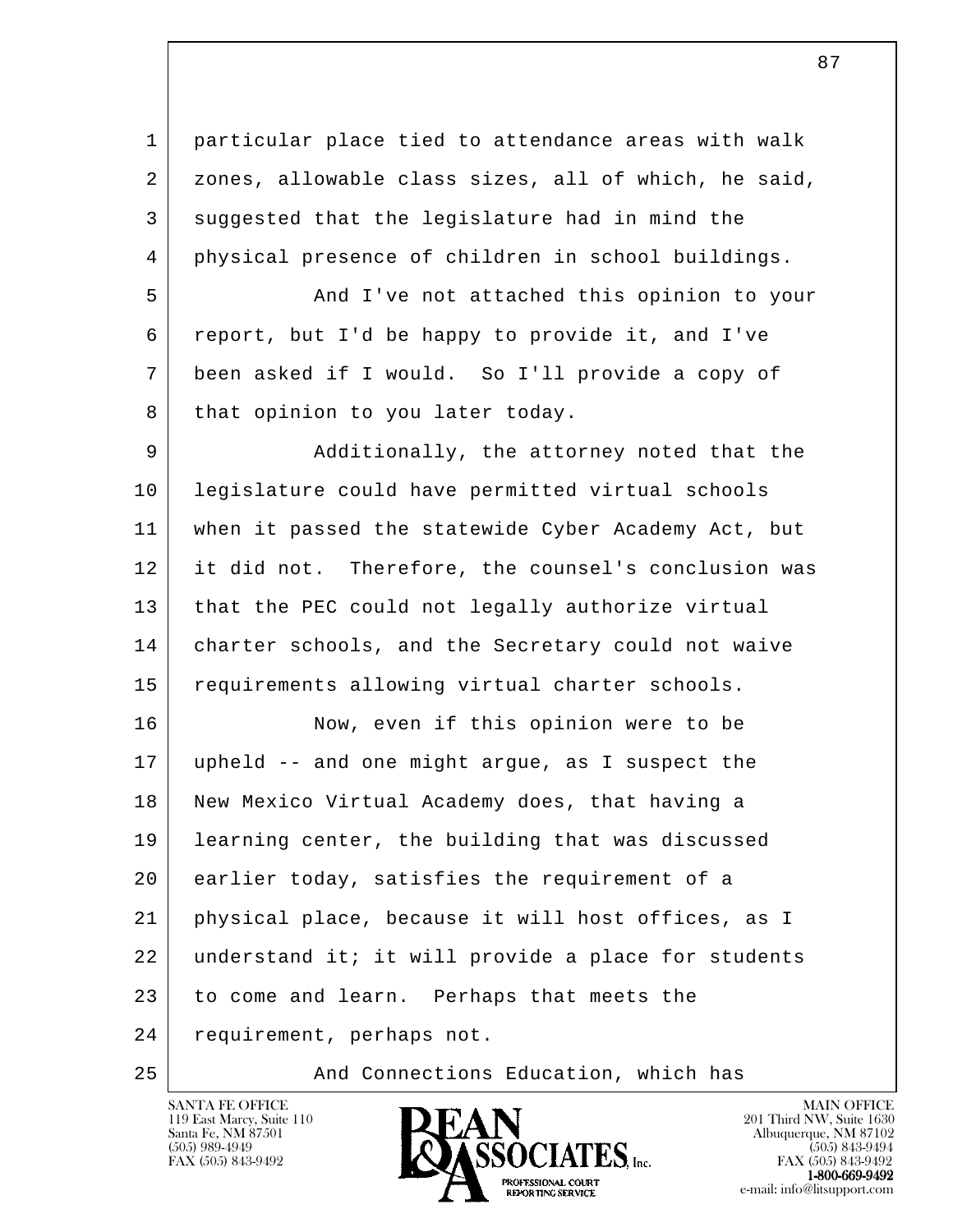particular place tied to attendance areas with walk zones, allowable class sizes, all of which, he said, suggested that the legislature had in mind the physical presence of children in school buildings.

And I've not attached this opinion to your report, but I'd be happy to provide it, and I've been asked if I would. So I'll provide a copy of that opinion to you later today.

Additionally, the attorney noted that the legislature could have permitted virtual schools when it passed the statewide Cyber Academy Act, but it did not. Therefore, the counsel's conclusion was that the PEC could not legally authorize virtual charter schools, and the Secretary could not waive requirements allowing virtual charter schools.

Now, even if this opinion were to be upheld -- and one might argue, as I suspect the New Mexico Virtual Academy does, that having a learning center, the building that was discussed earlier today, satisfies the requirement of a physical place, because it will host offices, as I understand it; it will provide a place for students to come and learn. Perhaps that meets the requirement, perhaps not.

And Connections Education, which has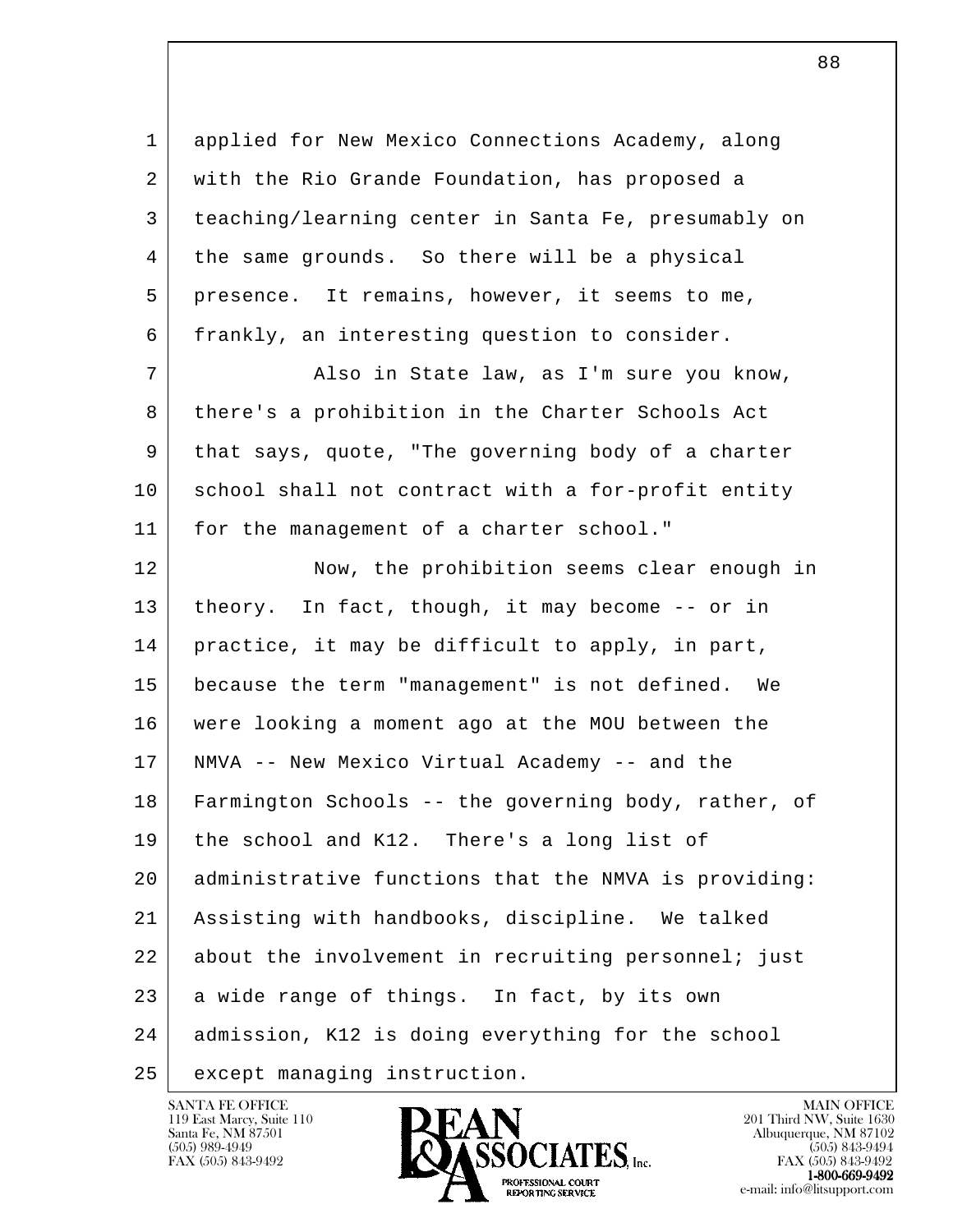applied for New Mexico Connections Academy, along with the Rio Grande Foundation, has proposed a teaching/learning center in Santa Fe, presumably on the same grounds. So there will be a physical presence. It remains, however, it seems to me, frankly, an interesting question to consider.

Also in State law, as I'm sure you know, there's a prohibition in the Charter Schools Act that says, quote, "The governing body of a charter school shall not contract with a for-profit entity for the management of a charter school."

Now, the prohibition seems clear enough in theory. In fact, though, it may become -- or in practice, it may be difficult to apply, in part, because the term "management" is not defined. We were looking a moment ago at the MOU between the NMVA -- New Mexico Virtual Academy -- and the Farmington Schools -- the governing body, rather, of the school and K12. There's a long list of administrative functions that the NMVA is providing: Assisting with handbooks, discipline. We talked about the involvement in recruiting personnel; just a wide range of things. In fact, by its own admission, K12 is doing everything for the school except managing instruction.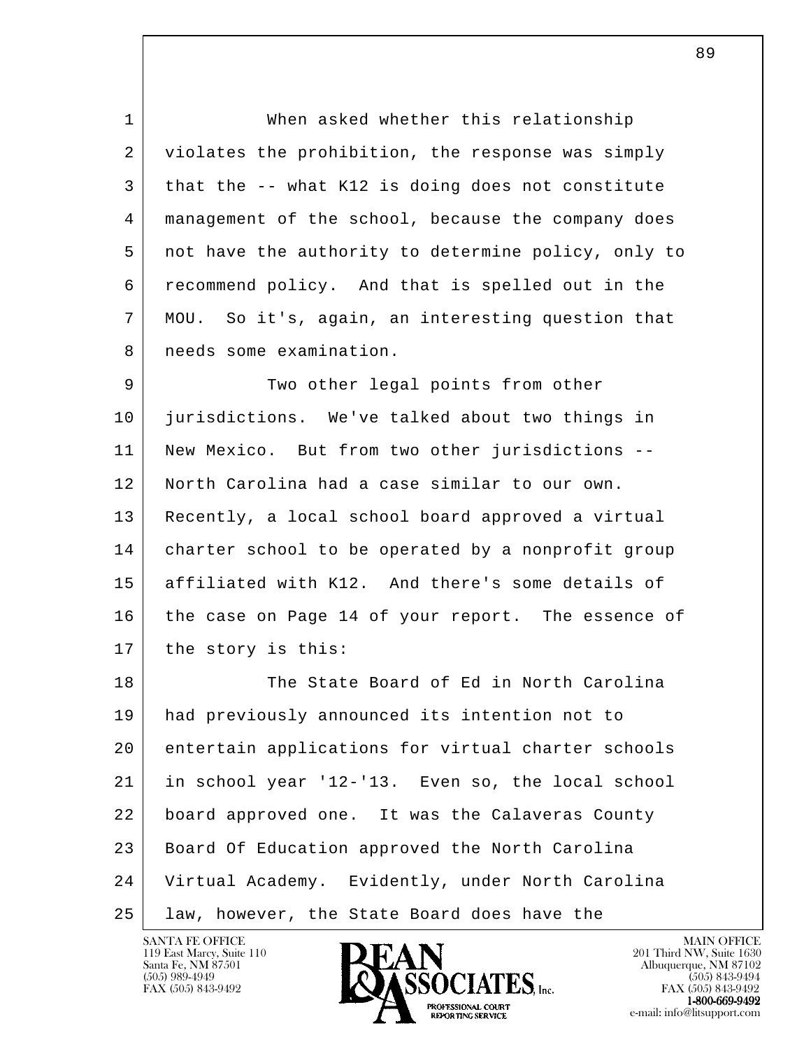When asked whether this relationship violates the prohibition, the response was simply that the -- what K12 is doing does not constitute management of the school, because the company does not have the authority to determine policy, only to recommend policy. And that is spelled out in the MOU. So it's, again, an interesting question that needs some examination.

Two other legal points from other jurisdictions. We've talked about two things in New Mexico. But from two other jurisdictions -- North Carolina had a case similar to our own. Recently, a local school board approved a virtual charter school to be operated by a nonprofit group affiliated with K12. And there's some details of the case on Page 14 of your report. The essence of the story is this:

The State Board of Ed in North Carolina had previously announced its intention not to entertain applications for virtual charter schools in school year '12-'13. Even so, the local school board approved one. It was the Calaveras County Board Of Education approved the North Carolina Virtual Academy. Evidently, under North Carolina law, however, the State Board does have the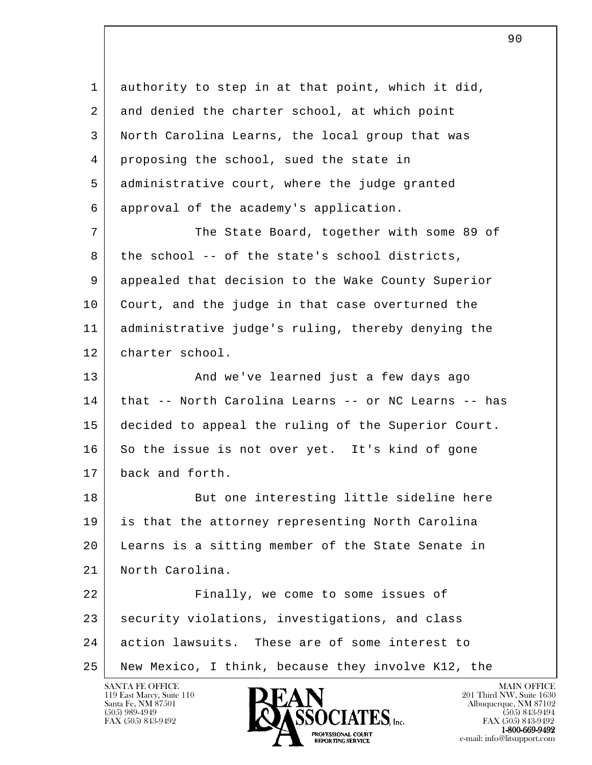authority to step in at that point, which it did, and denied the charter school, at which point North Carolina Learns, the local group that was proposing the school, sued the state in administrative court, where the judge granted approval of the academy's application.

The State Board, together with some 89 of the school -- of the state's school districts, appealed that decision to the Wake County Superior Court, and the judge in that case overturned the administrative judge's ruling, thereby denying the charter school.

And we've learned just a few days ago that -- North Carolina Learns -- or NC Learns -- has decided to appeal the ruling of the Superior Court. So the issue is not over yet. It's kind of gone back and forth.

But one interesting little sideline here is that the attorney representing North Carolina Learns is a sitting member of the State Senate in North Carolina.

Finally, we come to some issues of security violations, investigations, and class action lawsuits. These are of some interest to New Mexico, I think, because they involve K12, the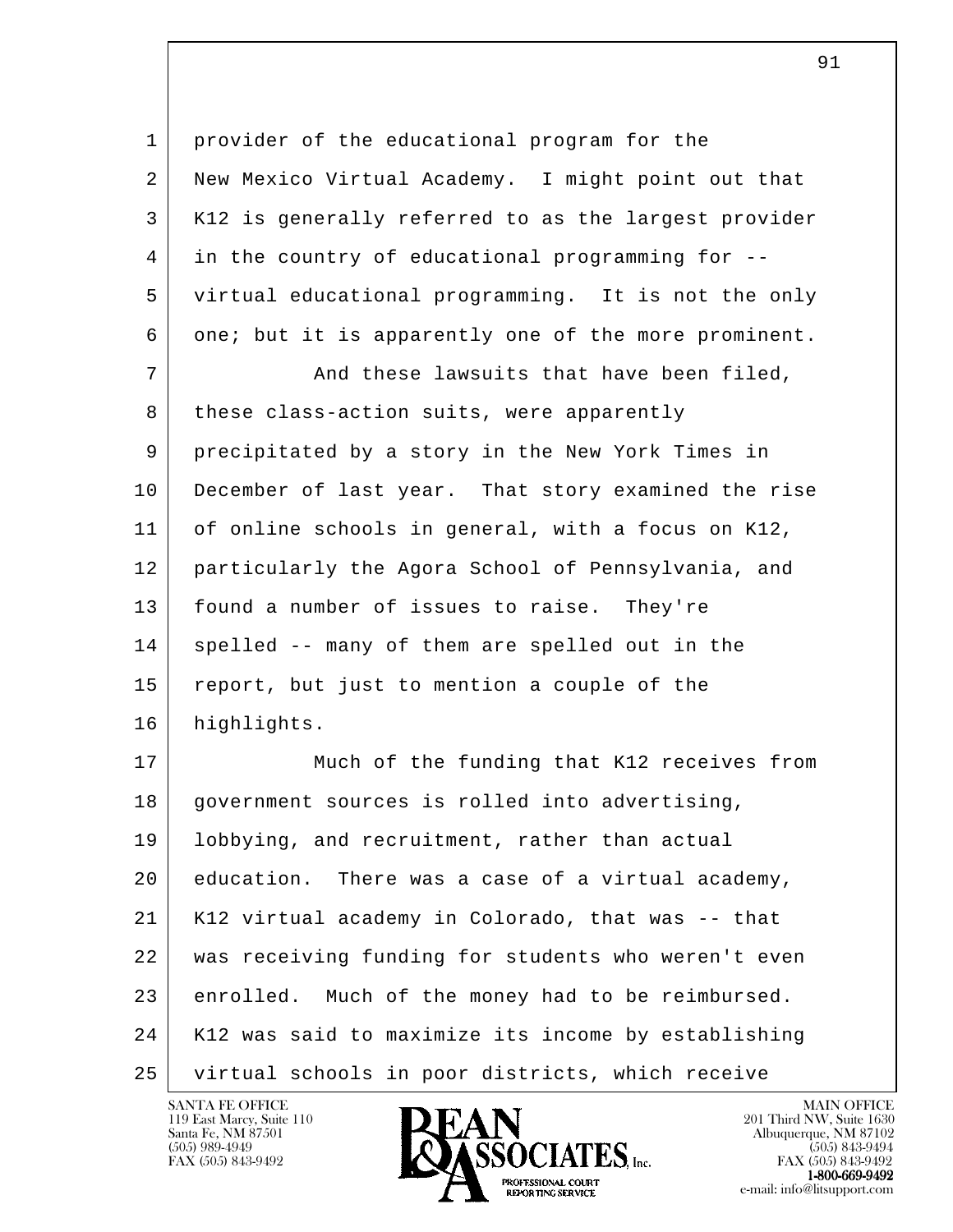provider of the educational program for the New Mexico Virtual Academy. I might point out that K12 is generally referred to as the largest provider in the country of educational programming for -- virtual educational programming. It is not the only one; but it is apparently one of the more prominent.

And these lawsuits that have been filed, these class-action suits, were apparently precipitated by a story in the New York Times in December of last year. That story examined the rise of online schools in general, with a focus on K12, particularly the Agora School of Pennsylvania, and found a number of issues to raise. They're spelled -- many of them are spelled out in the report, but just to mention a couple of the highlights.

Much of the funding that K12 receives from government sources is rolled into advertising, lobbying, and recruitment, rather than actual education. There was a case of a virtual academy, K12 virtual academy in Colorado, that was -- that was receiving funding for students who weren't even enrolled. Much of the money had to be reimbursed. K12 was said to maximize its income by establishing virtual schools in poor districts, which receive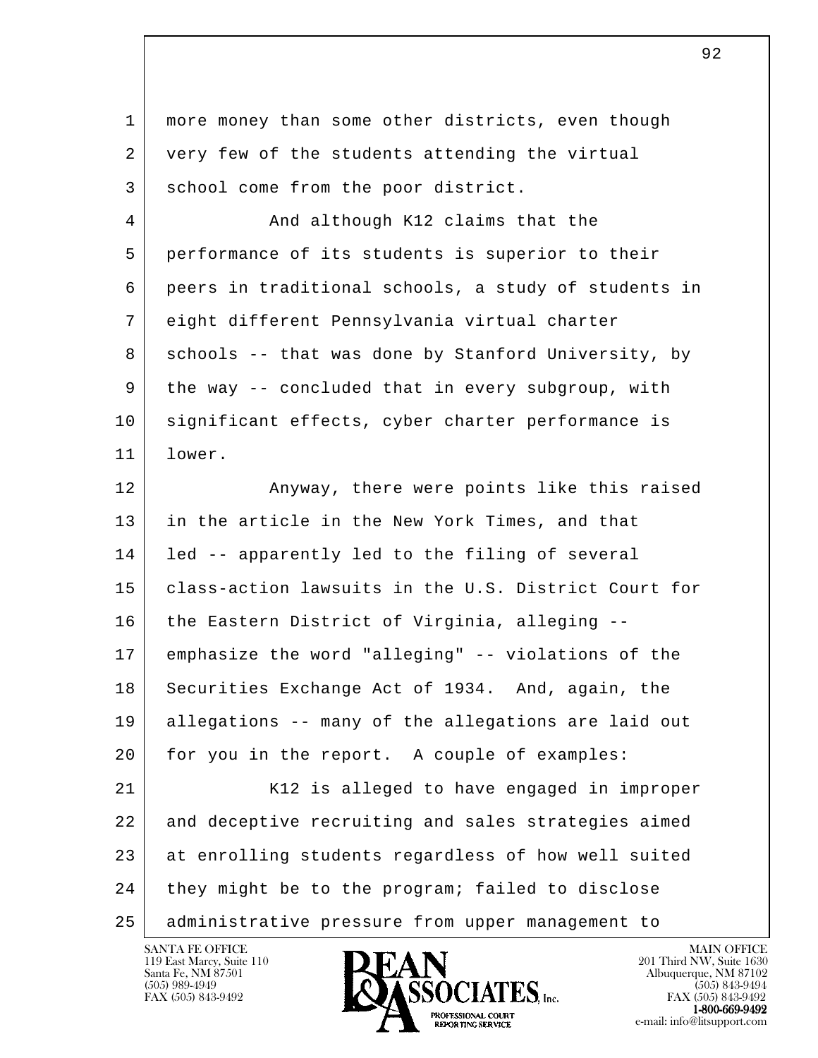more money than some other districts, even though very few of the students attending the virtual school come from the poor district.

And although K12 claims that the performance of its students is superior to their peers in traditional schools, a study of students in eight different Pennsylvania virtual charter schools -- that was done by Stanford University, by the way -- concluded that in every subgroup, with significant effects, cyber charter performance is lower.

Anyway, there were points like this raised in the article in the New York Times, and that led -- apparently led to the filing of several class-action lawsuits in the U.S. District Court for the Eastern District of Virginia, alleging -- emphasize the word "alleging" -- violations of the Securities Exchange Act of 1934. And, again, the allegations -- many of the allegations are laid out for you in the report. A couple of examples:

K12 is alleged to have engaged in improper and deceptive recruiting and sales strategies aimed at enrolling students regardless of how well suited they might be to the program; failed to disclose administrative pressure from upper management to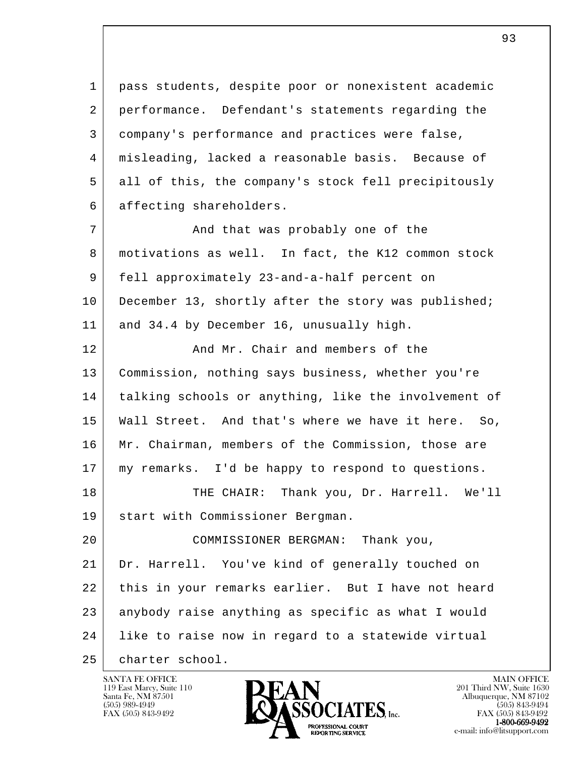pass students, despite poor or nonexistent academic performance. Defendant's statements regarding the company's performance and practices were false, misleading, lacked a reasonable basis. Because of all of this, the company's stock fell precipitously affecting shareholders.

And that was probably one of the motivations as well. In fact, the K12 common stock fell approximately 23-and-a-half percent on December 13, shortly after the story was published; and 34.4 by December 16, unusually high.

And Mr. Chair and members of the Commission, nothing says business, whether you're talking schools or anything, like the involvement of Wall Street. And that's where we have it here. So, Mr. Chairman, members of the Commission, those are my remarks. I'd be happy to respond to questions.

THE CHAIR: Thank you, Dr. Harrell. We'll start with Commissioner Bergman.

COMMISSIONER BERGMAN: Thank you, Dr. Harrell. You've kind of generally touched on this in your remarks earlier. But I have not heard anybody raise anything as specific as what I would like to raise now in regard to a statewide virtual charter school.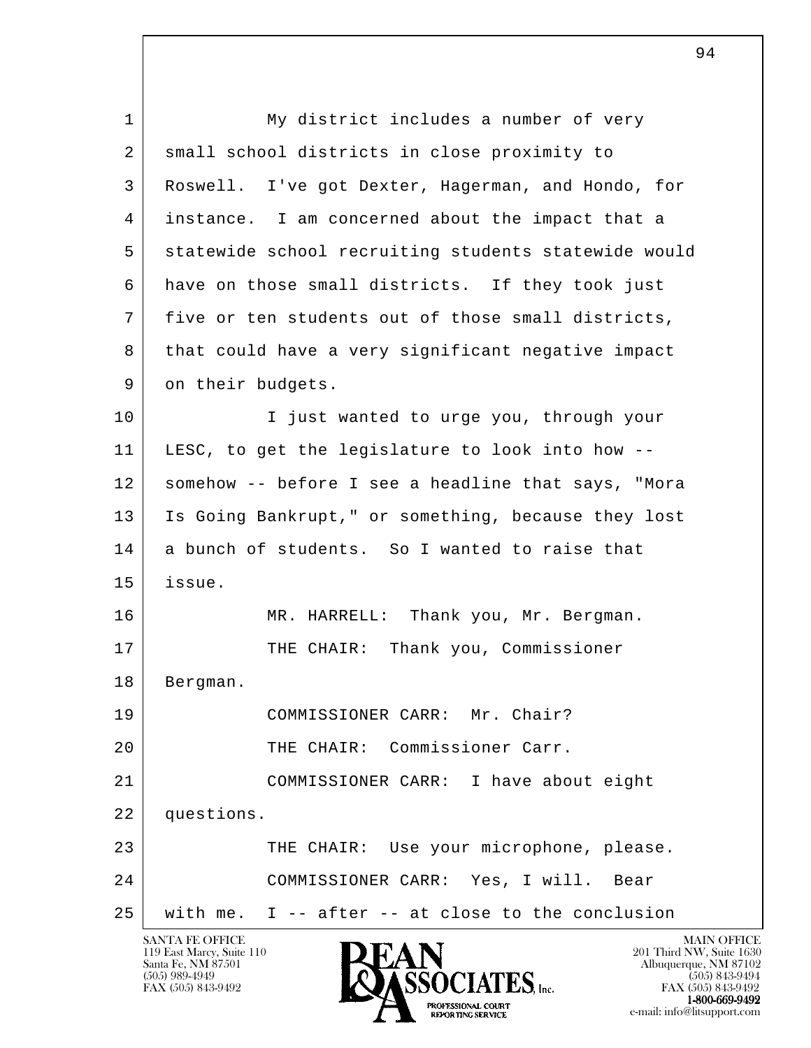1 My district includes a number of very
2 small school districts in close proximity to
3 Roswell. I've got Dexter, Hagerman, and Hondo, for
4 instance. I am concerned about the impact that a
5 statewide school recruiting students statewide would
6 have on those small districts. If they took just
7 five or ten students out of those small districts,
8 that could have a very significant negative impact
9 on their budgets.
10 I just wanted to urge you, through your
11 LESC, to get the legislature to look into how --
12 somehow -- before I see a headline that says, "Mora
13 Is Going Bankrupt," or something, because they lost
14 a bunch of students. So I wanted to raise that
15 issue.
16 MR. HARRELL: Thank you, Mr. Bergman.
17 THE CHAIR: Thank you, Commissioner
18 Bergman.
19 COMMISSIONER CARR: Mr. Chair?
20 THE CHAIR: Commissioner Carr.
21 COMMISSIONER CARR: I have about eight
22 questions.
23 THE CHAIR: Use your microphone, please.
24 COMMISSIONER CARR: Yes, I will. Bear
25 with me. I -- after -- at close to the conclusion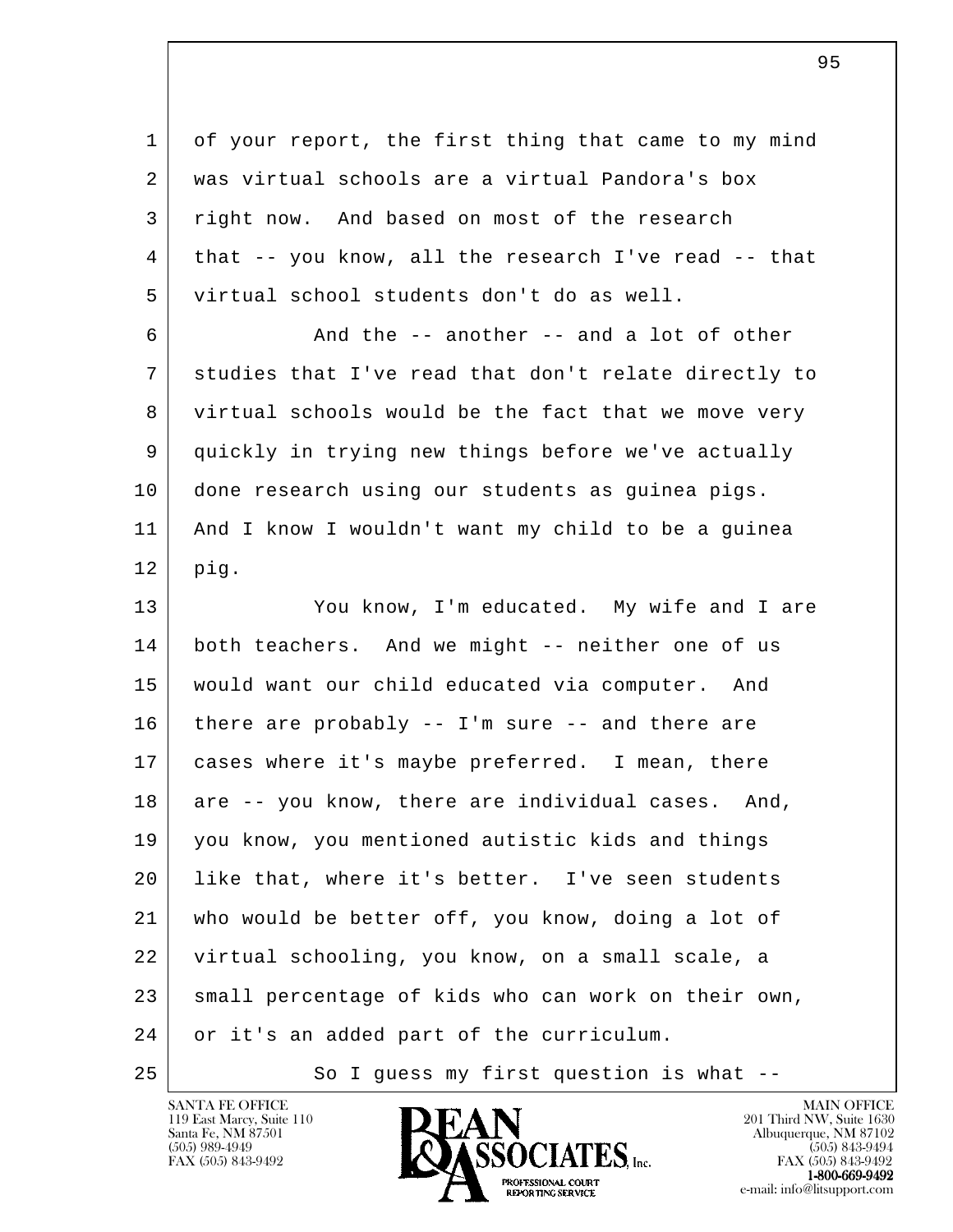of your report, the first thing that came to my mind was virtual schools are a virtual Pandora's box right now. And based on most of the research that -- you know, all the research I've read -- that virtual school students don't do as well.

And the -- another -- and a lot of other studies that I've read that don't relate directly to virtual schools would be the fact that we move very quickly in trying new things before we've actually done research using our students as guinea pigs. And I know I wouldn't want my child to be a guinea pig.

You know, I'm educated. My wife and I are both teachers. And we might -- neither one of us would want our child educated via computer. And there are probably -- I'm sure -- and there are cases where it's maybe preferred. I mean, there are -- you know, there are individual cases. And, you know, you mentioned autistic kids and things like that, where it's better. I've seen students who would be better off, you know, doing a lot of virtual schooling, you know, on a small scale, a small percentage of kids who can work on their own, or it's an added part of the curriculum.

So I guess my first question is what --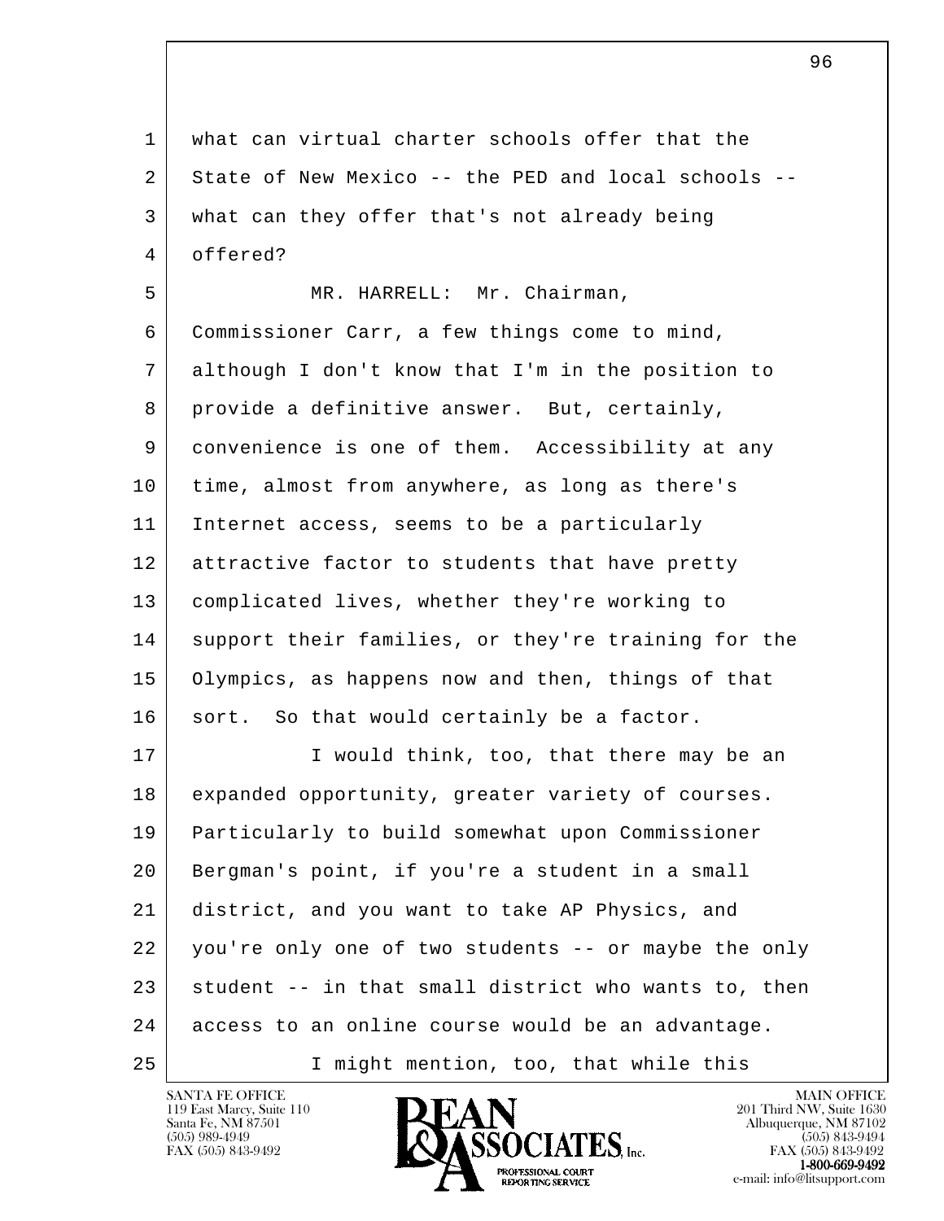what can virtual charter schools offer that the State of New Mexico -- the PED and local schools -- what can they offer that's not already being offered?

MR. HARRELL: Mr. Chairman, Commissioner Carr, a few things come to mind, although I don't know that I'm in the position to provide a definitive answer. But, certainly, convenience is one of them. Accessibility at any time, almost from anywhere, as long as there's Internet access, seems to be a particularly attractive factor to students that have pretty complicated lives, whether they're working to support their families, or they're training for the Olympics, as happens now and then, things of that sort. So that would certainly be a factor.

I would think, too, that there may be an expanded opportunity, greater variety of courses. Particularly to build somewhat upon Commissioner Bergman's point, if you're a student in a small district, and you want to take AP Physics, and you're only one of two students -- or maybe the only student -- in that small district who wants to, then access to an online course would be an advantage.

I might mention, too, that while this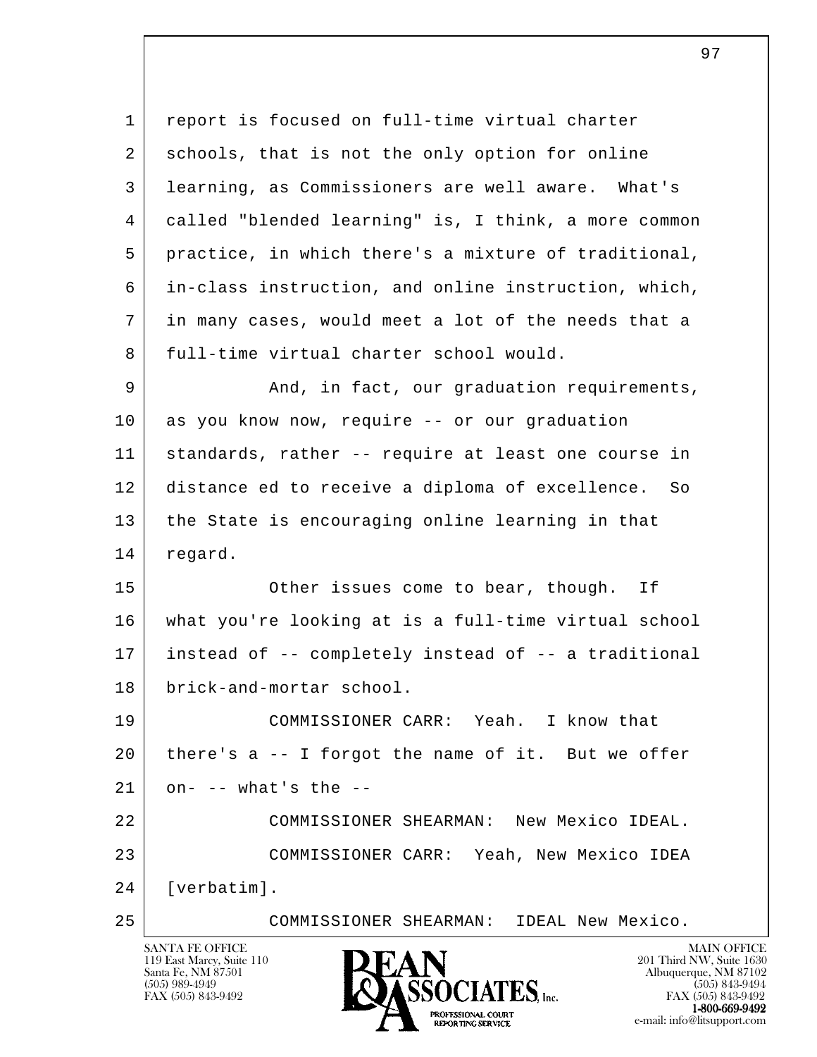report is focused on full-time virtual charter schools, that is not the only option for online learning, as Commissioners are well aware. What's called "blended learning" is, I think, a more common practice, in which there's a mixture of traditional, in-class instruction, and online instruction, which, in many cases, would meet a lot of the needs that a full-time virtual charter school would.

And, in fact, our graduation requirements, as you know now, require -- or our graduation standards, rather -- require at least one course in distance ed to receive a diploma of excellence. So the State is encouraging online learning in that regard.

Other issues come to bear, though. If what you're looking at is a full-time virtual school instead of -- completely instead of -- a traditional brick-and-mortar school.

COMMISSIONER CARR: Yeah. I know that there's a -- I forgot the name of it. But we offer on- -- what's the --

COMMISSIONER SHEARMAN: New Mexico IDEAL.

COMMISSIONER CARR: Yeah, New Mexico IDEA [verbatim].

COMMISSIONER SHEARMAN: IDEAL New Mexico.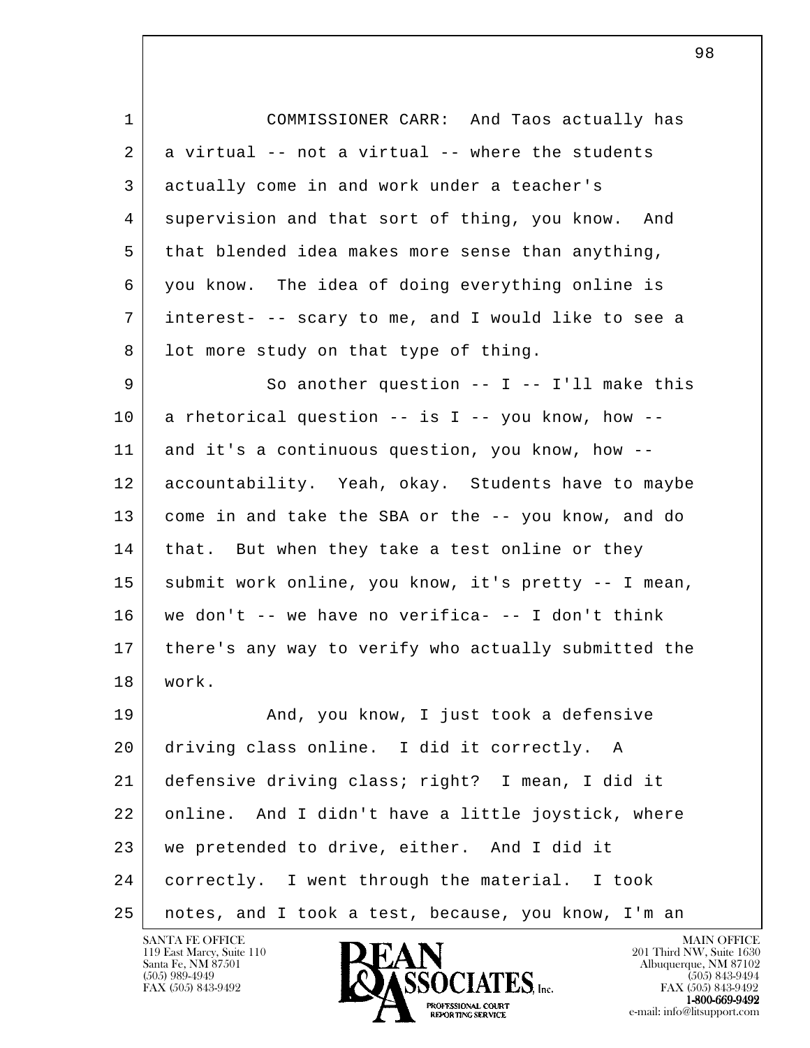COMMISSIONER CARR: And Taos actually has a virtual -- not a virtual -- where the students actually come in and work under a teacher's supervision and that sort of thing, you know. And that blended idea makes more sense than anything, you know. The idea of doing everything online is interest- -- scary to me, and I would like to see a lot more study on that type of thing.

So another question -- I -- I'll make this a rhetorical question -- is I -- you know, how -- and it's a continuous question, you know, how -- accountability. Yeah, okay. Students have to maybe come in and take the SBA or the -- you know, and do that. But when they take a test online or they submit work online, you know, it's pretty -- I mean, we don't -- we have no verifica- -- I don't think there's any way to verify who actually submitted the work.

And, you know, I just took a defensive driving class online. I did it correctly. A defensive driving class; right? I mean, I did it online. And I didn't have a little joystick, where we pretended to drive, either. And I did it correctly. I went through the material. I took notes, and I took a test, because, you know, I'm an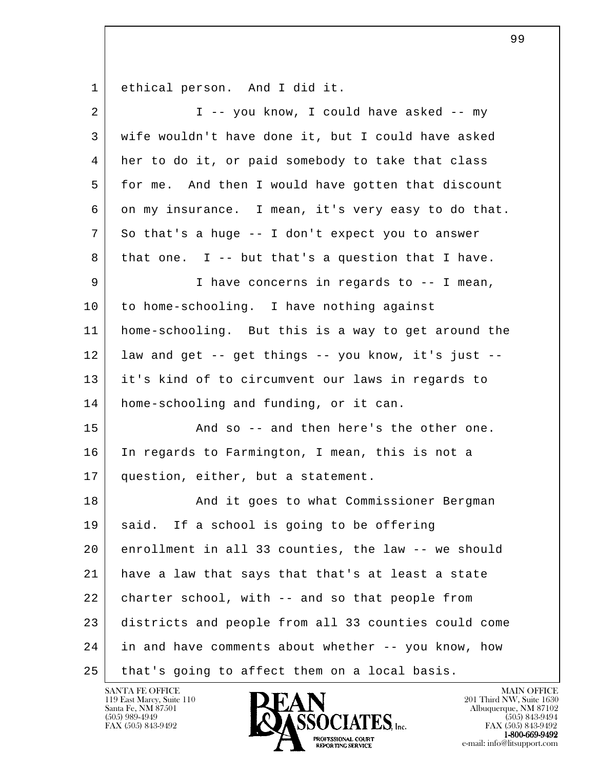ethical person. And I did it.

I -- you know, I could have asked -- my wife wouldn't have done it, but I could have asked her to do it, or paid somebody to take that class for me. And then I would have gotten that discount on my insurance. I mean, it's very easy to do that. So that's a huge -- I don't expect you to answer that one. I -- but that's a question that I have.

I have concerns in regards to -- I mean, to home-schooling. I have nothing against home-schooling. But this is a way to get around the law and get -- get things -- you know, it's just -- it's kind of to circumvent our laws in regards to home-schooling and funding, or it can.

And so -- and then here's the other one. In regards to Farmington, I mean, this is not a question, either, but a statement.

And it goes to what Commissioner Bergman said. If a school is going to be offering enrollment in all 33 counties, the law -- we should have a law that says that that's at least a state charter school, with -- and so that people from districts and people from all 33 counties could come in and have comments about whether -- you know, how that's going to affect them on a local basis.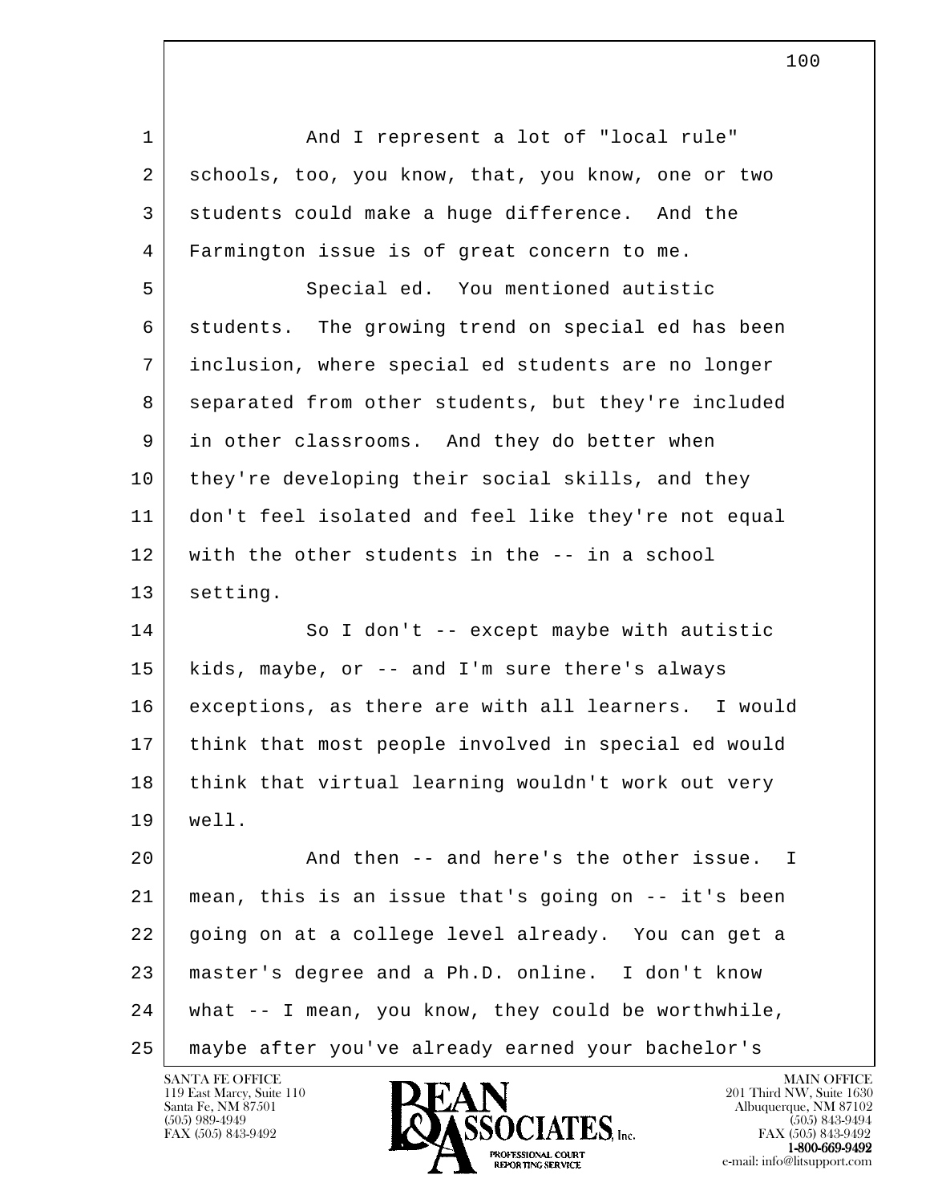And I represent a lot of "local rule" schools, too, you know, that, you know, one or two students could make a huge difference. And the Farmington issue is of great concern to me.

Special ed. You mentioned autistic students. The growing trend on special ed has been inclusion, where special ed students are no longer separated from other students, but they're included in other classrooms. And they do better when they're developing their social skills, and they don't feel isolated and feel like they're not equal with the other students in the -- in a school setting.

So I don't -- except maybe with autistic kids, maybe, or -- and I'm sure there's always exceptions, as there are with all learners. I would think that most people involved in special ed would think that virtual learning wouldn't work out very well.

And then -- and here's the other issue. I mean, this is an issue that's going on -- it's been going on at a college level already. You can get a master's degree and a Ph.D. online. I don't know what -- I mean, you know, they could be worthwhile, maybe after you've already earned your bachelor's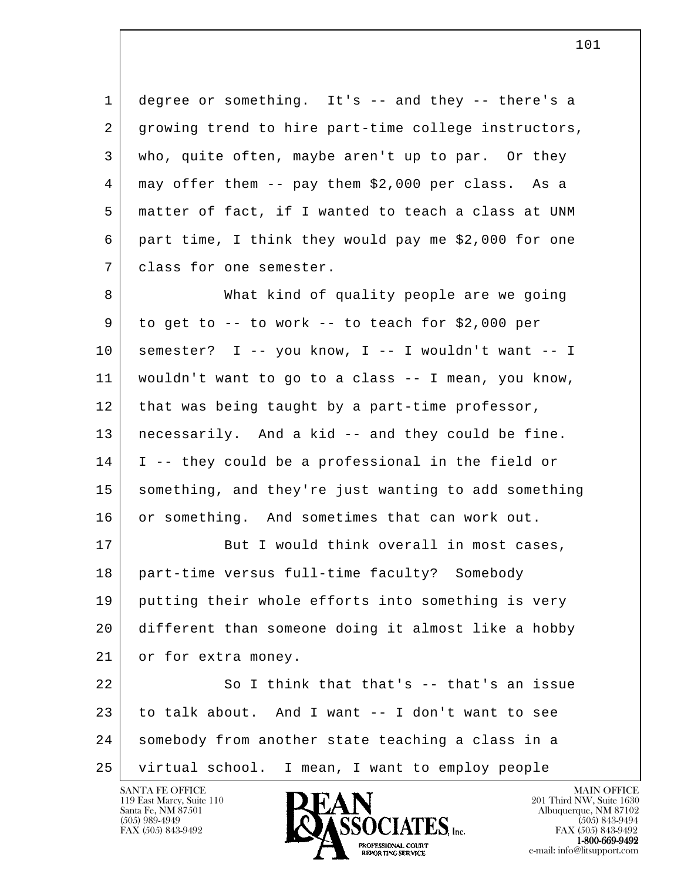degree or something. It's -- and they -- there's a growing trend to hire part-time college instructors, who, quite often, maybe aren't up to par. Or they may offer them -- pay them $2,000 per class. As a matter of fact, if I wanted to teach a class at UNM part time, I think they would pay me $2,000 for one class for one semester.

What kind of quality people are we going to get to -- to work -- to teach for $2,000 per semester? I -- you know, I -- I wouldn't want -- I wouldn't want to go to a class -- I mean, you know, that was being taught by a part-time professor, necessarily. And a kid -- and they could be fine. I -- they could be a professional in the field or something, and they're just wanting to add something or something. And sometimes that can work out.

But I would think overall in most cases, part-time versus full-time faculty? Somebody putting their whole efforts into something is very different than someone doing it almost like a hobby or for extra money.

So I think that that's -- that's an issue to talk about. And I want -- I don't want to see somebody from another state teaching a class in a virtual school. I mean, I want to employ people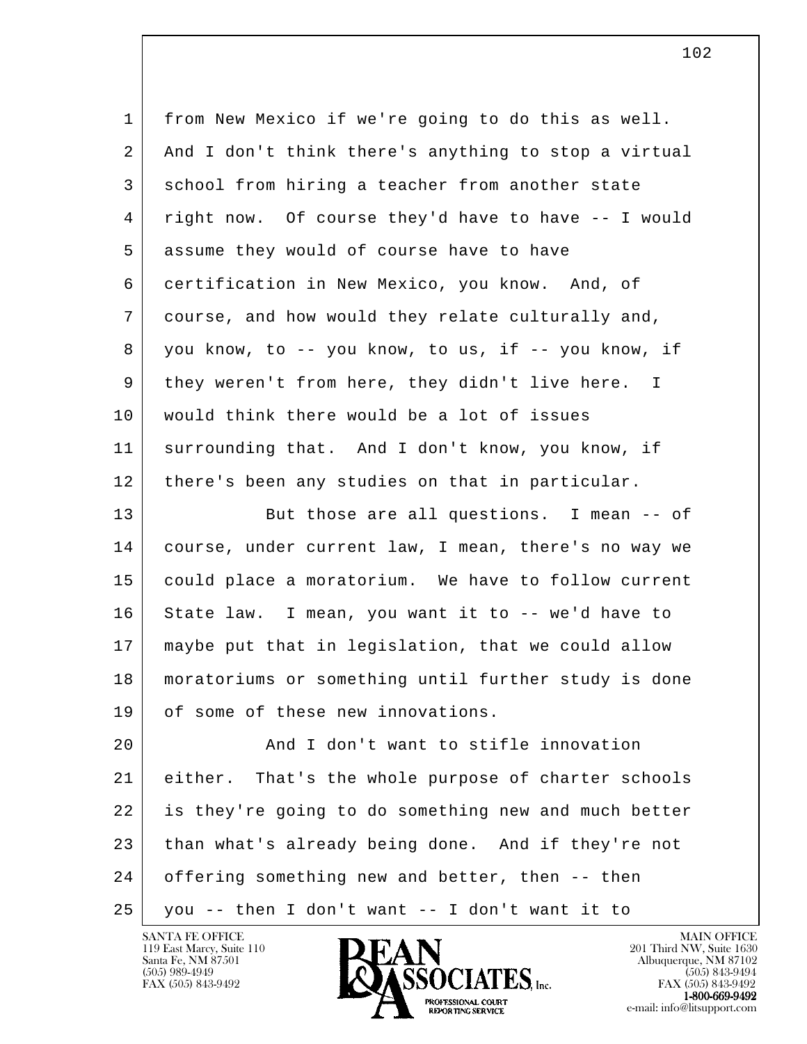from New Mexico if we're going to do this as well. And I don't think there's anything to stop a virtual school from hiring a teacher from another state right now. Of course they'd have to have -- I would assume they would of course have to have certification in New Mexico, you know. And, of course, and how would they relate culturally and, you know, to -- you know, to us, if -- you know, if they weren't from here, they didn't live here. I would think there would be a lot of issues surrounding that. And I don't know, you know, if there's been any studies on that in particular.

But those are all questions. I mean -- of course, under current law, I mean, there's no way we could place a moratorium. We have to follow current State law. I mean, you want it to -- we'd have to maybe put that in legislation, that we could allow moratoriums or something until further study is done of some of these new innovations.

And I don't want to stifle innovation either. That's the whole purpose of charter schools is they're going to do something new and much better than what's already being done. And if they're not offering something new and better, then -- then you -- then I don't want -- I don't want it to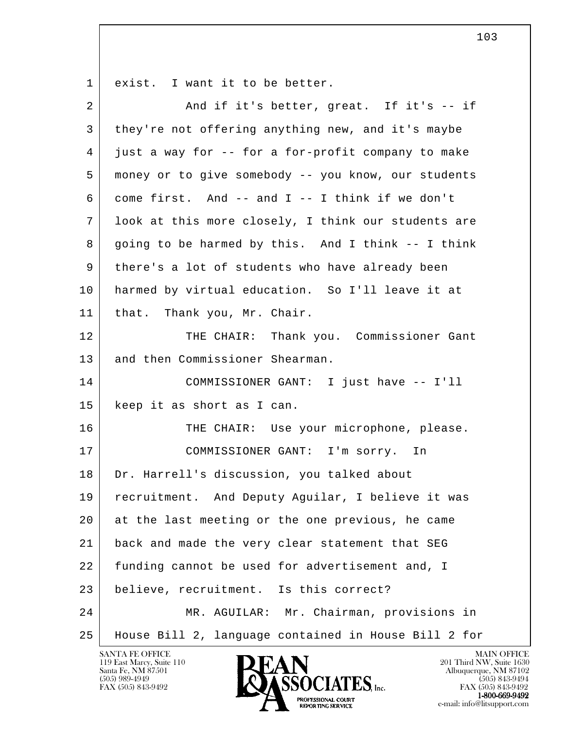exist. I want it to be better.

And if it's better, great. If it's -- if they're not offering anything new, and it's maybe just a way for -- for a for-profit company to make money or to give somebody -- you know, our students come first. And -- and I -- I think if we don't look at this more closely, I think our students are going to be harmed by this. And I think -- I think there's a lot of students who have already been harmed by virtual education. So I'll leave it at that. Thank you, Mr. Chair.

THE CHAIR: Thank you. Commissioner Gant and then Commissioner Shearman.

COMMISSIONER GANT: I just have -- I'll keep it as short as I can.

THE CHAIR: Use your microphone, please.

COMMISSIONER GANT: I'm sorry. In Dr. Harrell's discussion, you talked about recruitment. And Deputy Aguilar, I believe it was at the last meeting or the one previous, he came back and made the very clear statement that SEG funding cannot be used for advertisement and, I believe, recruitment. Is this correct?

MR. AGUILAR: Mr. Chairman, provisions in House Bill 2, language contained in House Bill 2 for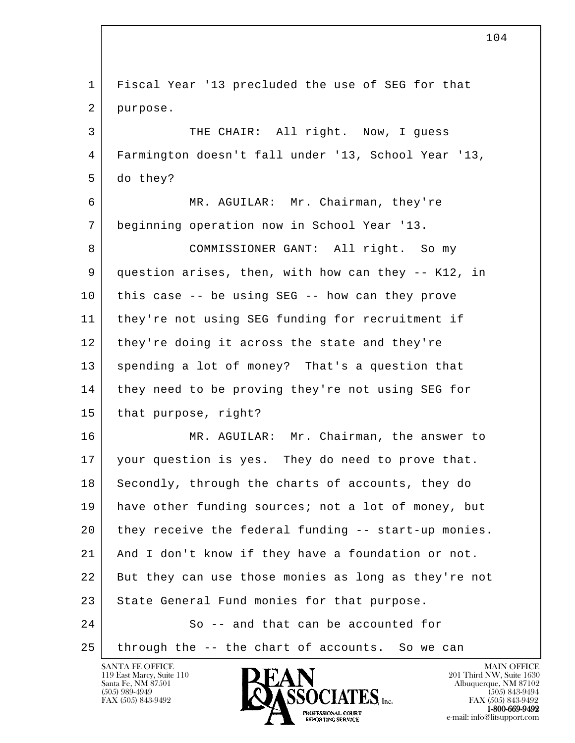Fiscal Year '13 precluded the use of SEG for that purpose.

THE CHAIR: All right. Now, I guess Farmington doesn't fall under '13, School Year '13, do they?

MR. AGUILAR: Mr. Chairman, they're beginning operation now in School Year '13.

COMMISSIONER GANT: All right. So my question arises, then, with how can they -- K12, in this case -- be using SEG -- how can they prove they're not using SEG funding for recruitment if they're doing it across the state and they're spending a lot of money? That's a question that they need to be proving they're not using SEG for that purpose, right?

MR. AGUILAR: Mr. Chairman, the answer to your question is yes. They do need to prove that. Secondly, through the charts of accounts, they do have other funding sources; not a lot of money, but they receive the federal funding -- start-up monies. And I don't know if they have a foundation or not. But they can use those monies as long as they're not State General Fund monies for that purpose.

So -- and that can be accounted for through the -- the chart of accounts. So we can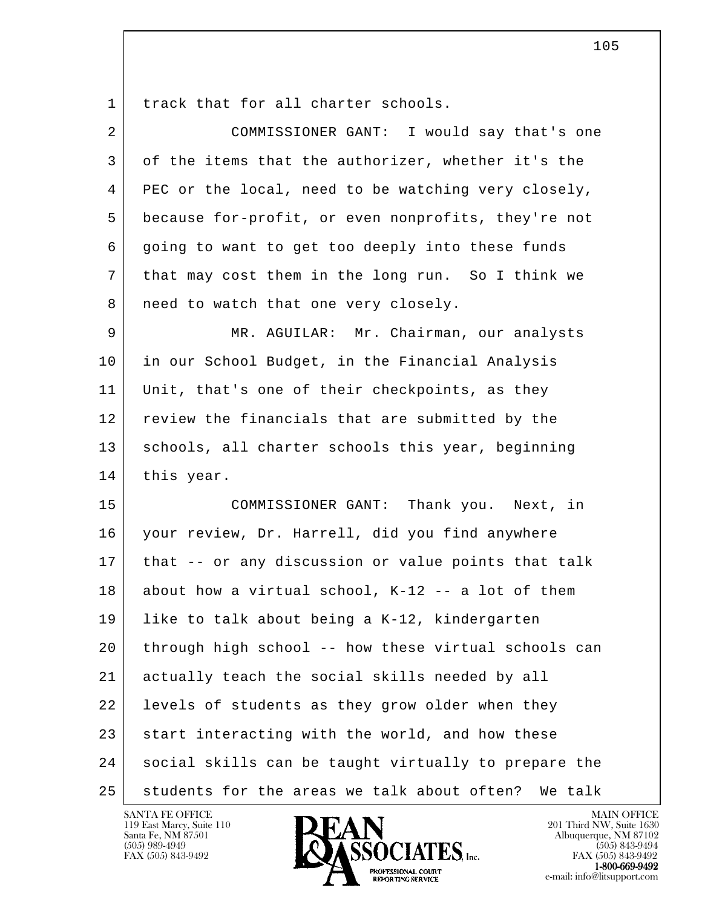track that for all charter schools.

COMMISSIONER GANT: I would say that's one of the items that the authorizer, whether it's the PEC or the local, need to be watching very closely, because for-profit, or even nonprofits, they're not going to want to get too deeply into these funds that may cost them in the long run. So I think we need to watch that one very closely.

MR. AGUILAR: Mr. Chairman, our analysts in our School Budget, in the Financial Analysis Unit, that's one of their checkpoints, as they review the financials that are submitted by the schools, all charter schools this year, beginning this year.

COMMISSIONER GANT: Thank you. Next, in your review, Dr. Harrell, did you find anywhere that -- or any discussion or value points that talk about how a virtual school, K-12 -- a lot of them like to talk about being a K-12, kindergarten through high school -- how these virtual schools can actually teach the social skills needed by all levels of students as they grow older when they start interacting with the world, and how these social skills can be taught virtually to prepare the students for the areas we talk about often? We talk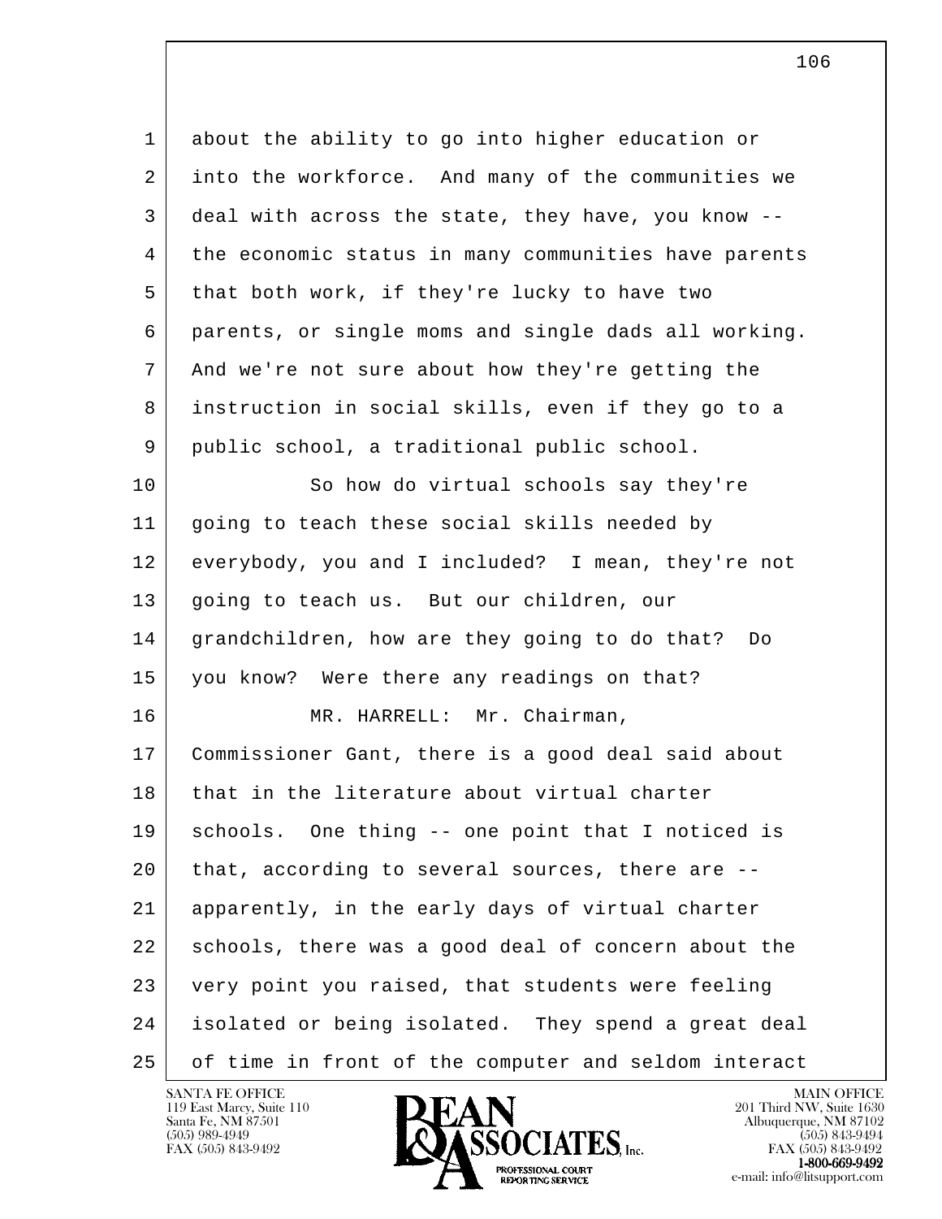about the ability to go into higher education or into the workforce. And many of the communities we deal with across the state, they have, you know -- the economic status in many communities have parents that both work, if they're lucky to have two parents, or single moms and single dads all working. And we're not sure about how they're getting the instruction in social skills, even if they go to a public school, a traditional public school.

So how do virtual schools say they're going to teach these social skills needed by everybody, you and I included? I mean, they're not going to teach us. But our children, our grandchildren, how are they going to do that? Do you know? Were there any readings on that?

MR. HARRELL: Mr. Chairman, Commissioner Gant, there is a good deal said about that in the literature about virtual charter schools. One thing -- one point that I noticed is that, according to several sources, there are -- apparently, in the early days of virtual charter schools, there was a good deal of concern about the very point you raised, that students were feeling isolated or being isolated. They spend a great deal of time in front of the computer and seldom interact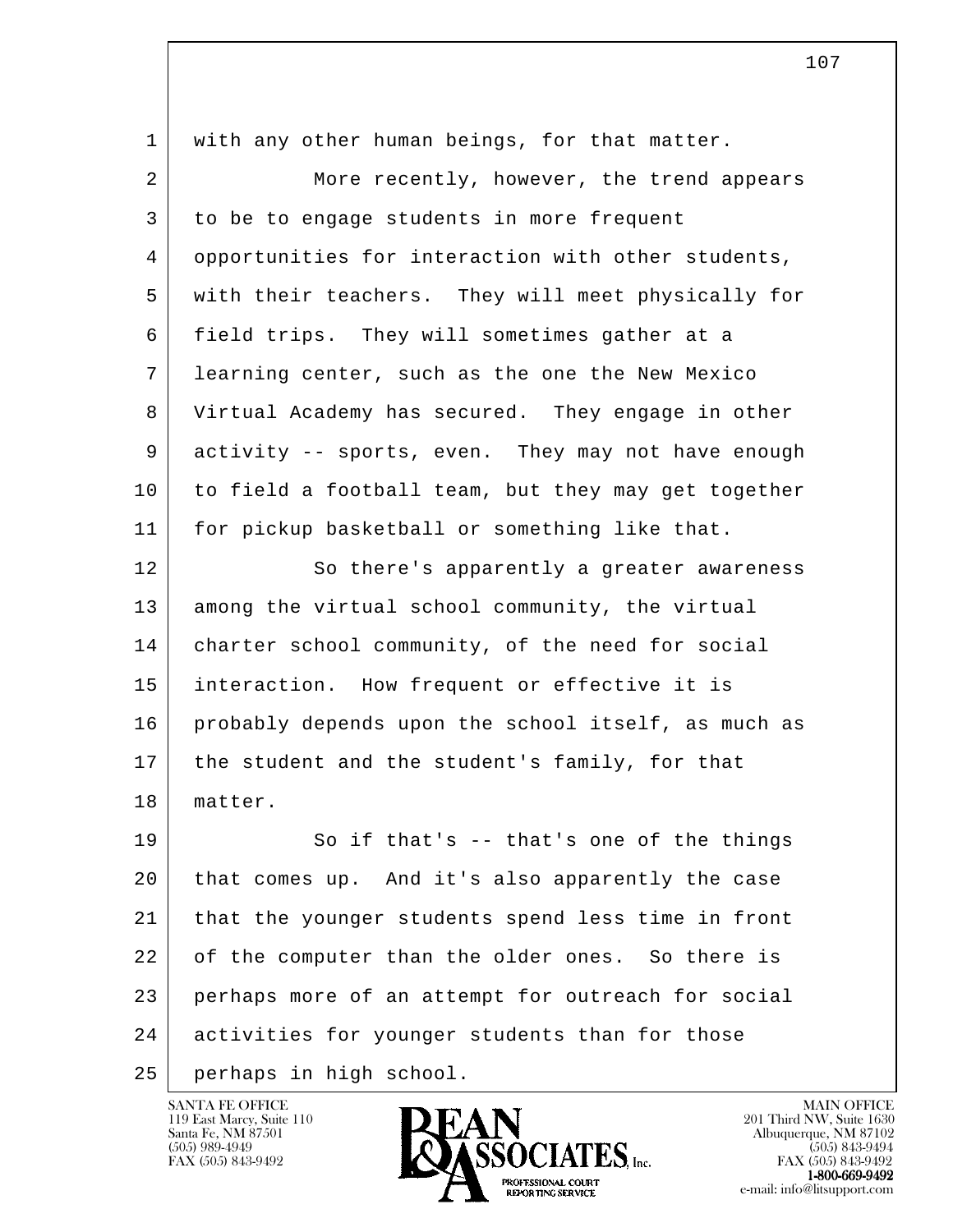with any other human beings, for that matter.

More recently, however, the trend appears to be to engage students in more frequent opportunities for interaction with other students, with their teachers. They will meet physically for field trips. They will sometimes gather at a learning center, such as the one the New Mexico Virtual Academy has secured. They engage in other activity -- sports, even. They may not have enough to field a football team, but they may get together for pickup basketball or something like that.

So there's apparently a greater awareness among the virtual school community, the virtual charter school community, of the need for social interaction. How frequent or effective it is probably depends upon the school itself, as much as the student and the student's family, for that matter.

So if that's -- that's one of the things that comes up. And it's also apparently the case that the younger students spend less time in front of the computer than the older ones. So there is perhaps more of an attempt for outreach for social activities for younger students than for those perhaps in high school.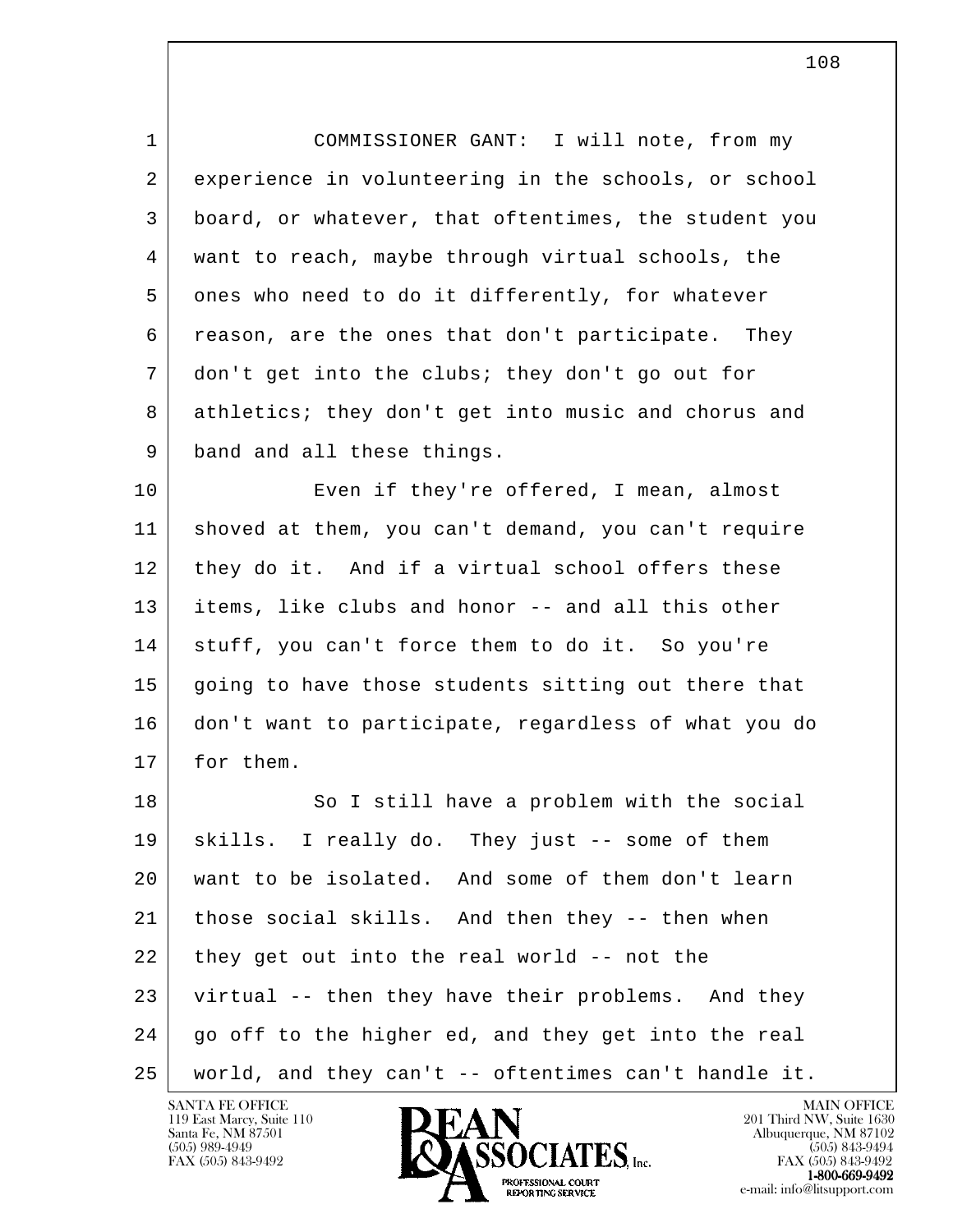COMMISSIONER GANT: I will note, from my experience in volunteering in the schools, or school board, or whatever, that oftentimes, the student you want to reach, maybe through virtual schools, the ones who need to do it differently, for whatever reason, are the ones that don't participate. They don't get into the clubs; they don't go out for athletics; they don't get into music and chorus and band and all these things.

Even if they're offered, I mean, almost shoved at them, you can't demand, you can't require they do it. And if a virtual school offers these items, like clubs and honor -- and all this other stuff, you can't force them to do it. So you're going to have those students sitting out there that don't want to participate, regardless of what you do for them.

So I still have a problem with the social skills. I really do. They just -- some of them want to be isolated. And some of them don't learn those social skills. And then they -- then when they get out into the real world -- not the virtual -- then they have their problems. And they go off to the higher ed, and they get into the real world, and they can't -- oftentimes can't handle it.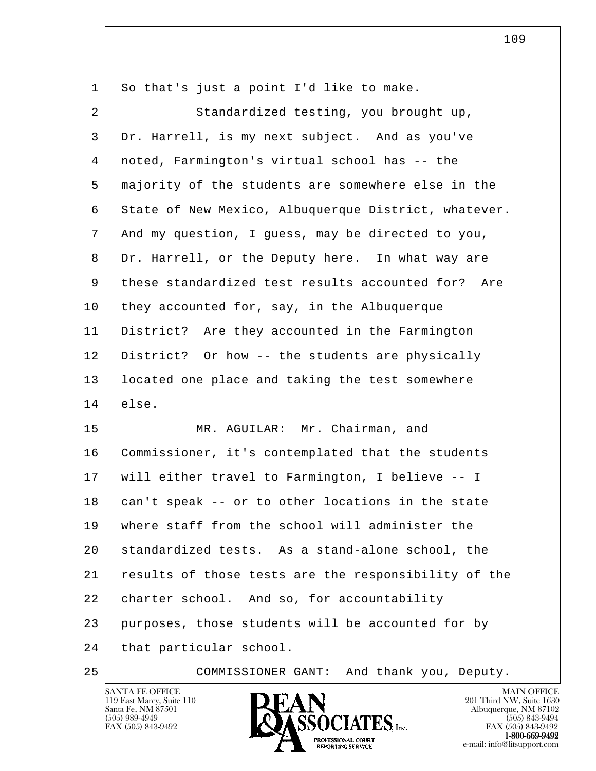1 So that's just a point I'd like to make.

2 Standardized testing, you brought up,

3 Dr. Harrell, is my next subject. And as you've

4 noted, Farmington's virtual school has -- the

5 majority of the students are somewhere else in the

6 State of New Mexico, Albuquerque District, whatever.

7 And my question, I guess, may be directed to you,

8 Dr. Harrell, or the Deputy here. In what way are

9 these standardized test results accounted for? Are

10 they accounted for, say, in the Albuquerque

11 District? Are they accounted in the Farmington

12 District? Or how -- the students are physically

13 located one place and taking the test somewhere

14 else.

15 MR. AGUILAR: Mr. Chairman, and

16 Commissioner, it's contemplated that the students

17 will either travel to Farmington, I believe -- I

18 can't speak -- or to other locations in the state

19 where staff from the school will administer the

20 standardized tests. As a stand-alone school, the

21 results of those tests are the responsibility of the

22 charter school. And so, for accountability

23 purposes, those students will be accounted for by

24 that particular school.

25 COMMISSIONER GANT: And thank you, Deputy.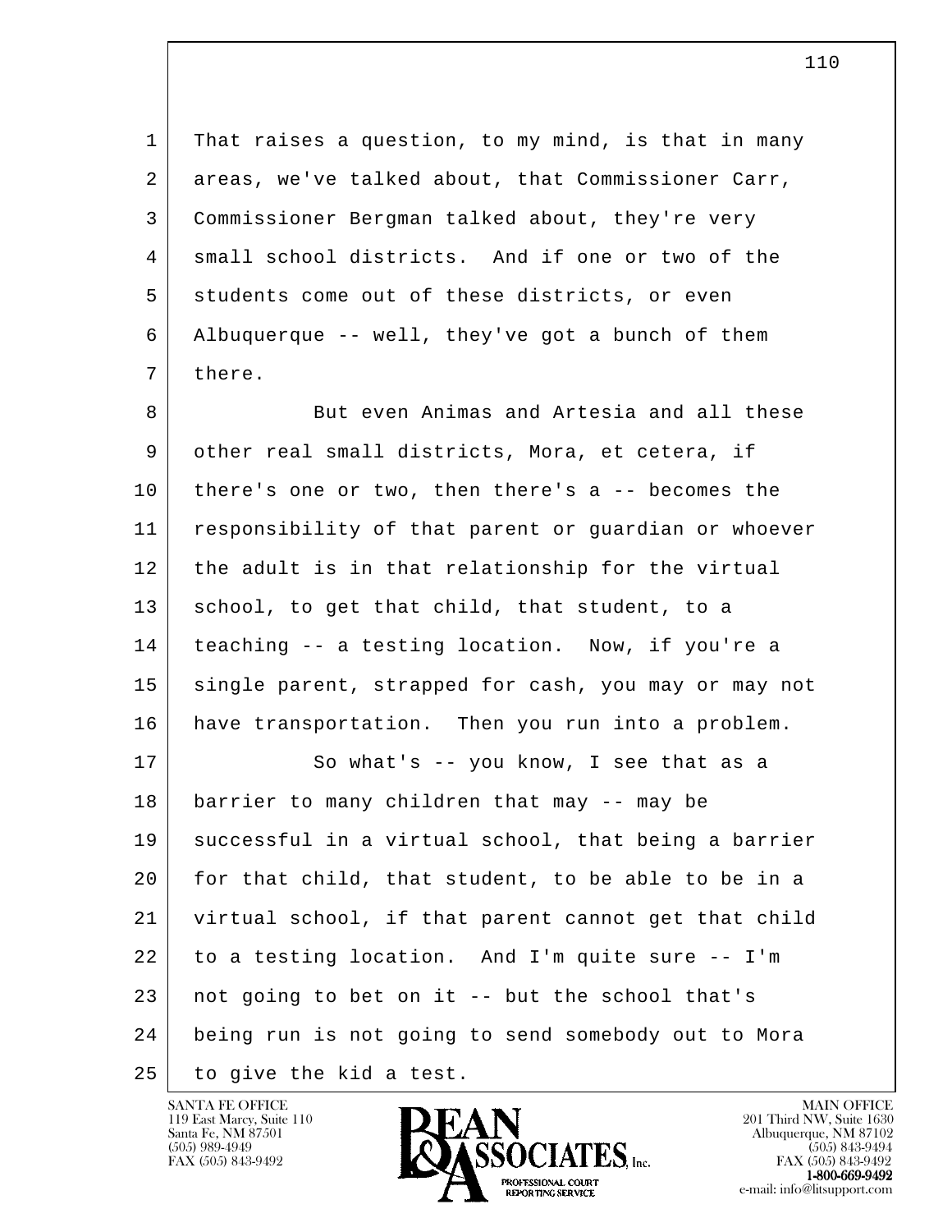That raises a question, to my mind, is that in many areas, we've talked about, that Commissioner Carr, Commissioner Bergman talked about, they're very small school districts. And if one or two of the students come out of these districts, or even Albuquerque -- well, they've got a bunch of them there.

But even Animas and Artesia and all these other real small districts, Mora, et cetera, if there's one or two, then there's a -- becomes the responsibility of that parent or guardian or whoever the adult is in that relationship for the virtual school, to get that child, that student, to a teaching -- a testing location. Now, if you're a single parent, strapped for cash, you may or may not have transportation. Then you run into a problem.

So what's -- you know, I see that as a barrier to many children that may -- may be successful in a virtual school, that being a barrier for that child, that student, to be able to be in a virtual school, if that parent cannot get that child to a testing location. And I'm quite sure -- I'm not going to bet on it -- but the school that's being run is not going to send somebody out to Mora to give the kid a test.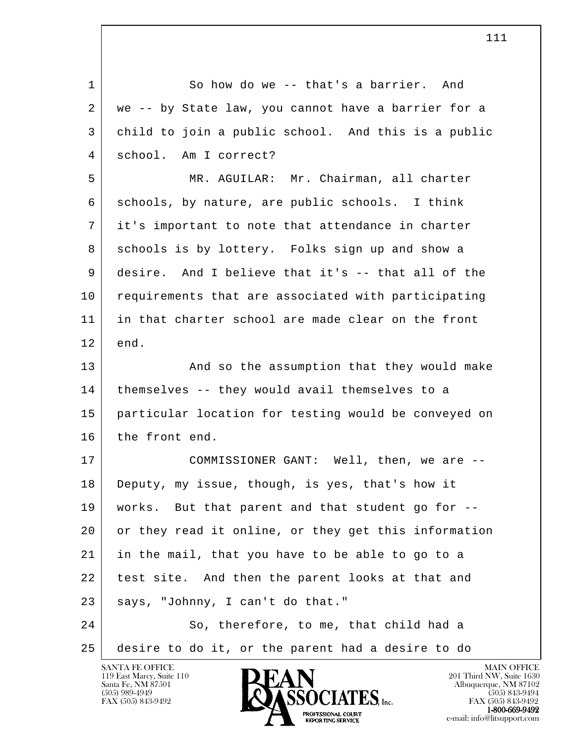So how do we -- that's a barrier. And we -- by State law, you cannot have a barrier for a child to join a public school. And this is a public school. Am I correct?

MR. AGUILAR: Mr. Chairman, all charter schools, by nature, are public schools. I think it's important to note that attendance in charter schools is by lottery. Folks sign up and show a desire. And I believe that it's -- that all of the requirements that are associated with participating in that charter school are made clear on the front end.

And so the assumption that they would make themselves -- they would avail themselves to a particular location for testing would be conveyed on the front end.

COMMISSIONER GANT: Well, then, we are -- Deputy, my issue, though, is yes, that's how it works. But that parent and that student go for -- or they read it online, or they get this information in the mail, that you have to be able to go to a test site. And then the parent looks at that and says, "Johnny, I can't do that."

So, therefore, to me, that child had a desire to do it, or the parent had a desire to do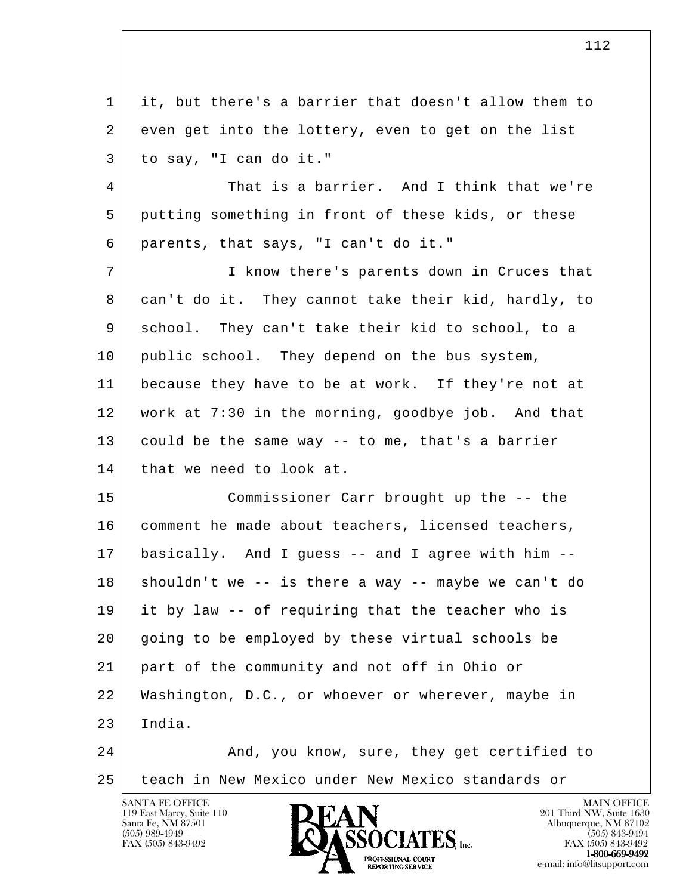it, but there's a barrier that doesn't allow them to even get into the lottery, even to get on the list to say, "I can do it."

That is a barrier. And I think that we're putting something in front of these kids, or these parents, that says, "I can't do it."

I know there's parents down in Cruces that can't do it. They cannot take their kid, hardly, to school. They can't take their kid to school, to a public school. They depend on the bus system, because they have to be at work. If they're not at work at 7:30 in the morning, goodbye job. And that could be the same way -- to me, that's a barrier that we need to look at.

Commissioner Carr brought up the -- the comment he made about teachers, licensed teachers, basically. And I guess -- and I agree with him -- shouldn't we -- is there a way -- maybe we can't do it by law -- of requiring that the teacher who is going to be employed by these virtual schools be part of the community and not off in Ohio or Washington, D.C., or whoever or wherever, maybe in India.

And, you know, sure, they get certified to teach in New Mexico under New Mexico standards or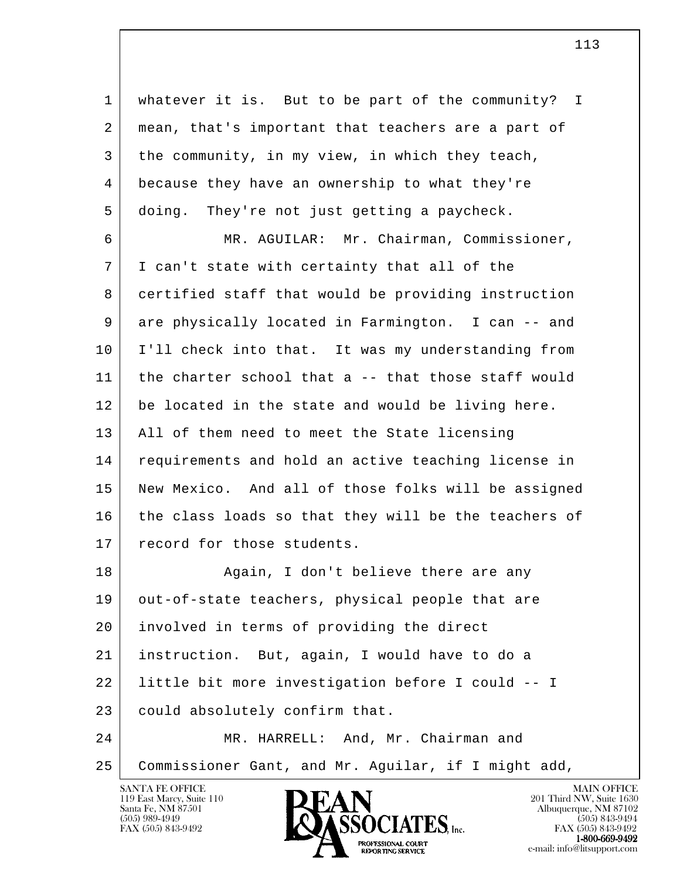whatever it is. But to be part of the community? I mean, that's important that teachers are a part of the community, in my view, in which they teach, because they have an ownership to what they're doing. They're not just getting a paycheck.

MR. AGUILAR: Mr. Chairman, Commissioner, I can't state with certainty that all of the certified staff that would be providing instruction are physically located in Farmington. I can -- and I'll check into that. It was my understanding from the charter school that a -- that those staff would be located in the state and would be living here. All of them need to meet the State licensing requirements and hold an active teaching license in New Mexico. And all of those folks will be assigned the class loads so that they will be the teachers of record for those students.

Again, I don't believe there are any out-of-state teachers, physical people that are involved in terms of providing the direct instruction. But, again, I would have to do a little bit more investigation before I could -- I could absolutely confirm that.

MR. HARRELL: And, Mr. Chairman and Commissioner Gant, and Mr. Aguilar, if I might add,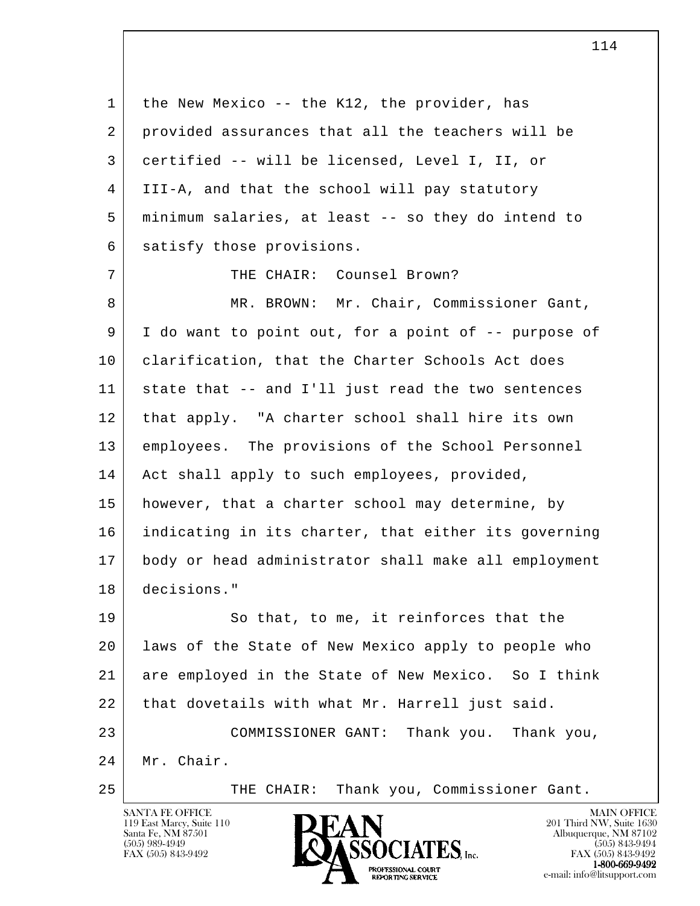the New Mexico -- the K12, the provider, has provided assurances that all the teachers will be certified -- will be licensed, Level I, II, or III-A, and that the school will pay statutory minimum salaries, at least -- so they do intend to satisfy those provisions.

THE CHAIR: Counsel Brown?

MR. BROWN: Mr. Chair, Commissioner Gant, I do want to point out, for a point of -- purpose of clarification, that the Charter Schools Act does state that -- and I'll just read the two sentences that apply. "A charter school shall hire its own employees. The provisions of the School Personnel Act shall apply to such employees, provided, however, that a charter school may determine, by indicating in its charter, that either its governing body or head administrator shall make all employment decisions."

So that, to me, it reinforces that the laws of the State of New Mexico apply to people who are employed in the State of New Mexico. So I think that dovetails with what Mr. Harrell just said.

COMMISSIONER GANT: Thank you. Thank you, Mr. Chair.

THE CHAIR: Thank you, Commissioner Gant.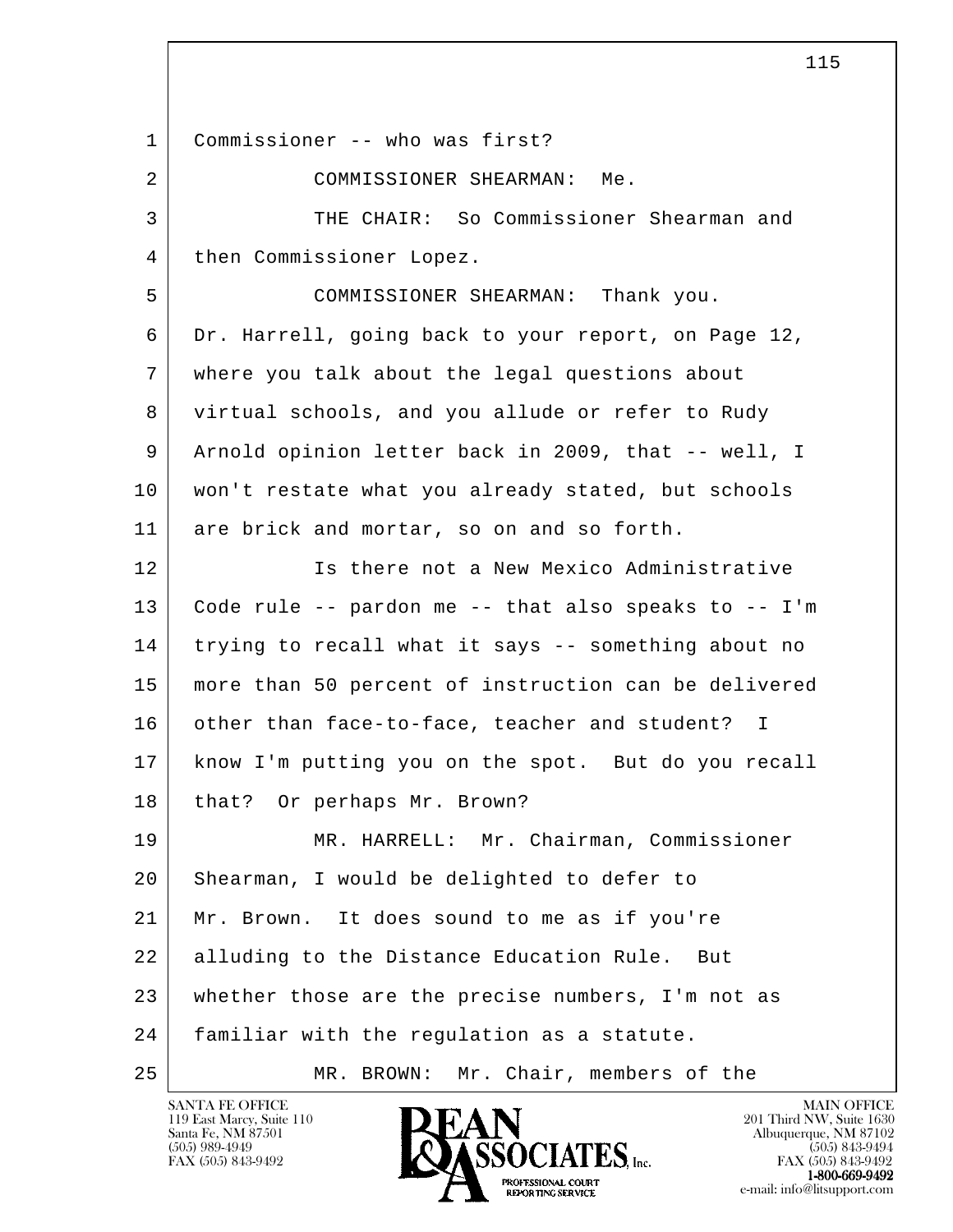1 Commissioner -- who was first?

2 COMMISSIONER SHEARMAN: Me.

3 THE CHAIR: So Commissioner Shearman and

4 then Commissioner Lopez.

5 COMMISSIONER SHEARMAN: Thank you.

6 Dr. Harrell, going back to your report, on Page 12,

7 where you talk about the legal questions about

8 virtual schools, and you allude or refer to Rudy

9 Arnold opinion letter back in 2009, that -- well, I

10 won't restate what you already stated, but schools

11 are brick and mortar, so on and so forth.

12 Is there not a New Mexico Administrative

13 Code rule -- pardon me -- that also speaks to -- I'm

14 trying to recall what it says -- something about no

15 more than 50 percent of instruction can be delivered

16 other than face-to-face, teacher and student? I

17 know I'm putting you on the spot. But do you recall

18 that? Or perhaps Mr. Brown?

19 MR. HARRELL: Mr. Chairman, Commissioner

20 Shearman, I would be delighted to defer to

21 Mr. Brown. It does sound to me as if you're

22 alluding to the Distance Education Rule. But

23 whether those are the precise numbers, I'm not as

24 familiar with the regulation as a statute.

25 MR. BROWN: Mr. Chair, members of the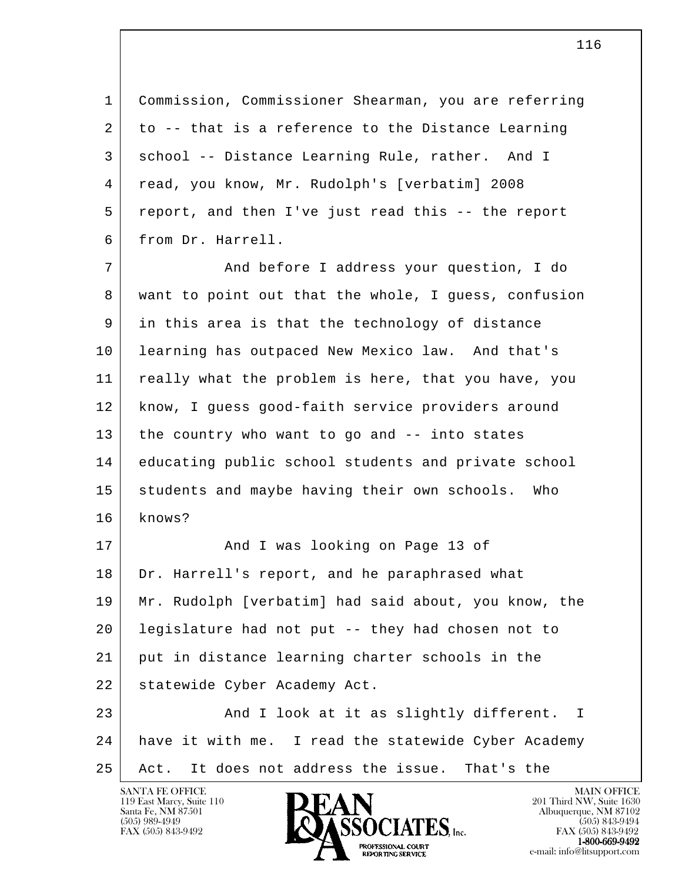1 Commission, Commissioner Shearman, you are referring
2 to -- that is a reference to the Distance Learning
3 school -- Distance Learning Rule, rather. And I
4 read, you know, Mr. Rudolph's [verbatim] 2008
5 report, and then I've just read this -- the report
6 from Dr. Harrell.

7 And before I address your question, I do
8 want to point out that the whole, I guess, confusion
9 in this area is that the technology of distance
10 learning has outpaced New Mexico law. And that's
11 really what the problem is here, that you have, you
12 know, I guess good-faith service providers around
13 the country who want to go and -- into states
14 educating public school students and private school
15 students and maybe having their own schools. Who
16 knows?

17 And I was looking on Page 13 of
18 Dr. Harrell's report, and he paraphrased what
19 Mr. Rudolph [verbatim] had said about, you know, the
20 legislature had not put -- they had chosen not to
21 put in distance learning charter schools in the
22 statewide Cyber Academy Act.

23 And I look at it as slightly different. I
24 have it with me. I read the statewide Cyber Academy
25 Act. It does not address the issue. That's the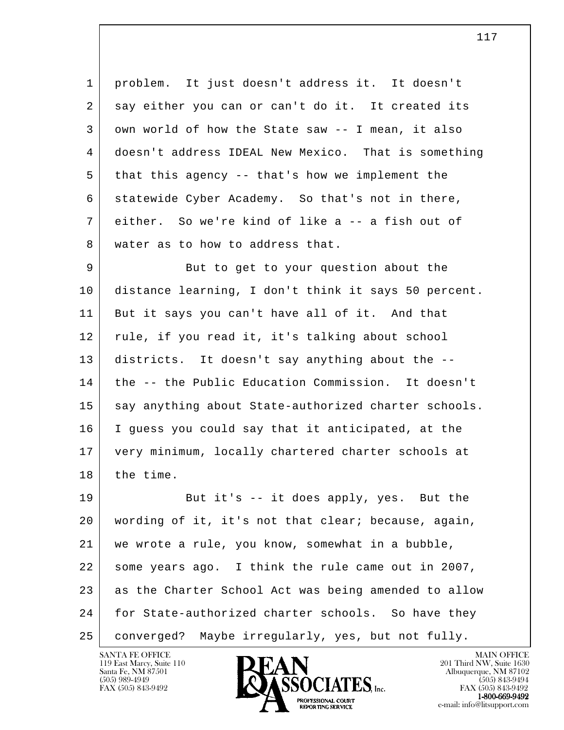problem. It just doesn't address it. It doesn't say either you can or can't do it. It created its own world of how the State saw -- I mean, it also doesn't address IDEAL New Mexico. That is something that this agency -- that's how we implement the statewide Cyber Academy. So that's not in there, either. So we're kind of like a -- a fish out of water as to how to address that.

But to get to your question about the distance learning, I don't think it says 50 percent. But it says you can't have all of it. And that rule, if you read it, it's talking about school districts. It doesn't say anything about the -- the -- the Public Education Commission. It doesn't say anything about State-authorized charter schools. I guess you could say that it anticipated, at the very minimum, locally chartered charter schools at the time.

But it's -- it does apply, yes. But the wording of it, it's not that clear; because, again, we wrote a rule, you know, somewhat in a bubble, some years ago. I think the rule came out in 2007, as the Charter School Act was being amended to allow for State-authorized charter schools. So have they converged? Maybe irregularly, yes, but not fully.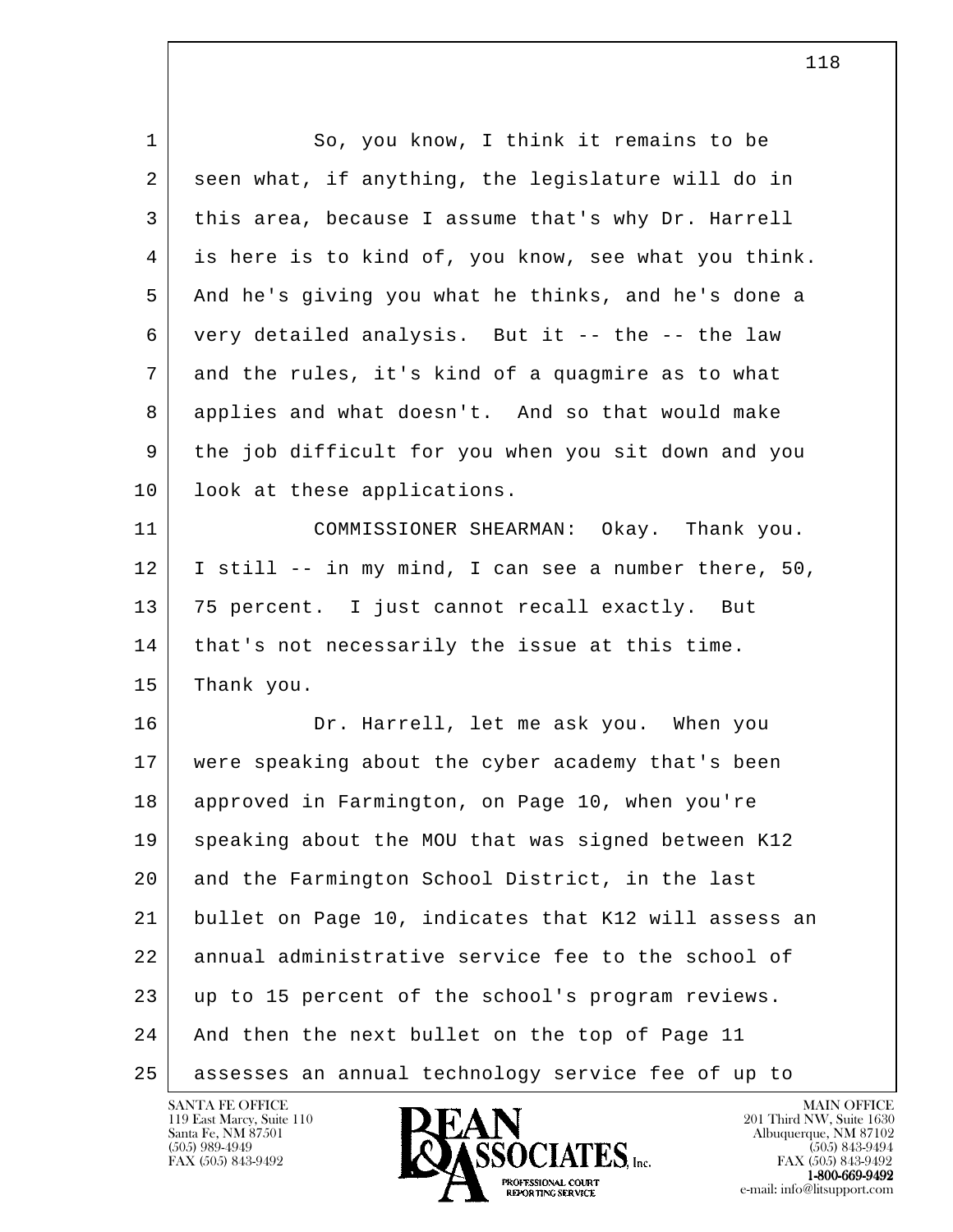So, you know, I think it remains to be seen what, if anything, the legislature will do in this area, because I assume that's why Dr. Harrell is here is to kind of, you know, see what you think. And he's giving you what he thinks, and he's done a very detailed analysis. But it -- the -- the law and the rules, it's kind of a quagmire as to what applies and what doesn't. And so that would make the job difficult for you when you sit down and you look at these applications.

COMMISSIONER SHEARMAN: Okay. Thank you. I still -- in my mind, I can see a number there, 50, 75 percent. I just cannot recall exactly. But that's not necessarily the issue at this time. Thank you.

Dr. Harrell, let me ask you. When you were speaking about the cyber academy that's been approved in Farmington, on Page 10, when you're speaking about the MOU that was signed between K12 and the Farmington School District, in the last bullet on Page 10, indicates that K12 will assess an annual administrative service fee to the school of up to 15 percent of the school's program reviews. And then the next bullet on the top of Page 11 assesses an annual technology service fee of up to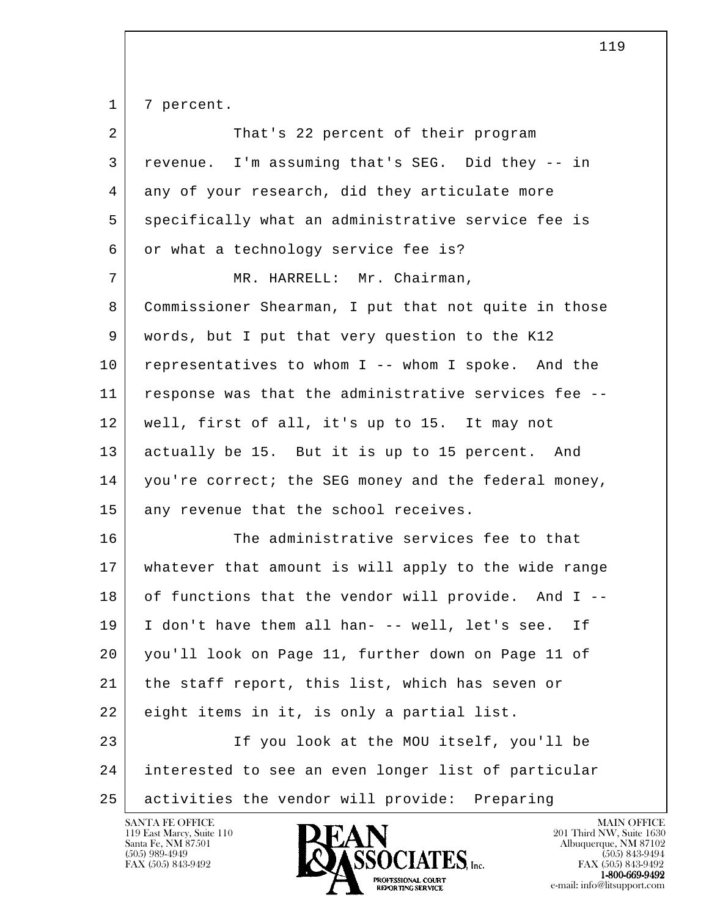7 percent.

That's 22 percent of their program revenue. I'm assuming that's SEG. Did they -- in any of your research, did they articulate more specifically what an administrative service fee is or what a technology service fee is?

MR. HARRELL: Mr. Chairman, Commissioner Shearman, I put that not quite in those words, but I put that very question to the K12 representatives to whom I -- whom I spoke. And the response was that the administrative services fee -- well, first of all, it's up to 15. It may not actually be 15. But it is up to 15 percent. And you're correct; the SEG money and the federal money, any revenue that the school receives.

The administrative services fee to that whatever that amount is will apply to the wide range of functions that the vendor will provide. And I -- I don't have them all han- -- well, let's see. If you'll look on Page 11, further down on Page 11 of the staff report, this list, which has seven or eight items in it, is only a partial list.

If you look at the MOU itself, you'll be interested to see an even longer list of particular activities the vendor will provide: Preparing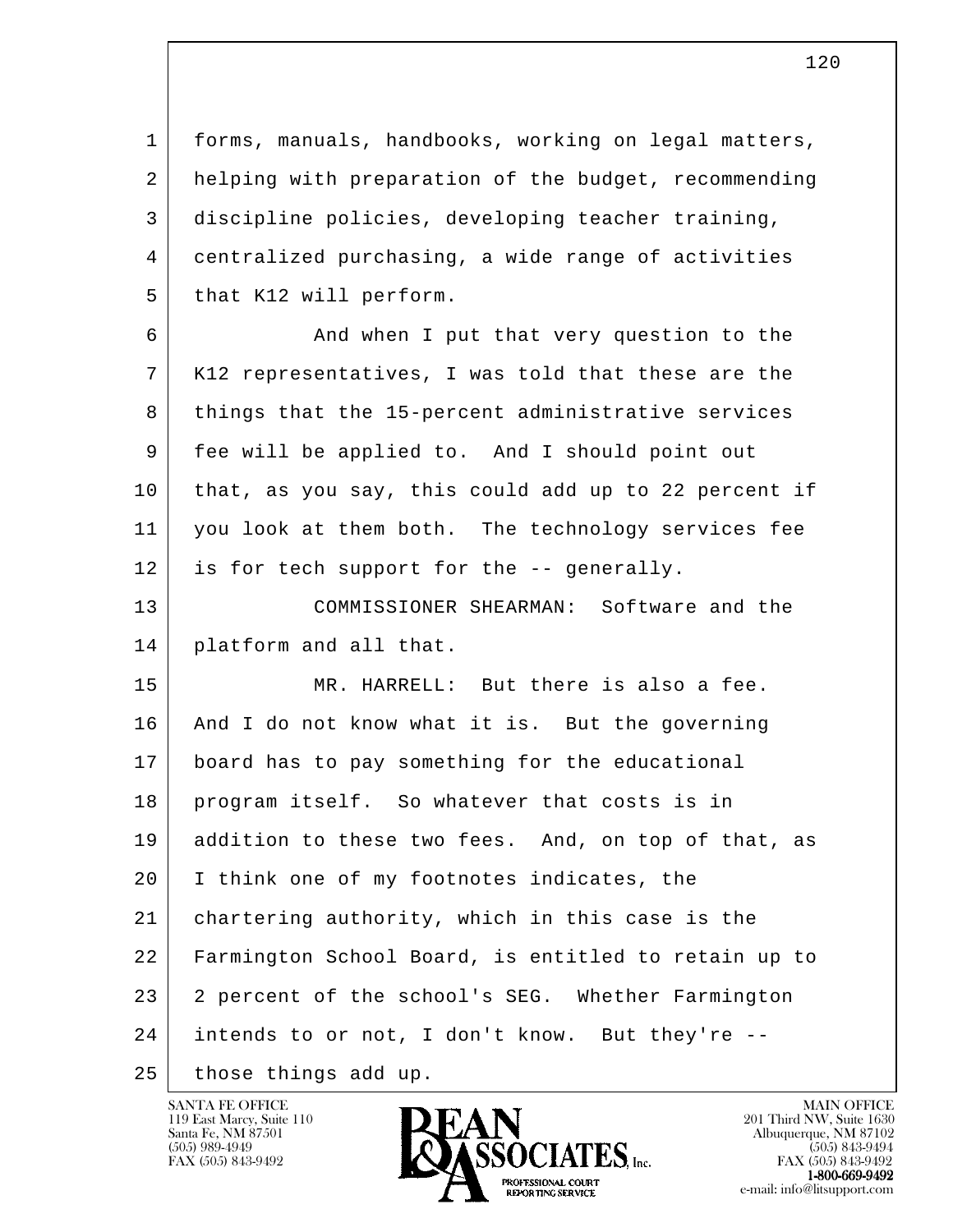forms, manuals, handbooks, working on legal matters, helping with preparation of the budget, recommending discipline policies, developing teacher training, centralized purchasing, a wide range of activities that K12 will perform.

And when I put that very question to the K12 representatives, I was told that these are the things that the 15-percent administrative services fee will be applied to. And I should point out that, as you say, this could add up to 22 percent if you look at them both. The technology services fee is for tech support for the -- generally.

COMMISSIONER SHEARMAN: Software and the platform and all that.

MR. HARRELL: But there is also a fee. And I do not know what it is. But the governing board has to pay something for the educational program itself. So whatever that costs is in addition to these two fees. And, on top of that, as I think one of my footnotes indicates, the chartering authority, which in this case is the Farmington School Board, is entitled to retain up to 2 percent of the school's SEG. Whether Farmington intends to or not, I don't know. But they're -- those things add up.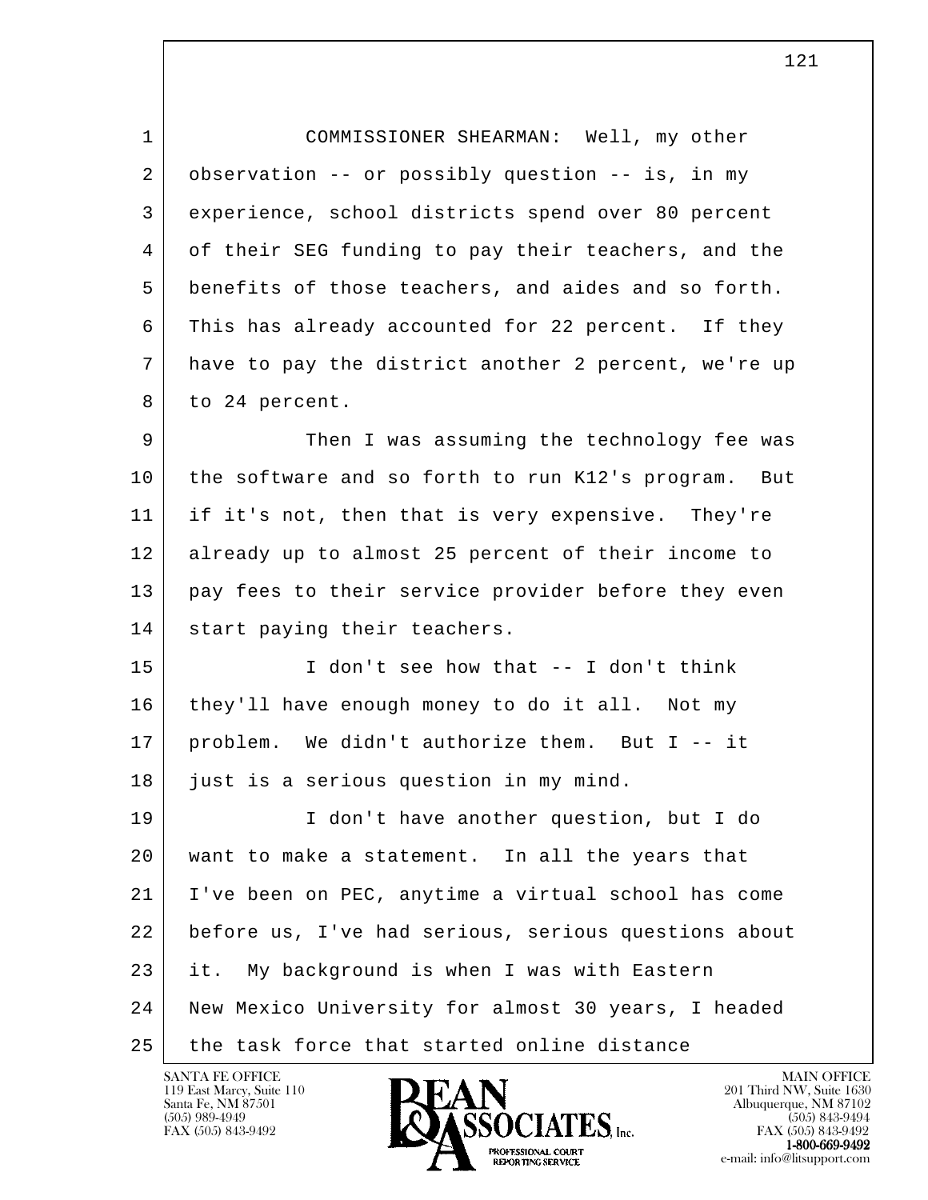COMMISSIONER SHEARMAN: Well, my other observation -- or possibly question -- is, in my experience, school districts spend over 80 percent of their SEG funding to pay their teachers, and the benefits of those teachers, and aides and so forth. This has already accounted for 22 percent. If they have to pay the district another 2 percent, we're up to 24 percent.

Then I was assuming the technology fee was the software and so forth to run K12's program. But if it's not, then that is very expensive. They're already up to almost 25 percent of their income to pay fees to their service provider before they even start paying their teachers.

I don't see how that -- I don't think they'll have enough money to do it all. Not my problem. We didn't authorize them. But I -- it just is a serious question in my mind.

I don't have another question, but I do want to make a statement. In all the years that I've been on PEC, anytime a virtual school has come before us, I've had serious, serious questions about it. My background is when I was with Eastern New Mexico University for almost 30 years, I headed the task force that started online distance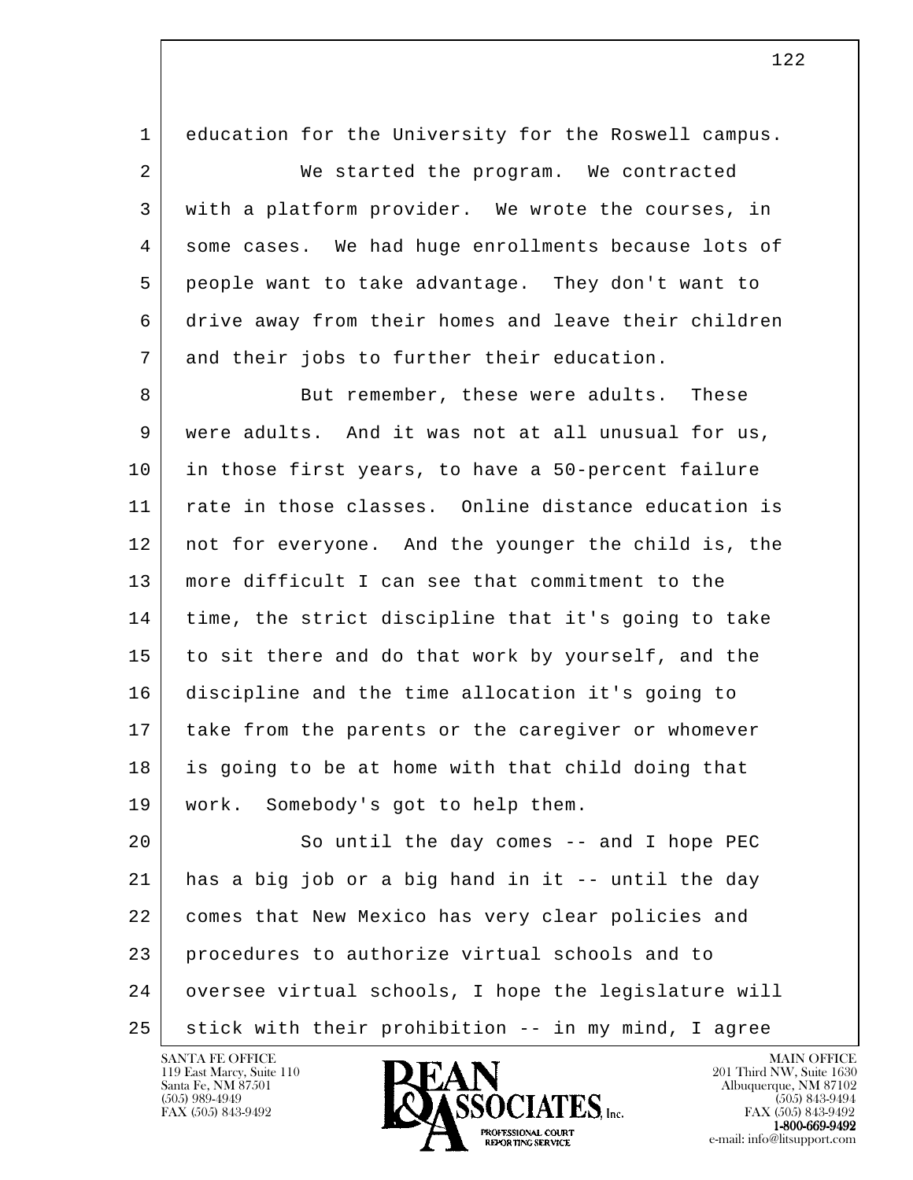education for the University for the Roswell campus.

We started the program. We contracted with a platform provider. We wrote the courses, in some cases. We had huge enrollments because lots of people want to take advantage. They don't want to drive away from their homes and leave their children and their jobs to further their education.

But remember, these were adults. These were adults. And it was not at all unusual for us, in those first years, to have a 50-percent failure rate in those classes. Online distance education is not for everyone. And the younger the child is, the more difficult I can see that commitment to the time, the strict discipline that it's going to take to sit there and do that work by yourself, and the discipline and the time allocation it's going to take from the parents or the caregiver or whomever is going to be at home with that child doing that work. Somebody's got to help them.

So until the day comes -- and I hope PEC has a big job or a big hand in it -- until the day comes that New Mexico has very clear policies and procedures to authorize virtual schools and to oversee virtual schools, I hope the legislature will stick with their prohibition -- in my mind, I agree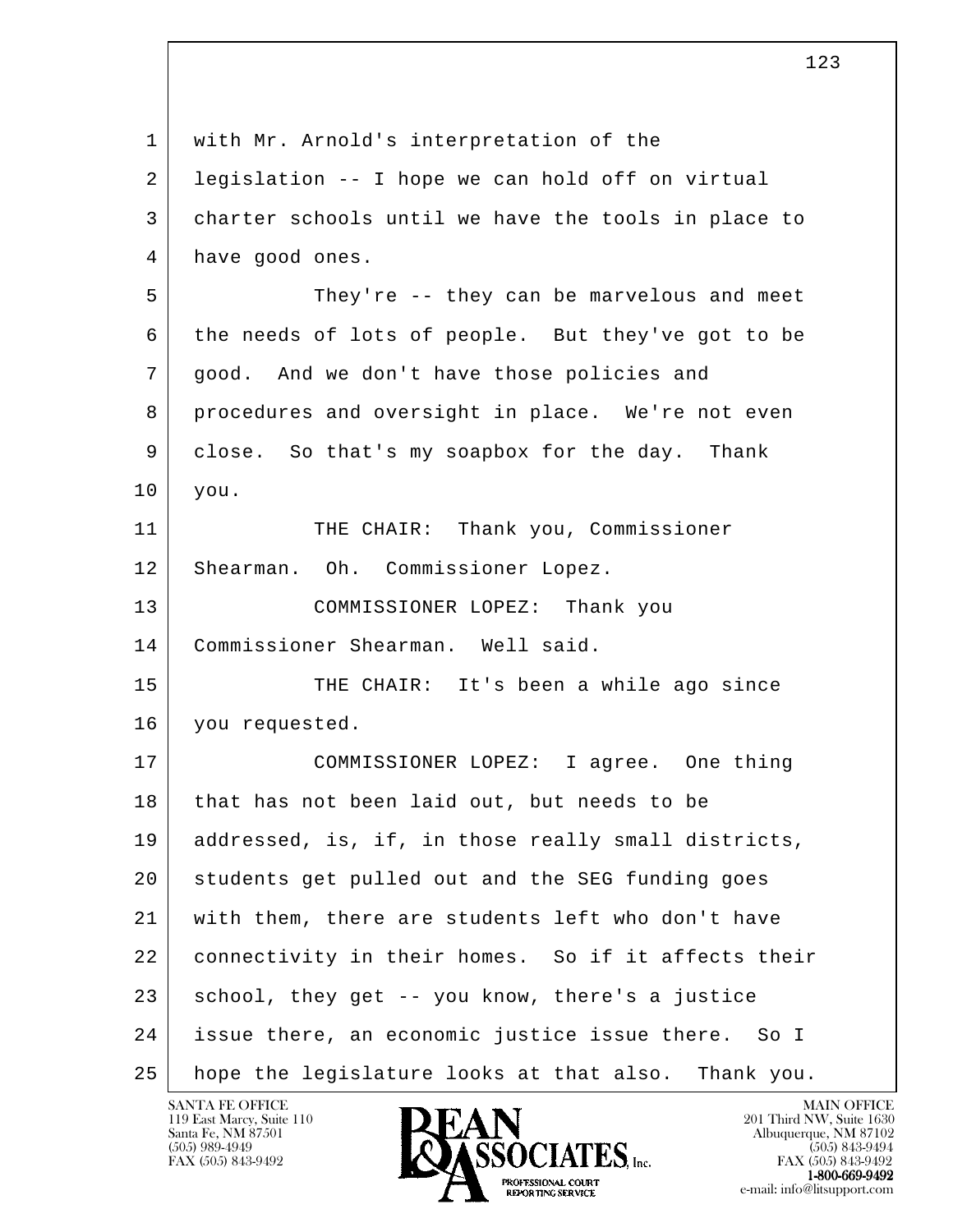with Mr. Arnold's interpretation of the legislation -- I hope we can hold off on virtual charter schools until we have the tools in place to have good ones.

They're -- they can be marvelous and meet the needs of lots of people. But they've got to be good. And we don't have those policies and procedures and oversight in place. We're not even close. So that's my soapbox for the day. Thank you.

THE CHAIR: Thank you, Commissioner Shearman. Oh. Commissioner Lopez.

COMMISSIONER LOPEZ: Thank you Commissioner Shearman. Well said.

THE CHAIR: It's been a while ago since you requested.

COMMISSIONER LOPEZ: I agree. One thing that has not been laid out, but needs to be addressed, is, if, in those really small districts, students get pulled out and the SEG funding goes with them, there are students left who don't have connectivity in their homes. So if it affects their school, they get -- you know, there's a justice issue there, an economic justice issue there. So I hope the legislature looks at that also. Thank you.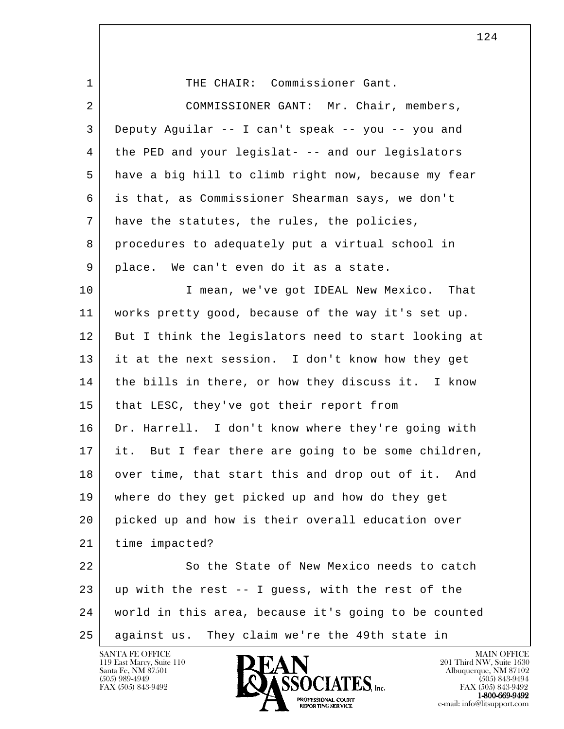THE CHAIR: Commissioner Gant.

COMMISSIONER GANT: Mr. Chair, members, Deputy Aguilar -- I can't speak -- you -- you and the PED and your legislat- -- and our legislators have a big hill to climb right now, because my fear is that, as Commissioner Shearman says, we don't have the statutes, the rules, the policies, procedures to adequately put a virtual school in place. We can't even do it as a state.

I mean, we've got IDEAL New Mexico. That works pretty good, because of the way it's set up. But I think the legislators need to start looking at it at the next session. I don't know how they get the bills in there, or how they discuss it. I know that LESC, they've got their report from Dr. Harrell. I don't know where they're going with it. But I fear there are going to be some children, over time, that start this and drop out of it. And where do they get picked up and how do they get picked up and how is their overall education over time impacted?

So the State of New Mexico needs to catch up with the rest -- I guess, with the rest of the world in this area, because it's going to be counted against us. They claim we're the 49th state in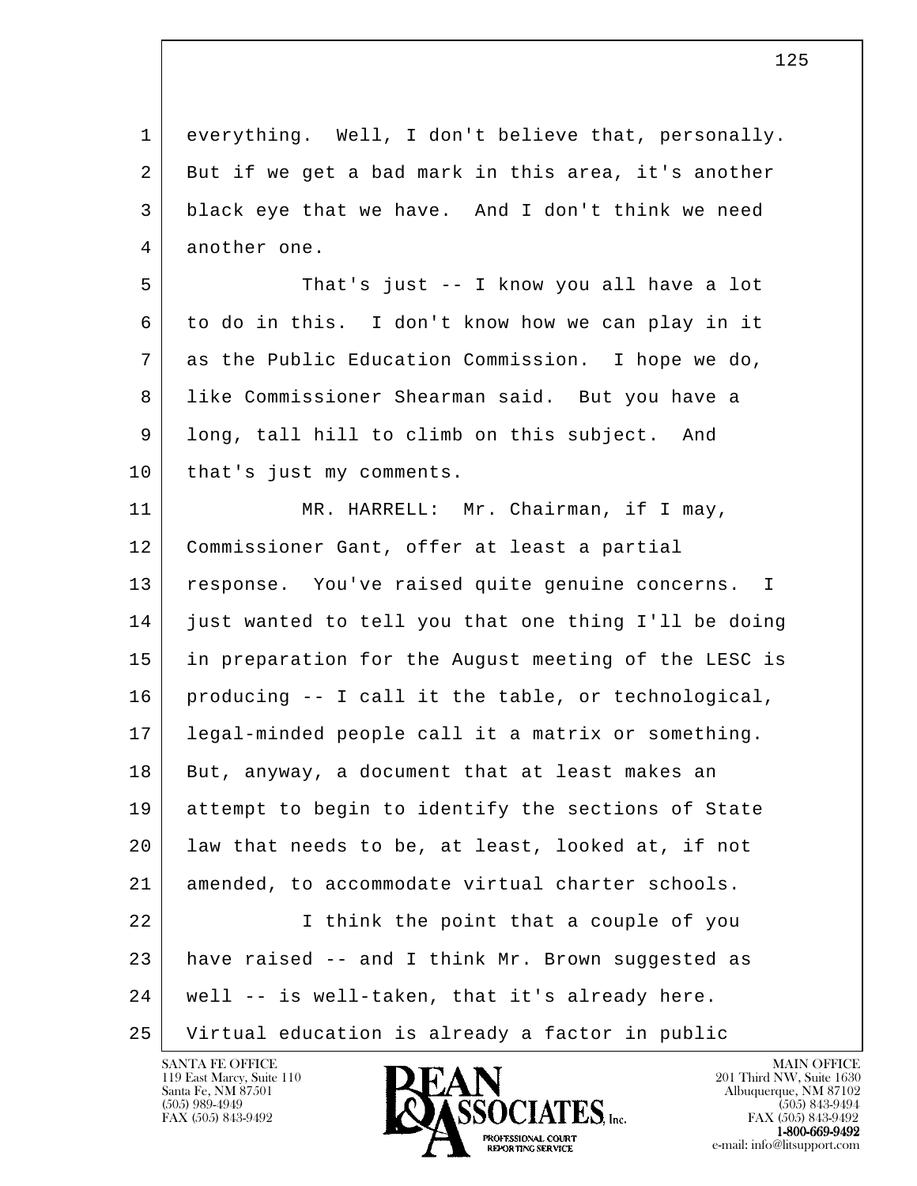everything. Well, I don't believe that, personally. But if we get a bad mark in this area, it's another black eye that we have. And I don't think we need another one.

That's just -- I know you all have a lot to do in this. I don't know how we can play in it as the Public Education Commission. I hope we do, like Commissioner Shearman said. But you have a long, tall hill to climb on this subject. And that's just my comments.

MR. HARRELL: Mr. Chairman, if I may, Commissioner Gant, offer at least a partial response. You've raised quite genuine concerns. I just wanted to tell you that one thing I'll be doing in preparation for the August meeting of the LESC is producing -- I call it the table, or technological, legal-minded people call it a matrix or something. But, anyway, a document that at least makes an attempt to begin to identify the sections of State law that needs to be, at least, looked at, if not amended, to accommodate virtual charter schools.

I think the point that a couple of you have raised -- and I think Mr. Brown suggested as well -- is well-taken, that it's already here. Virtual education is already a factor in public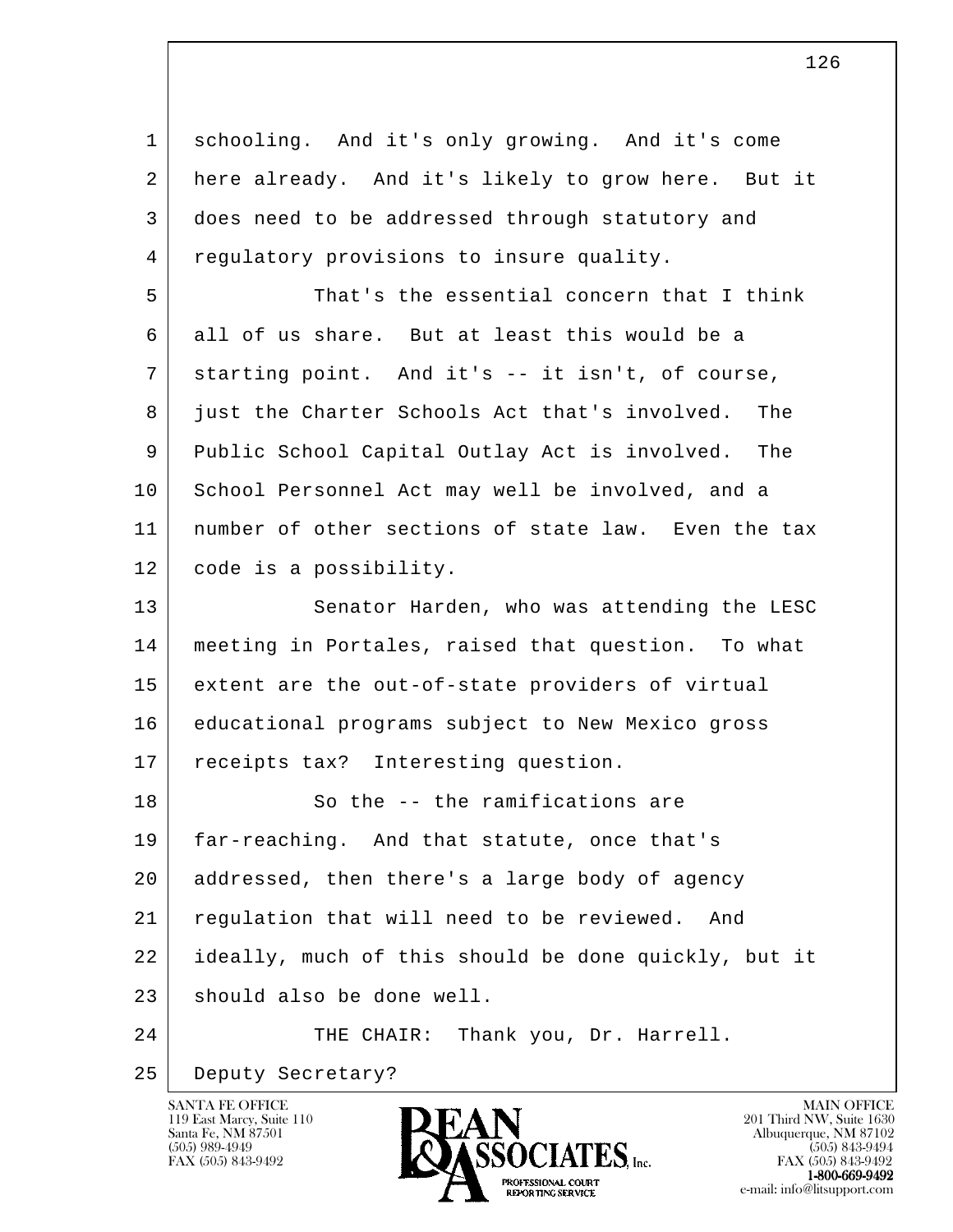schooling. And it's only growing. And it's come here already. And it's likely to grow here. But it does need to be addressed through statutory and regulatory provisions to insure quality.

That's the essential concern that I think all of us share. But at least this would be a starting point. And it's -- it isn't, of course, just the Charter Schools Act that's involved. The Public School Capital Outlay Act is involved. The School Personnel Act may well be involved, and a number of other sections of state law. Even the tax code is a possibility.

Senator Harden, who was attending the LESC meeting in Portales, raised that question. To what extent are the out-of-state providers of virtual educational programs subject to New Mexico gross receipts tax? Interesting question.

So the -- the ramifications are far-reaching. And that statute, once that's addressed, then there's a large body of agency regulation that will need to be reviewed. And ideally, much of this should be done quickly, but it should also be done well.

THE CHAIR: Thank you, Dr. Harrell. Deputy Secretary?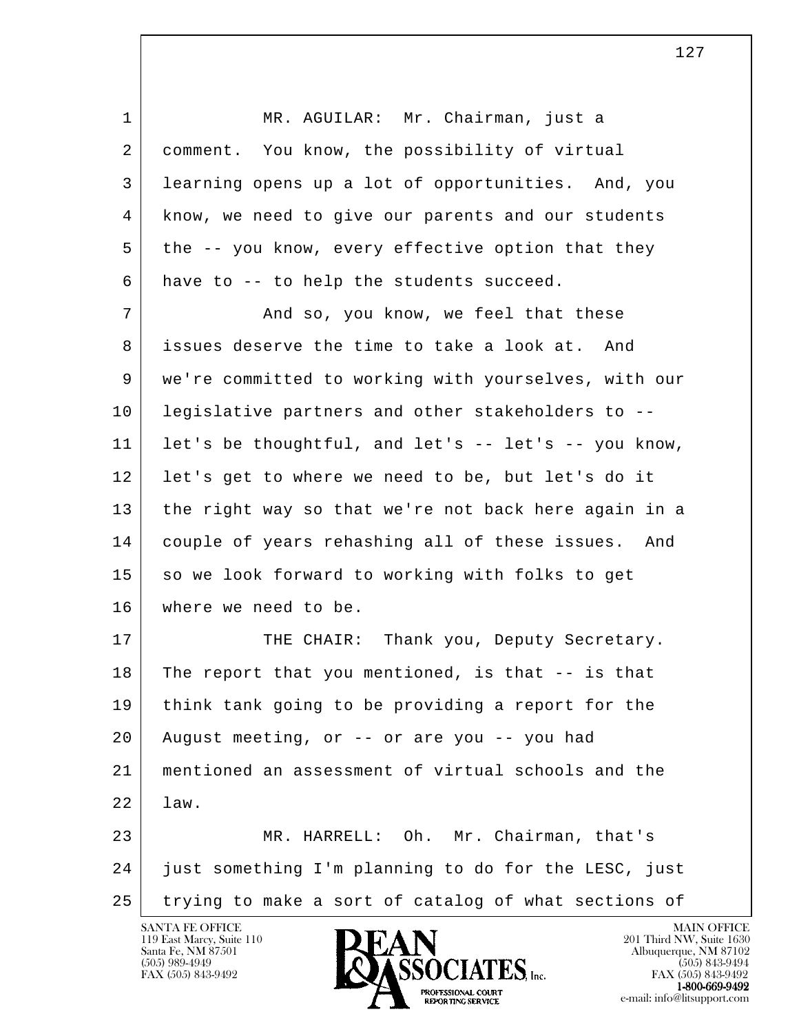MR. AGUILAR: Mr. Chairman, just a comment. You know, the possibility of virtual learning opens up a lot of opportunities. And, you know, we need to give our parents and our students the -- you know, every effective option that they have to -- to help the students succeed.

And so, you know, we feel that these issues deserve the time to take a look at. And we're committed to working with yourselves, with our legislative partners and other stakeholders to -- let's be thoughtful, and let's -- let's -- you know, let's get to where we need to be, but let's do it the right way so that we're not back here again in a couple of years rehashing all of these issues. And so we look forward to working with folks to get where we need to be.

THE CHAIR: Thank you, Deputy Secretary. The report that you mentioned, is that -- is that think tank going to be providing a report for the August meeting, or -- or are you -- you had mentioned an assessment of virtual schools and the law.

MR. HARRELL: Oh. Mr. Chairman, that's just something I'm planning to do for the LESC, just trying to make a sort of catalog of what sections of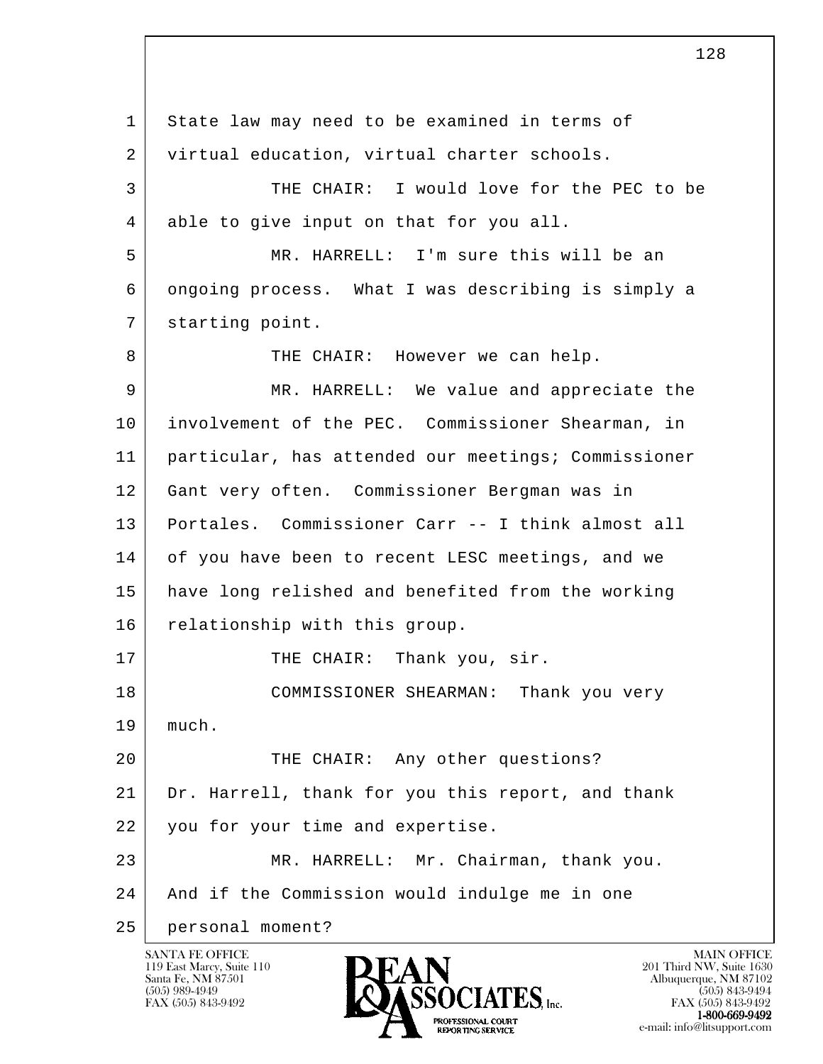State law may need to be examined in terms of virtual education, virtual charter schools.

THE CHAIR: I would love for the PEC to be able to give input on that for you all.

MR. HARRELL: I'm sure this will be an ongoing process. What I was describing is simply a starting point.

THE CHAIR: However we can help.

MR. HARRELL: We value and appreciate the involvement of the PEC. Commissioner Shearman, in particular, has attended our meetings; Commissioner Gant very often. Commissioner Bergman was in Portales. Commissioner Carr -- I think almost all of you have been to recent LESC meetings, and we have long relished and benefited from the working relationship with this group.

THE CHAIR: Thank you, sir.

COMMISSIONER SHEARMAN: Thank you very much.

THE CHAIR: Any other questions? Dr. Harrell, thank for you this report, and thank you for your time and expertise.

MR. HARRELL: Mr. Chairman, thank you. And if the Commission would indulge me in one personal moment?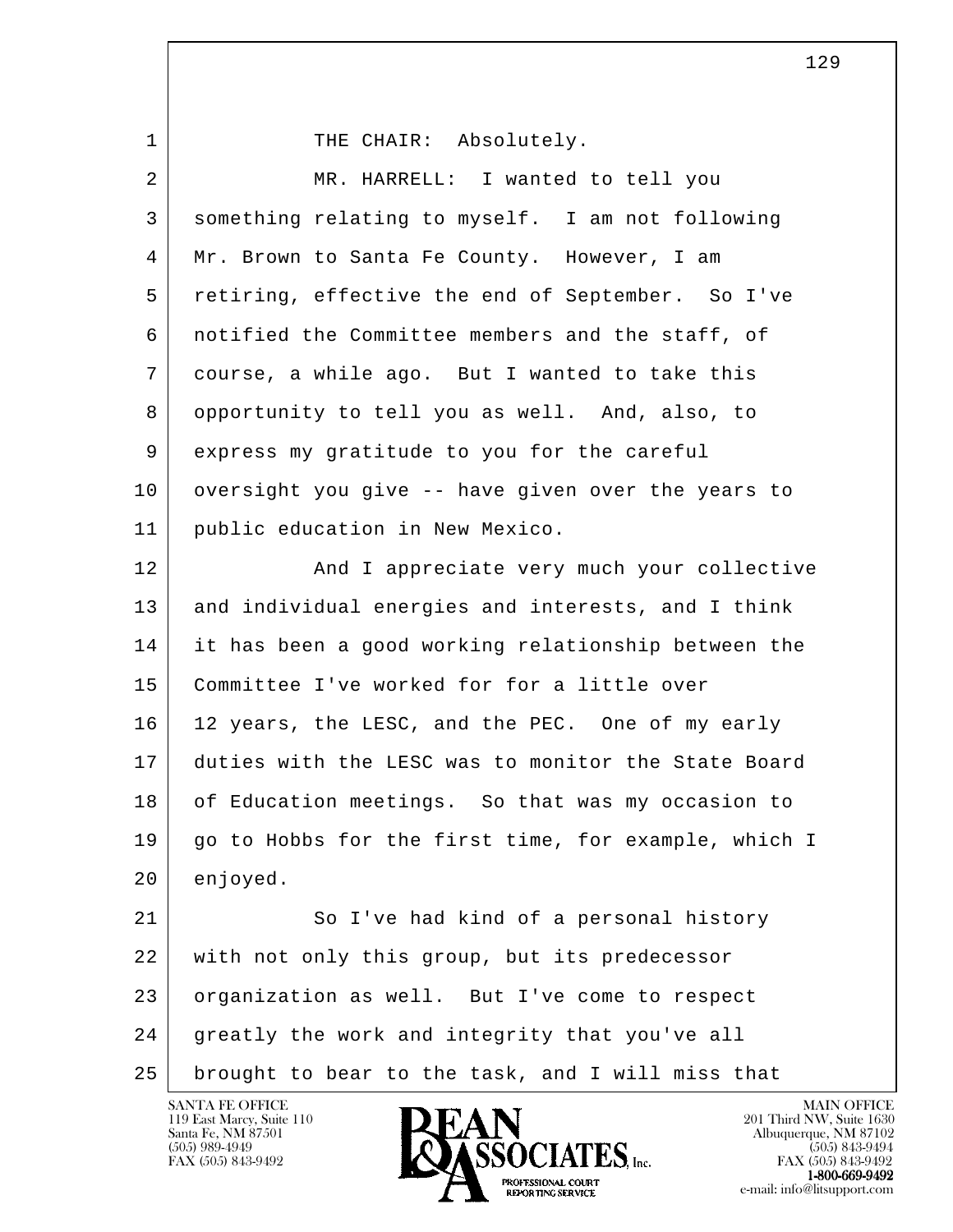THE CHAIR: Absolutely.

MR. HARRELL: I wanted to tell you something relating to myself. I am not following Mr. Brown to Santa Fe County. However, I am retiring, effective the end of September. So I've notified the Committee members and the staff, of course, a while ago. But I wanted to take this opportunity to tell you as well. And, also, to express my gratitude to you for the careful oversight you give -- have given over the years to public education in New Mexico.

And I appreciate very much your collective and individual energies and interests, and I think it has been a good working relationship between the Committee I've worked for for a little over 12 years, the LESC, and the PEC. One of my early duties with the LESC was to monitor the State Board of Education meetings. So that was my occasion to go to Hobbs for the first time, for example, which I enjoyed.

So I've had kind of a personal history with not only this group, but its predecessor organization as well. But I've come to respect greatly the work and integrity that you've all brought to bear to the task, and I will miss that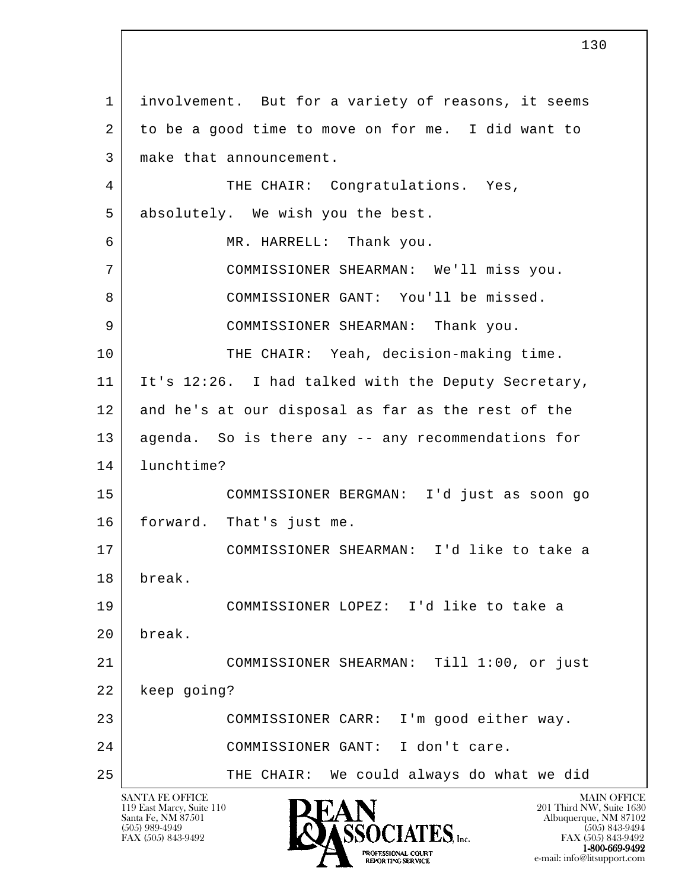involvement. But for a variety of reasons, it seems to be a good time to move on for me. I did want to make that announcement.

THE CHAIR: Congratulations. Yes, absolutely. We wish you the best.

MR. HARRELL: Thank you.

COMMISSIONER SHEARMAN: We'll miss you.

COMMISSIONER GANT: You'll be missed.

COMMISSIONER SHEARMAN: Thank you.

THE CHAIR: Yeah, decision-making time. It's 12:26. I had talked with the Deputy Secretary, and he's at our disposal as far as the rest of the agenda. So is there any -- any recommendations for lunchtime?

COMMISSIONER BERGMAN: I'd just as soon go forward. That's just me.

COMMISSIONER SHEARMAN: I'd like to take a break.

COMMISSIONER LOPEZ: I'd like to take a break.

COMMISSIONER SHEARMAN: Till 1:00, or just keep going?

COMMISSIONER CARR: I'm good either way.

COMMISSIONER GANT: I don't care.

THE CHAIR: We could always do what we did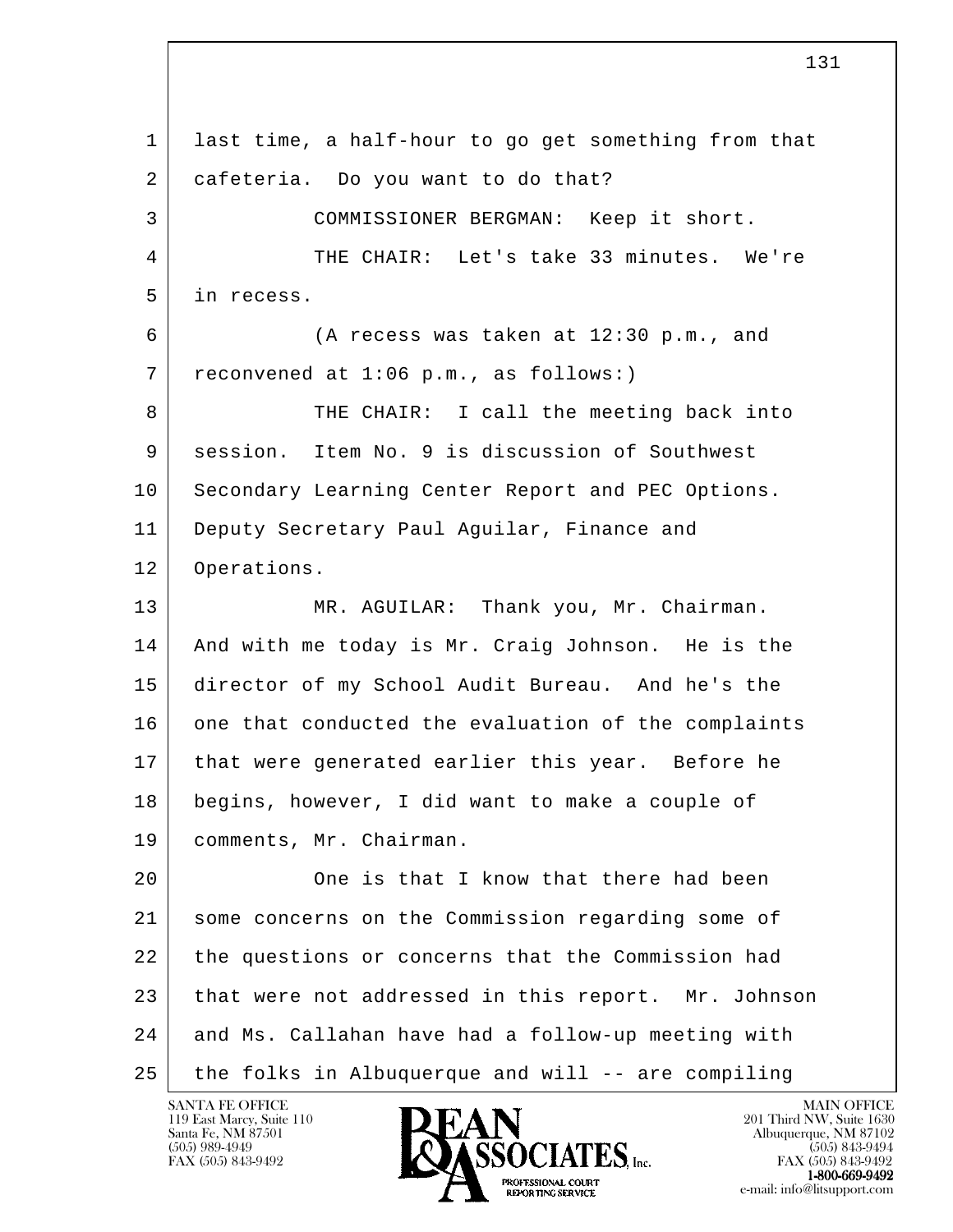1 last time, a half-hour to go get something from that
2 cafeteria. Do you want to do that?
3 COMMISSIONER BERGMAN: Keep it short.
4 THE CHAIR: Let's take 33 minutes. We're
5 in recess.
6 (A recess was taken at 12:30 p.m., and
7 reconvened at 1:06 p.m., as follows:)
8 THE CHAIR: I call the meeting back into
9 session. Item No. 9 is discussion of Southwest
10 Secondary Learning Center Report and PEC Options.
11 Deputy Secretary Paul Aguilar, Finance and
12 Operations.
13 MR. AGUILAR: Thank you, Mr. Chairman.
14 And with me today is Mr. Craig Johnson. He is the
15 director of my School Audit Bureau. And he's the
16 one that conducted the evaluation of the complaints
17 that were generated earlier this year. Before he
18 begins, however, I did want to make a couple of
19 comments, Mr. Chairman.
20 One is that I know that there had been
21 some concerns on the Commission regarding some of
22 the questions or concerns that the Commission had
23 that were not addressed in this report. Mr. Johnson
24 and Ms. Callahan have had a follow-up meeting with
25 the folks in Albuquerque and will -- are compiling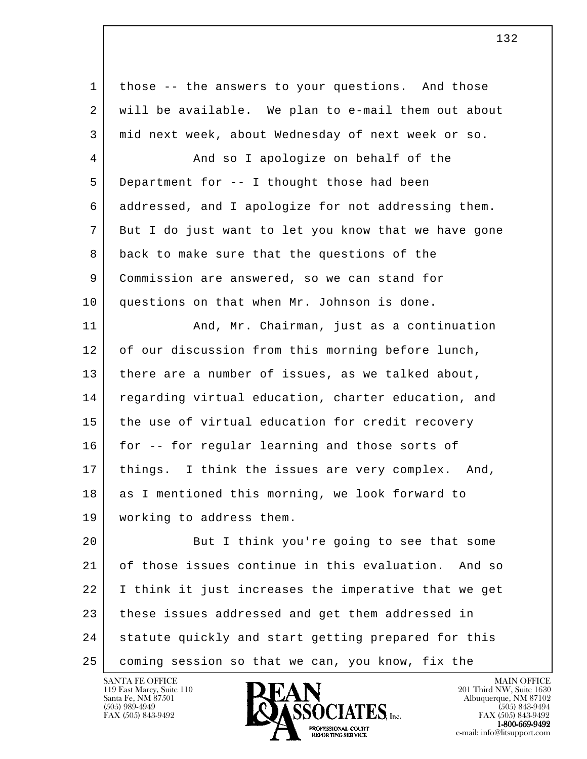those -- the answers to your questions. And those will be available. We plan to e-mail them out about mid next week, about Wednesday of next week or so.

And so I apologize on behalf of the Department for -- I thought those had been addressed, and I apologize for not addressing them. But I do just want to let you know that we have gone back to make sure that the questions of the Commission are answered, so we can stand for questions on that when Mr. Johnson is done.

And, Mr. Chairman, just as a continuation of our discussion from this morning before lunch, there are a number of issues, as we talked about, regarding virtual education, charter education, and the use of virtual education for credit recovery for -- for regular learning and those sorts of things. I think the issues are very complex. And, as I mentioned this morning, we look forward to working to address them.

But I think you're going to see that some of those issues continue in this evaluation. And so I think it just increases the imperative that we get these issues addressed and get them addressed in statute quickly and start getting prepared for this coming session so that we can, you know, fix the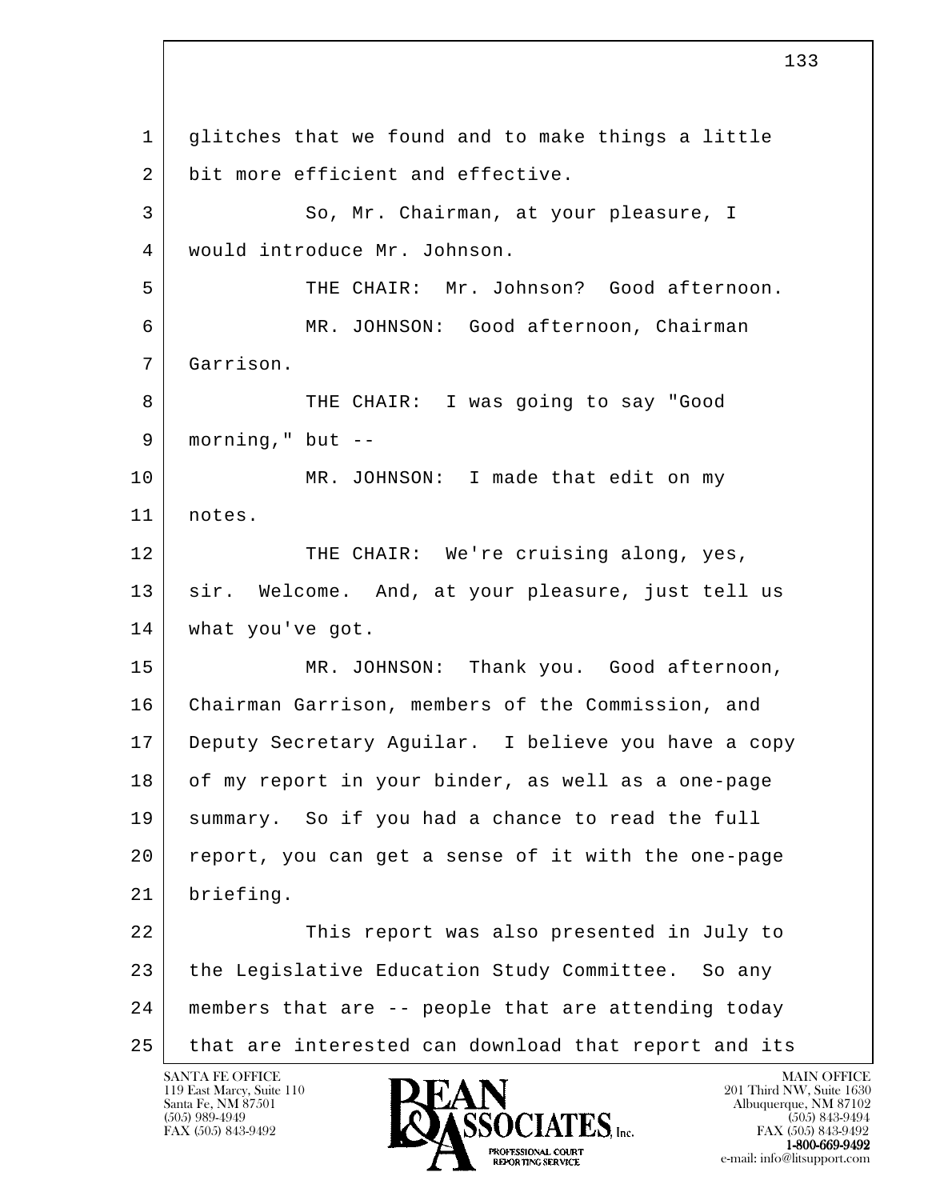glitches that we found and to make things a little bit more efficient and effective.

So, Mr. Chairman, at your pleasure, I would introduce Mr. Johnson.

THE CHAIR: Mr. Johnson? Good afternoon.

MR. JOHNSON: Good afternoon, Chairman Garrison.

THE CHAIR: I was going to say "Good morning," but --

MR. JOHNSON: I made that edit on my notes.

THE CHAIR: We're cruising along, yes, sir. Welcome. And, at your pleasure, just tell us what you've got.

MR. JOHNSON: Thank you. Good afternoon, Chairman Garrison, members of the Commission, and Deputy Secretary Aguilar. I believe you have a copy of my report in your binder, as well as a one-page summary. So if you had a chance to read the full report, you can get a sense of it with the one-page briefing.

This report was also presented in July to the Legislative Education Study Committee. So any members that are -- people that are attending today that are interested can download that report and its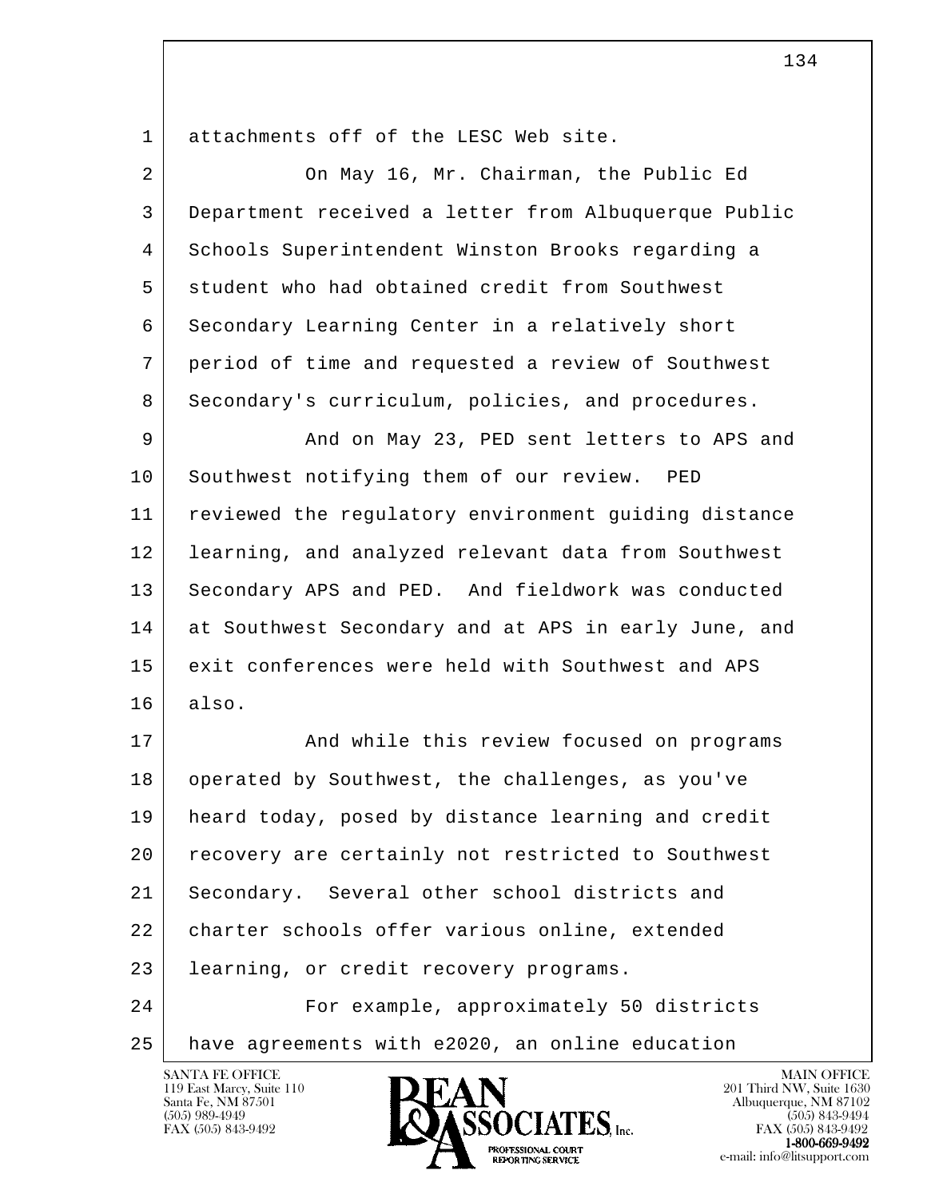attachments off of the LESC Web site.

On May 16, Mr. Chairman, the Public Ed Department received a letter from Albuquerque Public Schools Superintendent Winston Brooks regarding a student who had obtained credit from Southwest Secondary Learning Center in a relatively short period of time and requested a review of Southwest Secondary's curriculum, policies, and procedures.

And on May 23, PED sent letters to APS and Southwest notifying them of our review. PED reviewed the regulatory environment guiding distance learning, and analyzed relevant data from Southwest Secondary APS and PED. And fieldwork was conducted at Southwest Secondary and at APS in early June, and exit conferences were held with Southwest and APS also.

And while this review focused on programs operated by Southwest, the challenges, as you've heard today, posed by distance learning and credit recovery are certainly not restricted to Southwest Secondary. Several other school districts and charter schools offer various online, extended learning, or credit recovery programs.

For example, approximately 50 districts have agreements with e2020, an online education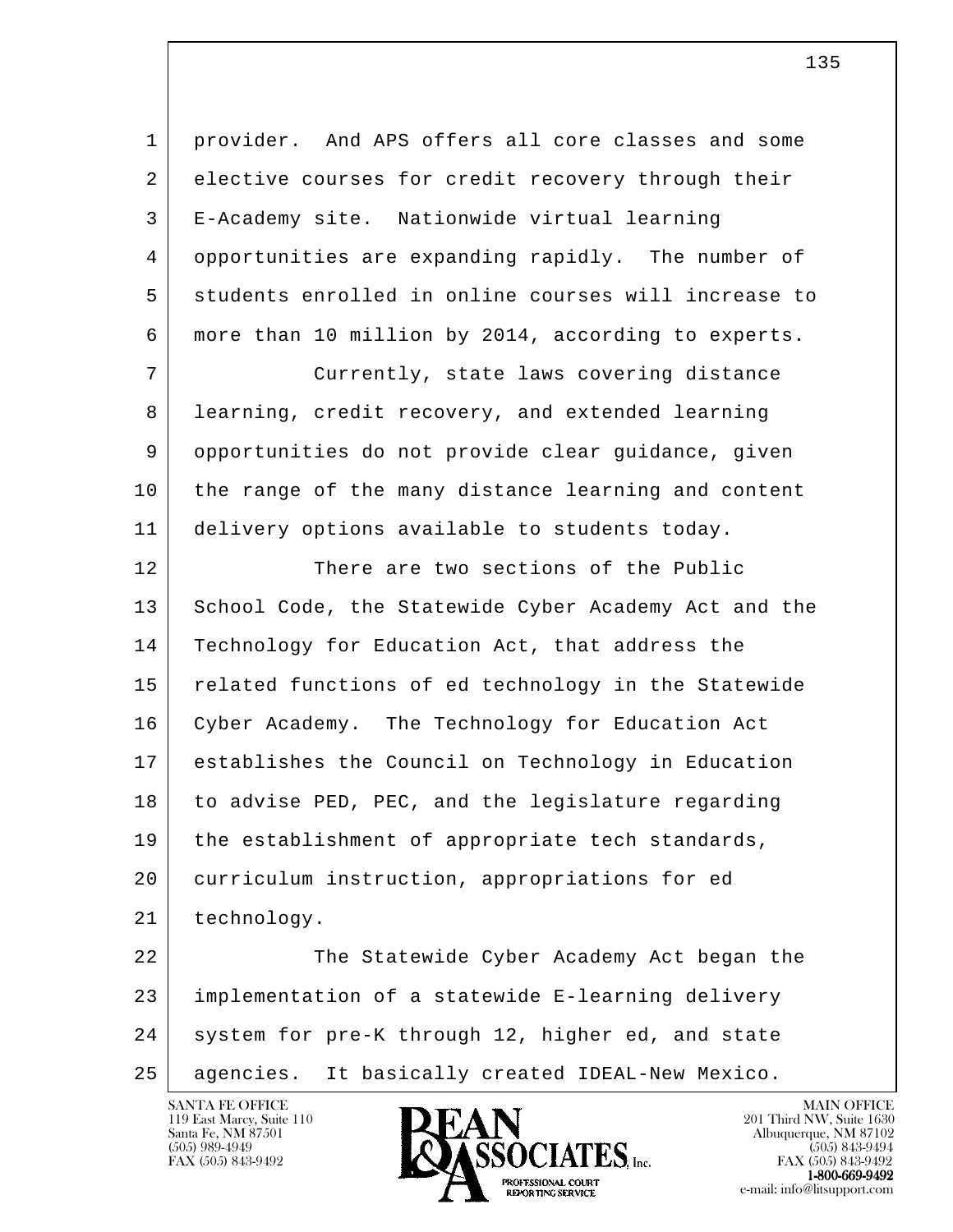provider. And APS offers all core classes and some elective courses for credit recovery through their E-Academy site. Nationwide virtual learning opportunities are expanding rapidly. The number of students enrolled in online courses will increase to more than 10 million by 2014, according to experts.

Currently, state laws covering distance learning, credit recovery, and extended learning opportunities do not provide clear guidance, given the range of the many distance learning and content delivery options available to students today.

There are two sections of the Public School Code, the Statewide Cyber Academy Act and the Technology for Education Act, that address the related functions of ed technology in the Statewide Cyber Academy. The Technology for Education Act establishes the Council on Technology in Education to advise PED, PEC, and the legislature regarding the establishment of appropriate tech standards, curriculum instruction, appropriations for ed technology.

The Statewide Cyber Academy Act began the implementation of a statewide E-learning delivery system for pre-K through 12, higher ed, and state agencies. It basically created IDEAL-New Mexico.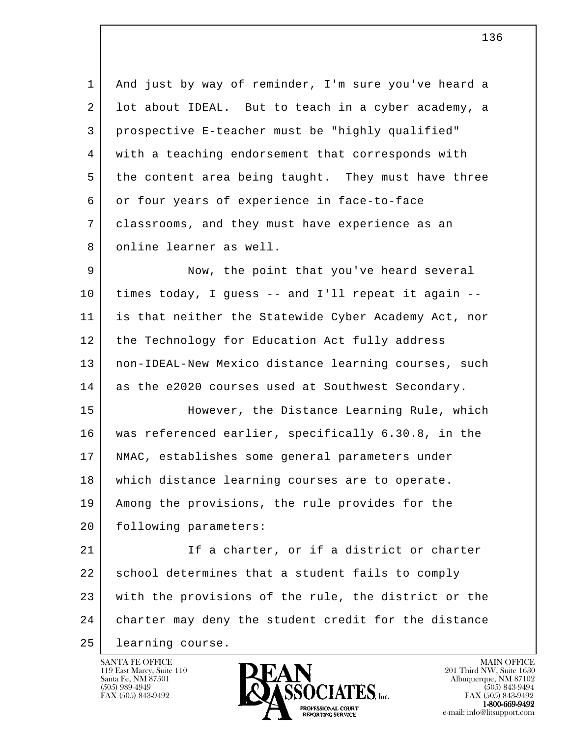And just by way of reminder, I'm sure you've heard a lot about IDEAL. But to teach in a cyber academy, a prospective E-teacher must be "highly qualified" with a teaching endorsement that corresponds with the content area being taught. They must have three or four years of experience in face-to-face classrooms, and they must have experience as an online learner as well.

Now, the point that you've heard several times today, I guess -- and I'll repeat it again -- is that neither the Statewide Cyber Academy Act, nor the Technology for Education Act fully address non-IDEAL-New Mexico distance learning courses, such as the e2020 courses used at Southwest Secondary.

However, the Distance Learning Rule, which was referenced earlier, specifically 6.30.8, in the NMAC, establishes some general parameters under which distance learning courses are to operate. Among the provisions, the rule provides for the following parameters:

If a charter, or if a district or charter school determines that a student fails to comply with the provisions of the rule, the district or the charter may deny the student credit for the distance learning course.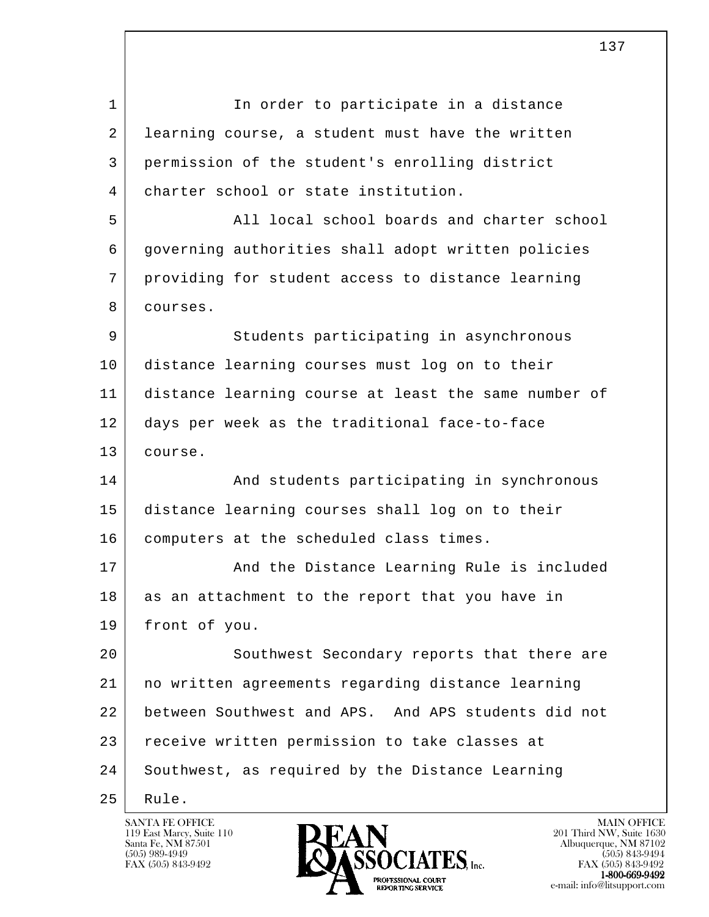In order to participate in a distance learning course, a student must have the written permission of the student's enrolling district charter school or state institution.

All local school boards and charter school governing authorities shall adopt written policies providing for student access to distance learning courses.

Students participating in asynchronous distance learning courses must log on to their distance learning course at least the same number of days per week as the traditional face-to-face course.

And students participating in synchronous distance learning courses shall log on to their computers at the scheduled class times.

And the Distance Learning Rule is included as an attachment to the report that you have in front of you.

Southwest Secondary reports that there are no written agreements regarding distance learning between Southwest and APS. And APS students did not receive written permission to take classes at Southwest, as required by the Distance Learning Rule.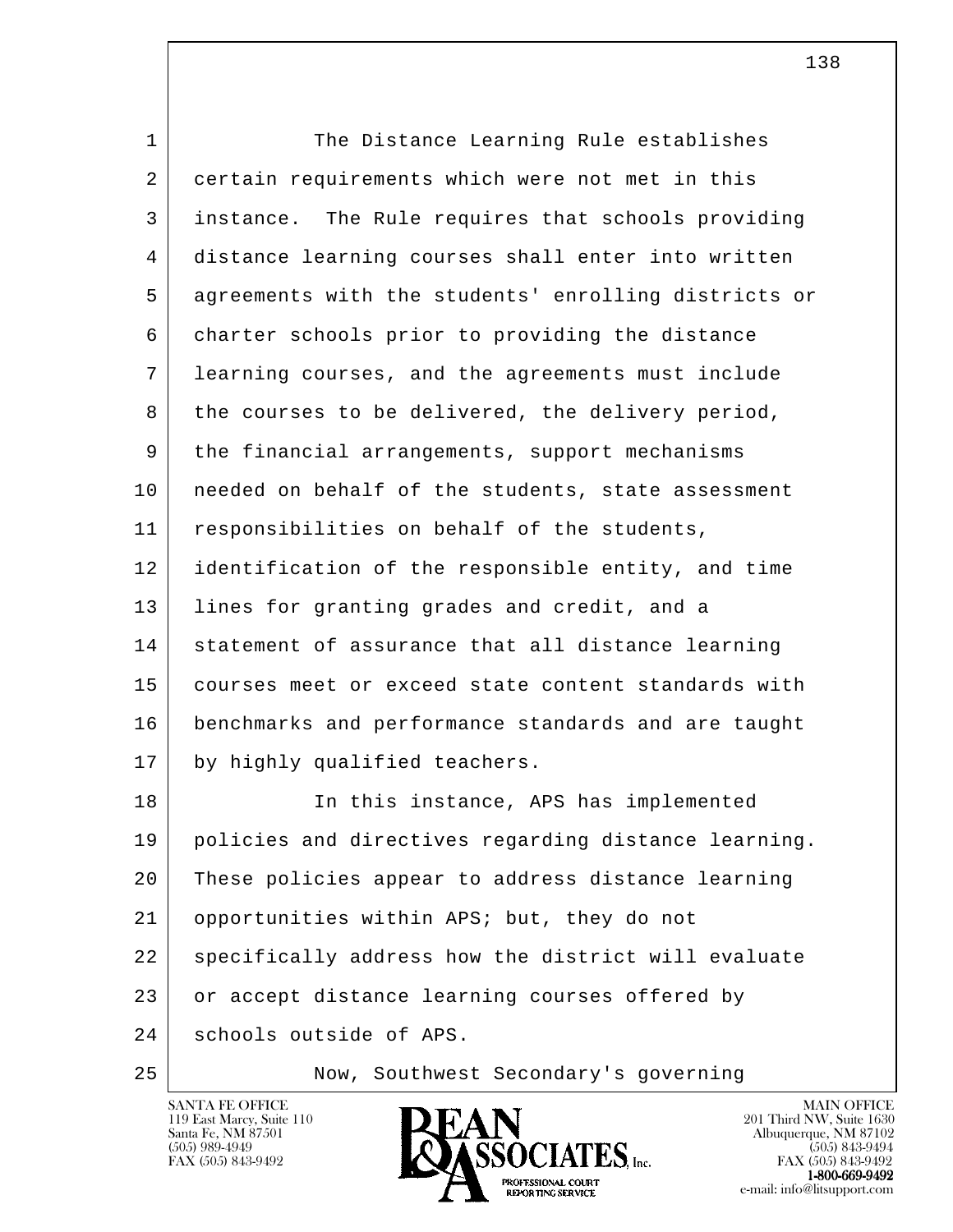The Distance Learning Rule establishes certain requirements which were not met in this instance. The Rule requires that schools providing distance learning courses shall enter into written agreements with the students' enrolling districts or charter schools prior to providing the distance learning courses, and the agreements must include the courses to be delivered, the delivery period, the financial arrangements, support mechanisms needed on behalf of the students, state assessment responsibilities on behalf of the students, identification of the responsible entity, and time lines for granting grades and credit, and a statement of assurance that all distance learning courses meet or exceed state content standards with benchmarks and performance standards and are taught by highly qualified teachers.

In this instance, APS has implemented policies and directives regarding distance learning. These policies appear to address distance learning opportunities within APS; but, they do not specifically address how the district will evaluate or accept distance learning courses offered by schools outside of APS.

Now, Southwest Secondary's governing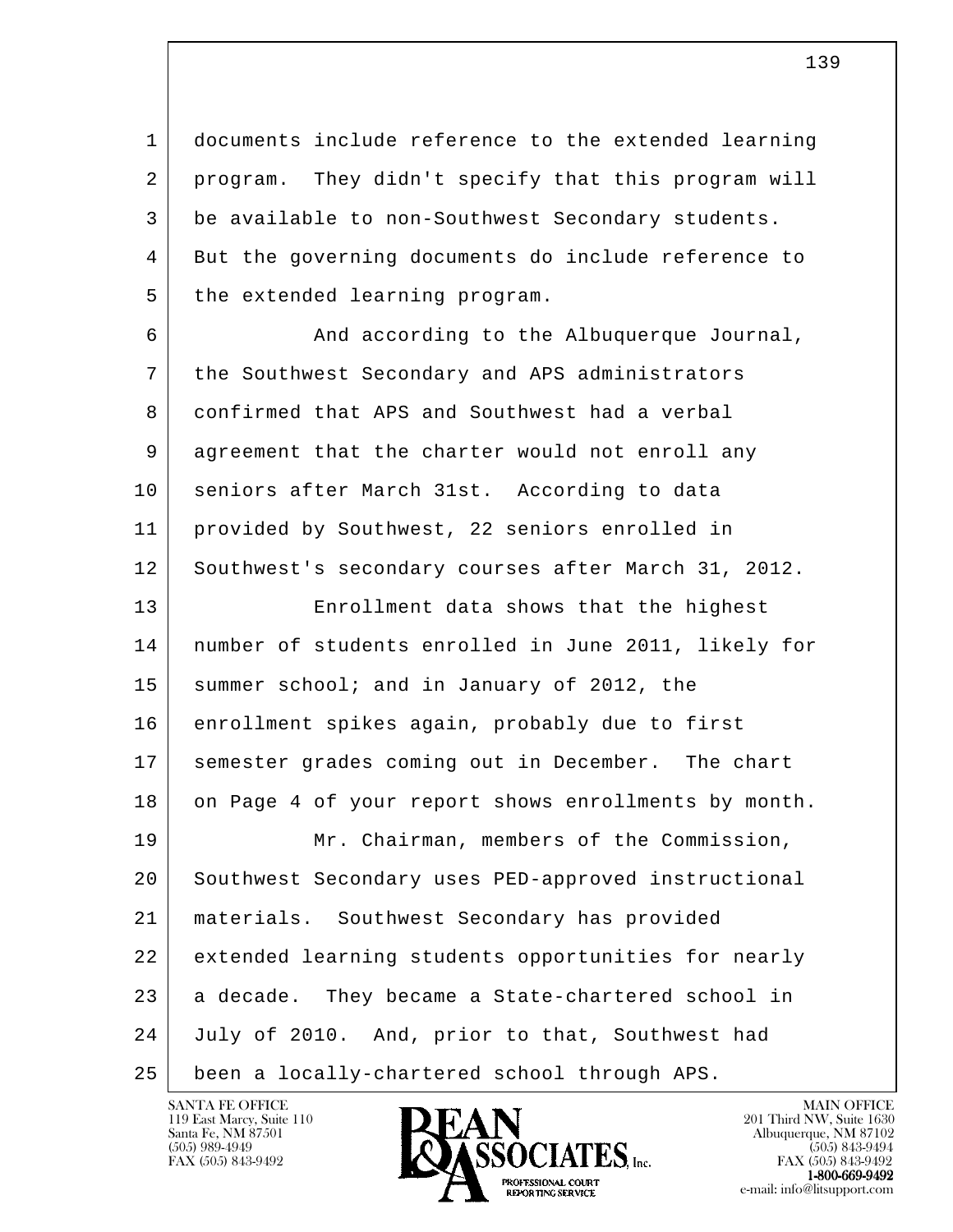documents include reference to the extended learning program. They didn't specify that this program will be available to non-Southwest Secondary students. But the governing documents do include reference to the extended learning program.

And according to the Albuquerque Journal, the Southwest Secondary and APS administrators confirmed that APS and Southwest had a verbal agreement that the charter would not enroll any seniors after March 31st. According to data provided by Southwest, 22 seniors enrolled in Southwest's secondary courses after March 31, 2012.

Enrollment data shows that the highest number of students enrolled in June 2011, likely for summer school; and in January of 2012, the enrollment spikes again, probably due to first semester grades coming out in December. The chart on Page 4 of your report shows enrollments by month.

Mr. Chairman, members of the Commission, Southwest Secondary uses PED-approved instructional materials. Southwest Secondary has provided extended learning students opportunities for nearly a decade. They became a State-chartered school in July of 2010. And, prior to that, Southwest had been a locally-chartered school through APS.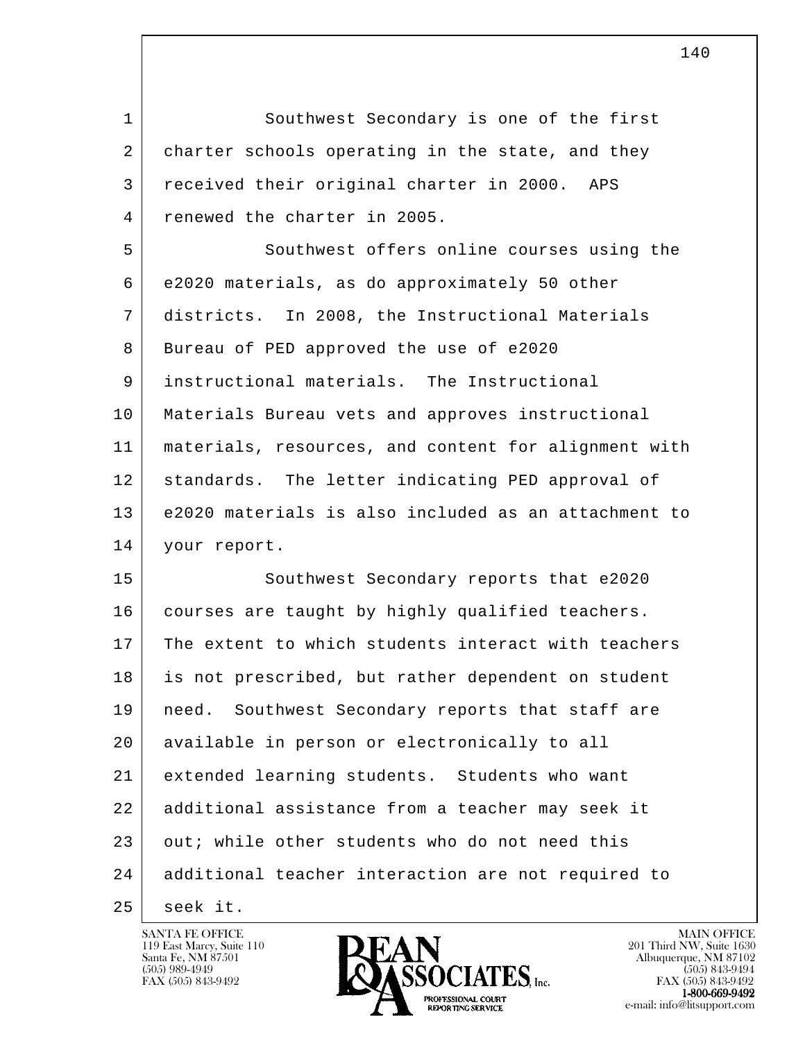Southwest Secondary is one of the first charter schools operating in the state, and they received their original charter in 2000. APS renewed the charter in 2005.

Southwest offers online courses using the e2020 materials, as do approximately 50 other districts. In 2008, the Instructional Materials Bureau of PED approved the use of e2020 instructional materials. The Instructional Materials Bureau vets and approves instructional materials, resources, and content for alignment with standards. The letter indicating PED approval of e2020 materials is also included as an attachment to your report.

Southwest Secondary reports that e2020 courses are taught by highly qualified teachers. The extent to which students interact with teachers is not prescribed, but rather dependent on student need. Southwest Secondary reports that staff are available in person or electronically to all extended learning students. Students who want additional assistance from a teacher may seek it out; while other students who do not need this additional teacher interaction are not required to seek it.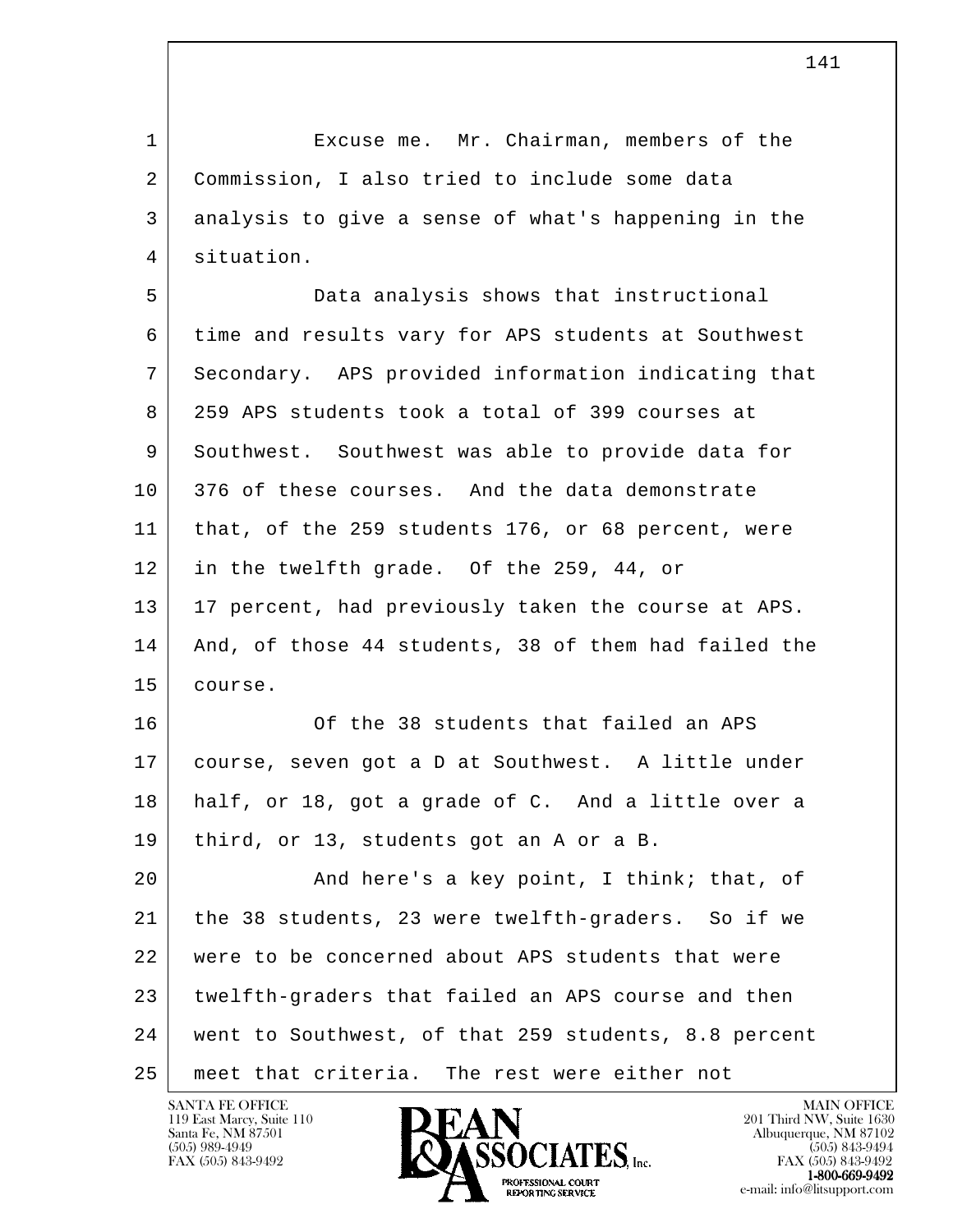Excuse me. Mr. Chairman, members of the Commission, I also tried to include some data analysis to give a sense of what's happening in the situation.

Data analysis shows that instructional time and results vary for APS students at Southwest Secondary. APS provided information indicating that 259 APS students took a total of 399 courses at Southwest. Southwest was able to provide data for 376 of these courses. And the data demonstrate that, of the 259 students 176, or 68 percent, were in the twelfth grade. Of the 259, 44, or 17 percent, had previously taken the course at APS. And, of those 44 students, 38 of them had failed the course.

Of the 38 students that failed an APS course, seven got a D at Southwest. A little under half, or 18, got a grade of C. And a little over a third, or 13, students got an A or a B.

And here's a key point, I think; that, of the 38 students, 23 were twelfth-graders. So if we were to be concerned about APS students that were twelfth-graders that failed an APS course and then went to Southwest, of that 259 students, 8.8 percent meet that criteria. The rest were either not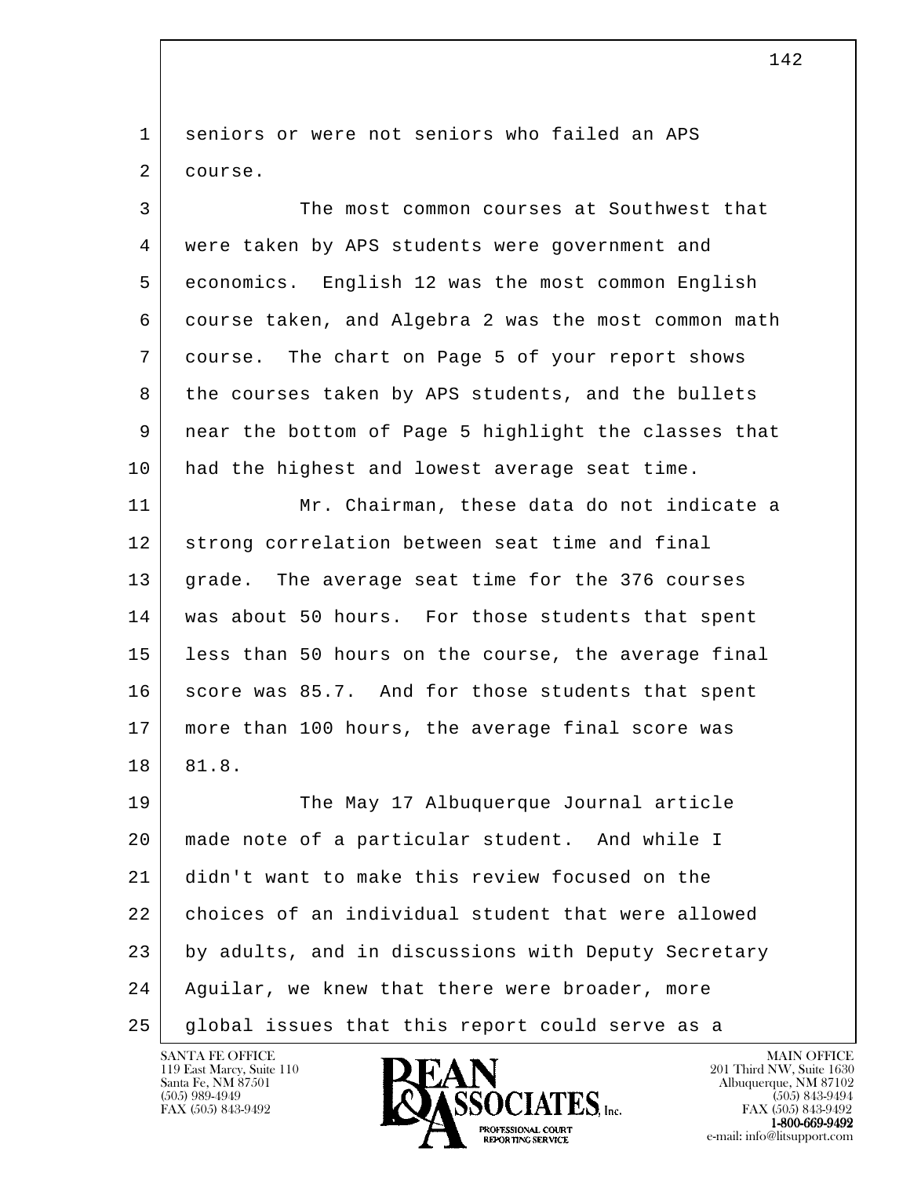seniors or were not seniors who failed an APS course.

The most common courses at Southwest that were taken by APS students were government and economics. English 12 was the most common English course taken, and Algebra 2 was the most common math course. The chart on Page 5 of your report shows the courses taken by APS students, and the bullets near the bottom of Page 5 highlight the classes that had the highest and lowest average seat time.

Mr. Chairman, these data do not indicate a strong correlation between seat time and final grade. The average seat time for the 376 courses was about 50 hours. For those students that spent less than 50 hours on the course, the average final score was 85.7. And for those students that spent more than 100 hours, the average final score was 81.8.

The May 17 Albuquerque Journal article made note of a particular student. And while I didn't want to make this review focused on the choices of an individual student that were allowed by adults, and in discussions with Deputy Secretary Aguilar, we knew that there were broader, more global issues that this report could serve as a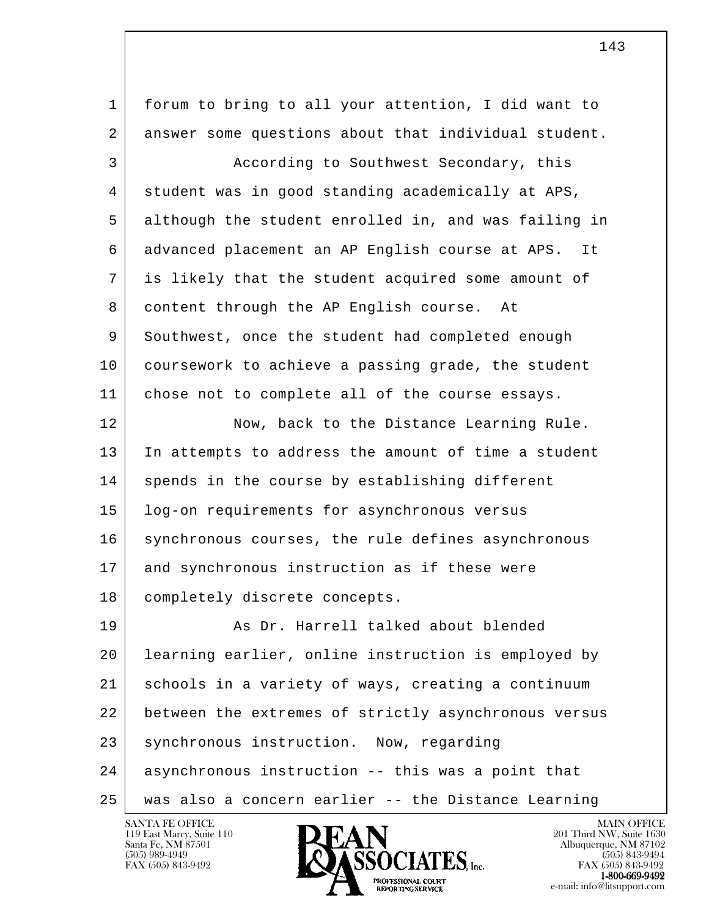forum to bring to all your attention, I did want to answer some questions about that individual student.

According to Southwest Secondary, this student was in good standing academically at APS, although the student enrolled in, and was failing in advanced placement an AP English course at APS. It is likely that the student acquired some amount of content through the AP English course. At Southwest, once the student had completed enough coursework to achieve a passing grade, the student chose not to complete all of the course essays.

Now, back to the Distance Learning Rule. In attempts to address the amount of time a student spends in the course by establishing different log-on requirements for asynchronous versus synchronous courses, the rule defines asynchronous and synchronous instruction as if these were completely discrete concepts.

As Dr. Harrell talked about blended learning earlier, online instruction is employed by schools in a variety of ways, creating a continuum between the extremes of strictly asynchronous versus synchronous instruction. Now, regarding asynchronous instruction -- this was a point that was also a concern earlier -- the Distance Learning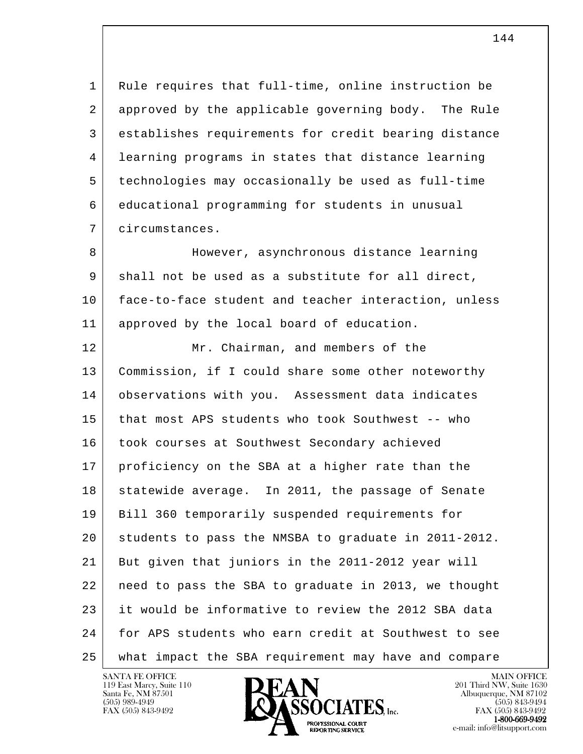Rule requires that full-time, online instruction be approved by the applicable governing body. The Rule establishes requirements for credit bearing distance learning programs in states that distance learning technologies may occasionally be used as full-time educational programming for students in unusual circumstances.

However, asynchronous distance learning shall not be used as a substitute for all direct, face-to-face student and teacher interaction, unless approved by the local board of education.

Mr. Chairman, and members of the Commission, if I could share some other noteworthy observations with you. Assessment data indicates that most APS students who took Southwest -- who took courses at Southwest Secondary achieved proficiency on the SBA at a higher rate than the statewide average. In 2011, the passage of Senate Bill 360 temporarily suspended requirements for students to pass the NMSBA to graduate in 2011-2012. But given that juniors in the 2011-2012 year will need to pass the SBA to graduate in 2013, we thought it would be informative to review the 2012 SBA data for APS students who earn credit at Southwest to see what impact the SBA requirement may have and compare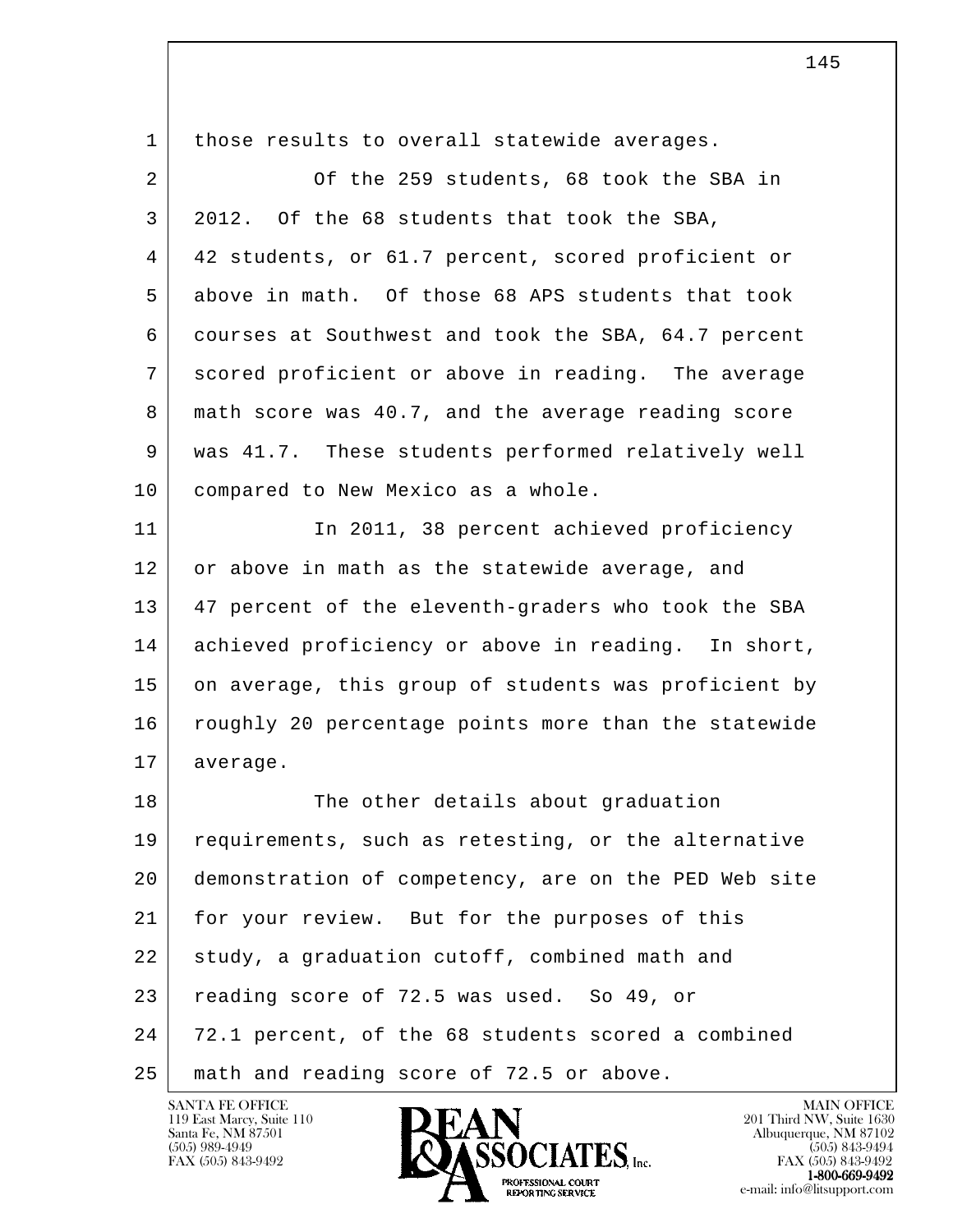those results to overall statewide averages.

Of the 259 students, 68 took the SBA in 2012. Of the 68 students that took the SBA, 42 students, or 61.7 percent, scored proficient or above in math. Of those 68 APS students that took courses at Southwest and took the SBA, 64.7 percent scored proficient or above in reading. The average math score was 40.7, and the average reading score was 41.7. These students performed relatively well compared to New Mexico as a whole.

In 2011, 38 percent achieved proficiency or above in math as the statewide average, and 47 percent of the eleventh-graders who took the SBA achieved proficiency or above in reading. In short, on average, this group of students was proficient by roughly 20 percentage points more than the statewide average.

The other details about graduation requirements, such as retesting, or the alternative demonstration of competency, are on the PED Web site for your review. But for the purposes of this study, a graduation cutoff, combined math and reading score of 72.5 was used. So 49, or 72.1 percent, of the 68 students scored a combined math and reading score of 72.5 or above.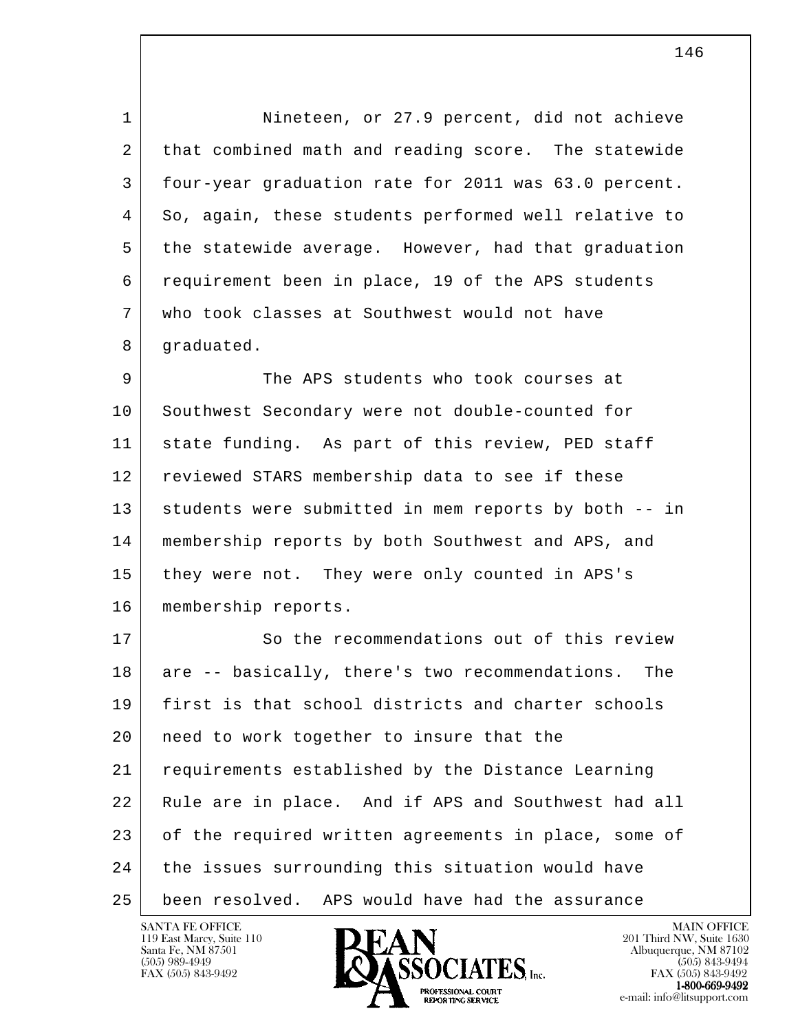Nineteen, or 27.9 percent, did not achieve that combined math and reading score. The statewide four-year graduation rate for 2011 was 63.0 percent. So, again, these students performed well relative to the statewide average. However, had that graduation requirement been in place, 19 of the APS students who took classes at Southwest would not have graduated.

The APS students who took courses at Southwest Secondary were not double-counted for state funding. As part of this review, PED staff reviewed STARS membership data to see if these students were submitted in mem reports by both -- in membership reports by both Southwest and APS, and they were not. They were only counted in APS's membership reports.

So the recommendations out of this review are -- basically, there's two recommendations. The first is that school districts and charter schools need to work together to insure that the requirements established by the Distance Learning Rule are in place. And if APS and Southwest had all of the required written agreements in place, some of the issues surrounding this situation would have been resolved. APS would have had the assurance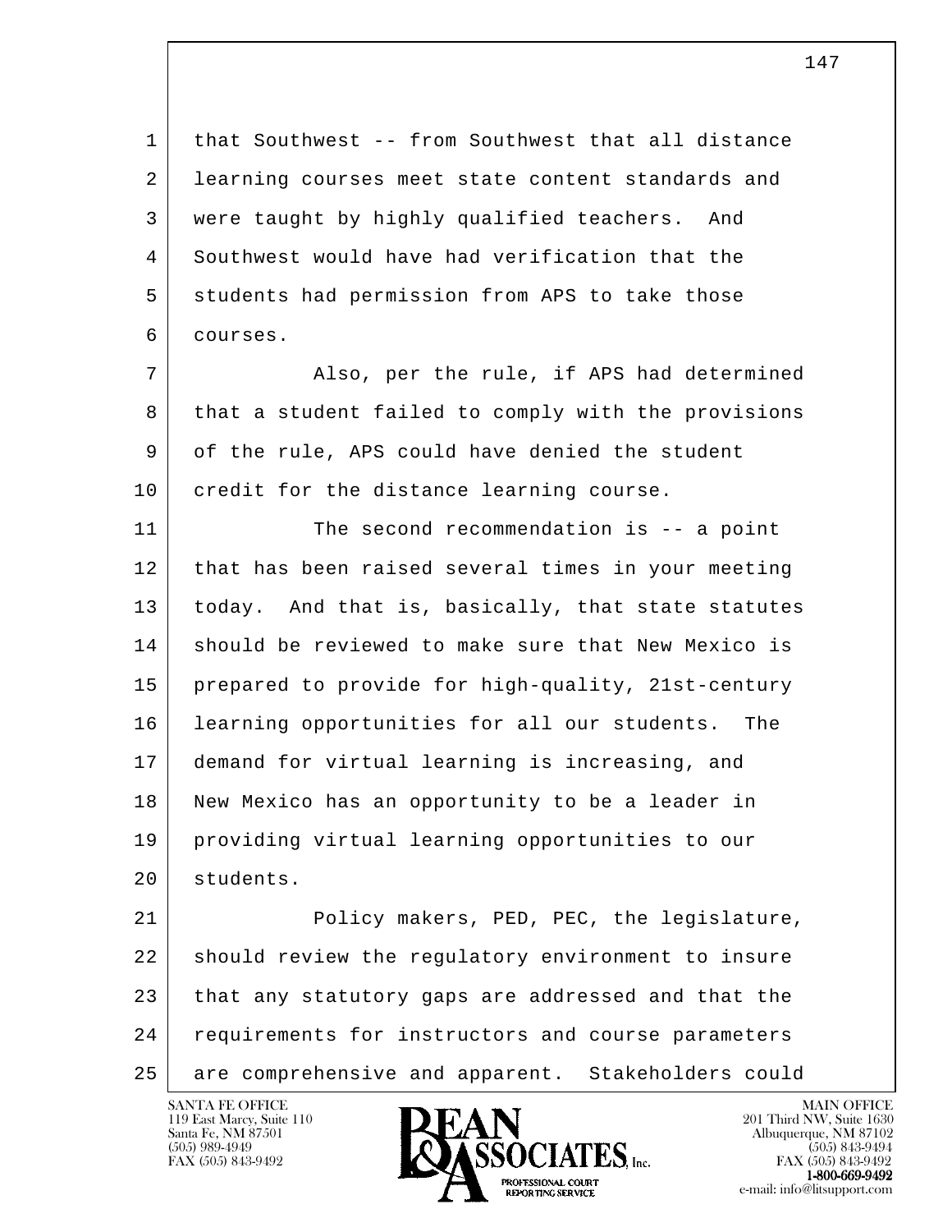that Southwest -- from Southwest that all distance learning courses meet state content standards and were taught by highly qualified teachers. And Southwest would have had verification that the students had permission from APS to take those courses.

Also, per the rule, if APS had determined that a student failed to comply with the provisions of the rule, APS could have denied the student credit for the distance learning course.

The second recommendation is -- a point that has been raised several times in your meeting today. And that is, basically, that state statutes should be reviewed to make sure that New Mexico is prepared to provide for high-quality, 21st-century learning opportunities for all our students. The demand for virtual learning is increasing, and New Mexico has an opportunity to be a leader in providing virtual learning opportunities to our students.

Policy makers, PED, PEC, the legislature, should review the regulatory environment to insure that any statutory gaps are addressed and that the requirements for instructors and course parameters are comprehensive and apparent. Stakeholders could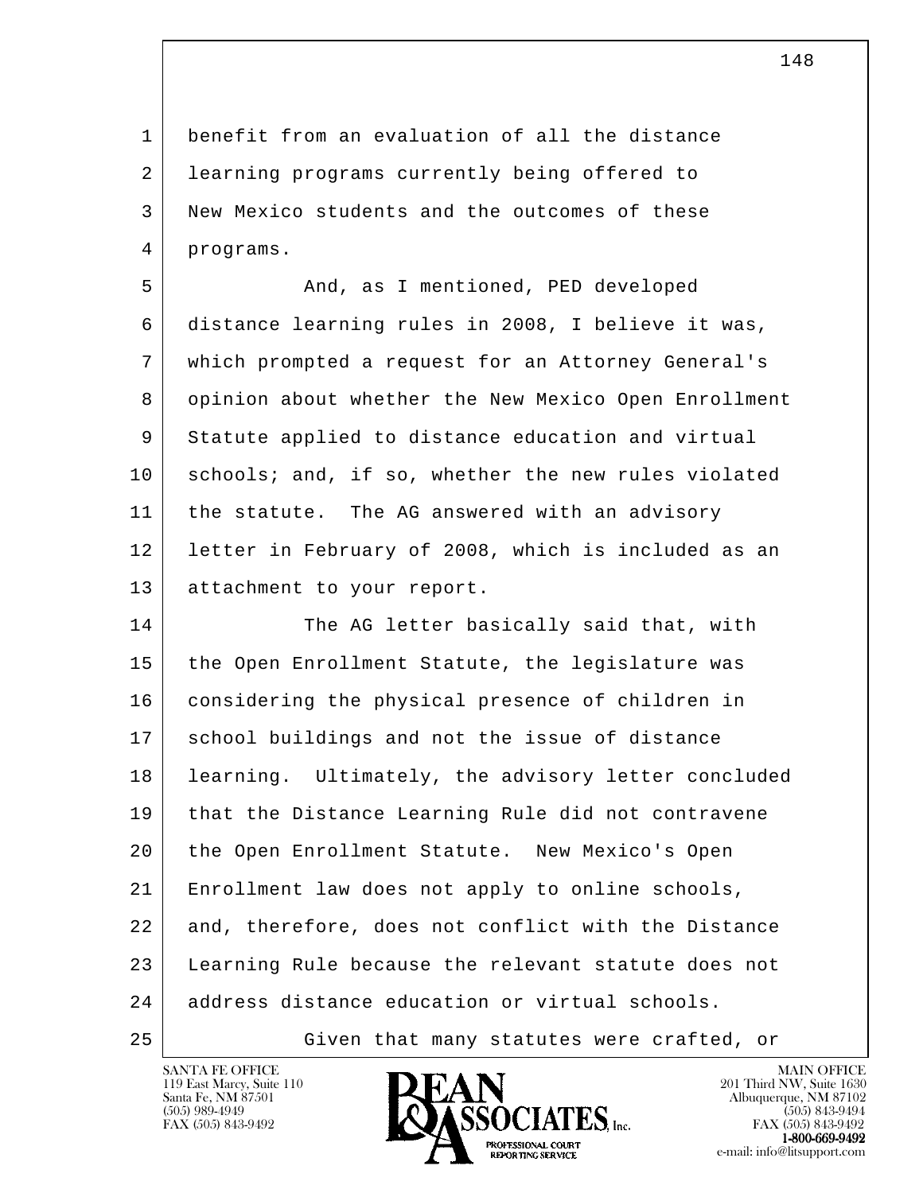benefit from an evaluation of all the distance learning programs currently being offered to New Mexico students and the outcomes of these programs.

And, as I mentioned, PED developed distance learning rules in 2008, I believe it was, which prompted a request for an Attorney General's opinion about whether the New Mexico Open Enrollment Statute applied to distance education and virtual schools; and, if so, whether the new rules violated the statute. The AG answered with an advisory letter in February of 2008, which is included as an attachment to your report.

The AG letter basically said that, with the Open Enrollment Statute, the legislature was considering the physical presence of children in school buildings and not the issue of distance learning. Ultimately, the advisory letter concluded that the Distance Learning Rule did not contravene the Open Enrollment Statute. New Mexico's Open Enrollment law does not apply to online schools, and, therefore, does not conflict with the Distance Learning Rule because the relevant statute does not address distance education or virtual schools.

Given that many statutes were crafted, or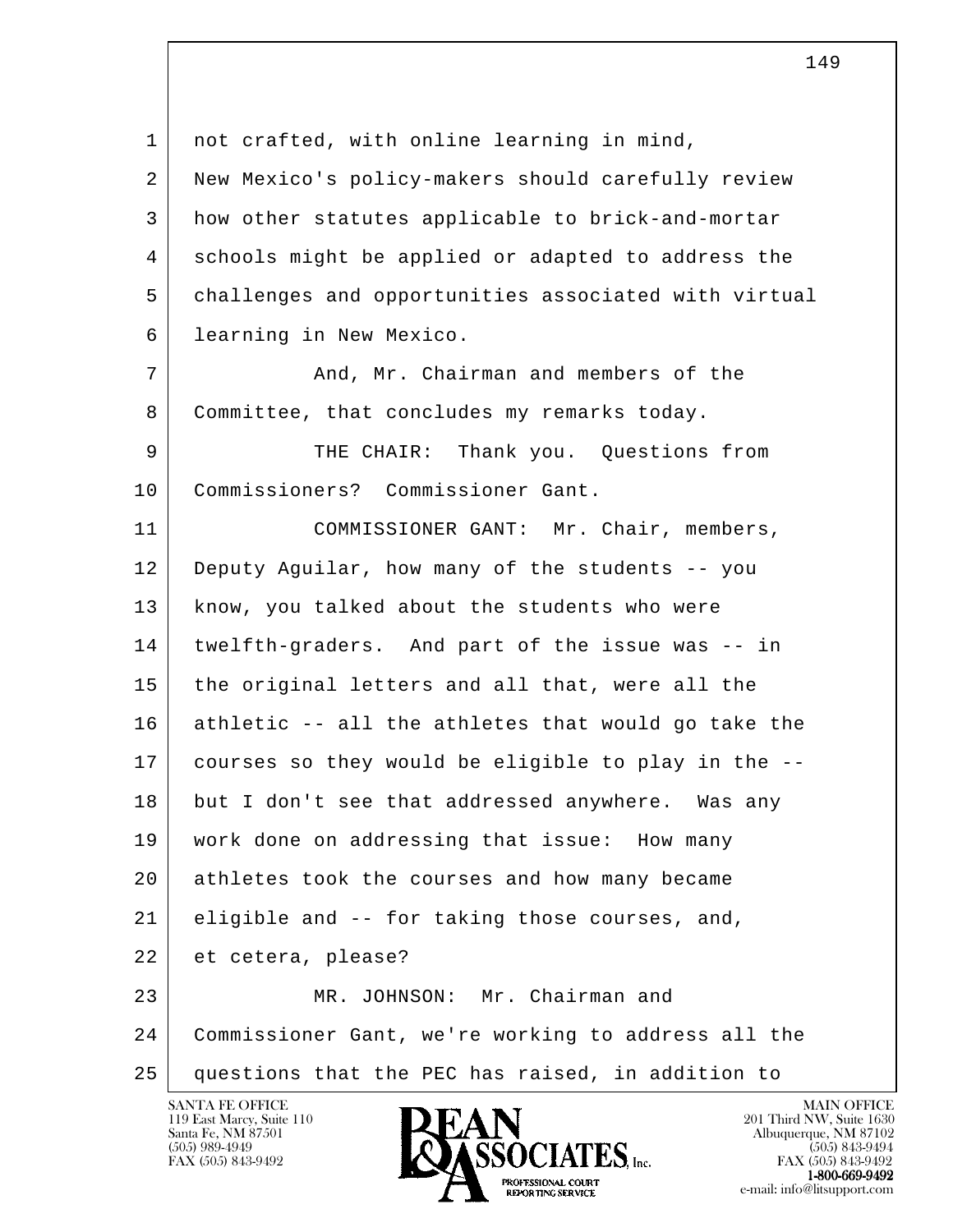not crafted, with online learning in mind, New Mexico's policy-makers should carefully review how other statutes applicable to brick-and-mortar schools might be applied or adapted to address the challenges and opportunities associated with virtual learning in New Mexico.

And, Mr. Chairman and members of the Committee, that concludes my remarks today.

THE CHAIR: Thank you. Questions from Commissioners? Commissioner Gant.

COMMISSIONER GANT: Mr. Chair, members, Deputy Aguilar, how many of the students -- you know, you talked about the students who were twelfth-graders. And part of the issue was -- in the original letters and all that, were all the athletic -- all the athletes that would go take the courses so they would be eligible to play in the -- but I don't see that addressed anywhere. Was any work done on addressing that issue: How many athletes took the courses and how many became eligible and -- for taking those courses, and, et cetera, please?

MR. JOHNSON: Mr. Chairman and Commissioner Gant, we're working to address all the questions that the PEC has raised, in addition to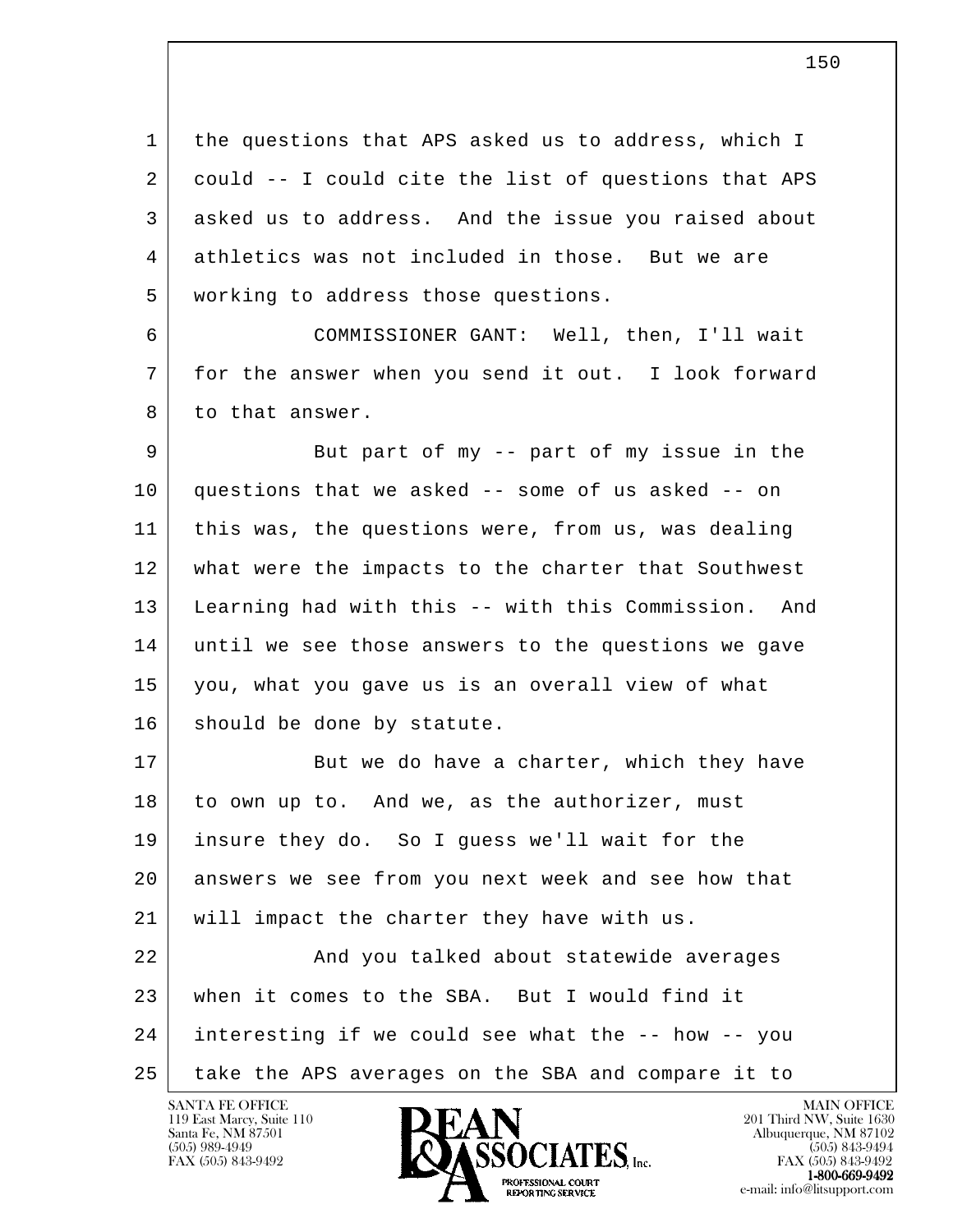the questions that APS asked us to address, which I could -- I could cite the list of questions that APS asked us to address. And the issue you raised about athletics was not included in those. But we are working to address those questions.

COMMISSIONER GANT: Well, then, I'll wait for the answer when you send it out. I look forward to that answer.

But part of my -- part of my issue in the questions that we asked -- some of us asked -- on this was, the questions were, from us, was dealing what were the impacts to the charter that Southwest Learning had with this -- with this Commission. And until we see those answers to the questions we gave you, what you gave us is an overall view of what should be done by statute.

But we do have a charter, which they have to own up to. And we, as the authorizer, must insure they do. So I guess we'll wait for the answers we see from you next week and see how that will impact the charter they have with us.

And you talked about statewide averages when it comes to the SBA. But I would find it interesting if we could see what the -- how -- you take the APS averages on the SBA and compare it to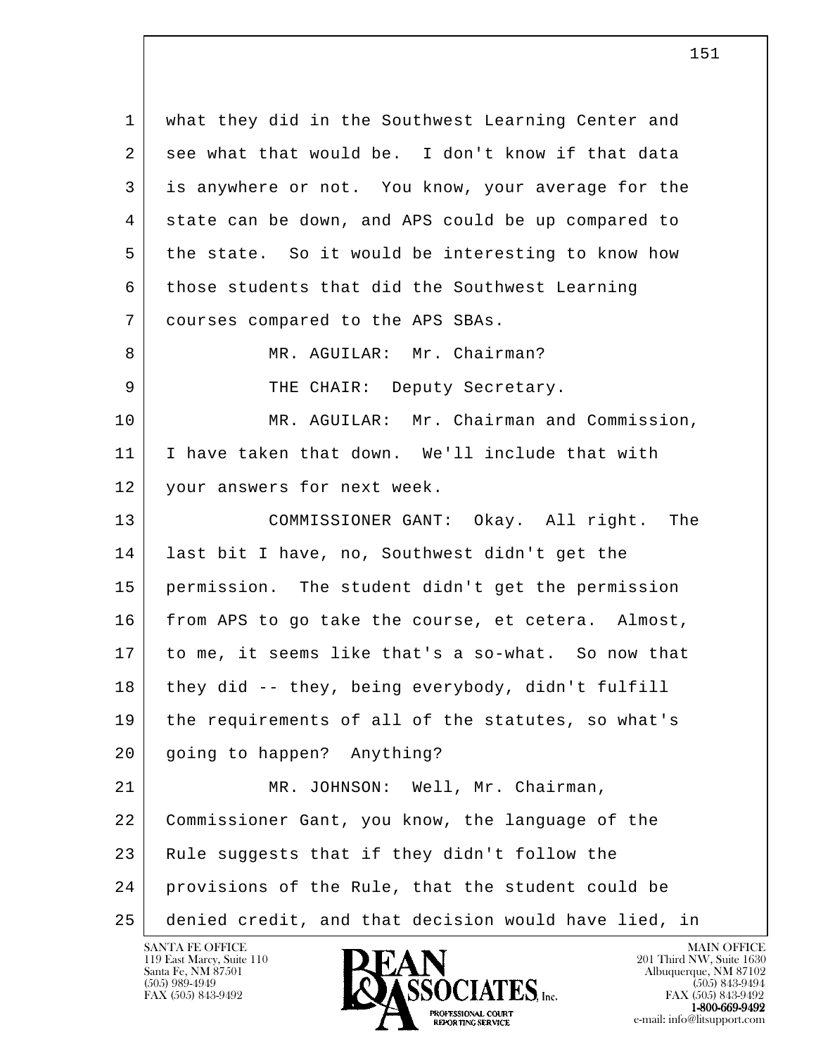what they did in the Southwest Learning Center and see what that would be. I don't know if that data is anywhere or not. You know, your average for the state can be down, and APS could be up compared to the state. So it would be interesting to know how those students that did the Southwest Learning courses compared to the APS SBAs.

MR. AGUILAR: Mr. Chairman?

THE CHAIR: Deputy Secretary.

MR. AGUILAR: Mr. Chairman and Commission, I have taken that down. We'll include that with your answers for next week.

COMMISSIONER GANT: Okay. All right. The last bit I have, no, Southwest didn't get the permission. The student didn't get the permission from APS to go take the course, et cetera. Almost, to me, it seems like that's a so-what. So now that they did -- they, being everybody, didn't fulfill the requirements of all of the statutes, so what's going to happen? Anything?

MR. JOHNSON: Well, Mr. Chairman, Commissioner Gant, you know, the language of the Rule suggests that if they didn't follow the provisions of the Rule, that the student could be denied credit, and that decision would have lied, in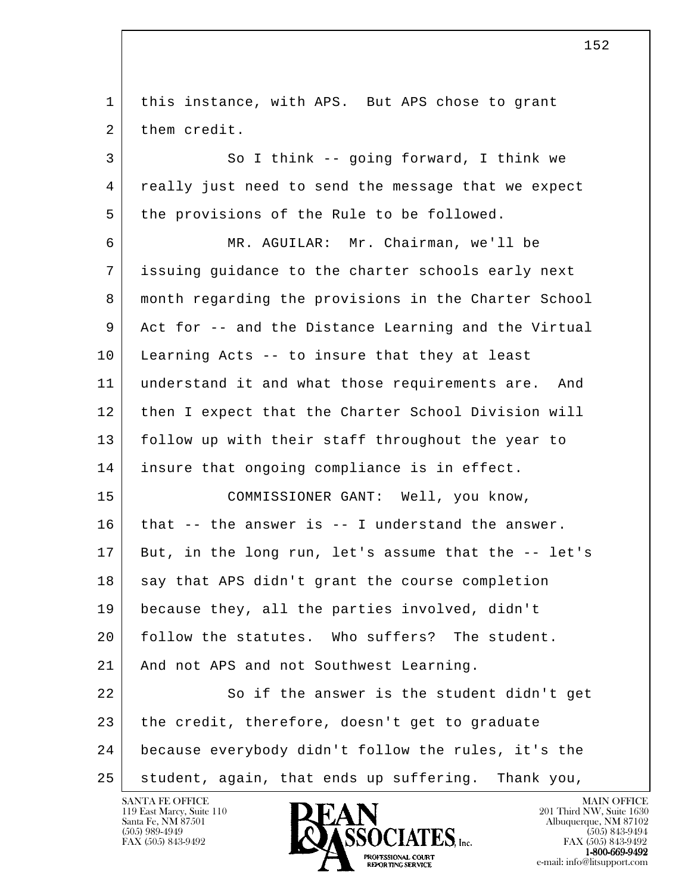this instance, with APS. But APS chose to grant them credit.

So I think -- going forward, I think we really just need to send the message that we expect the provisions of the Rule to be followed.

MR. AGUILAR: Mr. Chairman, we'll be issuing guidance to the charter schools early next month regarding the provisions in the Charter School Act for -- and the Distance Learning and the Virtual Learning Acts -- to insure that they at least understand it and what those requirements are. And then I expect that the Charter School Division will follow up with their staff throughout the year to insure that ongoing compliance is in effect.

COMMISSIONER GANT: Well, you know, that -- the answer is -- I understand the answer. But, in the long run, let's assume that the -- let's say that APS didn't grant the course completion because they, all the parties involved, didn't follow the statutes. Who suffers? The student. And not APS and not Southwest Learning.

So if the answer is the student didn't get the credit, therefore, doesn't get to graduate because everybody didn't follow the rules, it's the student, again, that ends up suffering. Thank you,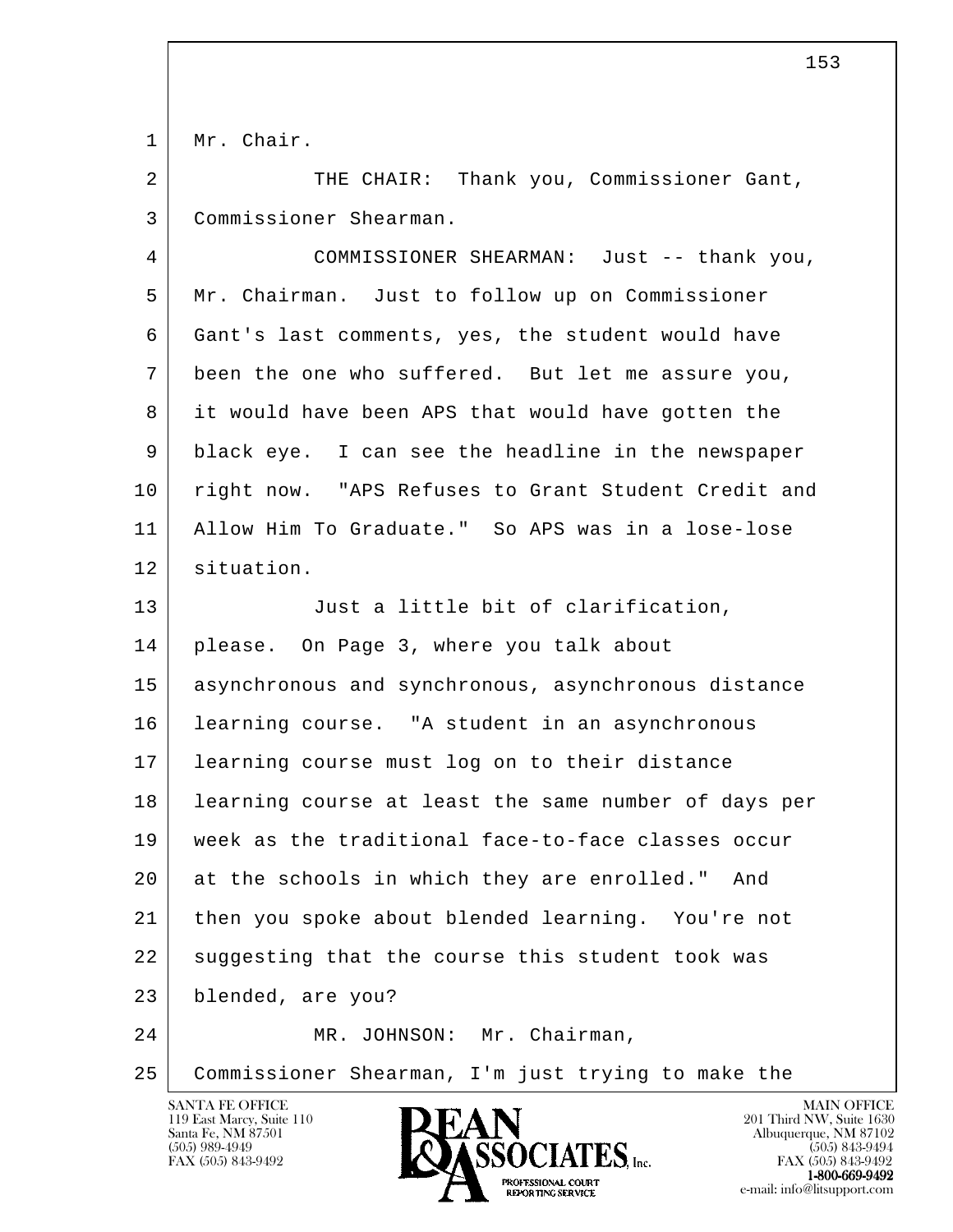Mr. Chair.

THE CHAIR: Thank you, Commissioner Gant, Commissioner Shearman.

COMMISSIONER SHEARMAN: Just -- thank you, Mr. Chairman. Just to follow up on Commissioner Gant's last comments, yes, the student would have been the one who suffered. But let me assure you, it would have been APS that would have gotten the black eye. I can see the headline in the newspaper right now. "APS Refuses to Grant Student Credit and Allow Him To Graduate." So APS was in a lose-lose situation.

Just a little bit of clarification, please. On Page 3, where you talk about asynchronous and synchronous, asynchronous distance learning course. "A student in an asynchronous learning course must log on to their distance learning course at least the same number of days per week as the traditional face-to-face classes occur at the schools in which they are enrolled." And then you spoke about blended learning. You're not suggesting that the course this student took was blended, are you?

MR. JOHNSON: Mr. Chairman, Commissioner Shearman, I'm just trying to make the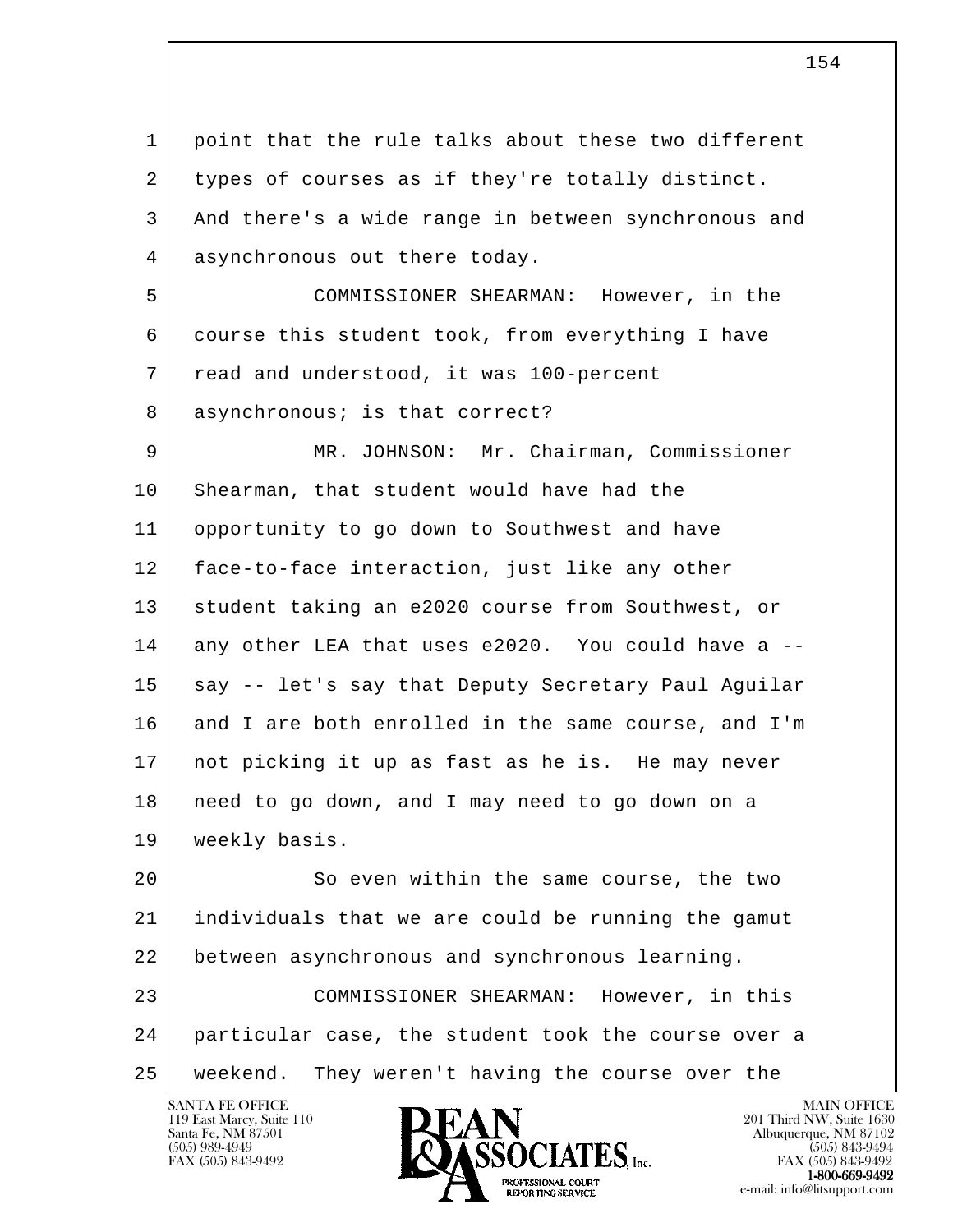1 point that the rule talks about these two different
2 types of courses as if they're totally distinct.
3 And there's a wide range in between synchronous and
4 asynchronous out there today.

5 COMMISSIONER SHEARMAN: However, in the
6 course this student took, from everything I have
7 read and understood, it was 100-percent
8 asynchronous; is that correct?

9 MR. JOHNSON: Mr. Chairman, Commissioner
10 Shearman, that student would have had the
11 opportunity to go down to Southwest and have
12 face-to-face interaction, just like any other
13 student taking an e2020 course from Southwest, or
14 any other LEA that uses e2020. You could have a --
15 say -- let's say that Deputy Secretary Paul Aguilar
16 and I are both enrolled in the same course, and I'm
17 not picking it up as fast as he is. He may never
18 need to go down, and I may need to go down on a
19 weekly basis.

20 So even within the same course, the two
21 individuals that we are could be running the gamut
22 between asynchronous and synchronous learning.

23 COMMISSIONER SHEARMAN: However, in this
24 particular case, the student took the course over a
25 weekend. They weren't having the course over the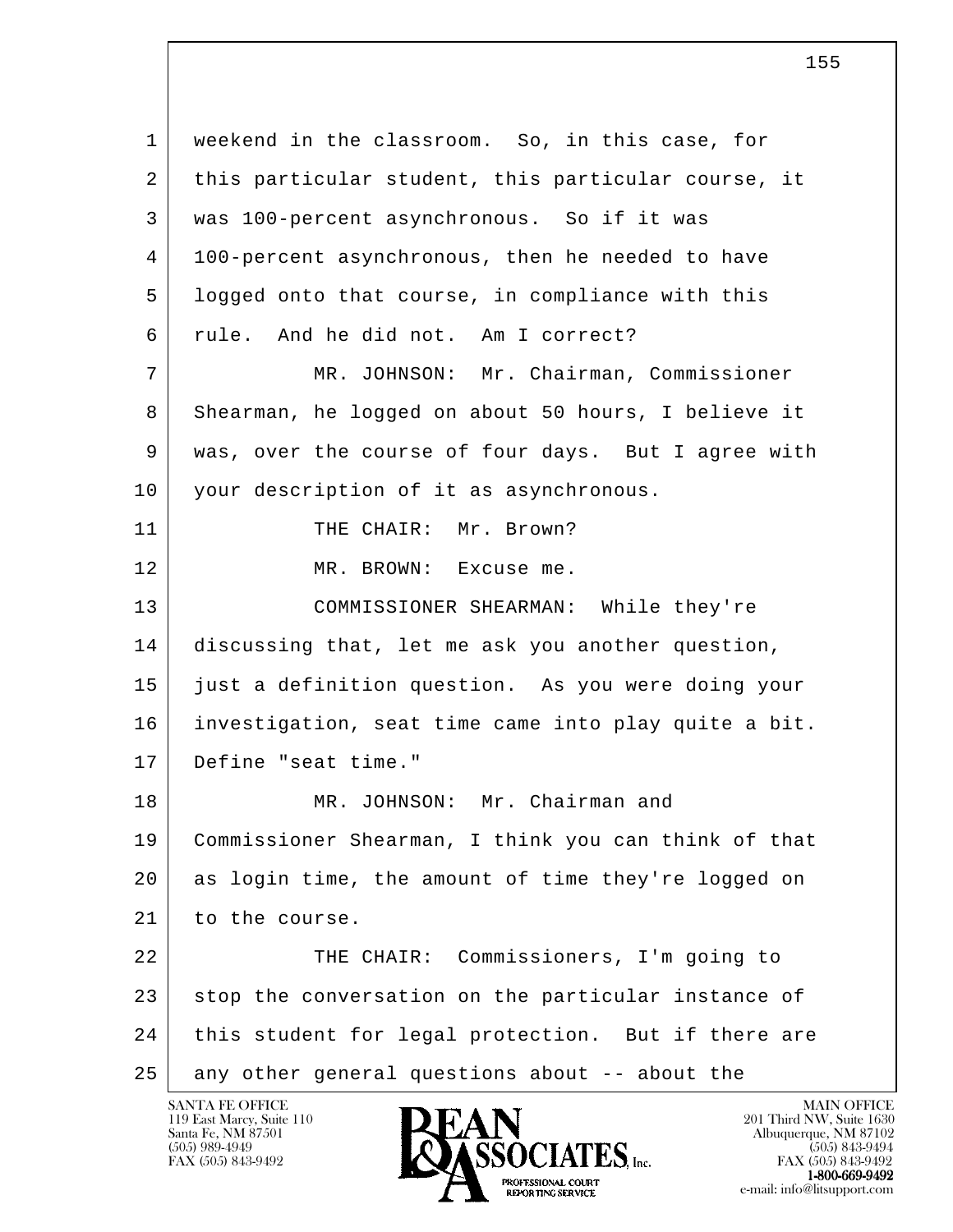1 weekend in the classroom. So, in this case, for
2 this particular student, this particular course, it
3 was 100-percent asynchronous. So if it was
4 100-percent asynchronous, then he needed to have
5 logged onto that course, in compliance with this
6 rule. And he did not. Am I correct?

7 MR. JOHNSON: Mr. Chairman, Commissioner
8 Shearman, he logged on about 50 hours, I believe it
9 was, over the course of four days. But I agree with
10 your description of it as asynchronous.

11 THE CHAIR: Mr. Brown?

12 MR. BROWN: Excuse me.

13 COMMISSIONER SHEARMAN: While they're
14 discussing that, let me ask you another question,
15 just a definition question. As you were doing your
16 investigation, seat time came into play quite a bit.
17 Define "seat time."

18 MR. JOHNSON: Mr. Chairman and
19 Commissioner Shearman, I think you can think of that
20 as login time, the amount of time they're logged on
21 to the course.

22 THE CHAIR: Commissioners, I'm going to
23 stop the conversation on the particular instance of
24 this student for legal protection. But if there are
25 any other general questions about -- about the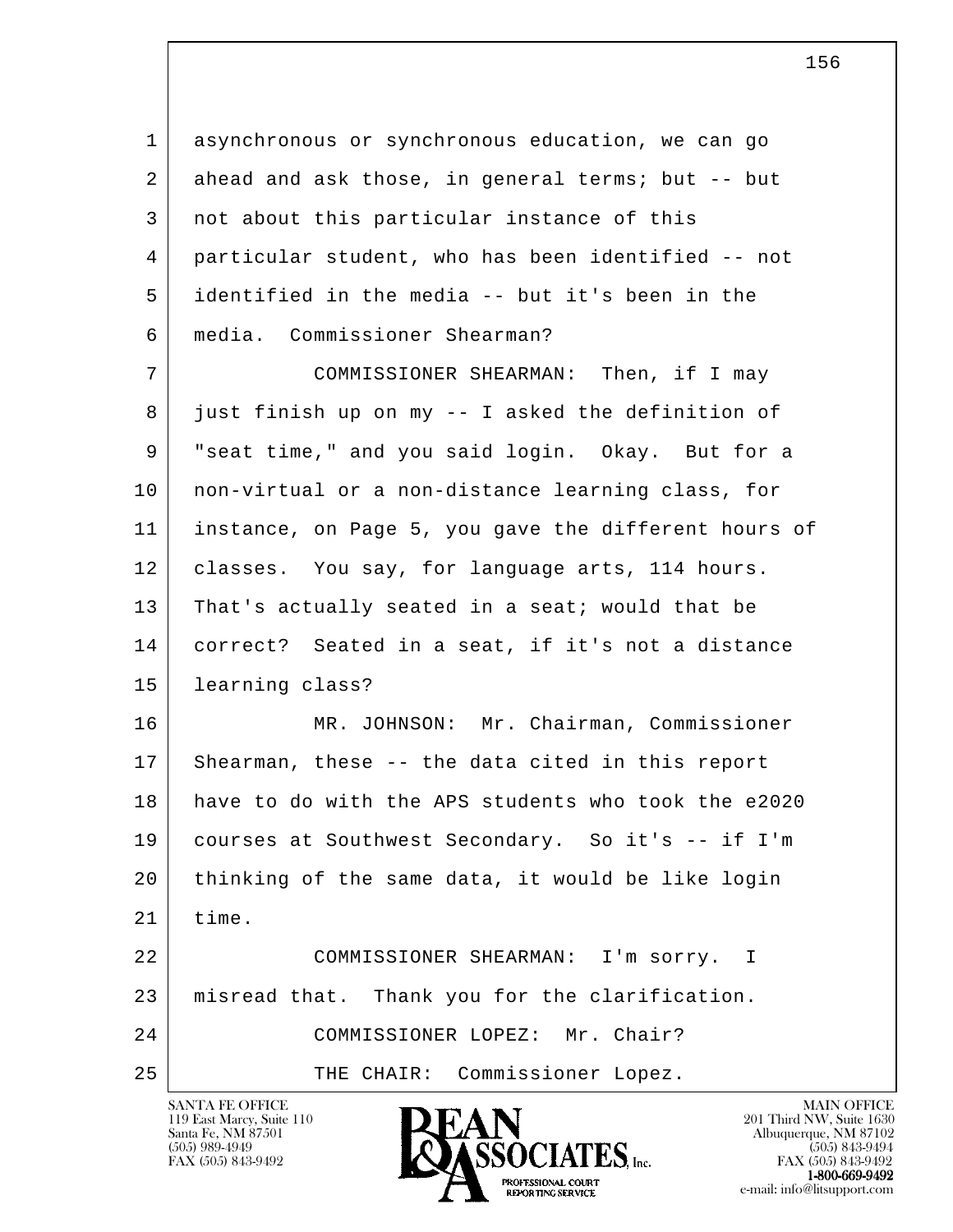asynchronous or synchronous education, we can go ahead and ask those, in general terms; but -- but not about this particular instance of this particular student, who has been identified -- not identified in the media -- but it's been in the media. Commissioner Shearman?

COMMISSIONER SHEARMAN: Then, if I may just finish up on my -- I asked the definition of "seat time," and you said login. Okay. But for a non-virtual or a non-distance learning class, for instance, on Page 5, you gave the different hours of classes. You say, for language arts, 114 hours. That's actually seated in a seat; would that be correct? Seated in a seat, if it's not a distance learning class?

MR. JOHNSON: Mr. Chairman, Commissioner Shearman, these -- the data cited in this report have to do with the APS students who took the e2020 courses at Southwest Secondary. So it's -- if I'm thinking of the same data, it would be like login time.

COMMISSIONER SHEARMAN: I'm sorry. I misread that. Thank you for the clarification.

COMMISSIONER LOPEZ: Mr. Chair?

THE CHAIR: Commissioner Lopez.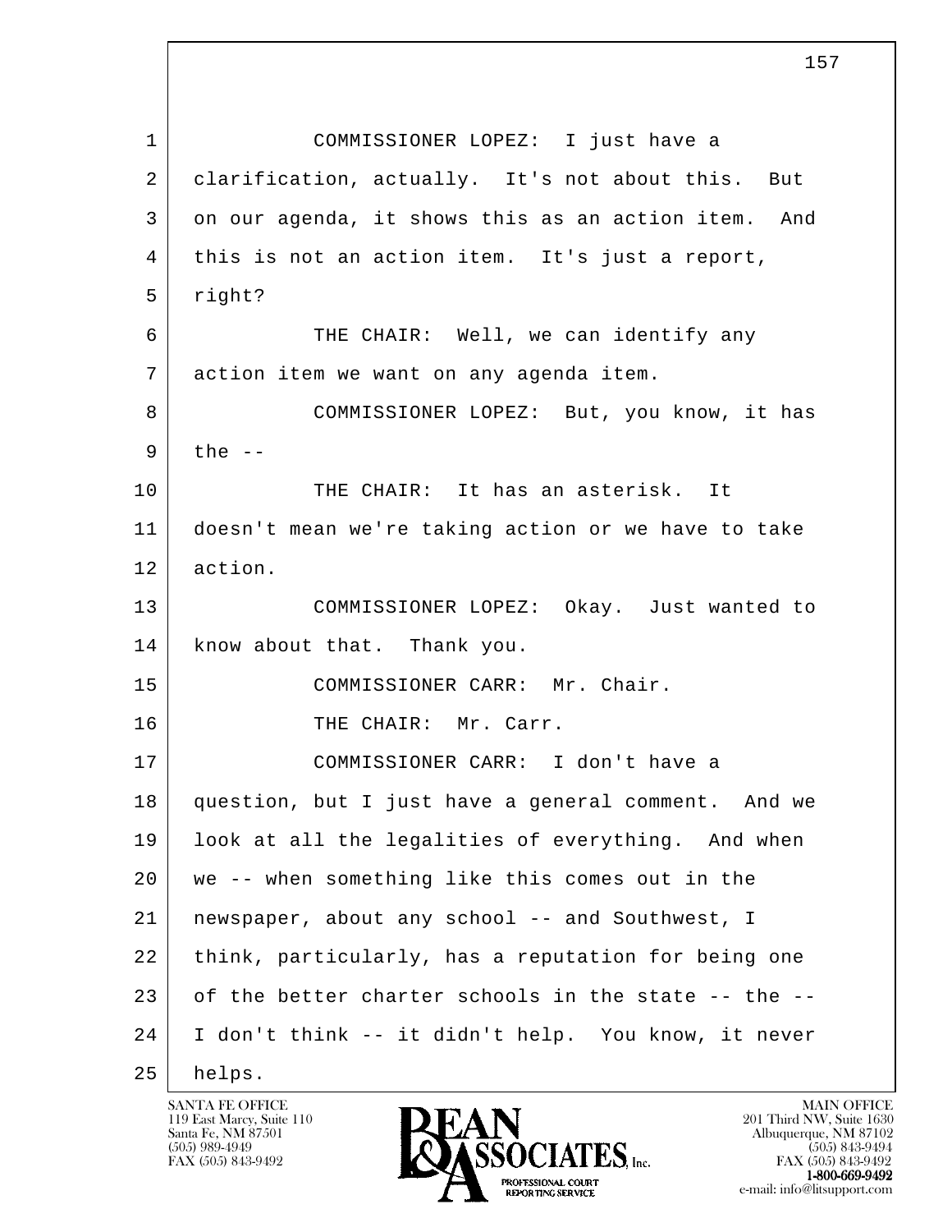COMMISSIONER LOPEZ: I just have a clarification, actually. It's not about this. But on our agenda, it shows this as an action item. And this is not an action item. It's just a report, right?

THE CHAIR: Well, we can identify any action item we want on any agenda item.

COMMISSIONER LOPEZ: But, you know, it has the --

THE CHAIR: It has an asterisk. It doesn't mean we're taking action or we have to take action.

COMMISSIONER LOPEZ: Okay. Just wanted to know about that. Thank you.

COMMISSIONER CARR: Mr. Chair.

THE CHAIR: Mr. Carr.

COMMISSIONER CARR: I don't have a question, but I just have a general comment. And we look at all the legalities of everything. And when we -- when something like this comes out in the newspaper, about any school -- and Southwest, I think, particularly, has a reputation for being one of the better charter schools in the state -- the -- I don't think -- it didn't help. You know, it never helps.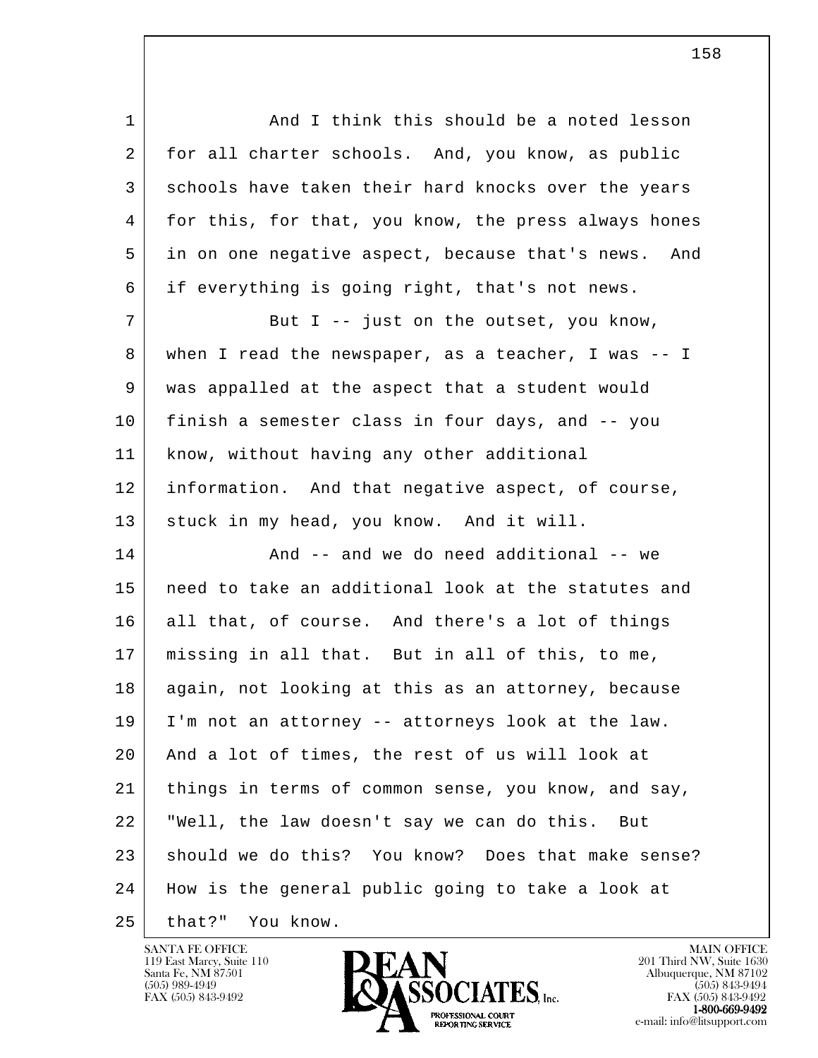1 And I think this should be a noted lesson
2 for all charter schools. And, you know, as public
3 schools have taken their hard knocks over the years
4 for this, for that, you know, the press always hones
5 in on one negative aspect, because that's news. And
6 if everything is going right, that's not news.
7 But I -- just on the outset, you know,
8 when I read the newspaper, as a teacher, I was -- I
9 was appalled at the aspect that a student would
10 finish a semester class in four days, and -- you
11 know, without having any other additional
12 information. And that negative aspect, of course,
13 stuck in my head, you know. And it will.
14 And -- and we do need additional -- we
15 need to take an additional look at the statutes and
16 all that, of course. And there's a lot of things
17 missing in all that. But in all of this, to me,
18 again, not looking at this as an attorney, because
19 I'm not an attorney -- attorneys look at the law.
20 And a lot of times, the rest of us will look at
21 things in terms of common sense, you know, and say,
22 "Well, the law doesn't say we can do this. But
23 should we do this? You know? Does that make sense?
24 How is the general public going to take a look at
25 that?" You know.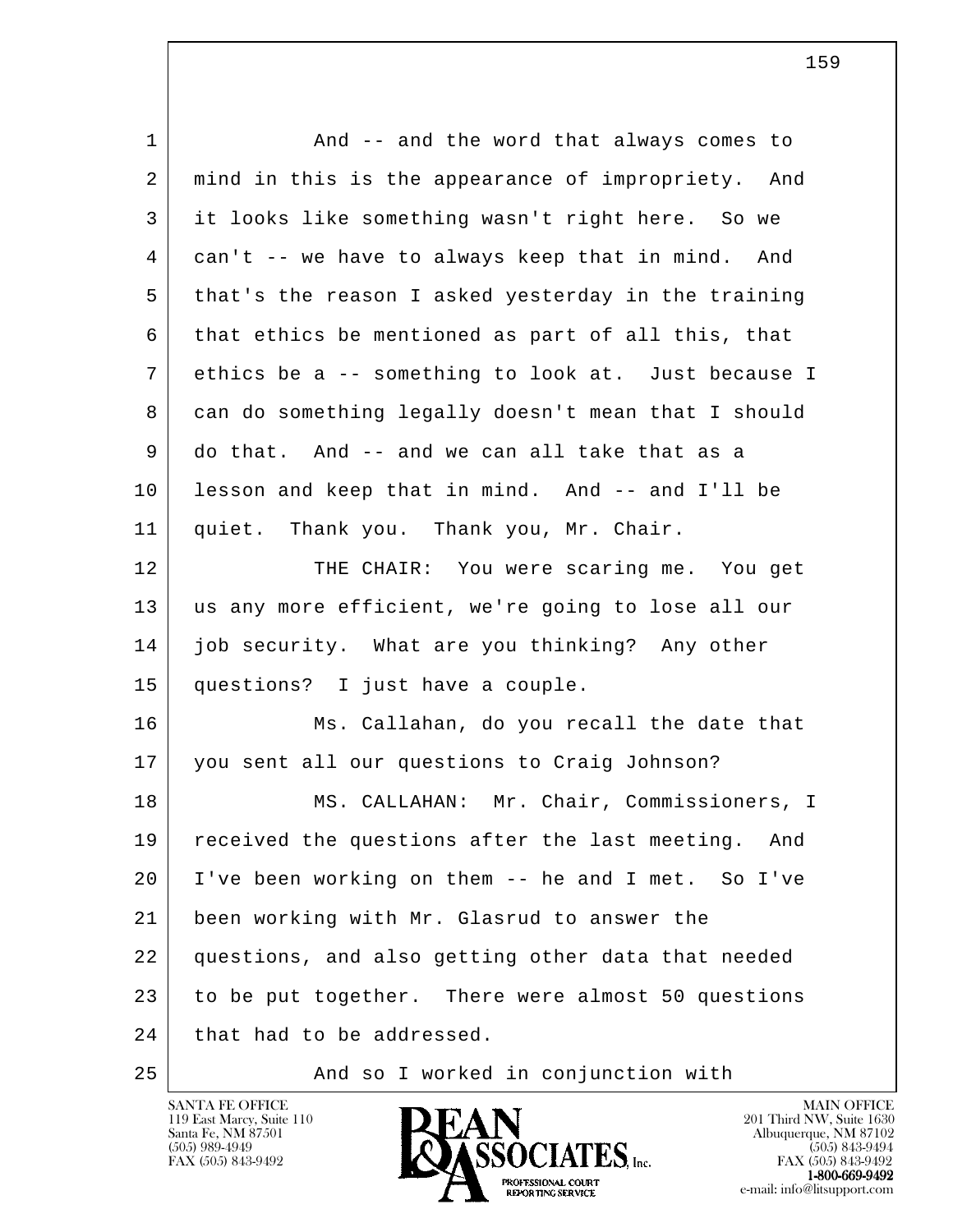1 And -- and the word that always comes to
2 mind in this is the appearance of impropriety. And
3 it looks like something wasn't right here. So we
4 can't -- we have to always keep that in mind. And
5 that's the reason I asked yesterday in the training
6 that ethics be mentioned as part of all this, that
7 ethics be a -- something to look at. Just because I
8 can do something legally doesn't mean that I should
9 do that. And -- and we can all take that as a
10 lesson and keep that in mind. And -- and I'll be
11 quiet. Thank you. Thank you, Mr. Chair.
12 THE CHAIR: You were scaring me. You get
13 us any more efficient, we're going to lose all our
14 job security. What are you thinking? Any other
15 questions? I just have a couple.
16 Ms. Callahan, do you recall the date that
17 you sent all our questions to Craig Johnson?
18 MS. CALLAHAN: Mr. Chair, Commissioners, I
19 received the questions after the last meeting. And
20 I've been working on them -- he and I met. So I've
21 been working with Mr. Glasrud to answer the
22 questions, and also getting other data that needed
23 to be put together. There were almost 50 questions
24 that had to be addressed.
25 And so I worked in conjunction with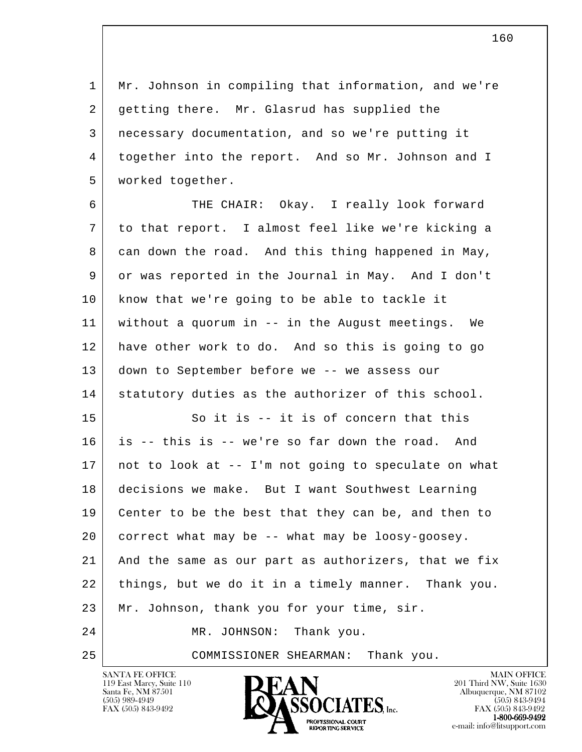Mr. Johnson in compiling that information, and we're getting there. Mr. Glasrud has supplied the necessary documentation, and so we're putting it together into the report. And so Mr. Johnson and I worked together.

THE CHAIR: Okay. I really look forward to that report. I almost feel like we're kicking a can down the road. And this thing happened in May, or was reported in the Journal in May. And I don't know that we're going to be able to tackle it without a quorum in -- in the August meetings. We have other work to do. And so this is going to go down to September before we -- we assess our statutory duties as the authorizer of this school.

So it is -- it is of concern that this is -- this is -- we're so far down the road. And not to look at -- I'm not going to speculate on what decisions we make. But I want Southwest Learning Center to be the best that they can be, and then to correct what may be -- what may be loosy-goosey. And the same as our part as authorizers, that we fix things, but we do it in a timely manner. Thank you. Mr. Johnson, thank you for your time, sir.

MR. JOHNSON: Thank you.

COMMISSIONER SHEARMAN: Thank you.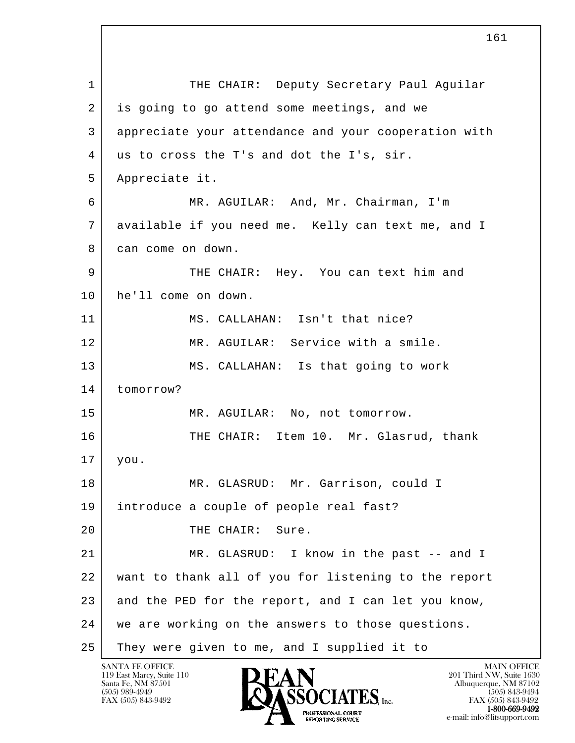THE CHAIR: Deputy Secretary Paul Aguilar is going to go attend some meetings, and we appreciate your attendance and your cooperation with us to cross the T's and dot the I's, sir. Appreciate it.

MR. AGUILAR: And, Mr. Chairman, I'm available if you need me. Kelly can text me, and I can come on down.

THE CHAIR: Hey. You can text him and he'll come on down.

MS. CALLAHAN: Isn't that nice?

MR. AGUILAR: Service with a smile.

MS. CALLAHAN: Is that going to work tomorrow?

MR. AGUILAR: No, not tomorrow.

THE CHAIR: Item 10. Mr. Glasrud, thank you.

MR. GLASRUD: Mr. Garrison, could I introduce a couple of people real fast?

THE CHAIR: Sure.

MR. GLASRUD: I know in the past -- and I want to thank all of you for listening to the report and the PED for the report, and I can let you know, we are working on the answers to those questions. They were given to me, and I supplied it to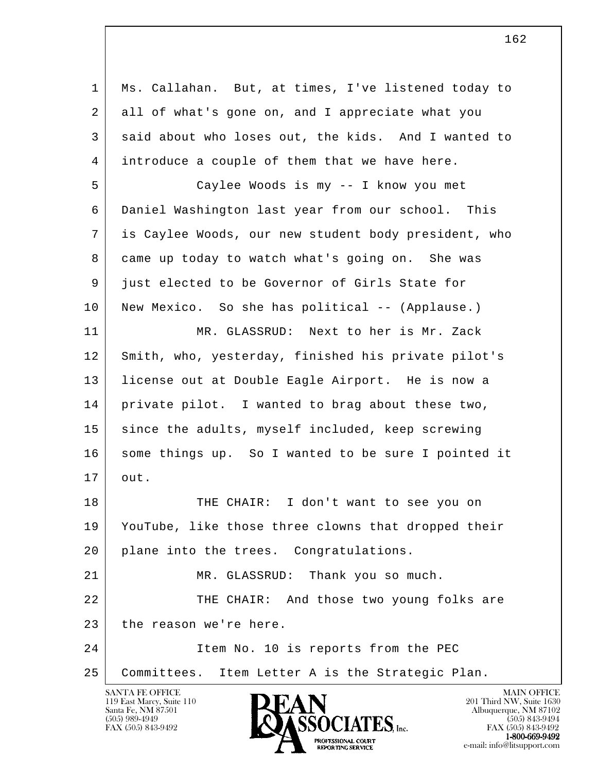Ms. Callahan. But, at times, I've listened today to all of what's gone on, and I appreciate what you said about who loses out, the kids. And I wanted to introduce a couple of them that we have here.

Caylee Woods is my -- I know you met Daniel Washington last year from our school. This is Caylee Woods, our new student body president, who came up today to watch what's going on. She was just elected to be Governor of Girls State for New Mexico. So she has political -- (Applause.)

MR. GLASSRUD: Next to her is Mr. Zack Smith, who, yesterday, finished his private pilot's license out at Double Eagle Airport. He is now a private pilot. I wanted to brag about these two, since the adults, myself included, keep screwing some things up. So I wanted to be sure I pointed it out.

THE CHAIR: I don't want to see you on YouTube, like those three clowns that dropped their plane into the trees. Congratulations.

MR. GLASSRUD: Thank you so much.

THE CHAIR: And those two young folks are the reason we're here.

Item No. 10 is reports from the PEC Committees. Item Letter A is the Strategic Plan.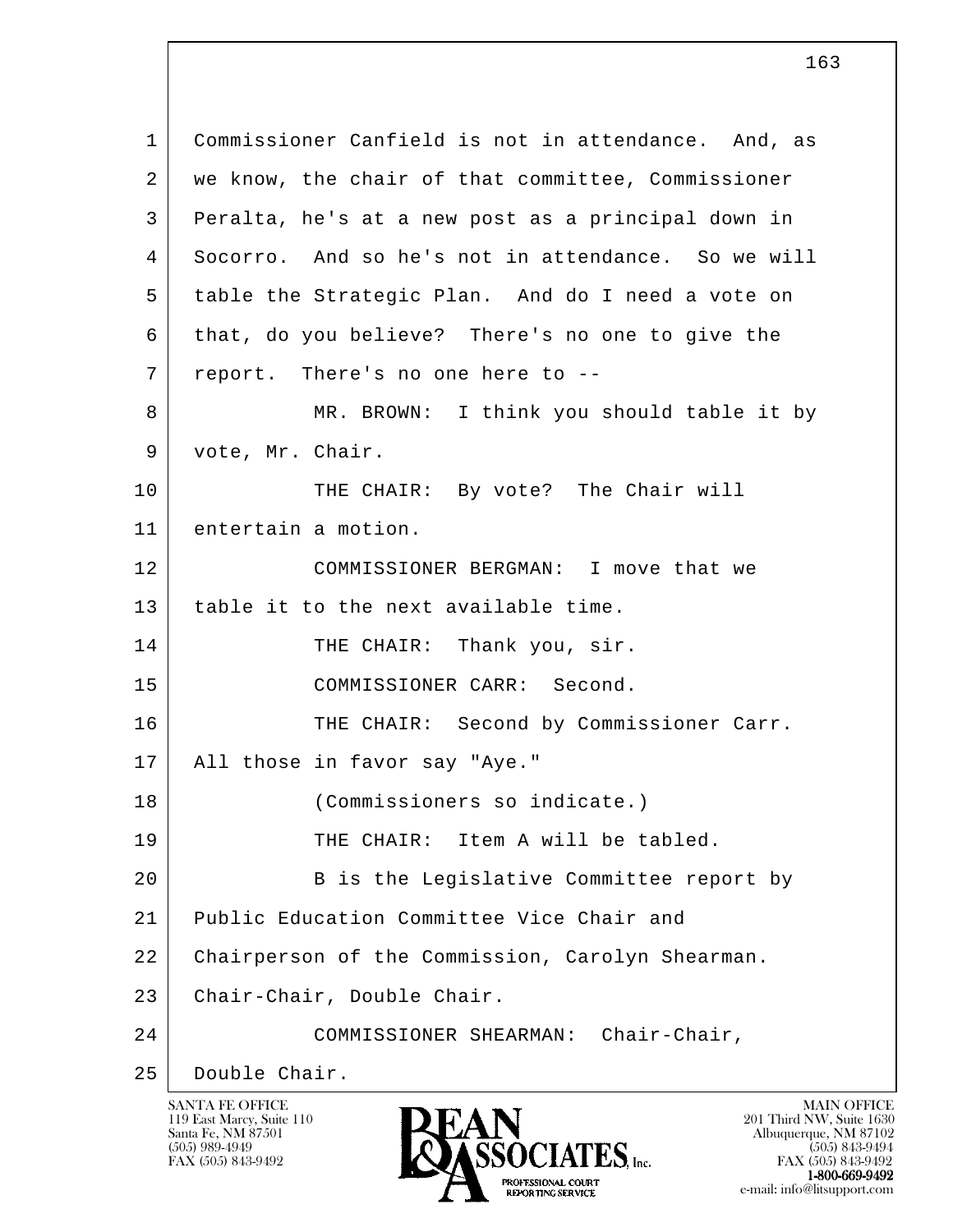Commissioner Canfield is not in attendance. And, as we know, the chair of that committee, Commissioner Peralta, he's at a new post as a principal down in Socorro. And so he's not in attendance. So we will table the Strategic Plan. And do I need a vote on that, do you believe? There's no one to give the report. There's no one here to --

MR. BROWN: I think you should table it by vote, Mr. Chair.

THE CHAIR: By vote? The Chair will entertain a motion.

COMMISSIONER BERGMAN: I move that we table it to the next available time.

THE CHAIR: Thank you, sir.

COMMISSIONER CARR: Second.

THE CHAIR: Second by Commissioner Carr. All those in favor say "Aye."

(Commissioners so indicate.)

THE CHAIR: Item A will be tabled.

B is the Legislative Committee report by Public Education Committee Vice Chair and Chairperson of the Commission, Carolyn Shearman. Chair-Chair, Double Chair.

COMMISSIONER SHEARMAN: Chair-Chair, Double Chair.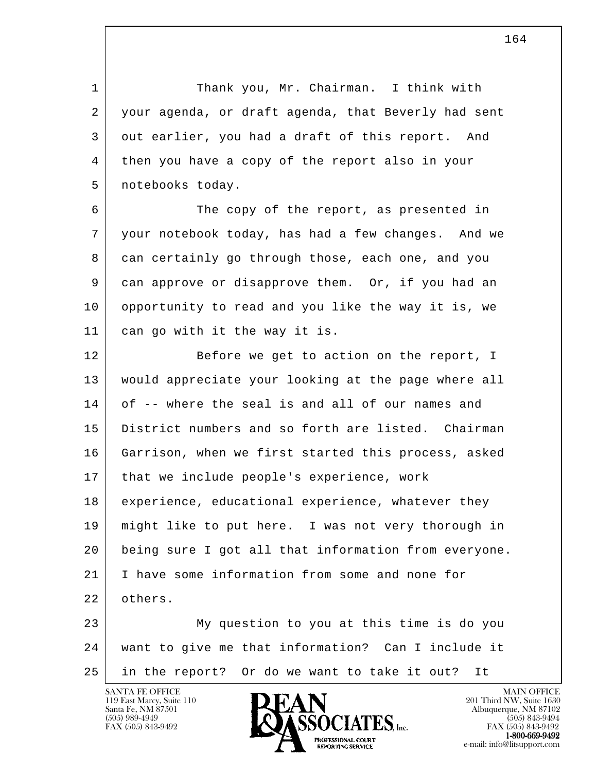Thank you, Mr. Chairman. I think with your agenda, or draft agenda, that Beverly had sent out earlier, you had a draft of this report. And then you have a copy of the report also in your notebooks today.

The copy of the report, as presented in your notebook today, has had a few changes. And we can certainly go through those, each one, and you can approve or disapprove them. Or, if you had an opportunity to read and you like the way it is, we can go with it the way it is.

Before we get to action on the report, I would appreciate your looking at the page where all of -- where the seal is and all of our names and District numbers and so forth are listed. Chairman Garrison, when we first started this process, asked that we include people's experience, work experience, educational experience, whatever they might like to put here. I was not very thorough in being sure I got all that information from everyone. I have some information from some and none for others.

My question to you at this time is do you want to give me that information? Can I include it in the report? Or do we want to take it out? It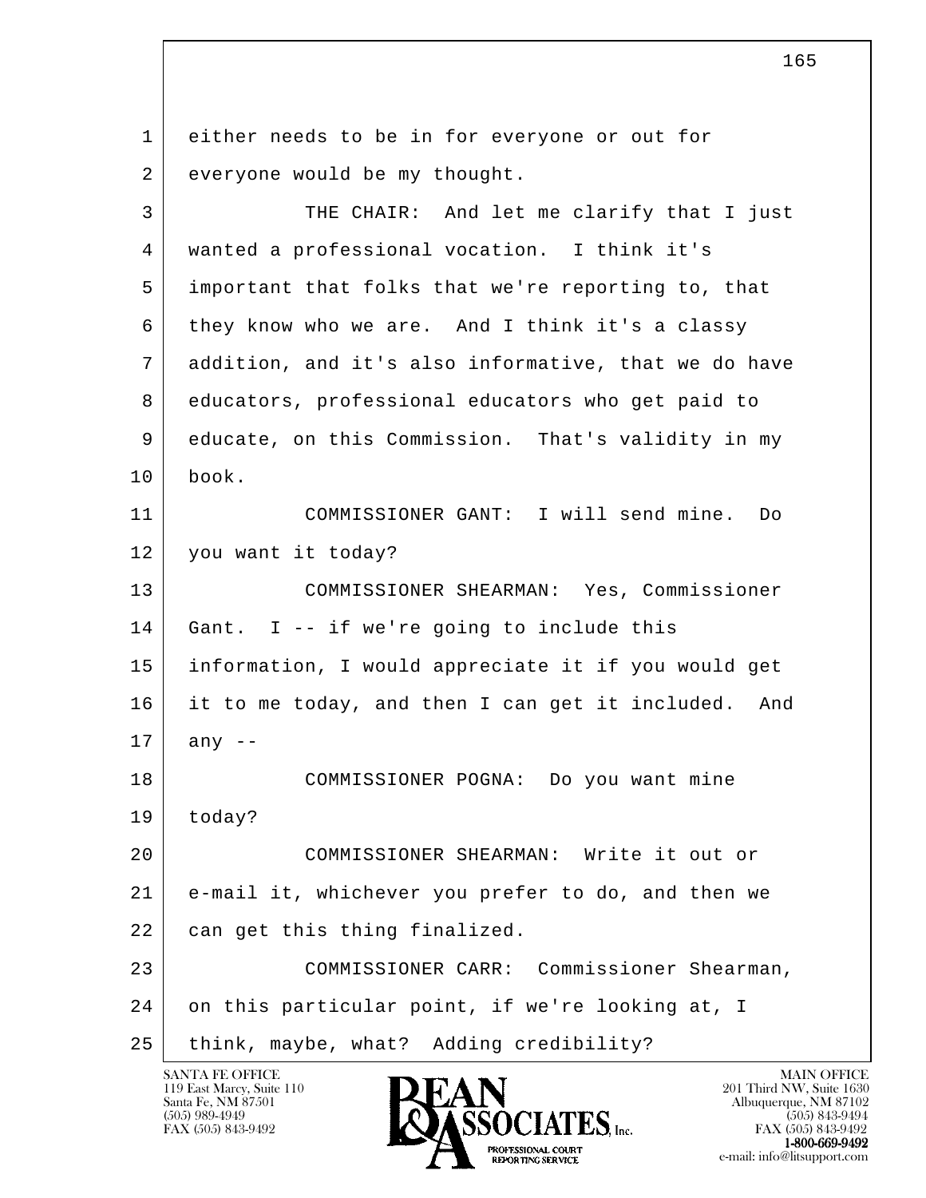either needs to be in for everyone or out for everyone would be my thought.

THE CHAIR: And let me clarify that I just wanted a professional vocation. I think it's important that folks that we're reporting to, that they know who we are. And I think it's a classy addition, and it's also informative, that we do have educators, professional educators who get paid to educate, on this Commission. That's validity in my book.

COMMISSIONER GANT: I will send mine. Do you want it today?

COMMISSIONER SHEARMAN: Yes, Commissioner Gant. I -- if we're going to include this information, I would appreciate it if you would get it to me today, and then I can get it included. And any --

COMMISSIONER POGNA: Do you want mine today?

COMMISSIONER SHEARMAN: Write it out or e-mail it, whichever you prefer to do, and then we can get this thing finalized.

COMMISSIONER CARR: Commissioner Shearman, on this particular point, if we're looking at, I think, maybe, what? Adding credibility?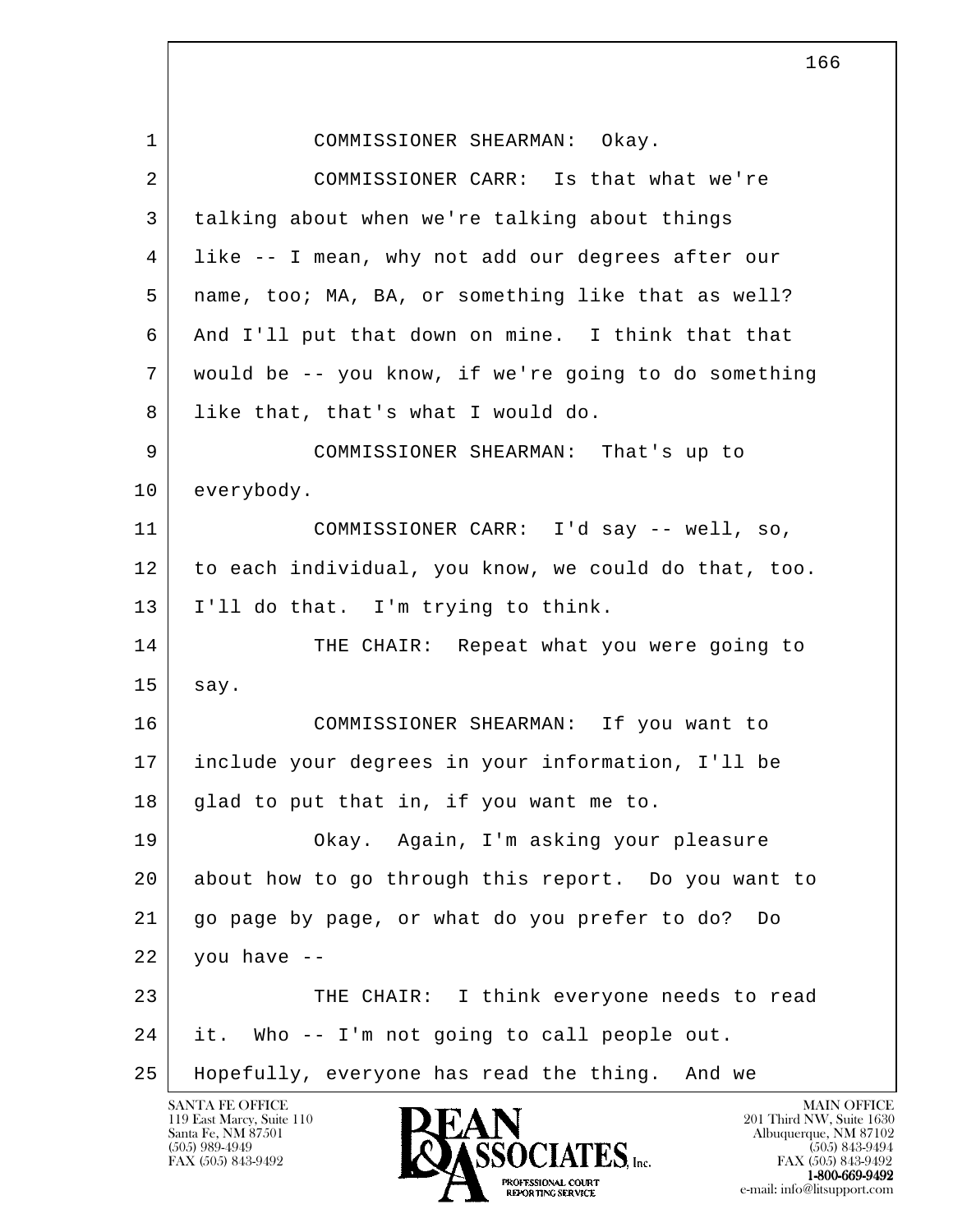COMMISSIONER SHEARMAN: Okay.

COMMISSIONER CARR: Is that what we're talking about when we're talking about things like -- I mean, why not add our degrees after our name, too; MA, BA, or something like that as well? And I'll put that down on mine. I think that that would be -- you know, if we're going to do something like that, that's what I would do.

COMMISSIONER SHEARMAN: That's up to everybody.

COMMISSIONER CARR: I'd say -- well, so, to each individual, you know, we could do that, too. I'll do that. I'm trying to think.

THE CHAIR: Repeat what you were going to say.

COMMISSIONER SHEARMAN: If you want to include your degrees in your information, I'll be glad to put that in, if you want me to.

Okay. Again, I'm asking your pleasure about how to go through this report. Do you want to go page by page, or what do you prefer to do? Do you have --

THE CHAIR: I think everyone needs to read it. Who -- I'm not going to call people out. Hopefully, everyone has read the thing. And we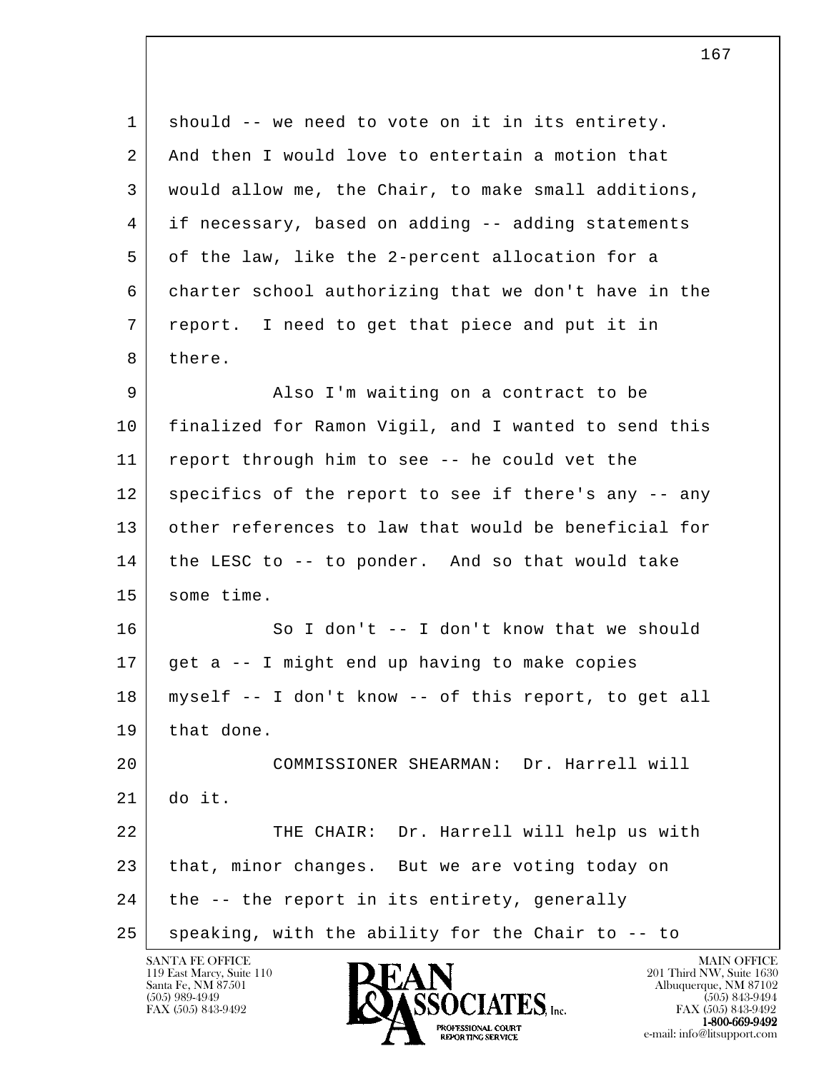should -- we need to vote on it in its entirety. And then I would love to entertain a motion that would allow me, the Chair, to make small additions, if necessary, based on adding -- adding statements of the law, like the 2-percent allocation for a charter school authorizing that we don't have in the report. I need to get that piece and put it in there.

Also I'm waiting on a contract to be finalized for Ramon Vigil, and I wanted to send this report through him to see -- he could vet the specifics of the report to see if there's any -- any other references to law that would be beneficial for the LESC to -- to ponder. And so that would take some time.

So I don't -- I don't know that we should get a -- I might end up having to make copies myself -- I don't know -- of this report, to get all that done.

COMMISSIONER SHEARMAN: Dr. Harrell will do it.

THE CHAIR: Dr. Harrell will help us with that, minor changes. But we are voting today on the -- the report in its entirety, generally speaking, with the ability for the Chair to -- to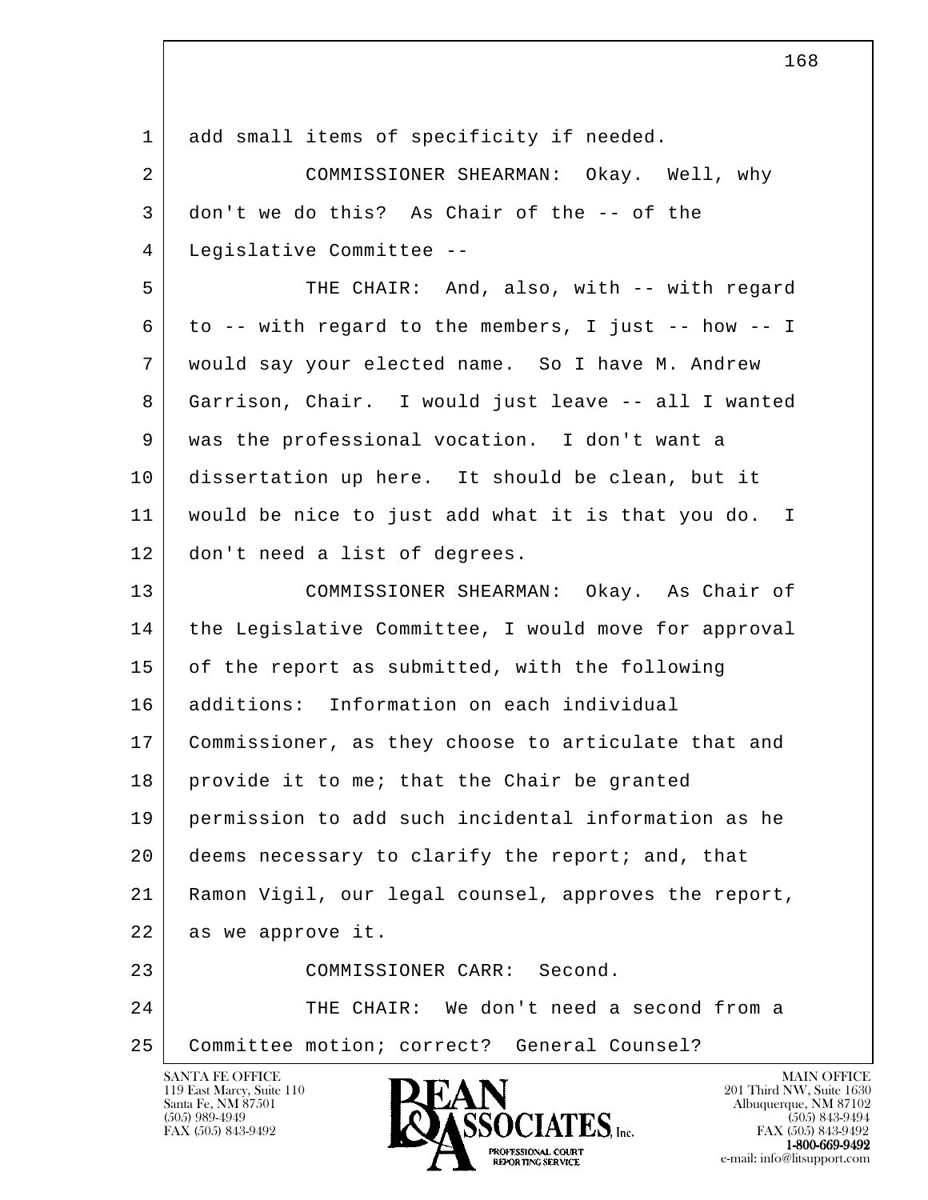add small items of specificity if needed.

COMMISSIONER SHEARMAN: Okay. Well, why don't we do this? As Chair of the -- of the Legislative Committee --

THE CHAIR: And, also, with -- with regard to -- with regard to the members, I just -- how -- I would say your elected name. So I have M. Andrew Garrison, Chair. I would just leave -- all I wanted was the professional vocation. I don't want a dissertation up here. It should be clean, but it would be nice to just add what it is that you do. I don't need a list of degrees.

COMMISSIONER SHEARMAN: Okay. As Chair of the Legislative Committee, I would move for approval of the report as submitted, with the following additions: Information on each individual Commissioner, as they choose to articulate that and provide it to me; that the Chair be granted permission to add such incidental information as he deems necessary to clarify the report; and, that Ramon Vigil, our legal counsel, approves the report, as we approve it.

COMMISSIONER CARR: Second.

THE CHAIR: We don't need a second from a Committee motion; correct? General Counsel?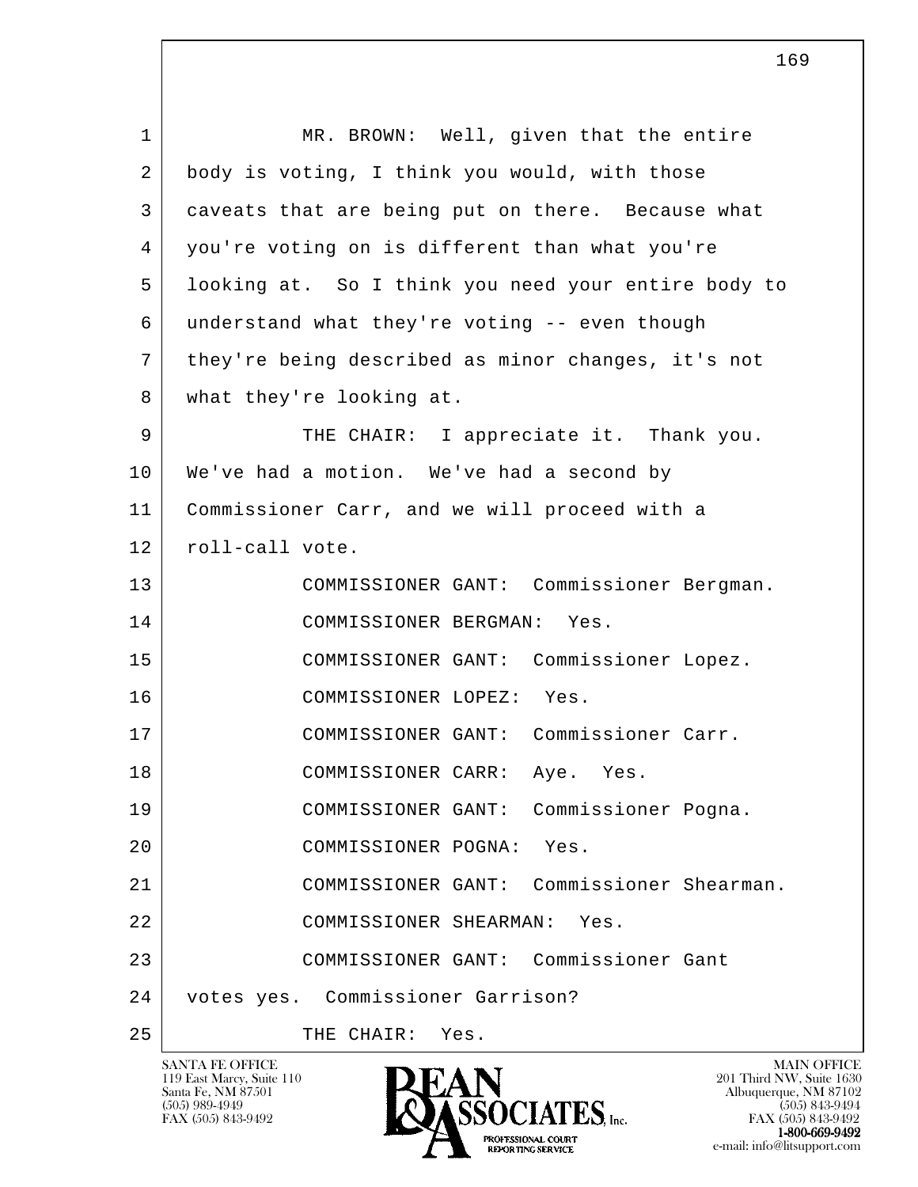MR. BROWN: Well, given that the entire body is voting, I think you would, with those caveats that are being put on there. Because what you're voting on is different than what you're looking at. So I think you need your entire body to understand what they're voting -- even though they're being described as minor changes, it's not what they're looking at.

THE CHAIR: I appreciate it. Thank you. We've had a motion. We've had a second by Commissioner Carr, and we will proceed with a roll-call vote.

COMMISSIONER GANT: Commissioner Bergman.

COMMISSIONER BERGMAN: Yes.

COMMISSIONER GANT: Commissioner Lopez.

COMMISSIONER LOPEZ: Yes.

COMMISSIONER GANT: Commissioner Carr.

COMMISSIONER CARR: Aye. Yes.

COMMISSIONER GANT: Commissioner Pogna.

COMMISSIONER POGNA: Yes.

COMMISSIONER GANT: Commissioner Shearman.

COMMISSIONER SHEARMAN: Yes.

COMMISSIONER GANT: Commissioner Gant votes yes. Commissioner Garrison?

THE CHAIR: Yes.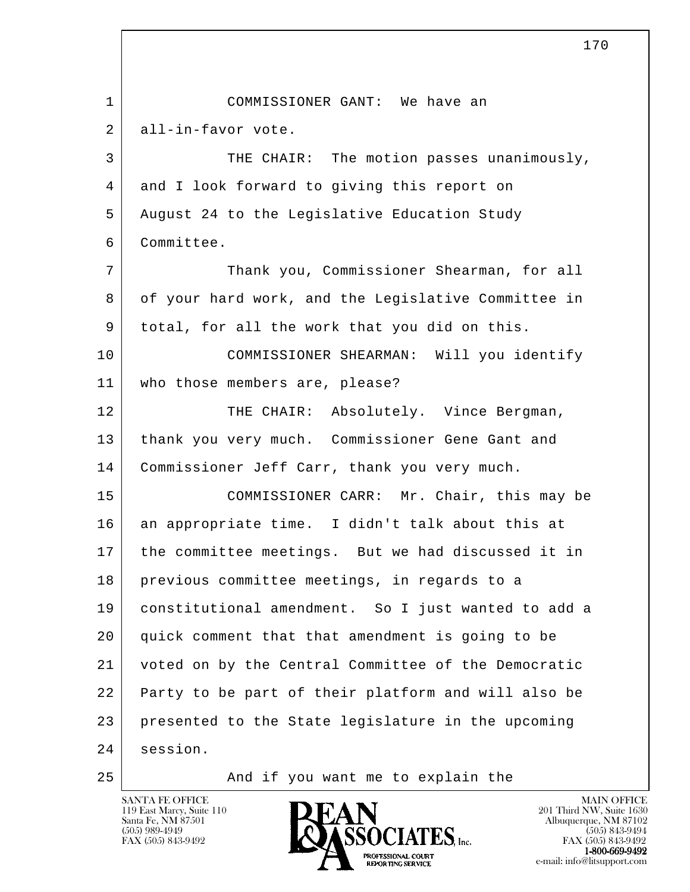COMMISSIONER GANT: We have an all-in-favor vote.

THE CHAIR: The motion passes unanimously, and I look forward to giving this report on August 24 to the Legislative Education Study Committee.

Thank you, Commissioner Shearman, for all of your hard work, and the Legislative Committee in total, for all the work that you did on this.

COMMISSIONER SHEARMAN: Will you identify who those members are, please?

THE CHAIR: Absolutely. Vince Bergman, thank you very much. Commissioner Gene Gant and Commissioner Jeff Carr, thank you very much.

COMMISSIONER CARR: Mr. Chair, this may be an appropriate time. I didn't talk about this at the committee meetings. But we had discussed it in previous committee meetings, in regards to a constitutional amendment. So I just wanted to add a quick comment that that amendment is going to be voted on by the Central Committee of the Democratic Party to be part of their platform and will also be presented to the State legislature in the upcoming session.

And if you want me to explain the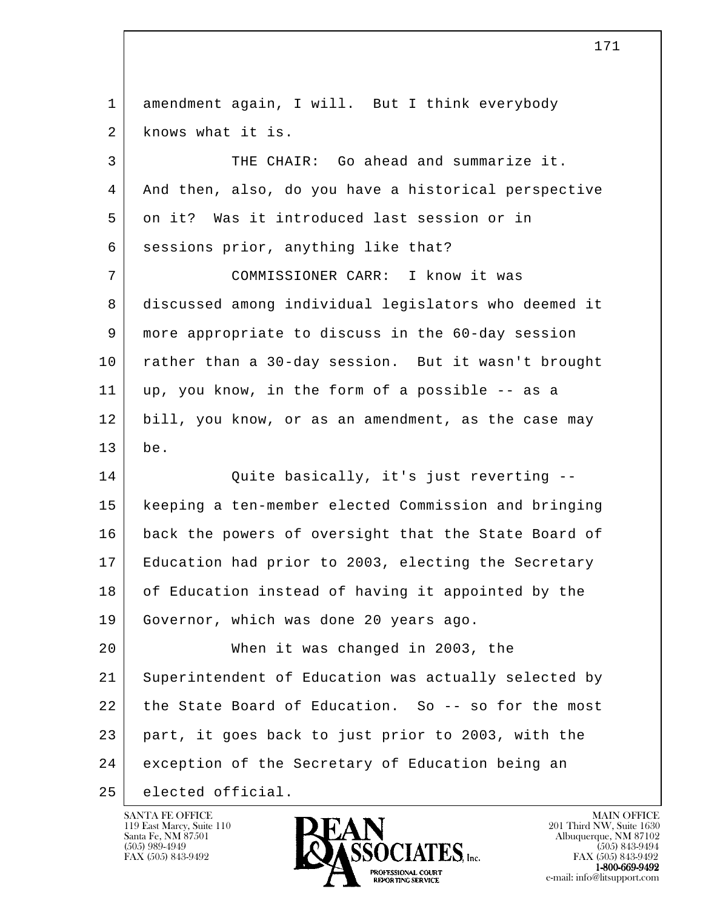amendment again, I will. But I think everybody knows what it is.

THE CHAIR: Go ahead and summarize it. And then, also, do you have a historical perspective on it? Was it introduced last session or in sessions prior, anything like that?

COMMISSIONER CARR: I know it was discussed among individual legislators who deemed it more appropriate to discuss in the 60-day session rather than a 30-day session. But it wasn't brought up, you know, in the form of a possible -- as a bill, you know, or as an amendment, as the case may be.

Quite basically, it's just reverting -- keeping a ten-member elected Commission and bringing back the powers of oversight that the State Board of Education had prior to 2003, electing the Secretary of Education instead of having it appointed by the Governor, which was done 20 years ago.

When it was changed in 2003, the Superintendent of Education was actually selected by the State Board of Education. So -- so for the most part, it goes back to just prior to 2003, with the exception of the Secretary of Education being an elected official.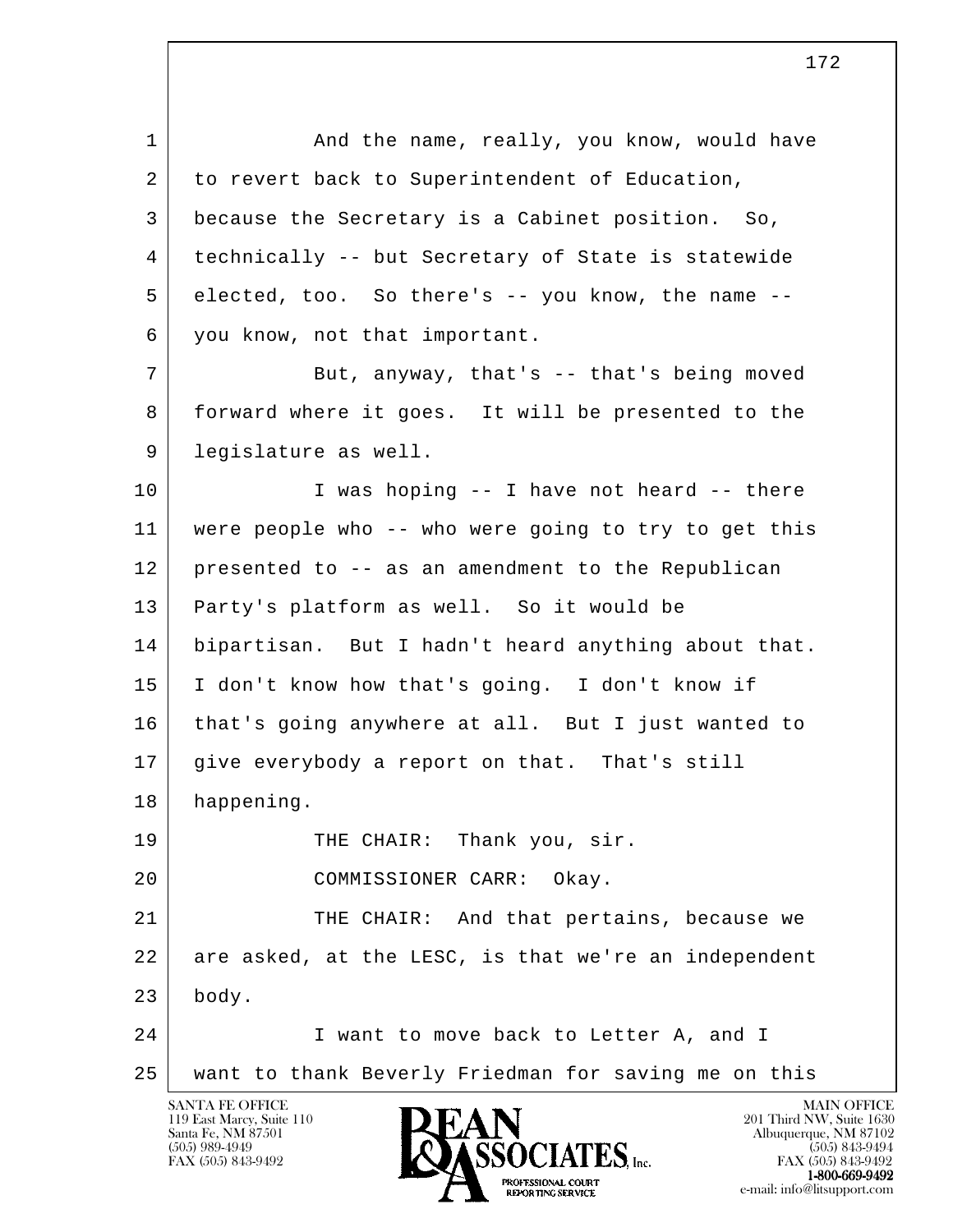1 And the name, really, you know, would have
2 to revert back to Superintendent of Education,
3 because the Secretary is a Cabinet position. So,
4 technically -- but Secretary of State is statewide
5 elected, too. So there's -- you know, the name --
6 you know, not that important.
7 But, anyway, that's -- that's being moved
8 forward where it goes. It will be presented to the
9 legislature as well.
10 I was hoping -- I have not heard -- there
11 were people who -- who were going to try to get this
12 presented to -- as an amendment to the Republican
13 Party's platform as well. So it would be
14 bipartisan. But I hadn't heard anything about that.
15 I don't know how that's going. I don't know if
16 that's going anywhere at all. But I just wanted to
17 give everybody a report on that. That's still
18 happening.
19 THE CHAIR: Thank you, sir.
20 COMMISSIONER CARR: Okay.
21 THE CHAIR: And that pertains, because we
22 are asked, at the LESC, is that we're an independent
23 body.
24 I want to move back to Letter A, and I
25 want to thank Beverly Friedman for saving me on this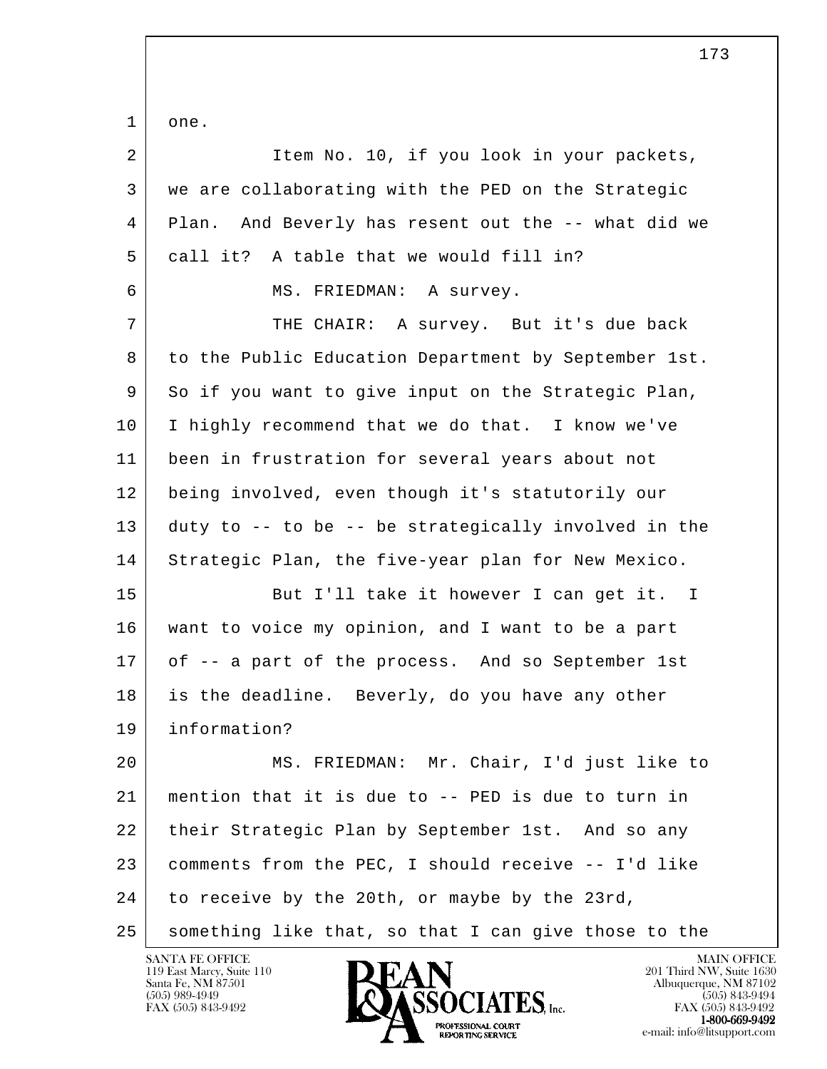1 one.

2 Item No. 10, if you look in your packets,

3 we are collaborating with the PED on the Strategic

4 Plan. And Beverly has resent out the -- what did we

5 call it? A table that we would fill in?

6 MS. FRIEDMAN: A survey.

7 THE CHAIR: A survey. But it's due back

8 to the Public Education Department by September 1st.

9 So if you want to give input on the Strategic Plan,

10 I highly recommend that we do that. I know we've

11 been in frustration for several years about not

12 being involved, even though it's statutorily our

13 duty to -- to be -- be strategically involved in the

14 Strategic Plan, the five-year plan for New Mexico.

15 But I'll take it however I can get it. I

16 want to voice my opinion, and I want to be a part

17 of -- a part of the process. And so September 1st

18 is the deadline. Beverly, do you have any other

19 information?

20 MS. FRIEDMAN: Mr. Chair, I'd just like to

21 mention that it is due to -- PED is due to turn in

22 their Strategic Plan by September 1st. And so any

23 comments from the PEC, I should receive -- I'd like

24 to receive by the 20th, or maybe by the 23rd,

25 something like that, so that I can give those to the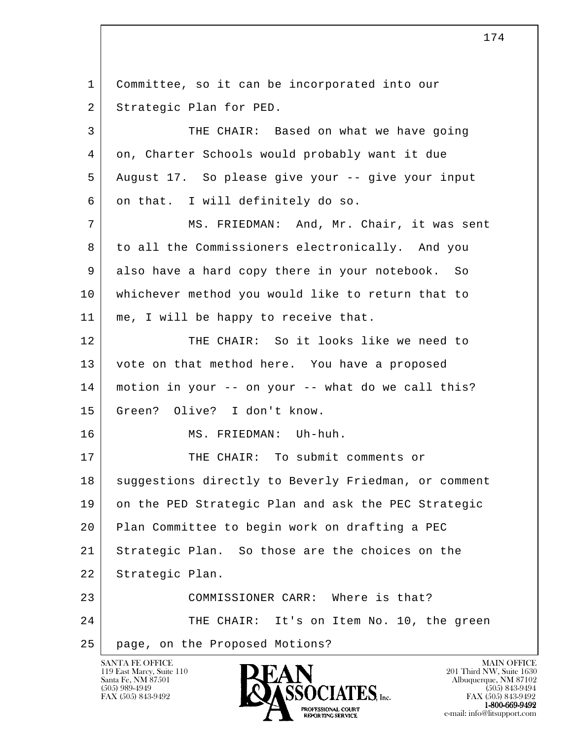Committee, so it can be incorporated into our Strategic Plan for PED.

THE CHAIR: Based on what we have going on, Charter Schools would probably want it due August 17. So please give your -- give your input on that. I will definitely do so.

MS. FRIEDMAN: And, Mr. Chair, it was sent to all the Commissioners electronically. And you also have a hard copy there in your notebook. So whichever method you would like to return that to me, I will be happy to receive that.

THE CHAIR: So it looks like we need to vote on that method here. You have a proposed motion in your -- on your -- what do we call this? Green? Olive? I don't know.

MS. FRIEDMAN: Uh-huh.

THE CHAIR: To submit comments or suggestions directly to Beverly Friedman, or comment on the PED Strategic Plan and ask the PEC Strategic Plan Committee to begin work on drafting a PEC Strategic Plan. So those are the choices on the Strategic Plan.

COMMISSIONER CARR: Where is that?

THE CHAIR: It's on Item No. 10, the green page, on the Proposed Motions?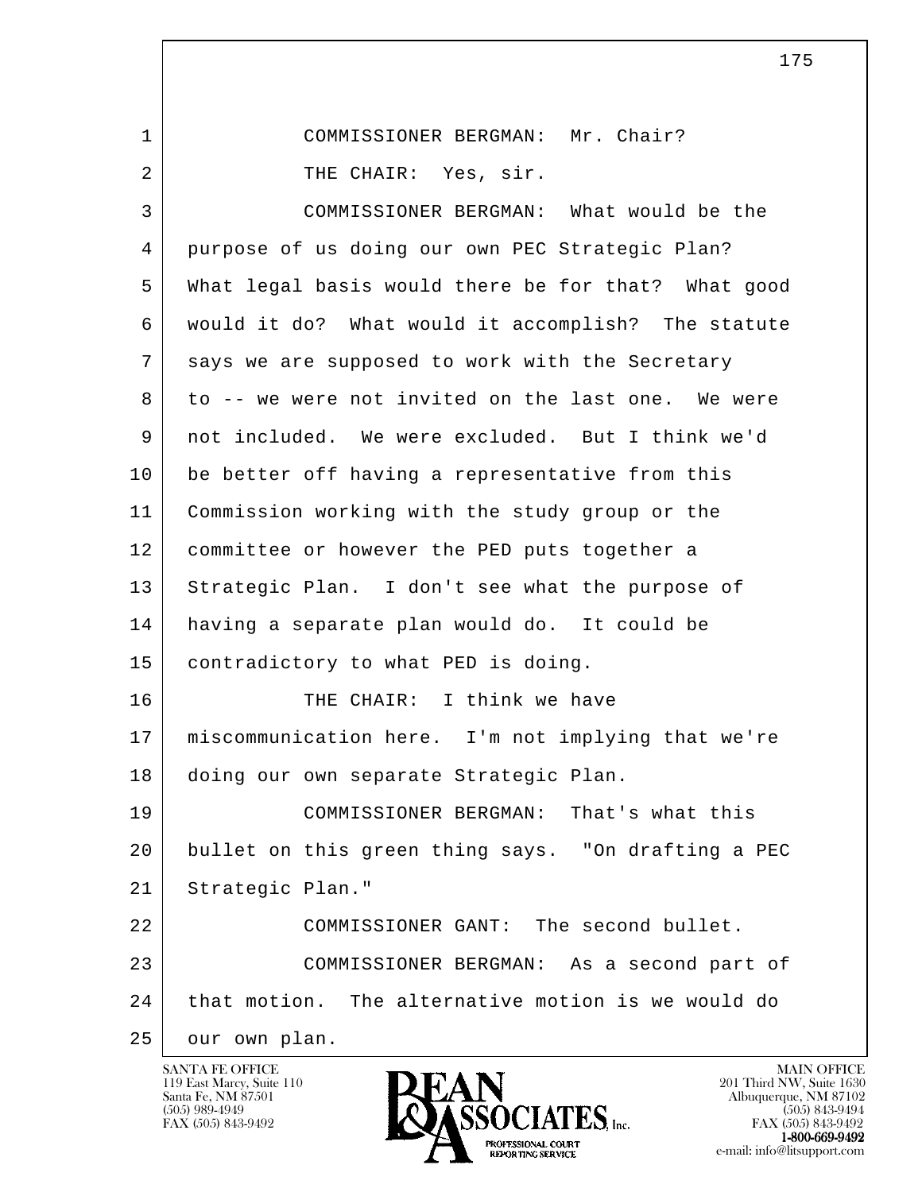COMMISSIONER BERGMAN: Mr. Chair?

THE CHAIR: Yes, sir.

COMMISSIONER BERGMAN: What would be the purpose of us doing our own PEC Strategic Plan? What legal basis would there be for that? What good would it do? What would it accomplish? The statute says we are supposed to work with the Secretary to -- we were not invited on the last one. We were not included. We were excluded. But I think we'd be better off having a representative from this Commission working with the study group or the committee or however the PED puts together a Strategic Plan. I don't see what the purpose of having a separate plan would do. It could be contradictory to what PED is doing.

THE CHAIR: I think we have miscommunication here. I'm not implying that we're doing our own separate Strategic Plan.

COMMISSIONER BERGMAN: That's what this bullet on this green thing says. "On drafting a PEC Strategic Plan."

COMMISSIONER GANT: The second bullet.

COMMISSIONER BERGMAN: As a second part of that motion. The alternative motion is we would do our own plan.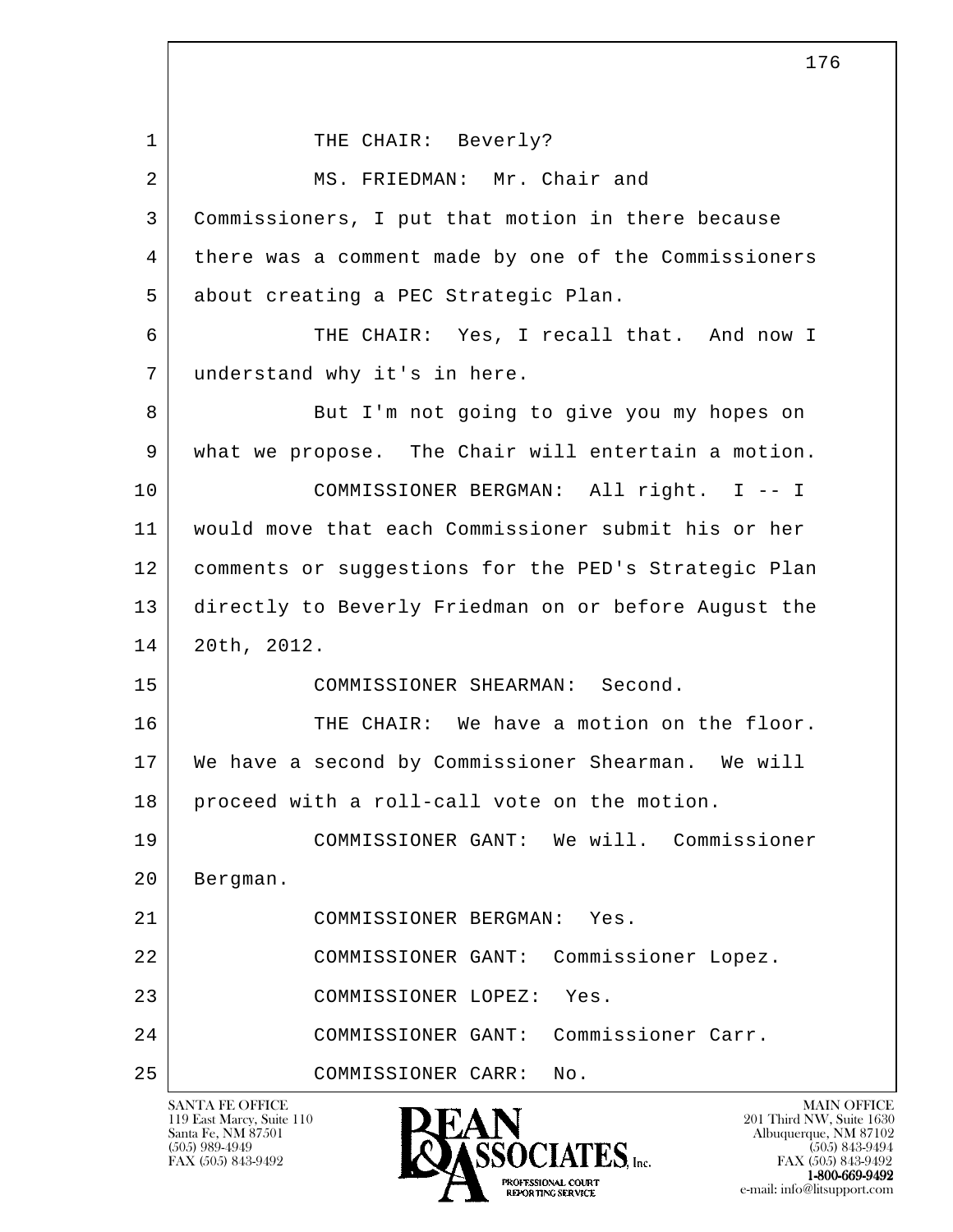1 THE CHAIR: Beverly?

2 MS. FRIEDMAN: Mr. Chair and

3 Commissioners, I put that motion in there because

4 there was a comment made by one of the Commissioners

5 about creating a PEC Strategic Plan.

6 THE CHAIR: Yes, I recall that. And now I

7 understand why it's in here.

8 But I'm not going to give you my hopes on

9 what we propose. The Chair will entertain a motion.

10 COMMISSIONER BERGMAN: All right. I -- I

11 would move that each Commissioner submit his or her

12 comments or suggestions for the PED's Strategic Plan

13 directly to Beverly Friedman on or before August the

14 20th, 2012.

15 COMMISSIONER SHEARMAN: Second.

16 THE CHAIR: We have a motion on the floor.

17 We have a second by Commissioner Shearman. We will

18 proceed with a roll-call vote on the motion.

19 COMMISSIONER GANT: We will. Commissioner

20 Bergman.

21 COMMISSIONER BERGMAN: Yes.

22 COMMISSIONER GANT: Commissioner Lopez.

23 COMMISSIONER LOPEZ: Yes.

24 COMMISSIONER GANT: Commissioner Carr.

25 COMMISSIONER CARR: No.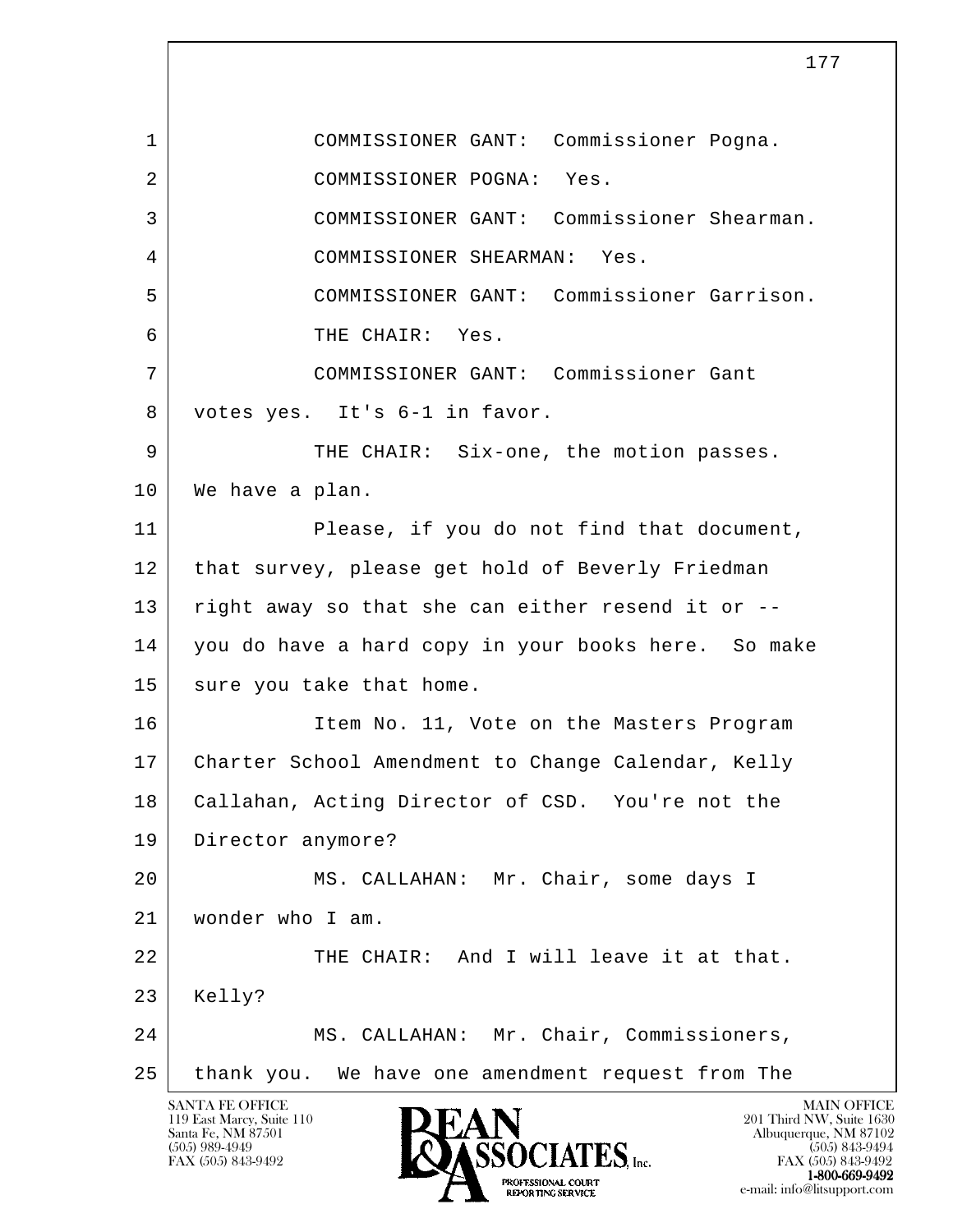1 COMMISSIONER GANT: Commissioner Pogna.

2 COMMISSIONER POGNA: Yes.

3 COMMISSIONER GANT: Commissioner Shearman.

4 COMMISSIONER SHEARMAN: Yes.

5 COMMISSIONER GANT: Commissioner Garrison.

6 THE CHAIR: Yes.

7 COMMISSIONER GANT: Commissioner Gant

8 votes yes. It's 6-1 in favor.

9 THE CHAIR: Six-one, the motion passes.

10 We have a plan.

11 Please, if you do not find that document,

12 that survey, please get hold of Beverly Friedman

13 right away so that she can either resend it or --

14 you do have a hard copy in your books here. So make

15 sure you take that home.

16 Item No. 11, Vote on the Masters Program

17 Charter School Amendment to Change Calendar, Kelly

18 Callahan, Acting Director of CSD. You're not the

19 Director anymore?

20 MS. CALLAHAN: Mr. Chair, some days I

21 wonder who I am.

22 THE CHAIR: And I will leave it at that.

23 Kelly?

24 MS. CALLAHAN: Mr. Chair, Commissioners,

25 thank you. We have one amendment request from The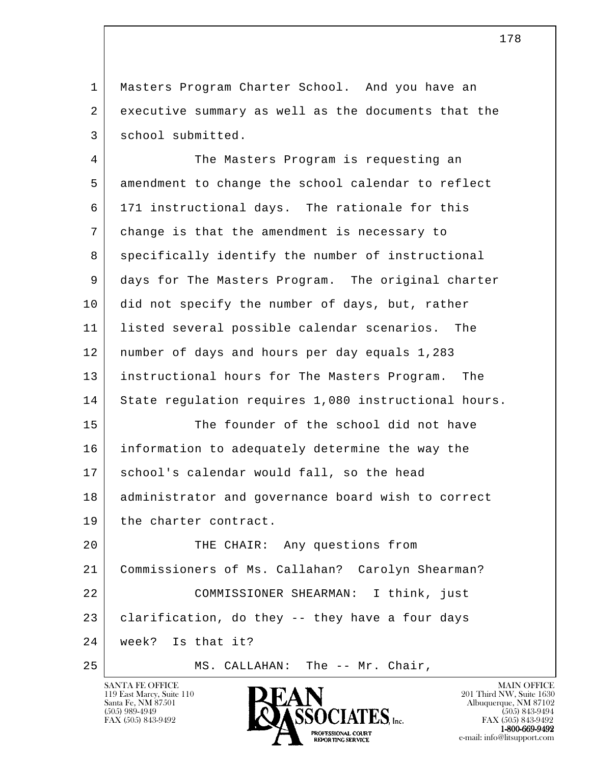Masters Program Charter School. And you have an executive summary as well as the documents that the school submitted.

The Masters Program is requesting an amendment to change the school calendar to reflect 171 instructional days. The rationale for this change is that the amendment is necessary to specifically identify the number of instructional days for The Masters Program. The original charter did not specify the number of days, but, rather listed several possible calendar scenarios. The number of days and hours per day equals 1,283 instructional hours for The Masters Program. The State regulation requires 1,080 instructional hours.

The founder of the school did not have information to adequately determine the way the school's calendar would fall, so the head administrator and governance board wish to correct the charter contract.

THE CHAIR: Any questions from Commissioners of Ms. Callahan? Carolyn Shearman?

COMMISSIONER SHEARMAN: I think, just clarification, do they -- they have a four days week? Is that it?

MS. CALLAHAN: The -- Mr. Chair,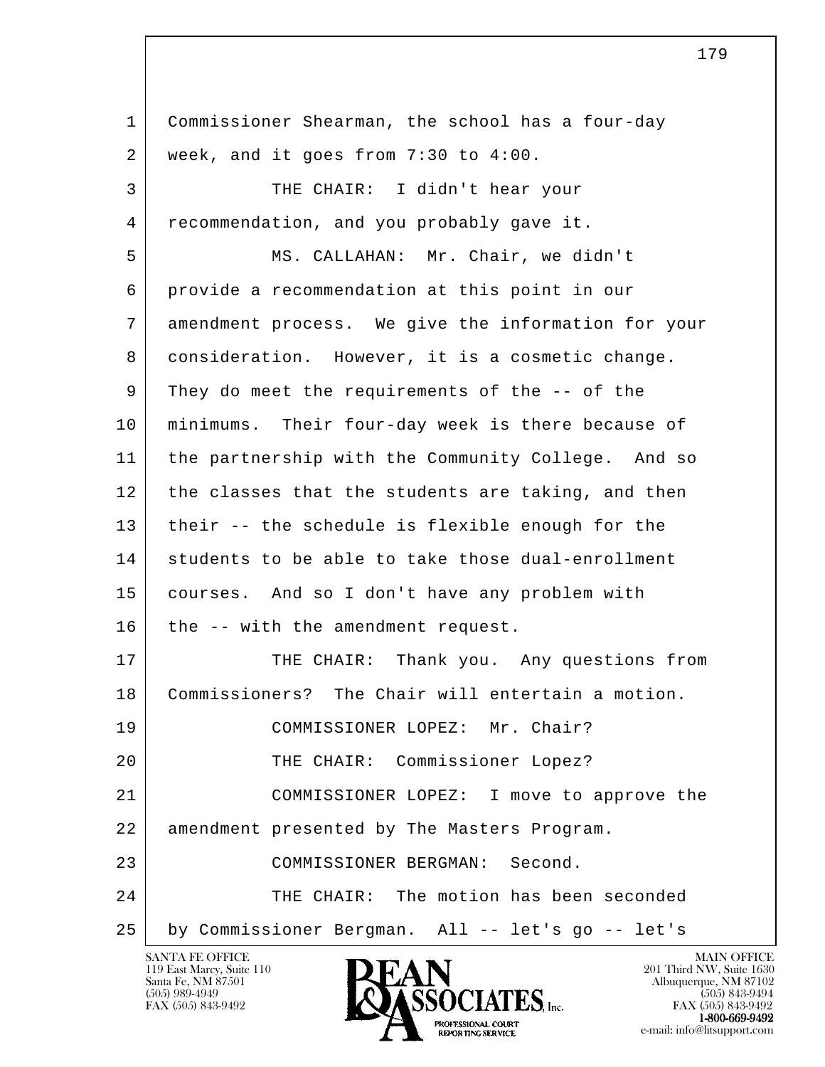1 Commissioner Shearman, the school has a four-day
2 week, and it goes from 7:30 to 4:00.

3 THE CHAIR: I didn't hear your
4 recommendation, and you probably gave it.

5 MS. CALLAHAN: Mr. Chair, we didn't
6 provide a recommendation at this point in our
7 amendment process. We give the information for your
8 consideration. However, it is a cosmetic change.
9 They do meet the requirements of the -- of the
10 minimums. Their four-day week is there because of
11 the partnership with the Community College. And so
12 the classes that the students are taking, and then
13 their -- the schedule is flexible enough for the
14 students to be able to take those dual-enrollment
15 courses. And so I don't have any problem with
16 the -- with the amendment request.

17 THE CHAIR: Thank you. Any questions from
18 Commissioners? The Chair will entertain a motion.

19 COMMISSIONER LOPEZ: Mr. Chair?

20 THE CHAIR: Commissioner Lopez?

21 COMMISSIONER LOPEZ: I move to approve the
22 amendment presented by The Masters Program.

23 COMMISSIONER BERGMAN: Second.

24 THE CHAIR: The motion has been seconded
25 by Commissioner Bergman. All -- let's go -- let's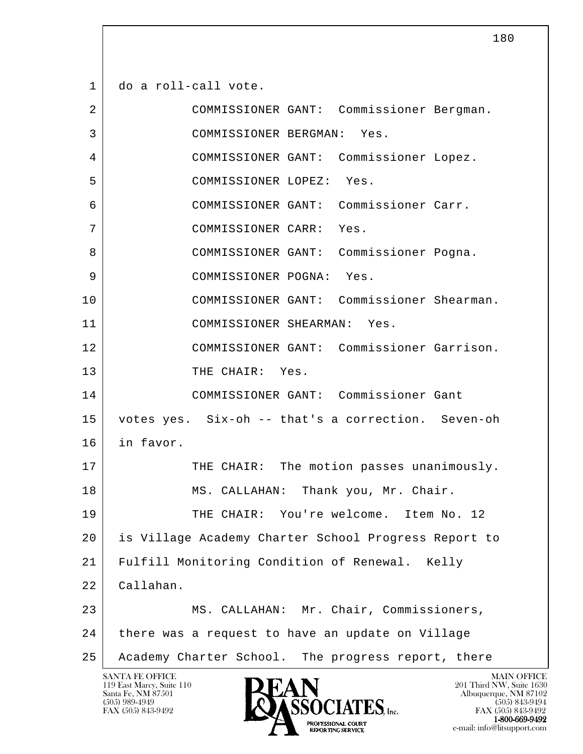do a roll-call vote.

COMMISSIONER GANT: Commissioner Bergman.

COMMISSIONER BERGMAN: Yes.

COMMISSIONER GANT: Commissioner Lopez.

COMMISSIONER LOPEZ: Yes.

COMMISSIONER GANT: Commissioner Carr.

COMMISSIONER CARR: Yes.

COMMISSIONER GANT: Commissioner Pogna.

COMMISSIONER POGNA: Yes.

COMMISSIONER GANT: Commissioner Shearman.

COMMISSIONER SHEARMAN: Yes.

COMMISSIONER GANT: Commissioner Garrison.

THE CHAIR: Yes.

COMMISSIONER GANT: Commissioner Gant votes yes. Six-oh -- that's a correction. Seven-oh in favor.

THE CHAIR: The motion passes unanimously.

MS. CALLAHAN: Thank you, Mr. Chair.

THE CHAIR: You're welcome. Item No. 12 is Village Academy Charter School Progress Report to Fulfill Monitoring Condition of Renewal. Kelly Callahan.

MS. CALLAHAN: Mr. Chair, Commissioners, there was a request to have an update on Village Academy Charter School. The progress report, there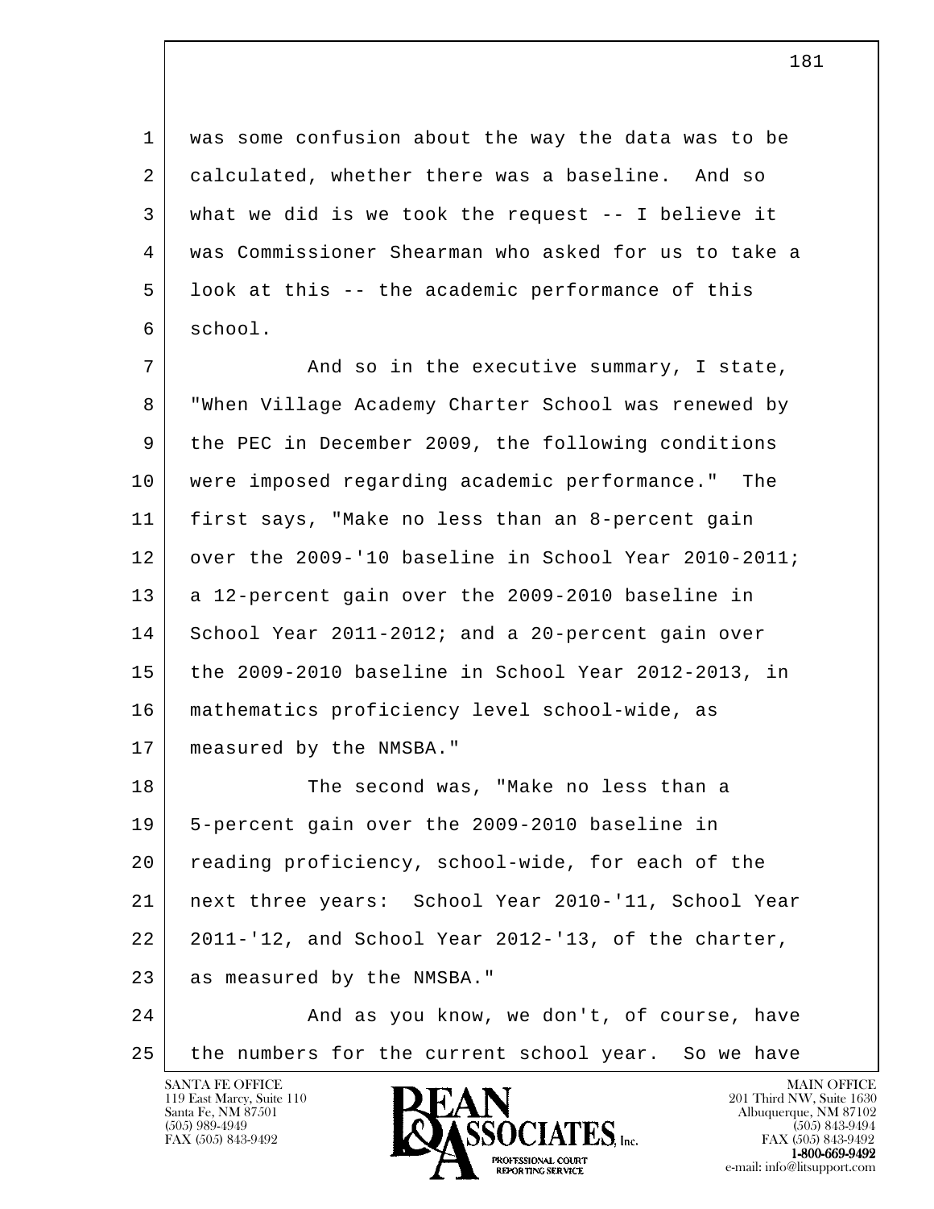was some confusion about the way the data was to be calculated, whether there was a baseline. And so what we did is we took the request -- I believe it was Commissioner Shearman who asked for us to take a look at this -- the academic performance of this school.

And so in the executive summary, I state, "When Village Academy Charter School was renewed by the PEC in December 2009, the following conditions were imposed regarding academic performance." The first says, "Make no less than an 8-percent gain over the 2009-'10 baseline in School Year 2010-2011; a 12-percent gain over the 2009-2010 baseline in School Year 2011-2012; and a 20-percent gain over the 2009-2010 baseline in School Year 2012-2013, in mathematics proficiency level school-wide, as measured by the NMSBA."

The second was, "Make no less than a 5-percent gain over the 2009-2010 baseline in reading proficiency, school-wide, for each of the next three years: School Year 2010-'11, School Year 2011-'12, and School Year 2012-'13, of the charter, as measured by the NMSBA."

And as you know, we don't, of course, have the numbers for the current school year. So we have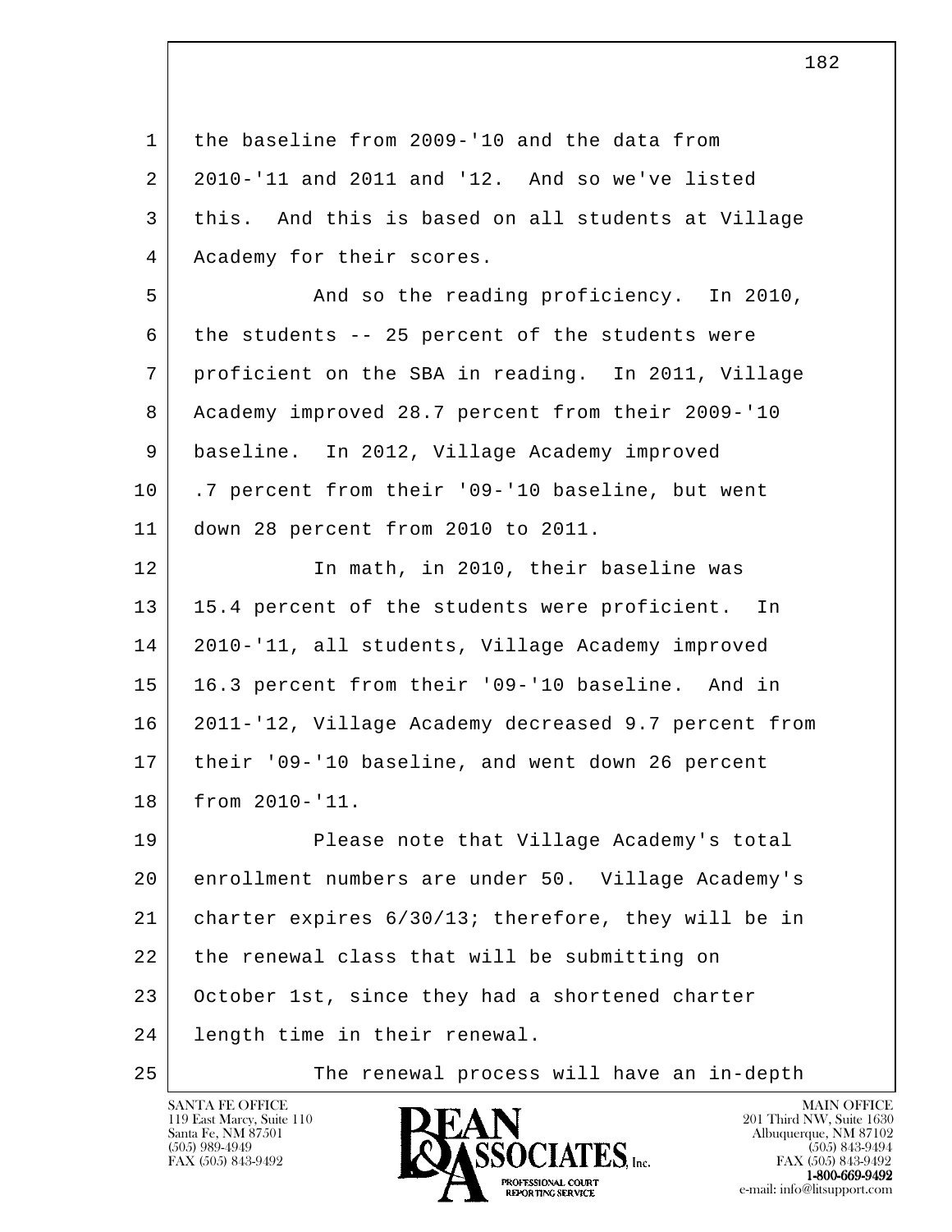the baseline from 2009-'10 and the data from 2010-'11 and 2011 and '12. And so we've listed this. And this is based on all students at Village Academy for their scores.

And so the reading proficiency. In 2010, the students -- 25 percent of the students were proficient on the SBA in reading. In 2011, Village Academy improved 28.7 percent from their 2009-'10 baseline. In 2012, Village Academy improved .7 percent from their '09-'10 baseline, but went down 28 percent from 2010 to 2011.

In math, in 2010, their baseline was 15.4 percent of the students were proficient. In 2010-'11, all students, Village Academy improved 16.3 percent from their '09-'10 baseline. And in 2011-'12, Village Academy decreased 9.7 percent from their '09-'10 baseline, and went down 26 percent from 2010-'11.

Please note that Village Academy's total enrollment numbers are under 50. Village Academy's charter expires 6/30/13; therefore, they will be in the renewal class that will be submitting on October 1st, since they had a shortened charter length time in their renewal.

The renewal process will have an in-depth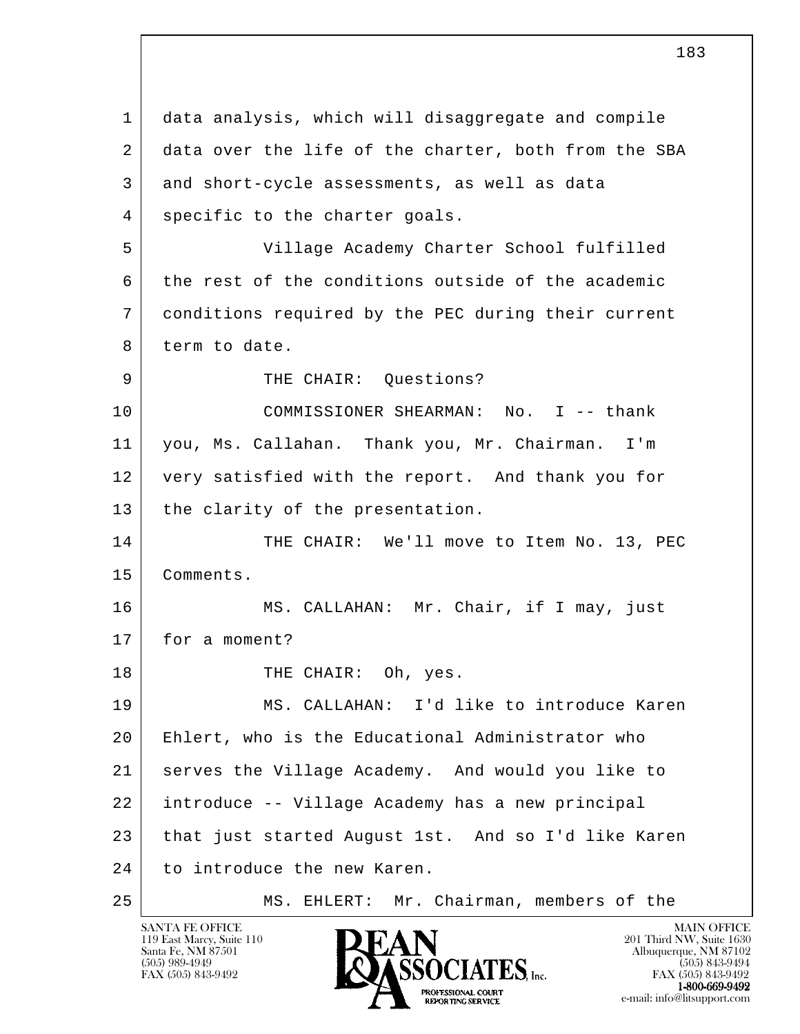1 data analysis, which will disaggregate and compile
2 data over the life of the charter, both from the SBA
3 and short-cycle assessments, as well as data
4 specific to the charter goals.

5 Village Academy Charter School fulfilled
6 the rest of the conditions outside of the academic
7 conditions required by the PEC during their current
8 term to date.

9 THE CHAIR: Questions?

10 COMMISSIONER SHEARMAN: No. I -- thank
11 you, Ms. Callahan. Thank you, Mr. Chairman. I'm
12 very satisfied with the report. And thank you for
13 the clarity of the presentation.

14 THE CHAIR: We'll move to Item No. 13, PEC
15 Comments.

16 MS. CALLAHAN: Mr. Chair, if I may, just
17 for a moment?

18 THE CHAIR: Oh, yes.

19 MS. CALLAHAN: I'd like to introduce Karen
20 Ehlert, who is the Educational Administrator who
21 serves the Village Academy. And would you like to
22 introduce -- Village Academy has a new principal
23 that just started August 1st. And so I'd like Karen
24 to introduce the new Karen.

25 MS. EHLERT: Mr. Chairman, members of the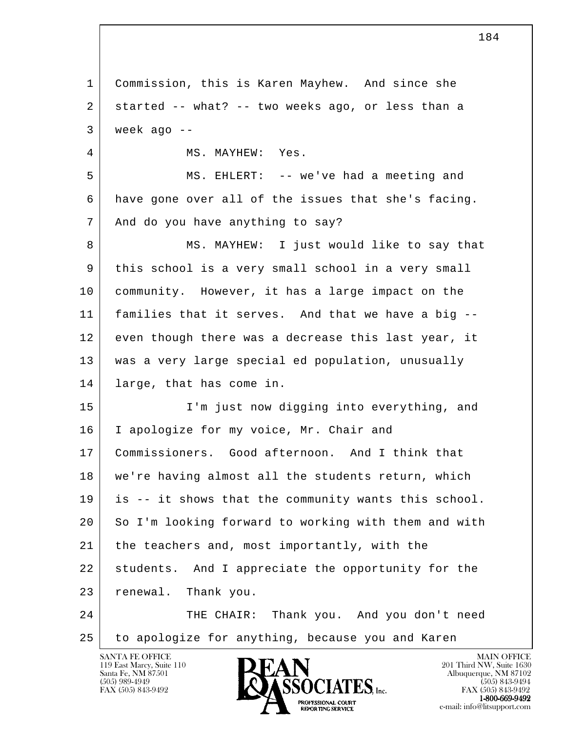Commission, this is Karen Mayhew. And since she started -- what? -- two weeks ago, or less than a week ago --

MS. MAYHEW: Yes.

MS. EHLERT: -- we've had a meeting and have gone over all of the issues that she's facing. And do you have anything to say?

MS. MAYHEW: I just would like to say that this school is a very small school in a very small community. However, it has a large impact on the families that it serves. And that we have a big -- even though there was a decrease this last year, it was a very large special ed population, unusually large, that has come in.

I'm just now digging into everything, and I apologize for my voice, Mr. Chair and Commissioners. Good afternoon. And I think that we're having almost all the students return, which is -- it shows that the community wants this school. So I'm looking forward to working with them and with the teachers and, most importantly, with the students. And I appreciate the opportunity for the renewal. Thank you.

THE CHAIR: Thank you. And you don't need to apologize for anything, because you and Karen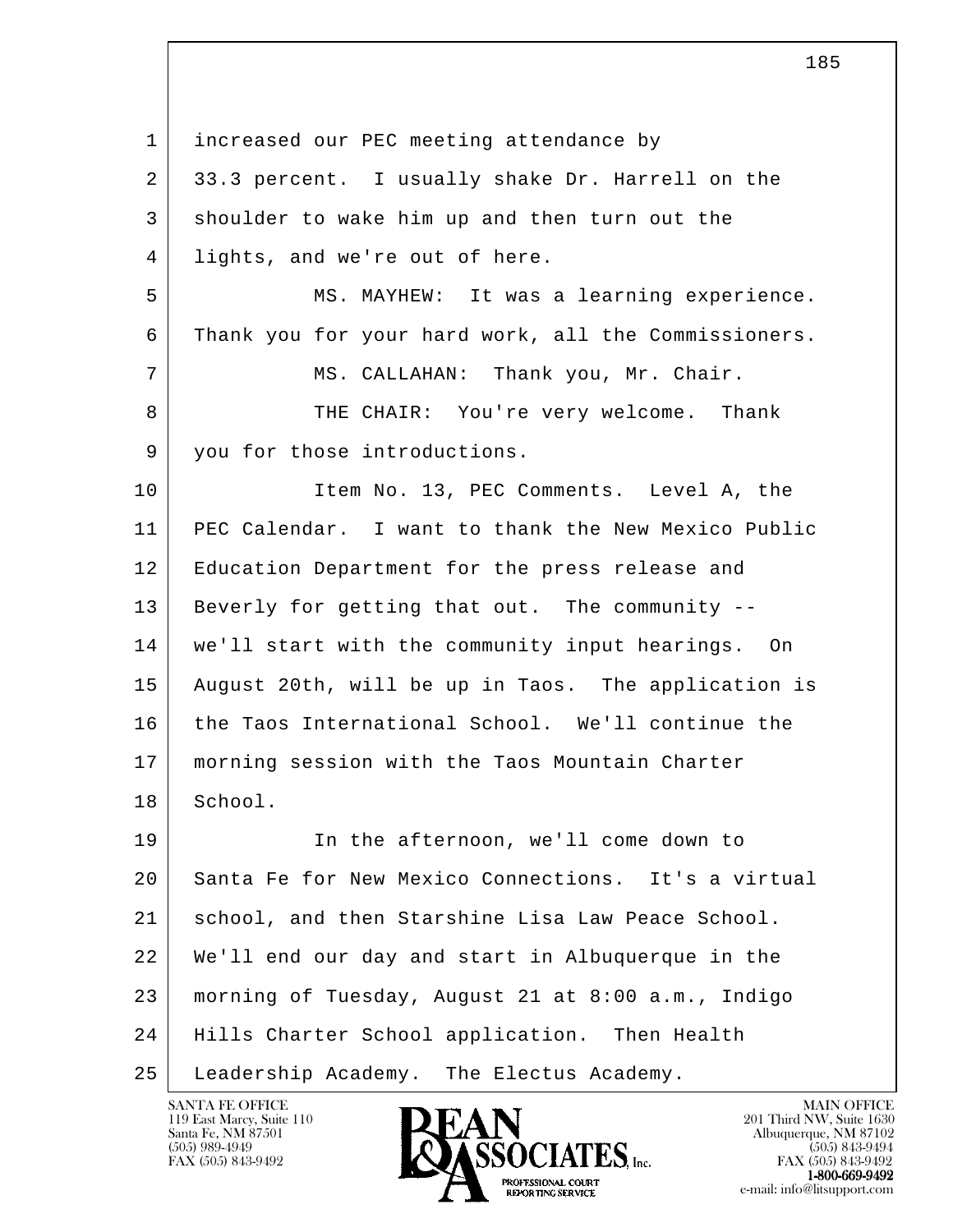increased our PEC meeting attendance by 33.3 percent. I usually shake Dr. Harrell on the shoulder to wake him up and then turn out the lights, and we're out of here.

MS. MAYHEW: It was a learning experience. Thank you for your hard work, all the Commissioners.

MS. CALLAHAN: Thank you, Mr. Chair.

THE CHAIR: You're very welcome. Thank you for those introductions.

Item No. 13, PEC Comments. Level A, the PEC Calendar. I want to thank the New Mexico Public Education Department for the press release and Beverly for getting that out. The community -- we'll start with the community input hearings. On August 20th, will be up in Taos. The application is the Taos International School. We'll continue the morning session with the Taos Mountain Charter School.

In the afternoon, we'll come down to Santa Fe for New Mexico Connections. It's a virtual school, and then Starshine Lisa Law Peace School. We'll end our day and start in Albuquerque in the morning of Tuesday, August 21 at 8:00 a.m., Indigo Hills Charter School application. Then Health Leadership Academy. The Electus Academy.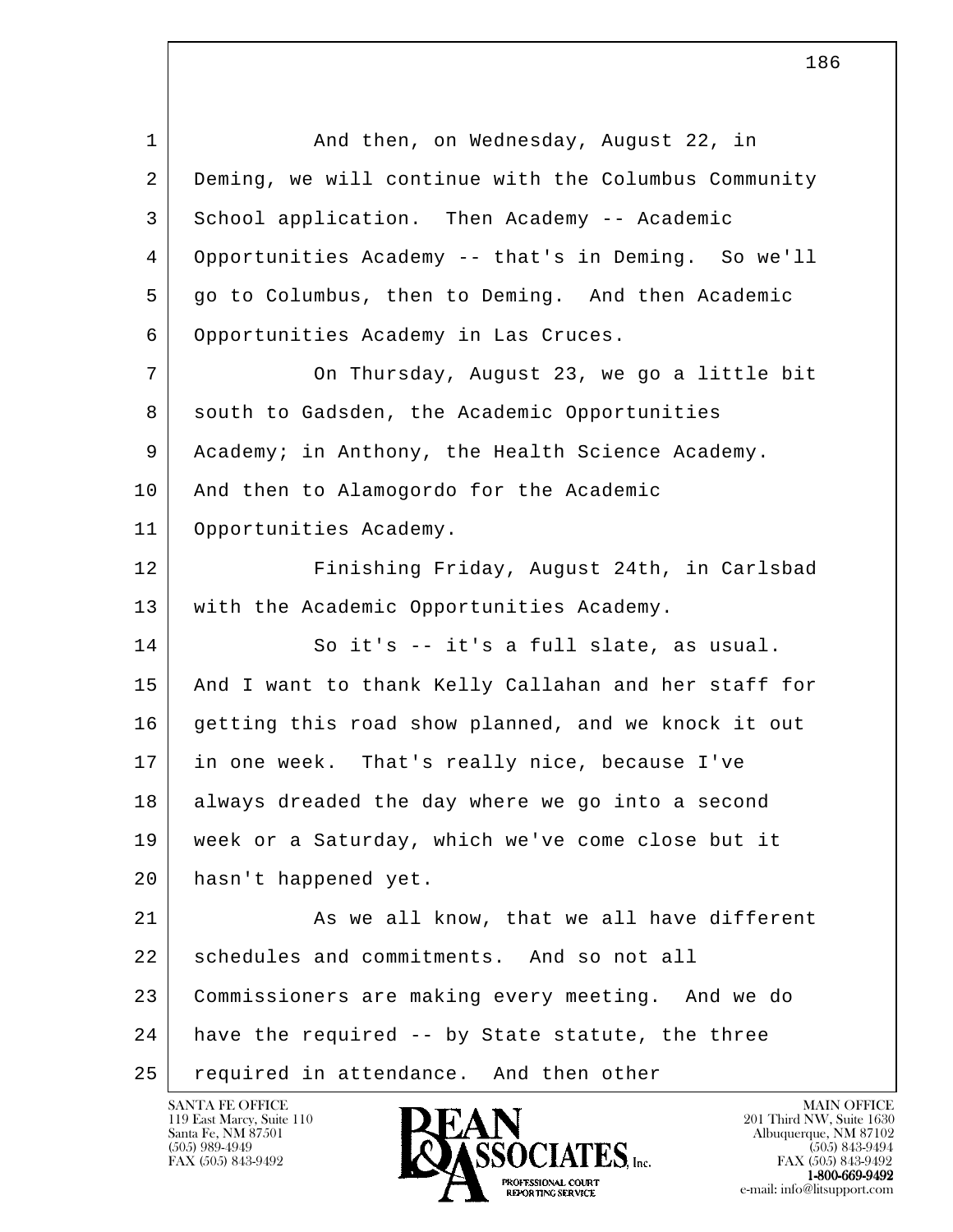1 And then, on Wednesday, August 22, in
2 Deming, we will continue with the Columbus Community
3 School application. Then Academy -- Academic
4 Opportunities Academy -- that's in Deming. So we'll
5 go to Columbus, then to Deming. And then Academic
6 Opportunities Academy in Las Cruces.
7 On Thursday, August 23, we go a little bit
8 south to Gadsden, the Academic Opportunities
9 Academy; in Anthony, the Health Science Academy.
10 And then to Alamogordo for the Academic
11 Opportunities Academy.
12 Finishing Friday, August 24th, in Carlsbad
13 with the Academic Opportunities Academy.
14 So it's -- it's a full slate, as usual.
15 And I want to thank Kelly Callahan and her staff for
16 getting this road show planned, and we knock it out
17 in one week. That's really nice, because I've
18 always dreaded the day where we go into a second
19 week or a Saturday, which we've come close but it
20 hasn't happened yet.
21 As we all know, that we all have different
22 schedules and commitments. And so not all
23 Commissioners are making every meeting. And we do
24 have the required -- by State statute, the three
25 required in attendance. And then other

SANTA FE OFFICE
119 East Marcy, Suite 110
Santa Fe, NM 87501
(505) 989-4949
FAX (505) 843-9492

MAIN OFFICE
201 Third NW, Suite 1630
Albuquerque, NM 87102
(505) 843-9494
FAX (505) 843-9492
1-800-669-9492
e-mail: info@litsupport.com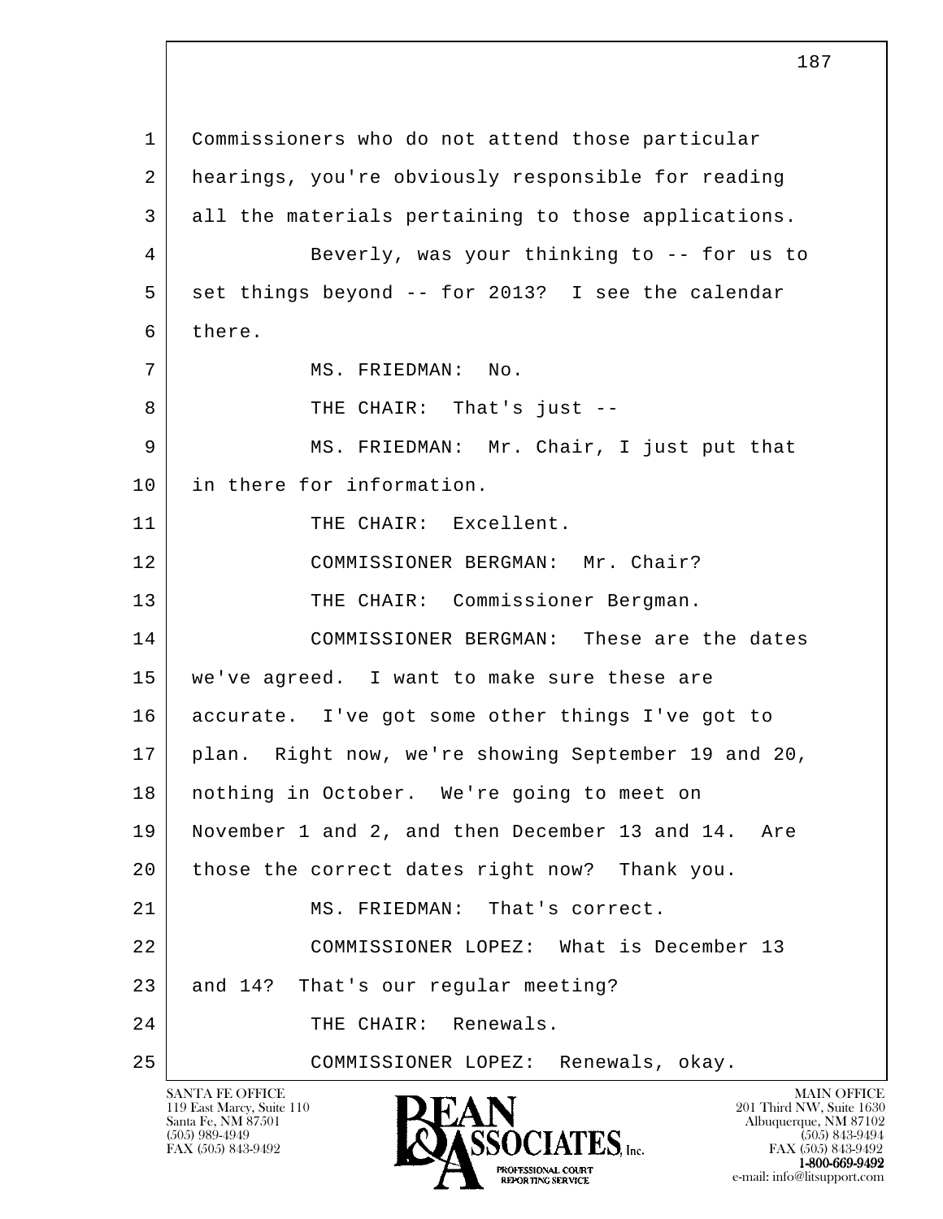1 Commissioners who do not attend those particular
2 hearings, you're obviously responsible for reading
3 all the materials pertaining to those applications.
4 Beverly, was your thinking to -- for us to
5 set things beyond -- for 2013? I see the calendar
6 there.
7 MS. FRIEDMAN: No.
8 THE CHAIR: That's just --
9 MS. FRIEDMAN: Mr. Chair, I just put that
10 in there for information.
11 THE CHAIR: Excellent.
12 COMMISSIONER BERGMAN: Mr. Chair?
13 THE CHAIR: Commissioner Bergman.
14 COMMISSIONER BERGMAN: These are the dates
15 we've agreed. I want to make sure these are
16 accurate. I've got some other things I've got to
17 plan. Right now, we're showing September 19 and 20,
18 nothing in October. We're going to meet on
19 November 1 and 2, and then December 13 and 14. Are
20 those the correct dates right now? Thank you.
21 MS. FRIEDMAN: That's correct.
22 COMMISSIONER LOPEZ: What is December 13
23 and 14? That's our regular meeting?
24 THE CHAIR: Renewals.
25 COMMISSIONER LOPEZ: Renewals, okay.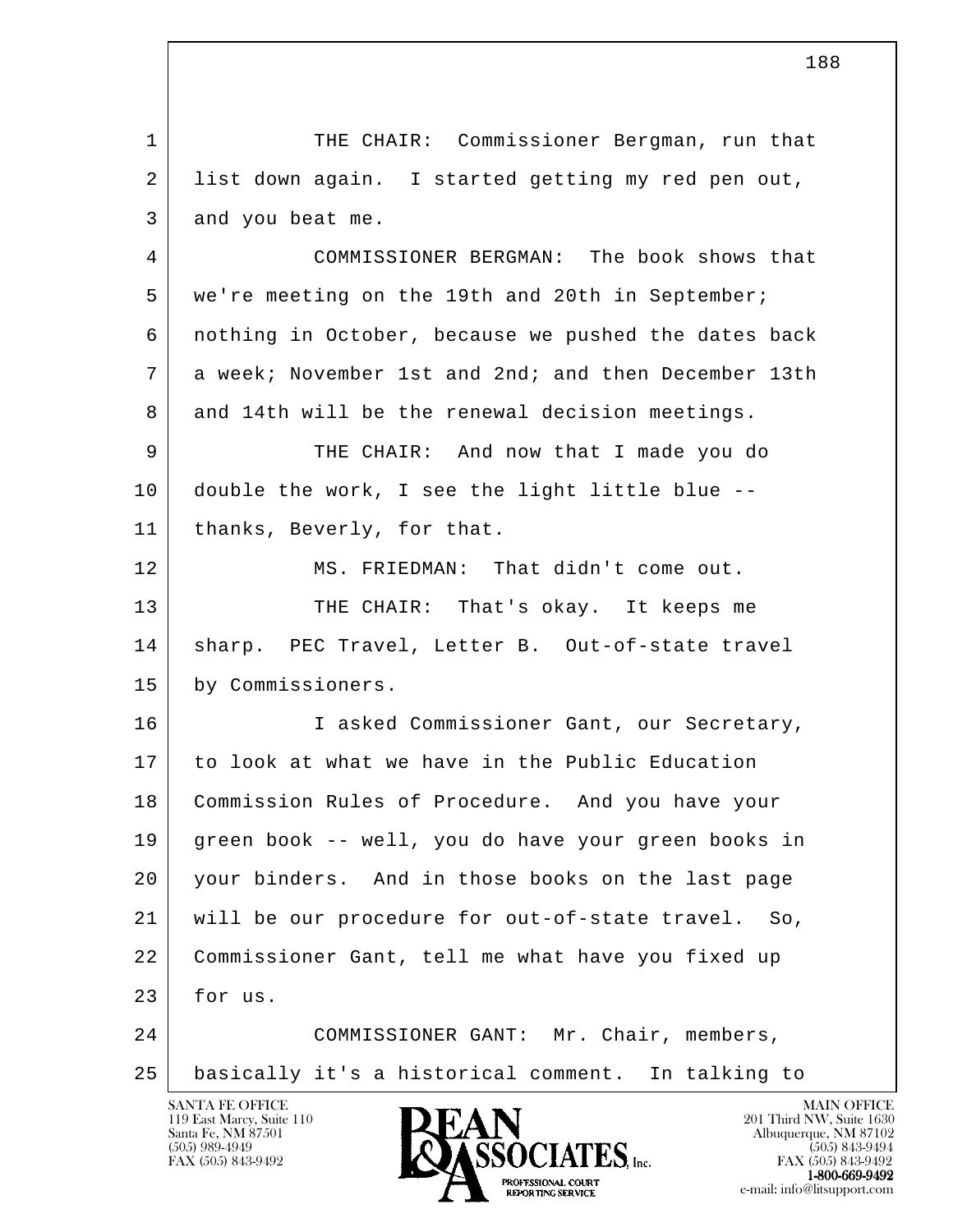1 THE CHAIR: Commissioner Bergman, run that
2 list down again. I started getting my red pen out,
3 and you beat me.

4 COMMISSIONER BERGMAN: The book shows that
5 we're meeting on the 19th and 20th in September;
6 nothing in October, because we pushed the dates back
7 a week; November 1st and 2nd; and then December 13th
8 and 14th will be the renewal decision meetings.

9 THE CHAIR: And now that I made you do
10 double the work, I see the light little blue --
11 thanks, Beverly, for that.

12 MS. FRIEDMAN: That didn't come out.

13 THE CHAIR: That's okay. It keeps me
14 sharp. PEC Travel, Letter B. Out-of-state travel
15 by Commissioners.

16 I asked Commissioner Gant, our Secretary,
17 to look at what we have in the Public Education
18 Commission Rules of Procedure. And you have your
19 green book -- well, you do have your green books in
20 your binders. And in those books on the last page
21 will be our procedure for out-of-state travel. So,
22 Commissioner Gant, tell me what have you fixed up
23 for us.

24 COMMISSIONER GANT: Mr. Chair, members,
25 basically it's a historical comment. In talking to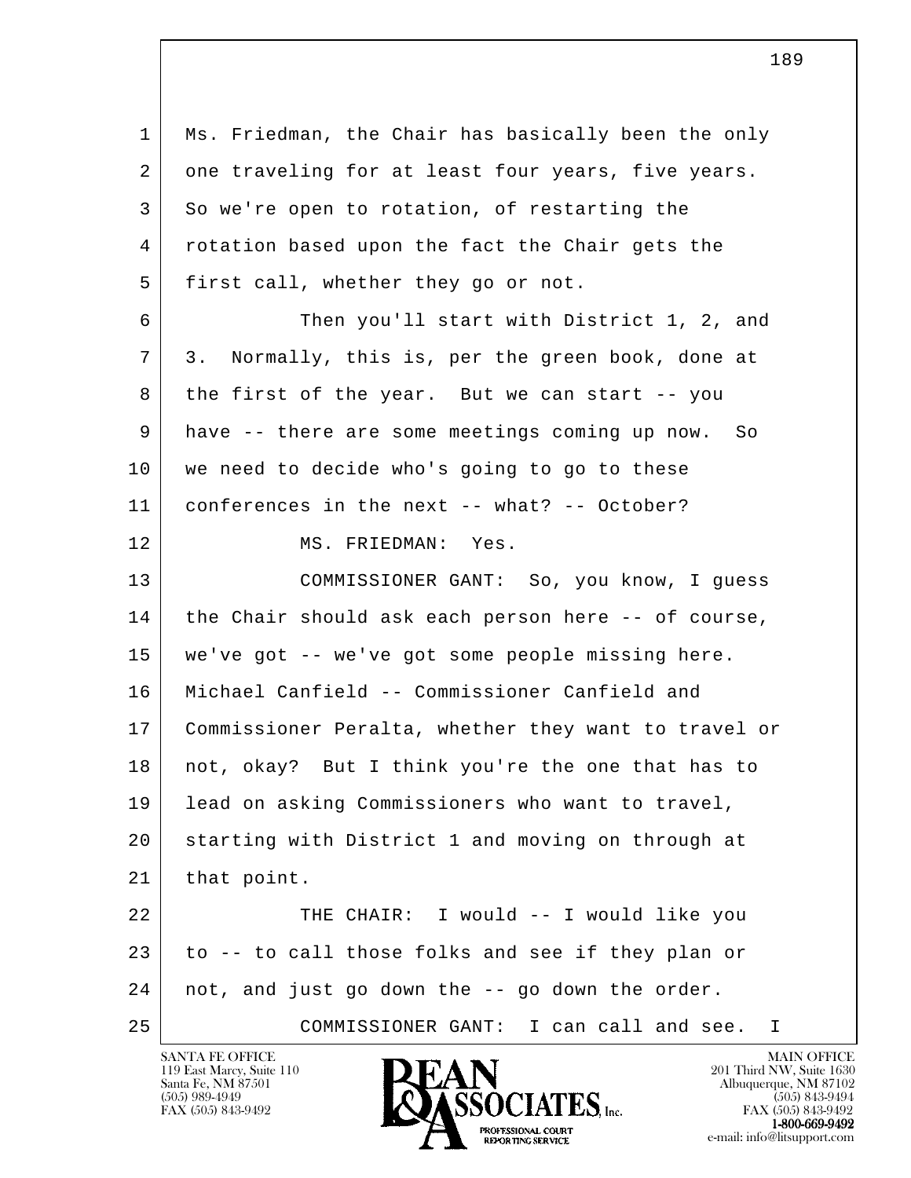1 Ms. Friedman, the Chair has basically been the only
2 one traveling for at least four years, five years.
3 So we're open to rotation, of restarting the
4 rotation based upon the fact the Chair gets the
5 first call, whether they go or not.

6 Then you'll start with District 1, 2, and
7 3. Normally, this is, per the green book, done at
8 the first of the year. But we can start -- you
9 have -- there are some meetings coming up now. So
10 we need to decide who's going to go to these
11 conferences in the next -- what? -- October?

12 MS. FRIEDMAN: Yes.

13 COMMISSIONER GANT: So, you know, I guess
14 the Chair should ask each person here -- of course,
15 we've got -- we've got some people missing here.
16 Michael Canfield -- Commissioner Canfield and
17 Commissioner Peralta, whether they want to travel or
18 not, okay? But I think you're the one that has to
19 lead on asking Commissioners who want to travel,
20 starting with District 1 and moving on through at
21 that point.

22 THE CHAIR: I would -- I would like you
23 to -- to call those folks and see if they plan or
24 not, and just go down the -- go down the order.

25 COMMISSIONER GANT: I can call and see. I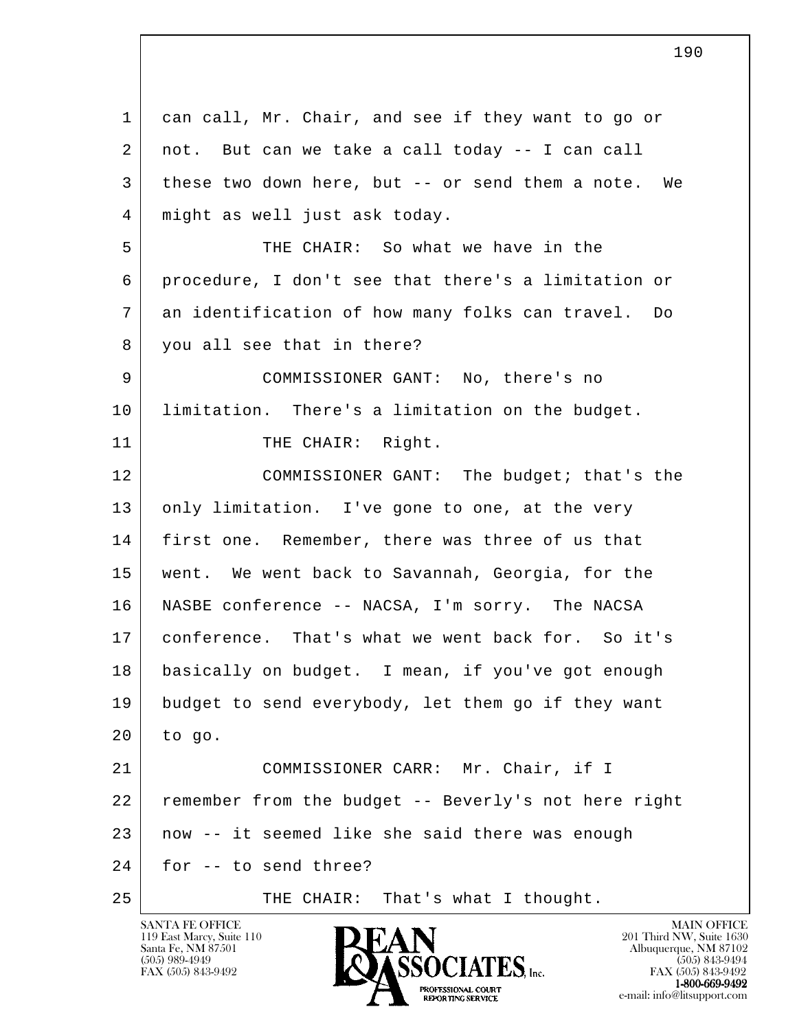can call, Mr. Chair, and see if they want to go or not. But can we take a call today -- I can call these two down here, but -- or send them a note. We might as well just ask today.

THE CHAIR: So what we have in the procedure, I don't see that there's a limitation or an identification of how many folks can travel. Do you all see that in there?

COMMISSIONER GANT: No, there's no limitation. There's a limitation on the budget.

THE CHAIR: Right.

COMMISSIONER GANT: The budget; that's the only limitation. I've gone to one, at the very first one. Remember, there was three of us that went. We went back to Savannah, Georgia, for the NASBE conference -- NACSA, I'm sorry. The NACSA conference. That's what we went back for. So it's basically on budget. I mean, if you've got enough budget to send everybody, let them go if they want to go.

COMMISSIONER CARR: Mr. Chair, if I remember from the budget -- Beverly's not here right now -- it seemed like she said there was enough for -- to send three?

THE CHAIR: That's what I thought.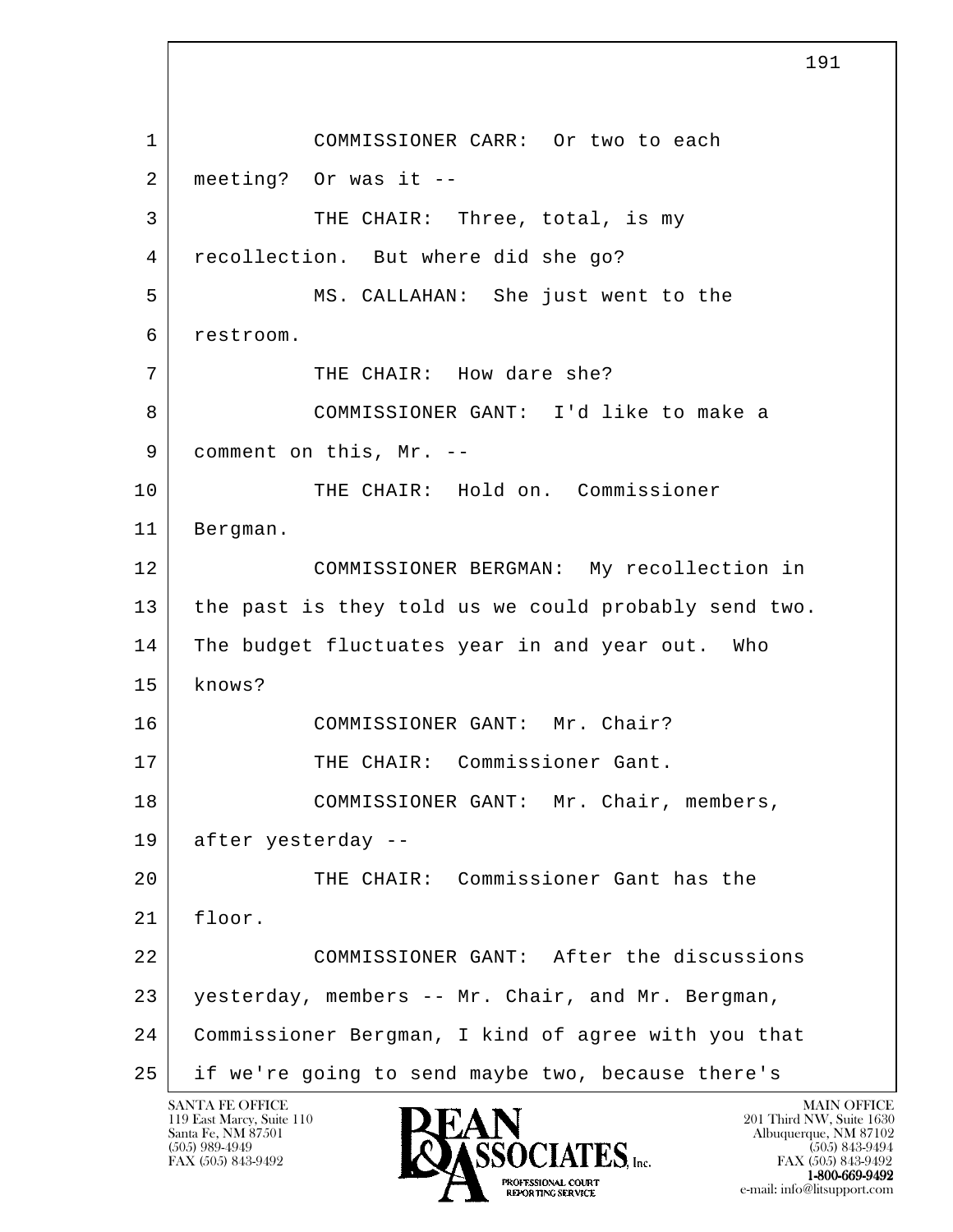COMMISSIONER CARR: Or two to each meeting? Or was it --

THE CHAIR: Three, total, is my recollection. But where did she go?

MS. CALLAHAN: She just went to the restroom.

THE CHAIR: How dare she?

COMMISSIONER GANT: I'd like to make a comment on this, Mr. --

THE CHAIR: Hold on. Commissioner Bergman.

COMMISSIONER BERGMAN: My recollection in the past is they told us we could probably send two. The budget fluctuates year in and year out. Who knows?

COMMISSIONER GANT: Mr. Chair?

THE CHAIR: Commissioner Gant.

COMMISSIONER GANT: Mr. Chair, members, after yesterday --

THE CHAIR: Commissioner Gant has the floor.

COMMISSIONER GANT: After the discussions yesterday, members -- Mr. Chair, and Mr. Bergman, Commissioner Bergman, I kind of agree with you that if we're going to send maybe two, because there's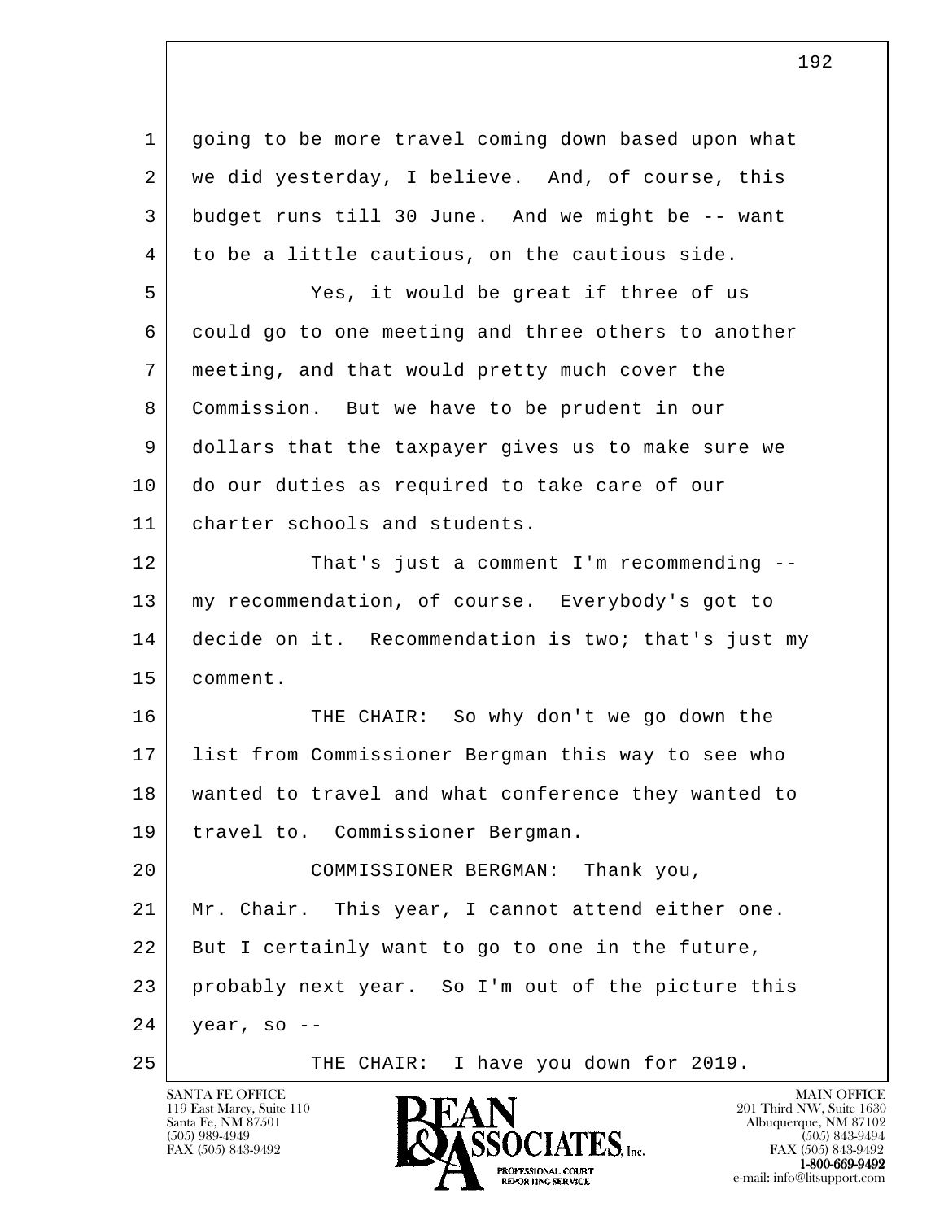going to be more travel coming down based upon what we did yesterday, I believe. And, of course, this budget runs till 30 June. And we might be -- want to be a little cautious, on the cautious side.

Yes, it would be great if three of us could go to one meeting and three others to another meeting, and that would pretty much cover the Commission. But we have to be prudent in our dollars that the taxpayer gives us to make sure we do our duties as required to take care of our charter schools and students.

That's just a comment I'm recommending -- my recommendation, of course. Everybody's got to decide on it. Recommendation is two; that's just my comment.

THE CHAIR: So why don't we go down the list from Commissioner Bergman this way to see who wanted to travel and what conference they wanted to travel to. Commissioner Bergman.

COMMISSIONER BERGMAN: Thank you, Mr. Chair. This year, I cannot attend either one. But I certainly want to go to one in the future, probably next year. So I'm out of the picture this year, so --

THE CHAIR: I have you down for 2019.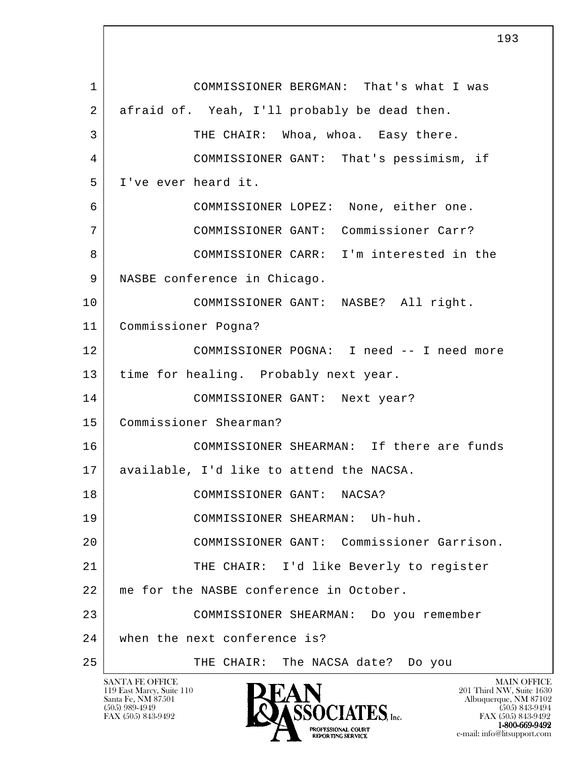1 COMMISSIONER BERGMAN: That's what I was
2 afraid of. Yeah, I'll probably be dead then.
3 THE CHAIR: Whoa, whoa. Easy there.
4 COMMISSIONER GANT: That's pessimism, if
5 I've ever heard it.
6 COMMISSIONER LOPEZ: None, either one.
7 COMMISSIONER GANT: Commissioner Carr?
8 COMMISSIONER CARR: I'm interested in the
9 NASBE conference in Chicago.
10 COMMISSIONER GANT: NASBE? All right.
11 Commissioner Pogna?
12 COMMISSIONER POGNA: I need -- I need more
13 time for healing. Probably next year.
14 COMMISSIONER GANT: Next year?
15 Commissioner Shearman?
16 COMMISSIONER SHEARMAN: If there are funds
17 available, I'd like to attend the NACSA.
18 COMMISSIONER GANT: NACSA?
19 COMMISSIONER SHEARMAN: Uh-huh.
20 COMMISSIONER GANT: Commissioner Garrison.
21 THE CHAIR: I'd like Beverly to register
22 me for the NASBE conference in October.
23 COMMISSIONER SHEARMAN: Do you remember
24 when the next conference is?
25 THE CHAIR: The NACSA date? Do you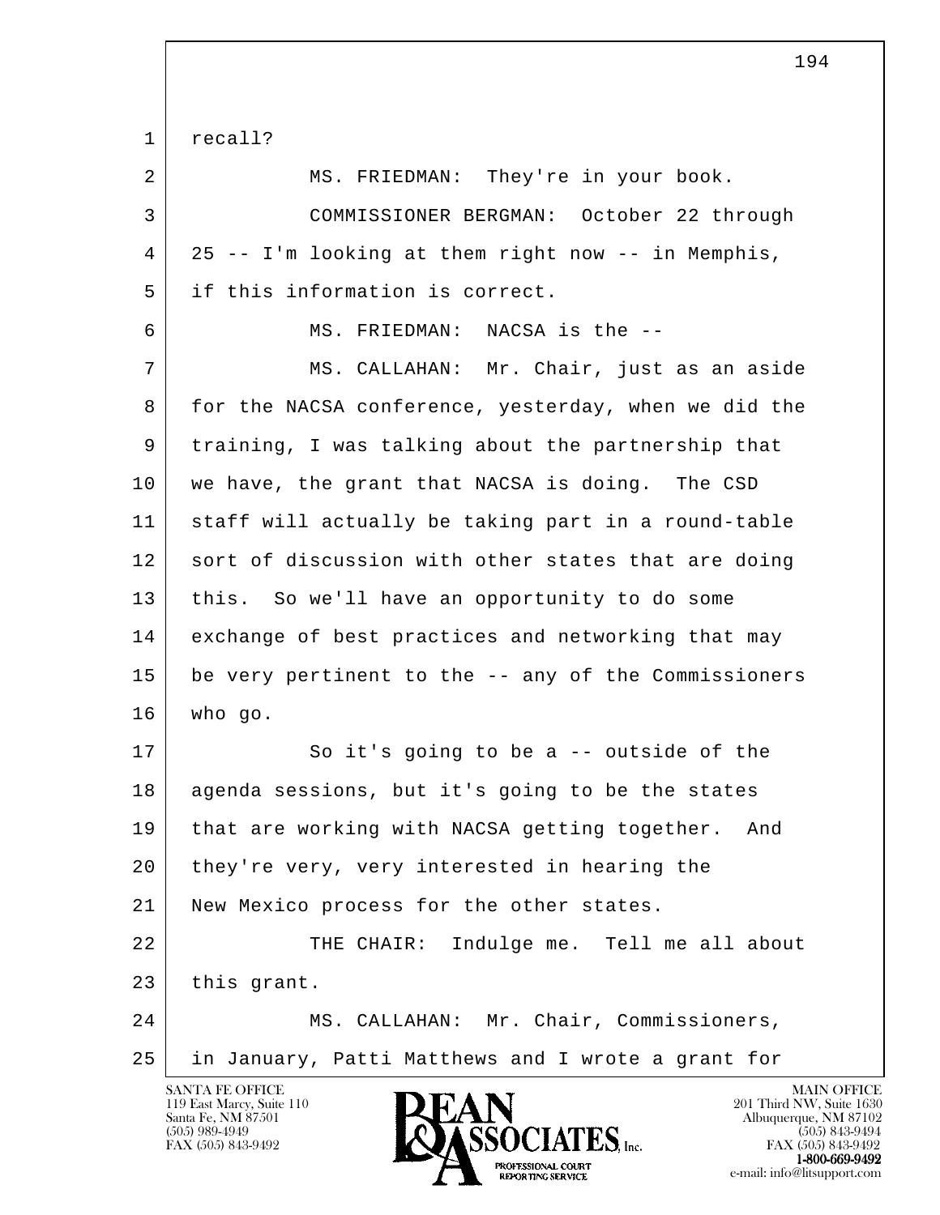recall?

MS. FRIEDMAN: They're in your book.

COMMISSIONER BERGMAN: October 22 through 25 -- I'm looking at them right now -- in Memphis, if this information is correct.

MS. FRIEDMAN: NACSA is the --

MS. CALLAHAN: Mr. Chair, just as an aside for the NACSA conference, yesterday, when we did the training, I was talking about the partnership that we have, the grant that NACSA is doing. The CSD staff will actually be taking part in a round-table sort of discussion with other states that are doing this. So we'll have an opportunity to do some exchange of best practices and networking that may be very pertinent to the -- any of the Commissioners who go.

So it's going to be a -- outside of the agenda sessions, but it's going to be the states that are working with NACSA getting together. And they're very, very interested in hearing the New Mexico process for the other states.

THE CHAIR: Indulge me. Tell me all about this grant.

MS. CALLAHAN: Mr. Chair, Commissioners, in January, Patti Matthews and I wrote a grant for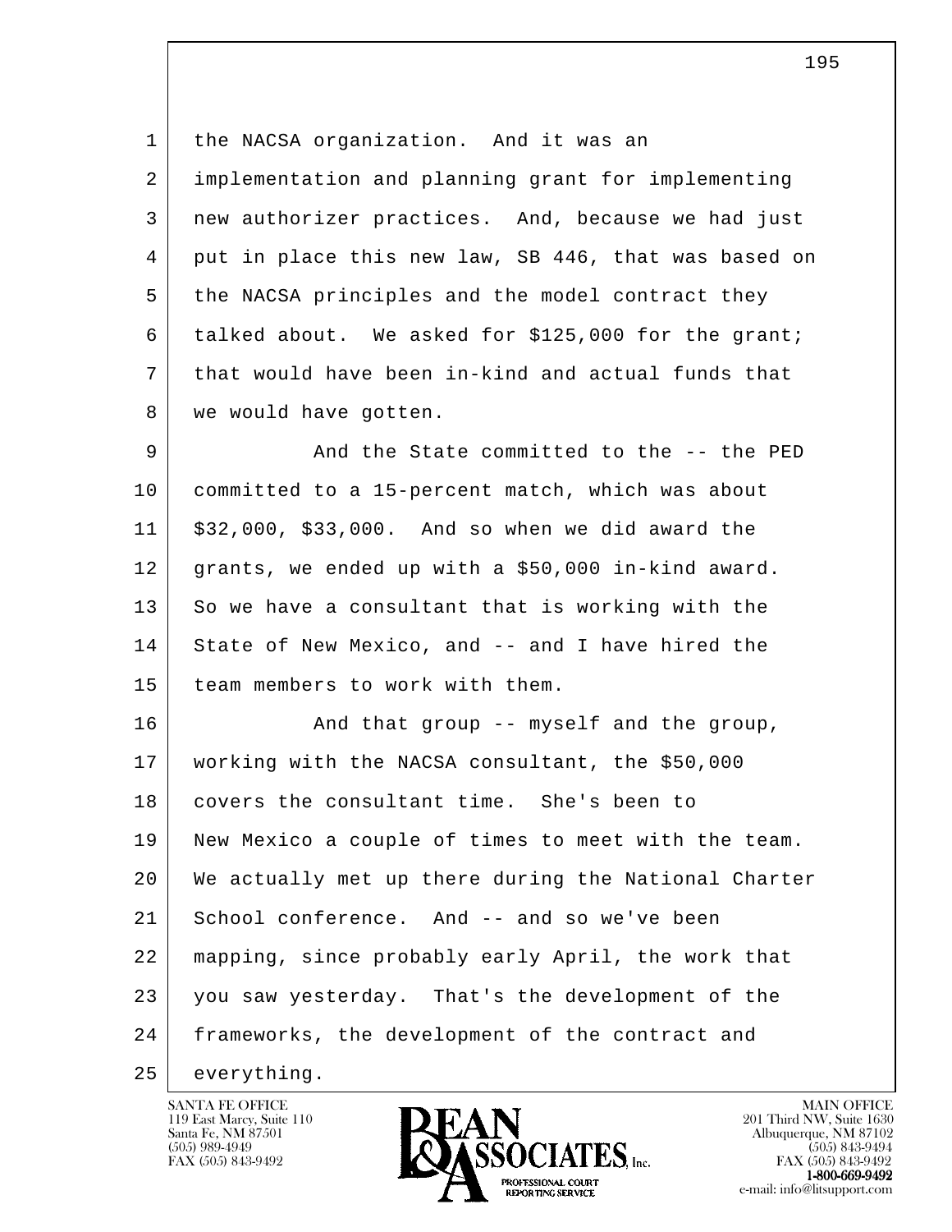the NACSA organization. And it was an implementation and planning grant for implementing new authorizer practices. And, because we had just put in place this new law, SB 446, that was based on the NACSA principles and the model contract they talked about. We asked for $125,000 for the grant; that would have been in-kind and actual funds that we would have gotten.

And the State committed to the -- the PED committed to a 15-percent match, which was about $32,000, $33,000. And so when we did award the grants, we ended up with a $50,000 in-kind award. So we have a consultant that is working with the State of New Mexico, and -- and I have hired the team members to work with them.

And that group -- myself and the group, working with the NACSA consultant, the $50,000 covers the consultant time. She's been to New Mexico a couple of times to meet with the team. We actually met up there during the National Charter School conference. And -- and so we've been mapping, since probably early April, the work that you saw yesterday. That's the development of the frameworks, the development of the contract and everything.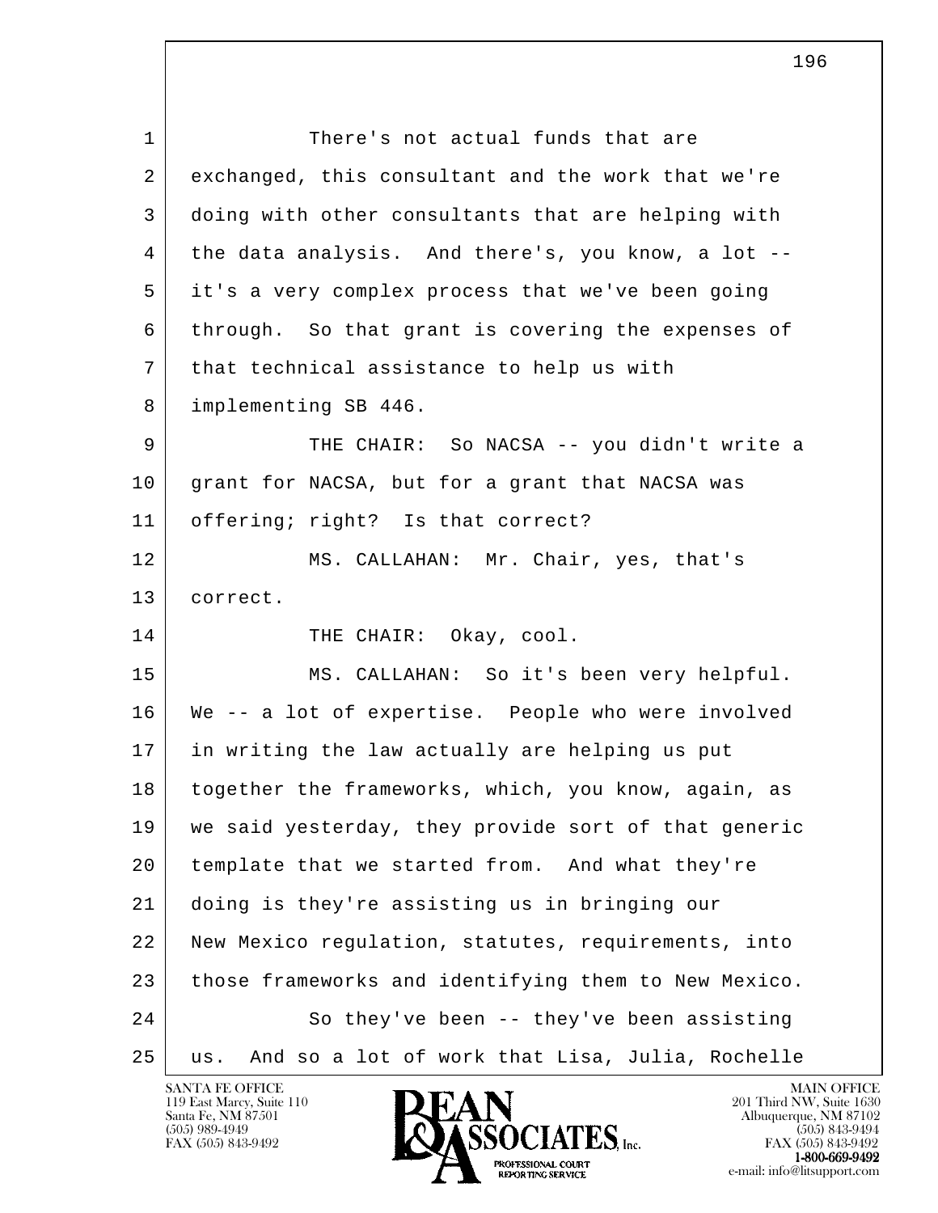There's not actual funds that are exchanged, this consultant and the work that we're doing with other consultants that are helping with the data analysis. And there's, you know, a lot -- it's a very complex process that we've been going through. So that grant is covering the expenses of that technical assistance to help us with implementing SB 446.

THE CHAIR: So NACSA -- you didn't write a grant for NACSA, but for a grant that NACSA was offering; right? Is that correct?

MS. CALLAHAN: Mr. Chair, yes, that's correct.

THE CHAIR: Okay, cool.

MS. CALLAHAN: So it's been very helpful. We -- a lot of expertise. People who were involved in writing the law actually are helping us put together the frameworks, which, you know, again, as we said yesterday, they provide sort of that generic template that we started from. And what they're doing is they're assisting us in bringing our New Mexico regulation, statutes, requirements, into those frameworks and identifying them to New Mexico.

So they've been -- they've been assisting us. And so a lot of work that Lisa, Julia, Rochelle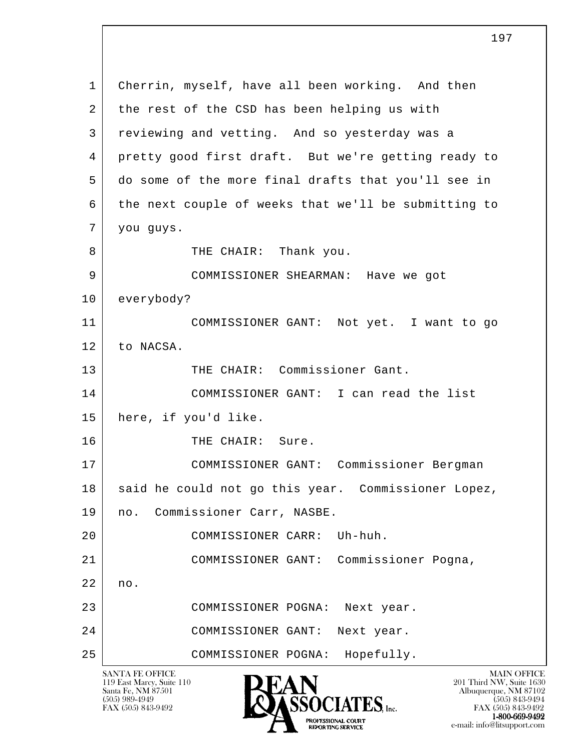Cherrin, myself, have all been working. And then the rest of the CSD has been helping us with reviewing and vetting. And so yesterday was a pretty good first draft. But we're getting ready to do some of the more final drafts that you'll see in the next couple of weeks that we'll be submitting to you guys.

THE CHAIR: Thank you.

COMMISSIONER SHEARMAN: Have we got everybody?

COMMISSIONER GANT: Not yet. I want to go to NACSA.

THE CHAIR: Commissioner Gant.

COMMISSIONER GANT: I can read the list here, if you'd like.

THE CHAIR: Sure.

COMMISSIONER GANT: Commissioner Bergman said he could not go this year. Commissioner Lopez, no. Commissioner Carr, NASBE.

COMMISSIONER CARR: Uh-huh.

COMMISSIONER GANT: Commissioner Pogna, no.

COMMISSIONER POGNA: Next year.

COMMISSIONER GANT: Next year.

COMMISSIONER POGNA: Hopefully.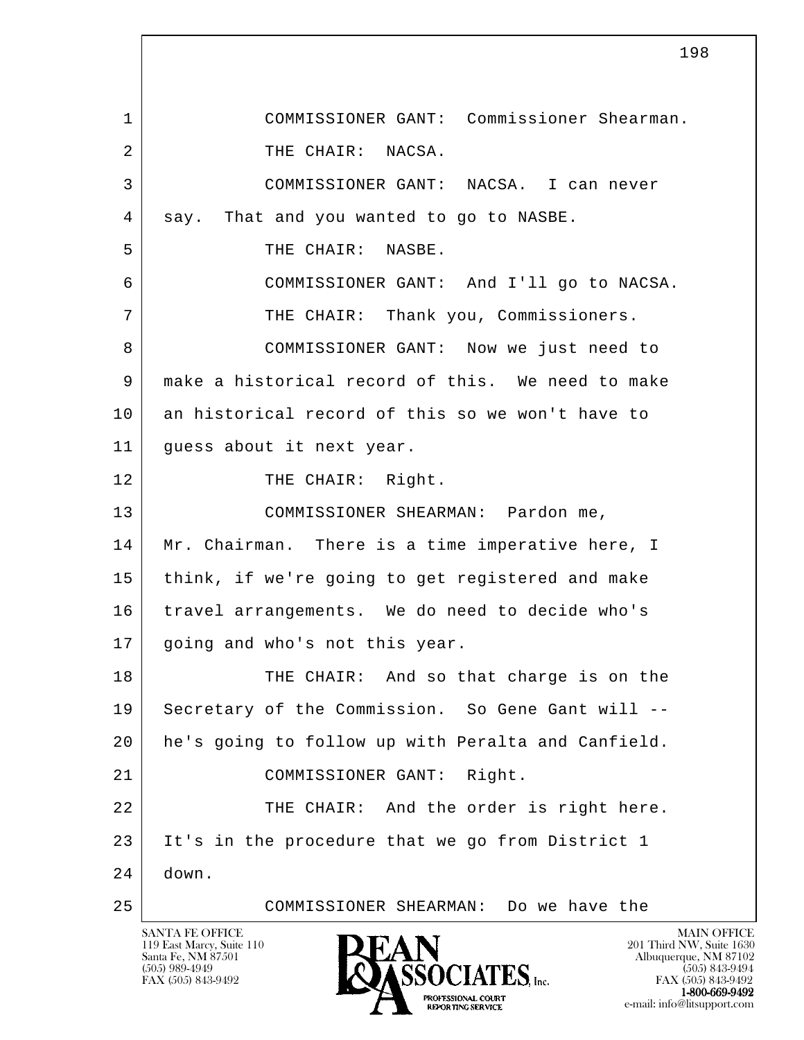1 COMMISSIONER GANT: Commissioner Shearman.

2 THE CHAIR: NACSA.

3 COMMISSIONER GANT: NACSA. I can never

4 say. That and you wanted to go to NASBE.

5 THE CHAIR: NASBE.

6 COMMISSIONER GANT: And I'll go to NACSA.

7 THE CHAIR: Thank you, Commissioners.

8 COMMISSIONER GANT: Now we just need to

9 make a historical record of this. We need to make

10 an historical record of this so we won't have to

11 guess about it next year.

12 THE CHAIR: Right.

13 COMMISSIONER SHEARMAN: Pardon me,

14 Mr. Chairman. There is a time imperative here, I

15 think, if we're going to get registered and make

16 travel arrangements. We do need to decide who's

17 going and who's not this year.

18 THE CHAIR: And so that charge is on the

19 Secretary of the Commission. So Gene Gant will --

20 he's going to follow up with Peralta and Canfield.

21 COMMISSIONER GANT: Right.

22 THE CHAIR: And the order is right here.

23 It's in the procedure that we go from District 1

24 down.

25 COMMISSIONER SHEARMAN: Do we have the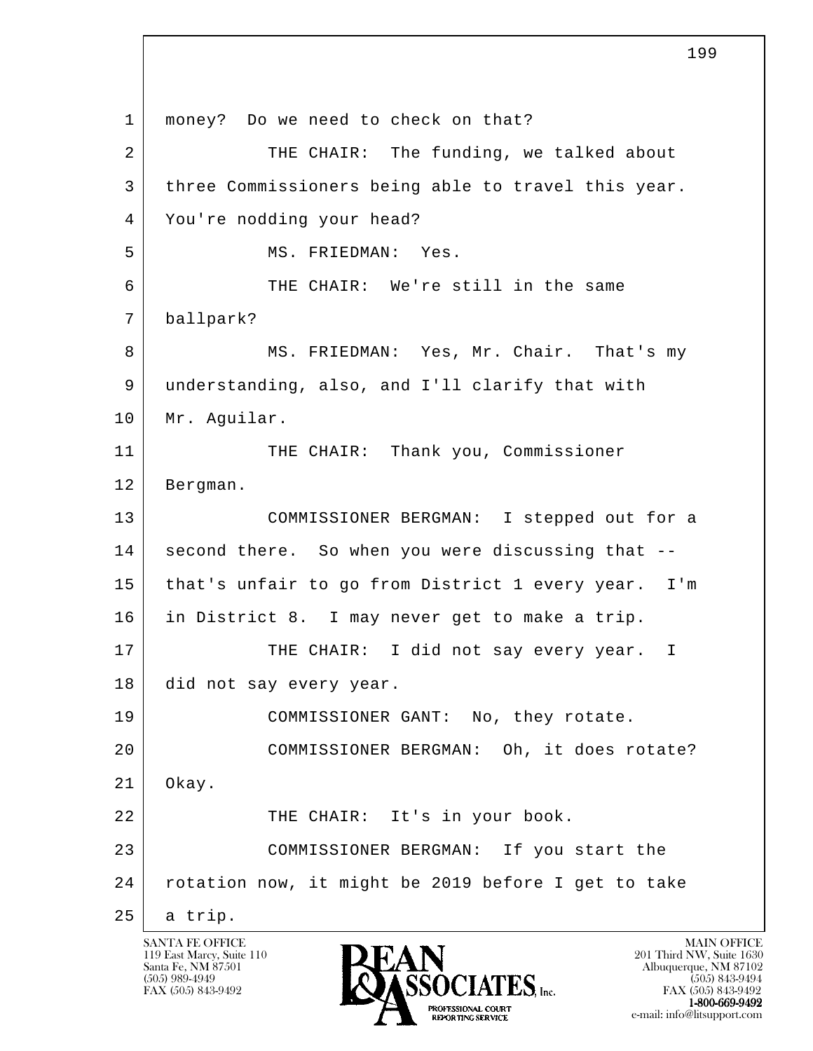money? Do we need to check on that?

THE CHAIR: The funding, we talked about three Commissioners being able to travel this year. You're nodding your head?

MS. FRIEDMAN: Yes.

THE CHAIR: We're still in the same ballpark?

MS. FRIEDMAN: Yes, Mr. Chair. That's my understanding, also, and I'll clarify that with Mr. Aguilar.

THE CHAIR: Thank you, Commissioner Bergman.

COMMISSIONER BERGMAN: I stepped out for a second there. So when you were discussing that -- that's unfair to go from District 1 every year. I'm in District 8. I may never get to make a trip.

THE CHAIR: I did not say every year. I did not say every year.

COMMISSIONER GANT: No, they rotate.

COMMISSIONER BERGMAN: Oh, it does rotate? Okay.

THE CHAIR: It's in your book.

COMMISSIONER BERGMAN: If you start the rotation now, it might be 2019 before I get to take a trip.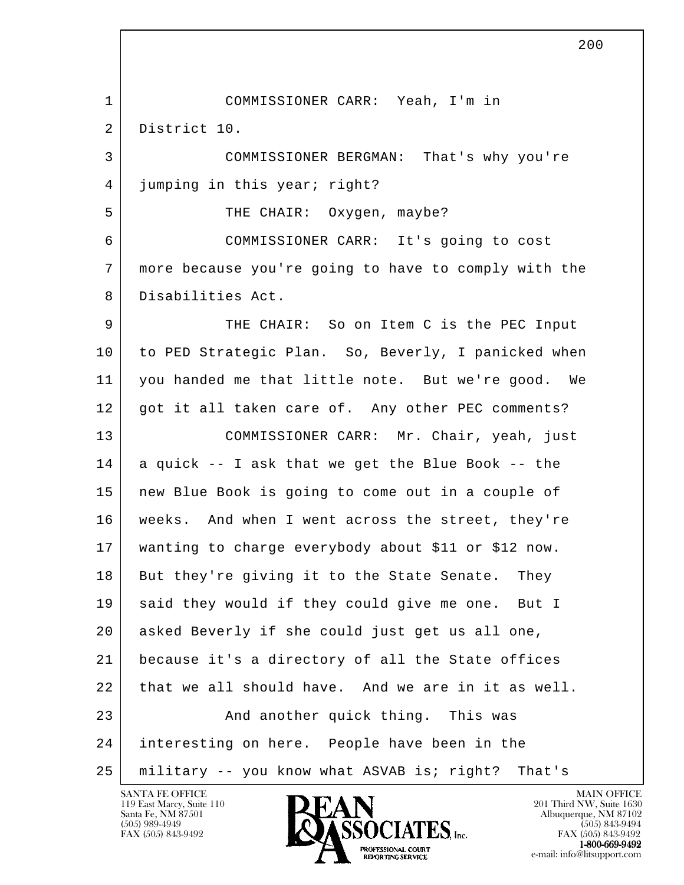COMMISSIONER CARR: Yeah, I'm in District 10.

COMMISSIONER BERGMAN: That's why you're jumping in this year; right?

THE CHAIR: Oxygen, maybe?

COMMISSIONER CARR: It's going to cost more because you're going to have to comply with the Disabilities Act.

THE CHAIR: So on Item C is the PEC Input to PED Strategic Plan. So, Beverly, I panicked when you handed me that little note. But we're good. We got it all taken care of. Any other PEC comments?

COMMISSIONER CARR: Mr. Chair, yeah, just a quick -- I ask that we get the Blue Book -- the new Blue Book is going to come out in a couple of weeks. And when I went across the street, they're wanting to charge everybody about $11 or $12 now. But they're giving it to the State Senate. They said they would if they could give me one. But I asked Beverly if she could just get us all one, because it's a directory of all the State offices that we all should have. And we are in it as well.

And another quick thing. This was interesting on here. People have been in the military -- you know what ASVAB is; right? That's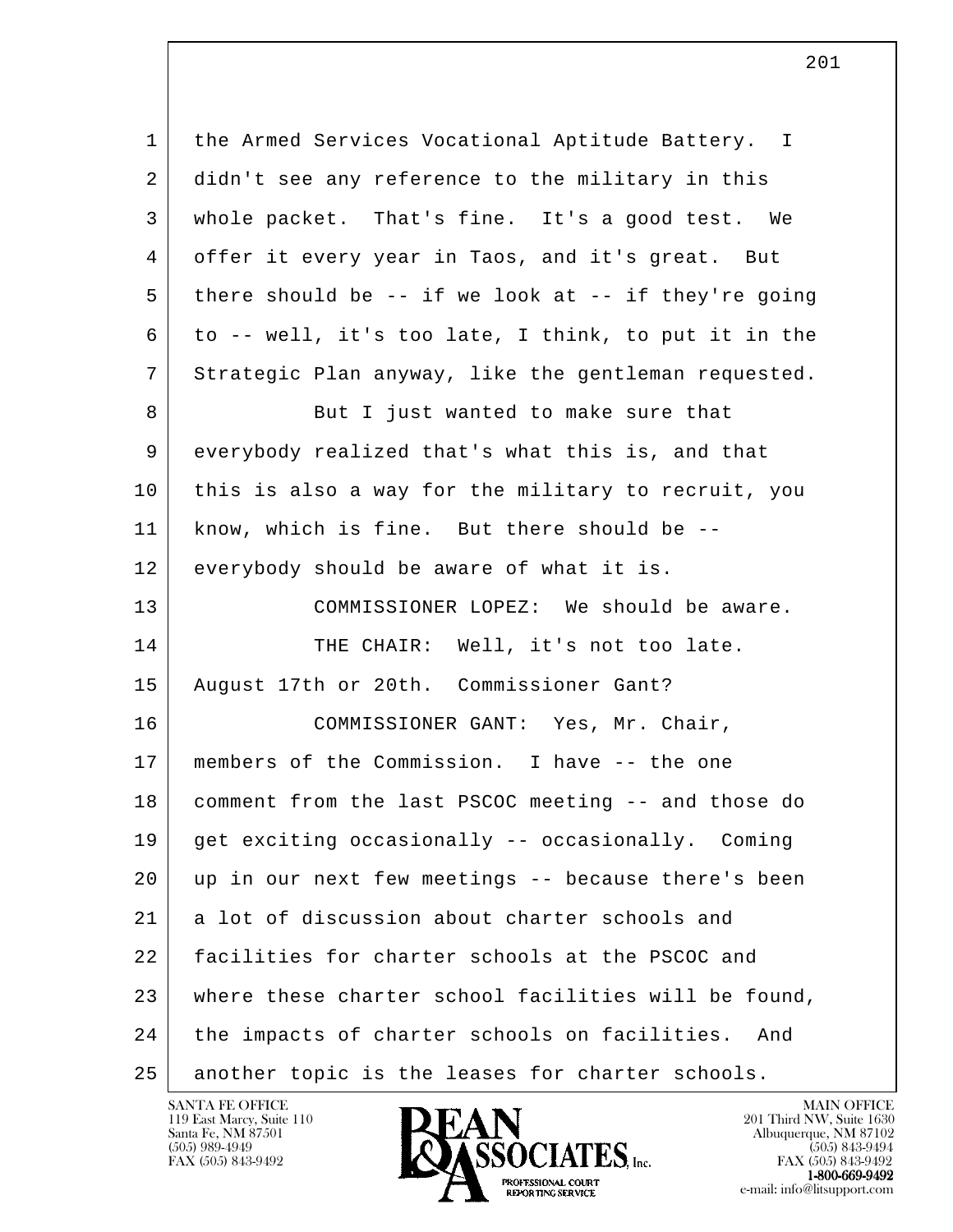1 the Armed Services Vocational Aptitude Battery. I
2 didn't see any reference to the military in this
3 whole packet. That's fine. It's a good test. We
4 offer it every year in Taos, and it's great. But
5 there should be -- if we look at -- if they're going
6 to -- well, it's too late, I think, to put it in the
7 Strategic Plan anyway, like the gentleman requested.
8 But I just wanted to make sure that
9 everybody realized that's what this is, and that
10 this is also a way for the military to recruit, you
11 know, which is fine. But there should be --
12 everybody should be aware of what it is.
13 COMMISSIONER LOPEZ: We should be aware.
14 THE CHAIR: Well, it's not too late.
15 August 17th or 20th. Commissioner Gant?
16 COMMISSIONER GANT: Yes, Mr. Chair,
17 members of the Commission. I have -- the one
18 comment from the last PSCOC meeting -- and those do
19 get exciting occasionally -- occasionally. Coming
20 up in our next few meetings -- because there's been
21 a lot of discussion about charter schools and
22 facilities for charter schools at the PSCOC and
23 where these charter school facilities will be found,
24 the impacts of charter schools on facilities. And
25 another topic is the leases for charter schools.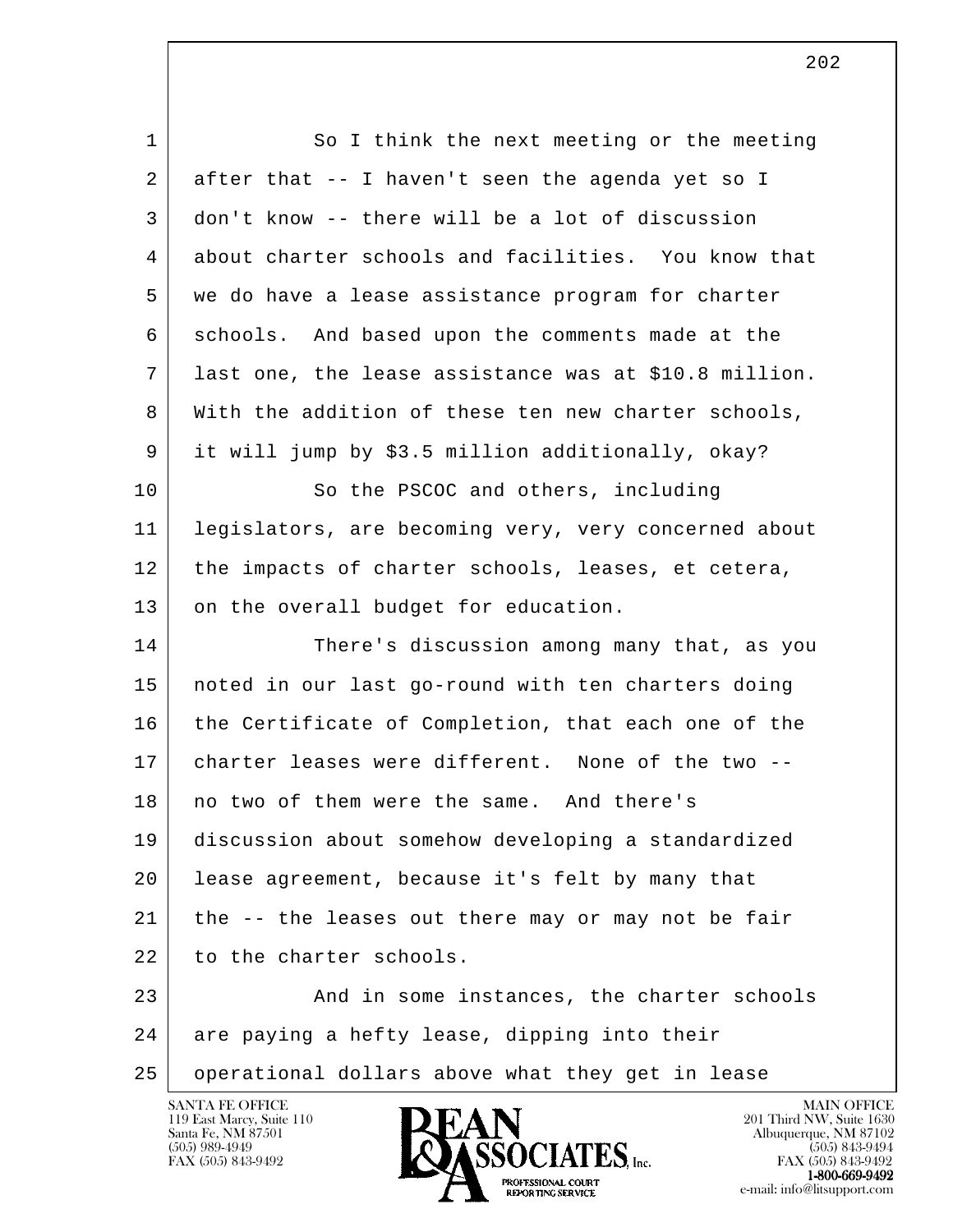1 So I think the next meeting or the meeting
2 after that -- I haven't seen the agenda yet so I
3 don't know -- there will be a lot of discussion
4 about charter schools and facilities. You know that
5 we do have a lease assistance program for charter
6 schools. And based upon the comments made at the
7 last one, the lease assistance was at $10.8 million.
8 With the addition of these ten new charter schools,
9 it will jump by $3.5 million additionally, okay?
10 So the PSCOC and others, including
11 legislators, are becoming very, very concerned about
12 the impacts of charter schools, leases, et cetera,
13 on the overall budget for education.
14 There's discussion among many that, as you
15 noted in our last go-round with ten charters doing
16 the Certificate of Completion, that each one of the
17 charter leases were different. None of the two --
18 no two of them were the same. And there's
19 discussion about somehow developing a standardized
20 lease agreement, because it's felt by many that
21 the -- the leases out there may or may not be fair
22 to the charter schools.
23 And in some instances, the charter schools
24 are paying a hefty lease, dipping into their
25 operational dollars above what they get in lease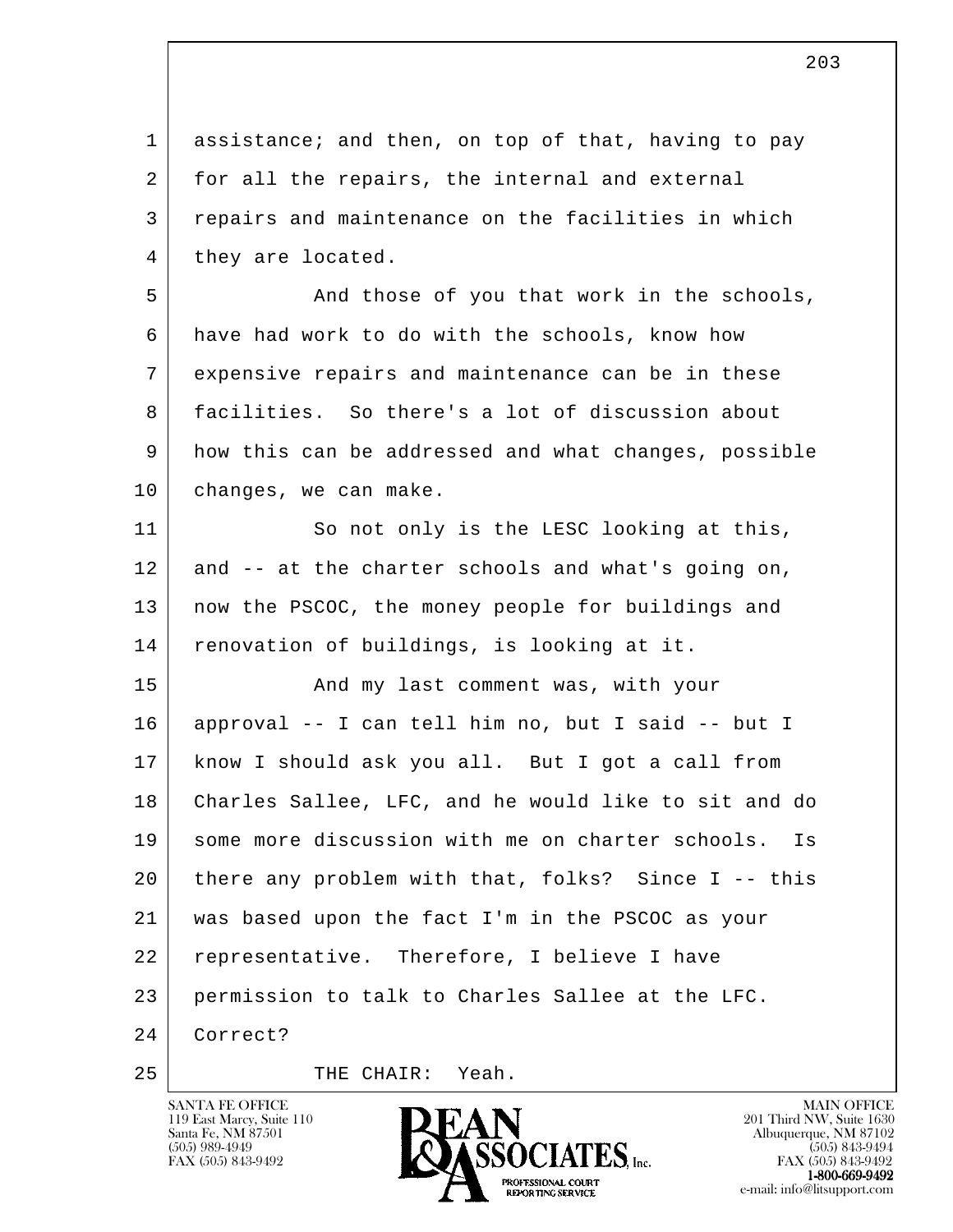assistance; and then, on top of that, having to pay for all the repairs, the internal and external repairs and maintenance on the facilities in which they are located.

And those of you that work in the schools, have had work to do with the schools, know how expensive repairs and maintenance can be in these facilities. So there's a lot of discussion about how this can be addressed and what changes, possible changes, we can make.

So not only is the LESC looking at this, and -- at the charter schools and what's going on, now the PSCOC, the money people for buildings and renovation of buildings, is looking at it.

And my last comment was, with your approval -- I can tell him no, but I said -- but I know I should ask you all. But I got a call from Charles Sallee, LFC, and he would like to sit and do some more discussion with me on charter schools. Is there any problem with that, folks? Since I -- this was based upon the fact I'm in the PSCOC as your representative. Therefore, I believe I have permission to talk to Charles Sallee at the LFC. Correct?

THE CHAIR: Yeah.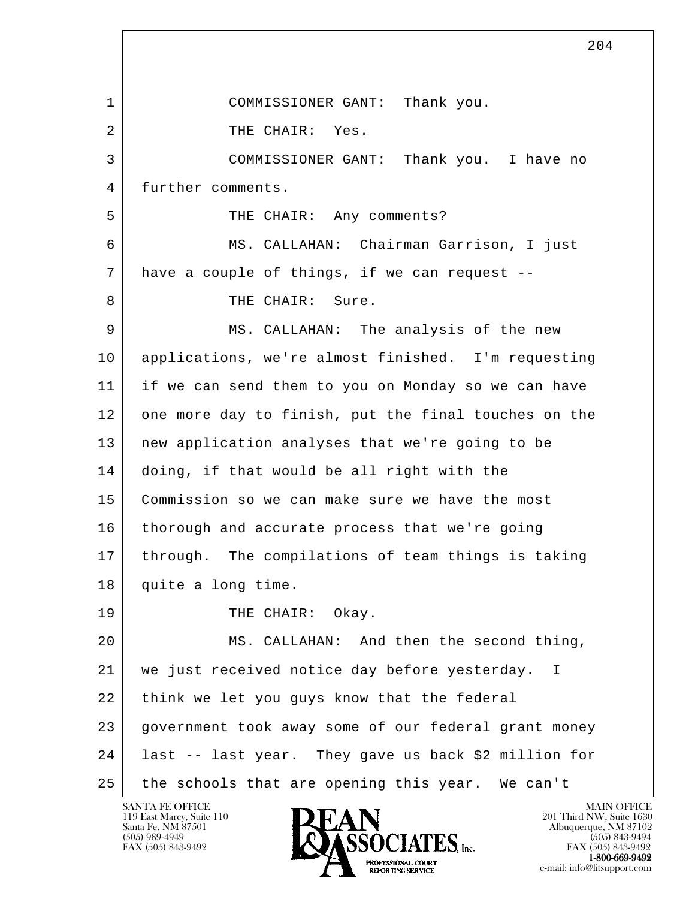1 COMMISSIONER GANT: Thank you.

2 THE CHAIR: Yes.

3 COMMISSIONER GANT: Thank you. I have no

4 further comments.

5 THE CHAIR: Any comments?

6 MS. CALLAHAN: Chairman Garrison, I just

7 have a couple of things, if we can request --

8 THE CHAIR: Sure.

9 MS. CALLAHAN: The analysis of the new

10 applications, we're almost finished. I'm requesting

11 if we can send them to you on Monday so we can have

12 one more day to finish, put the final touches on the

13 new application analyses that we're going to be

14 doing, if that would be all right with the

15 Commission so we can make sure we have the most

16 thorough and accurate process that we're going

17 through. The compilations of team things is taking

18 quite a long time.

19 THE CHAIR: Okay.

20 MS. CALLAHAN: And then the second thing,

21 we just received notice day before yesterday. I

22 think we let you guys know that the federal

23 government took away some of our federal grant money

24 last -- last year. They gave us back $2 million for

25 the schools that are opening this year. We can't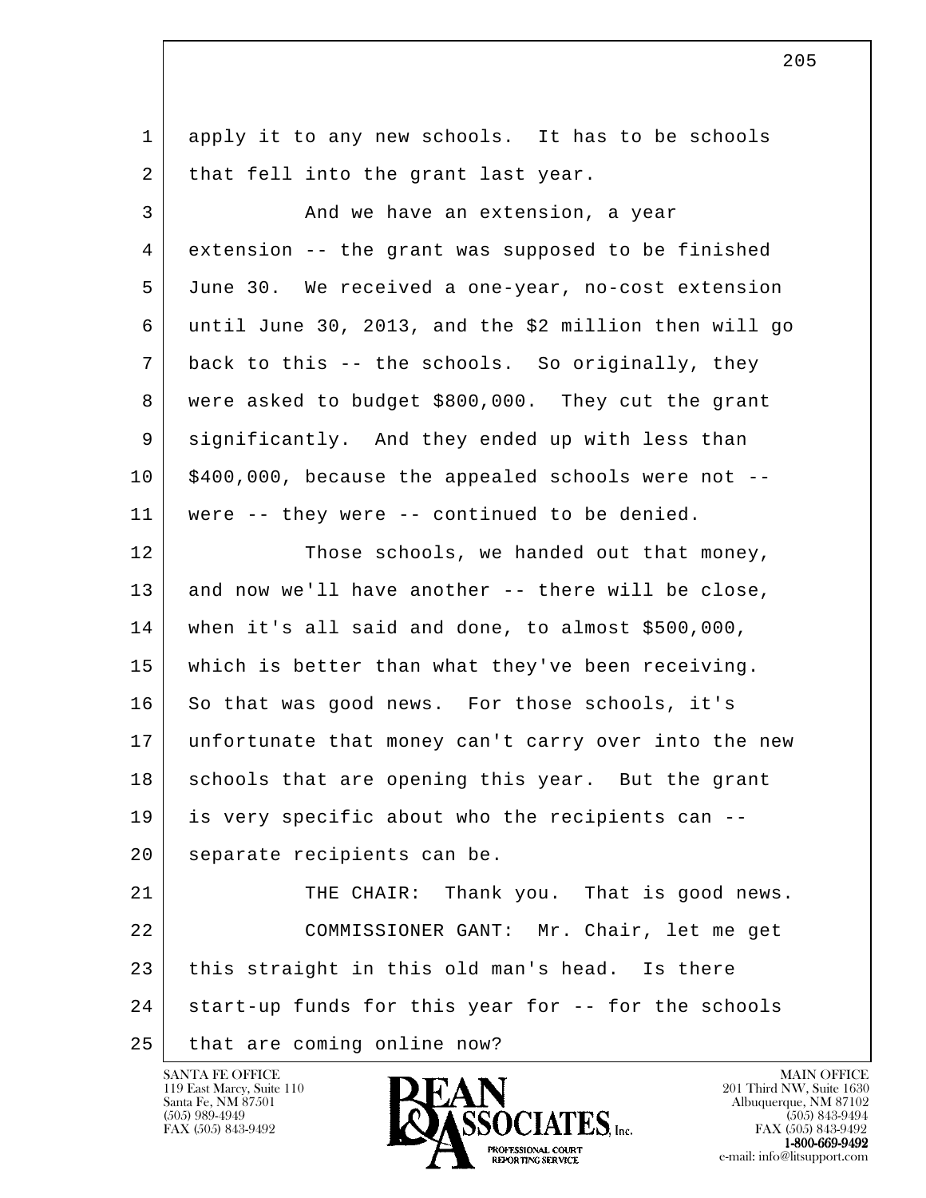apply it to any new schools. It has to be schools that fell into the grant last year.

And we have an extension, a year extension -- the grant was supposed to be finished June 30. We received a one-year, no-cost extension until June 30, 2013, and the $2 million then will go back to this -- the schools. So originally, they were asked to budget $800,000. They cut the grant significantly. And they ended up with less than $400,000, because the appealed schools were not -- were -- they were -- continued to be denied.

Those schools, we handed out that money, and now we'll have another -- there will be close, when it's all said and done, to almost $500,000, which is better than what they've been receiving. So that was good news. For those schools, it's unfortunate that money can't carry over into the new schools that are opening this year. But the grant is very specific about who the recipients can -- separate recipients can be.

THE CHAIR: Thank you. That is good news.

COMMISSIONER GANT: Mr. Chair, let me get this straight in this old man's head. Is there start-up funds for this year for -- for the schools that are coming online now?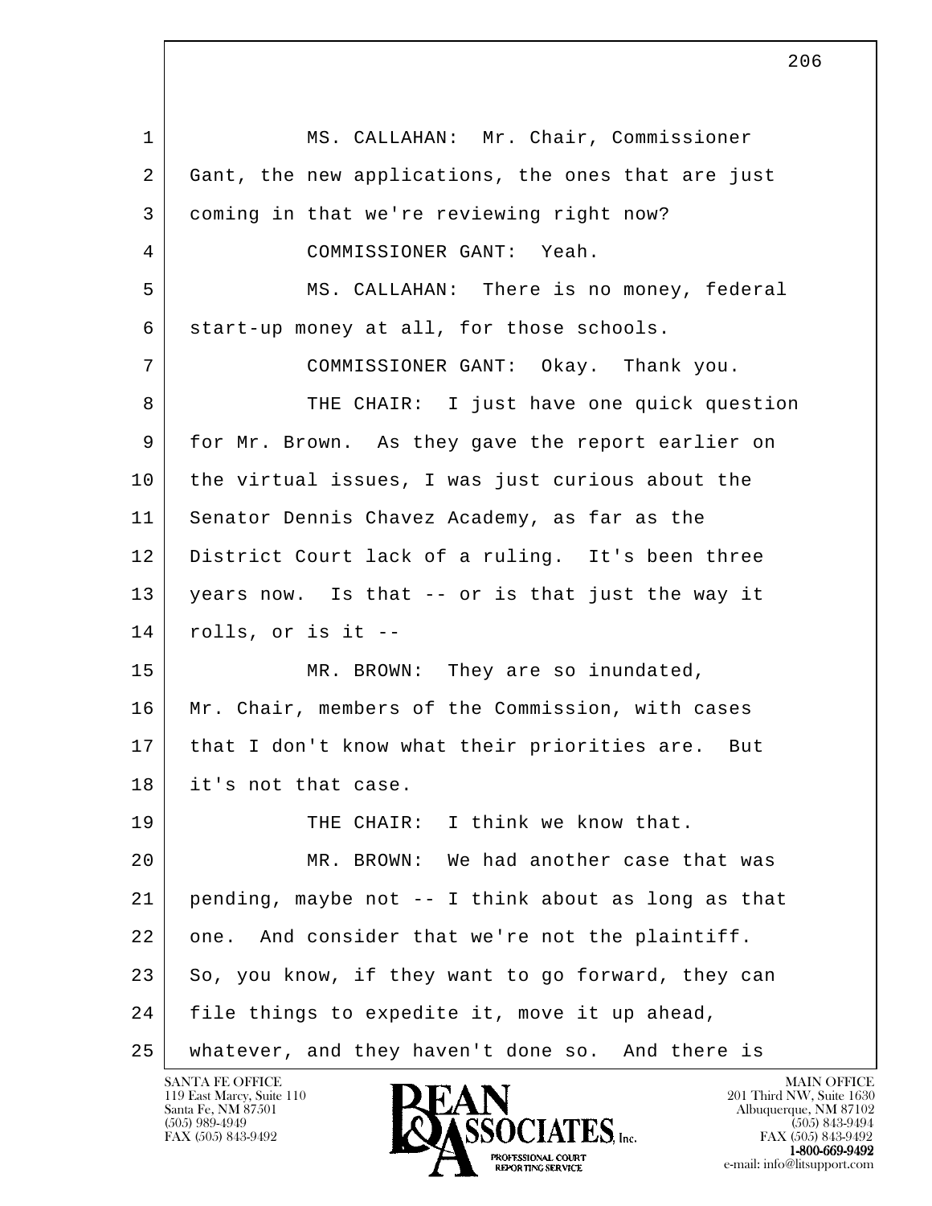MS. CALLAHAN: Mr. Chair, Commissioner Gant, the new applications, the ones that are just coming in that we're reviewing right now?

COMMISSIONER GANT: Yeah.

MS. CALLAHAN: There is no money, federal start-up money at all, for those schools.

COMMISSIONER GANT: Okay. Thank you.

THE CHAIR: I just have one quick question for Mr. Brown. As they gave the report earlier on the virtual issues, I was just curious about the Senator Dennis Chavez Academy, as far as the District Court lack of a ruling. It's been three years now. Is that -- or is that just the way it rolls, or is it --

MR. BROWN: They are so inundated, Mr. Chair, members of the Commission, with cases that I don't know what their priorities are. But it's not that case.

THE CHAIR: I think we know that.

MR. BROWN: We had another case that was pending, maybe not -- I think about as long as that one. And consider that we're not the plaintiff. So, you know, if they want to go forward, they can file things to expedite it, move it up ahead, whatever, and they haven't done so. And there is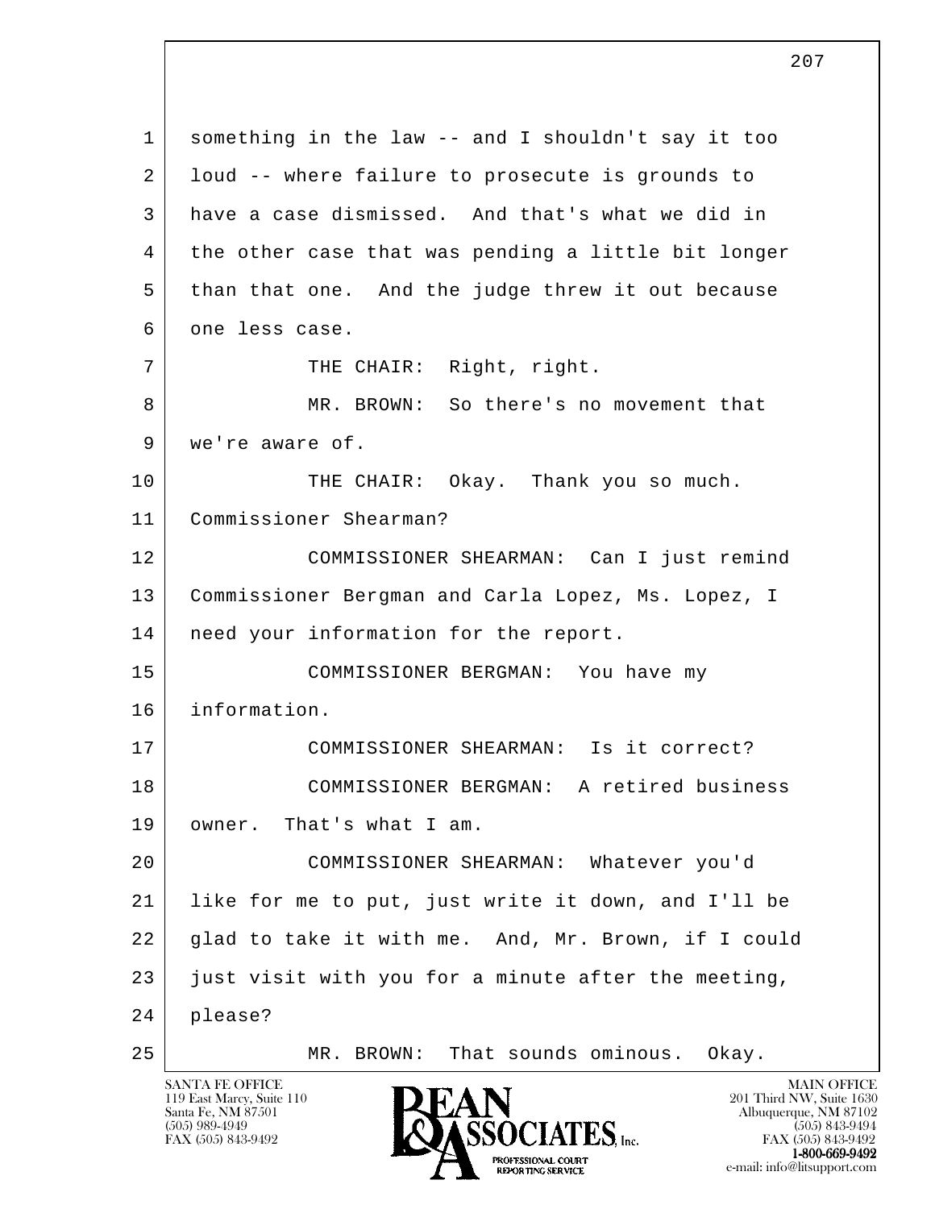something in the law -- and I shouldn't say it too loud -- where failure to prosecute is grounds to have a case dismissed. And that's what we did in the other case that was pending a little bit longer than that one. And the judge threw it out because one less case.

THE CHAIR: Right, right.

MR. BROWN: So there's no movement that we're aware of.

THE CHAIR: Okay. Thank you so much. Commissioner Shearman?

COMMISSIONER SHEARMAN: Can I just remind Commissioner Bergman and Carla Lopez, Ms. Lopez, I need your information for the report.

COMMISSIONER BERGMAN: You have my information.

COMMISSIONER SHEARMAN: Is it correct?

COMMISSIONER BERGMAN: A retired business owner. That's what I am.

COMMISSIONER SHEARMAN: Whatever you'd like for me to put, just write it down, and I'll be glad to take it with me. And, Mr. Brown, if I could just visit with you for a minute after the meeting, please?

MR. BROWN: That sounds ominous. Okay.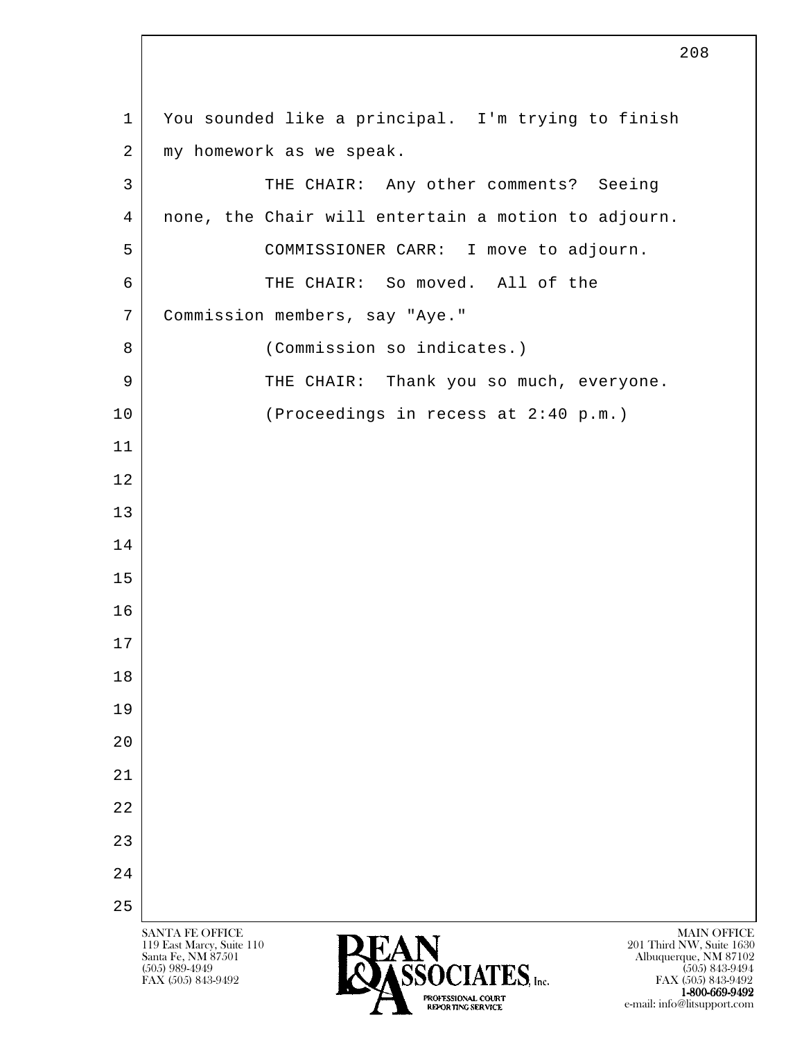You sounded like a principal. I'm trying to finish my homework as we speak.

THE CHAIR: Any other comments? Seeing none, the Chair will entertain a motion to adjourn.

COMMISSIONER CARR: I move to adjourn.

THE CHAIR: So moved. All of the Commission members, say "Aye."

(Commission so indicates.)

THE CHAIR: Thank you so much, everyone.

(Proceedings in recess at 2:40 p.m.)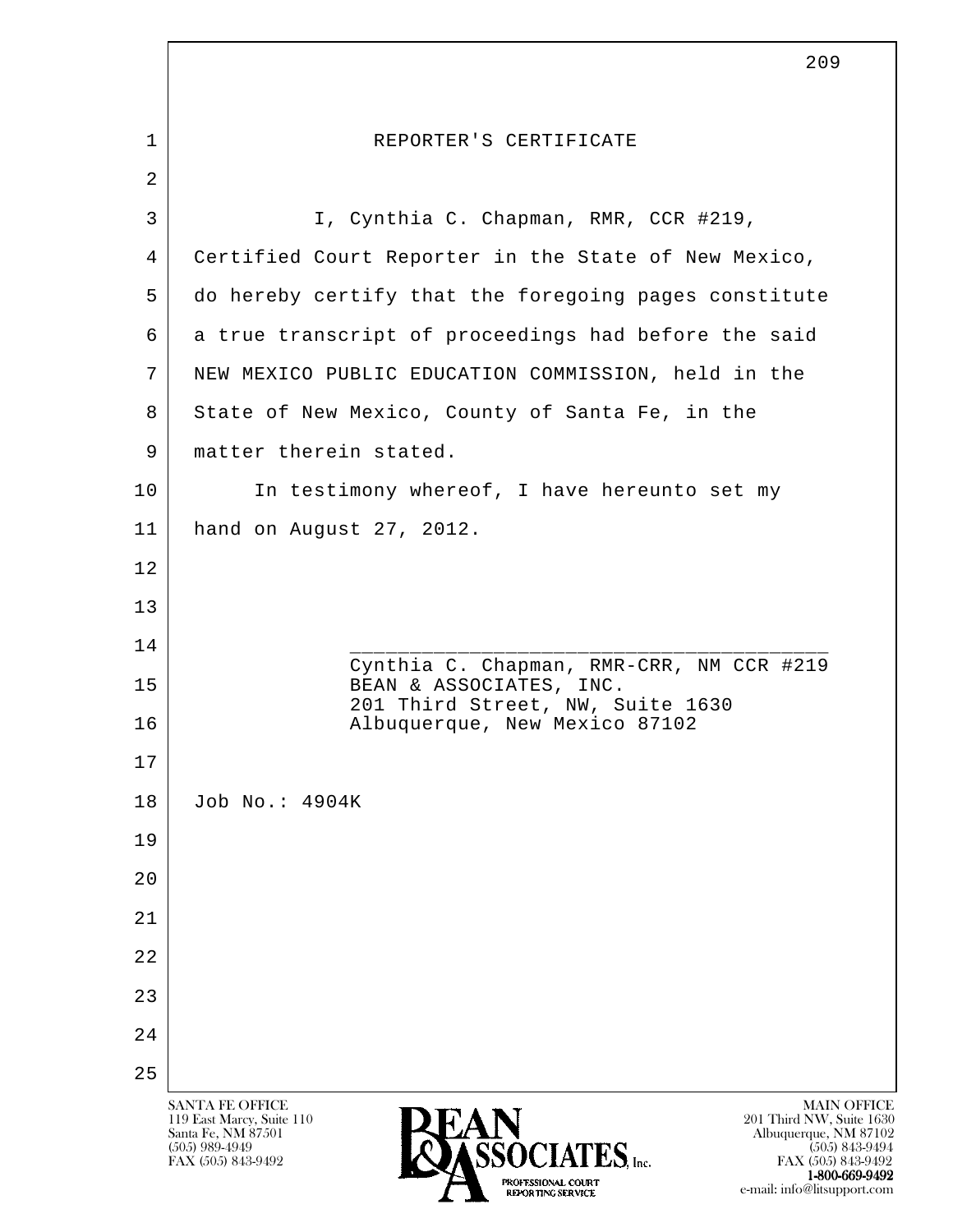# REPORTER'S CERTIFICATE

I, Cynthia C. Chapman, RMR, CCR #219, Certified Court Reporter in the State of New Mexico, do hereby certify that the foregoing pages constitute a true transcript of proceedings had before the said NEW MEXICO PUBLIC EDUCATION COMMISSION, held in the State of New Mexico, County of Santa Fe, in the matter therein stated.

In testimony whereof, I have hereunto set my hand on August 27, 2012.

\_\_\_\_\_\_\_\_\_\_\_\_\_\_\_\_\_\_\_\_\_\_\_\_\_\_\_\_\_\_\_\_\_\_\_\_\_\_\_\_

Cynthia C. Chapman, RMR-CRR, NM CCR #219
BEAN & ASSOCIATES, INC.
201 Third Street, NW, Suite 1630
Albuquerque, New Mexico 87102

Job No.: 4904K